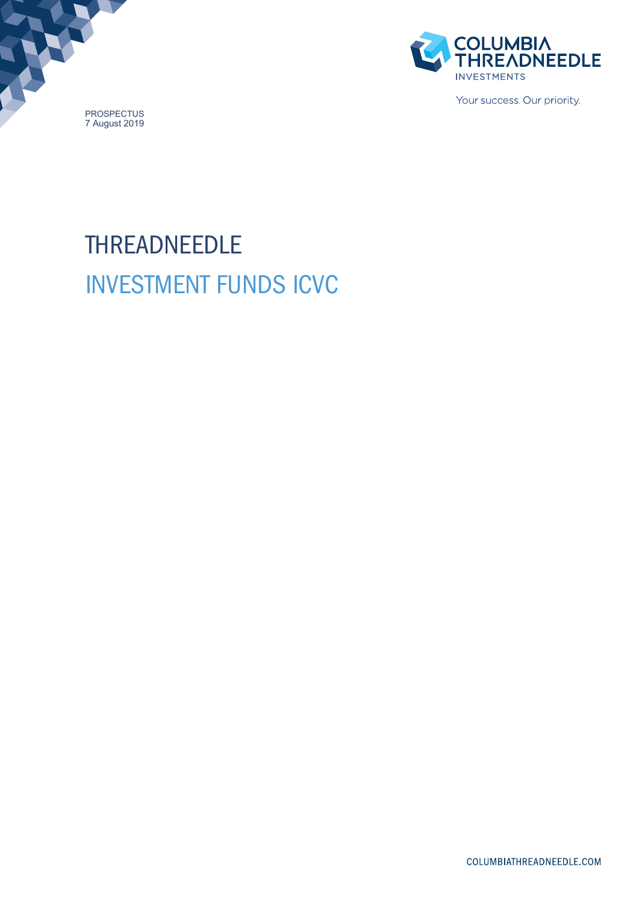COLUMBIA THREADNEEDLE INVESTMENTS

Your success. Our priority.

PROSPECTUS
7 August 2019

# THREADNEEDLE INVESTMENT FUNDS ICVC

COLUMBIATHREADNEEDLE.COM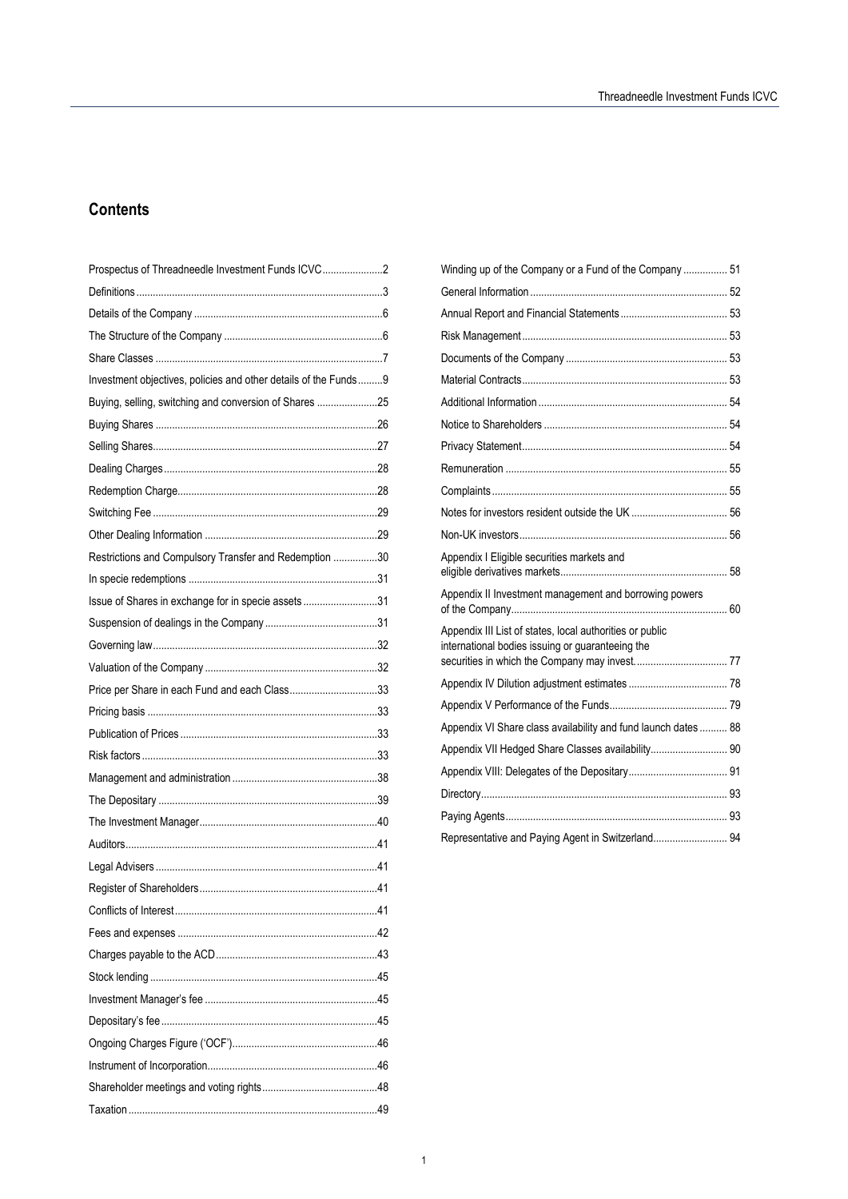## Contents

| | |
|---|---|
| Prospectus of Threadneedle Investment Funds ICVC | 2 |
| Definitions | 3 |
| Details of the Company | 6 |
| The Structure of the Company | 6 |
| Share Classes | 7 |
| Investment objectives, policies and other details of the Funds | 9 |
| Buying, selling, switching and conversion of Shares | 25 |
| Buying Shares | 26 |
| Selling Shares | 27 |
| Dealing Charges | 28 |
| Redemption Charge | 28 |
| Switching Fee | 29 |
| Other Dealing Information | 29 |
| Restrictions and Compulsory Transfer and Redemption | 30 |
| In specie redemptions | 31 |
| Issue of Shares in exchange for in specie assets | 31 |
| Suspension of dealings in the Company | 31 |
| Governing law | 32 |
| Valuation of the Company | 32 |
| Price per Share in each Fund and each Class | 33 |
| Pricing basis | 33 |
| Publication of Prices | 33 |
| Risk factors | 33 |
| Management and administration | 38 |
| The Depositary | 39 |
| The Investment Manager | 40 |
| Auditors | 41 |
| Legal Advisers | 41 |
| Register of Shareholders | 41 |
| Conflicts of Interest | 41 |
| Fees and expenses | 42 |
| Charges payable to the ACD | 43 |
| Stock lending | 45 |
| Investment Manager's fee | 45 |
| Depositary's fee | 45 |
| Ongoing Charges Figure ('OCF') | 46 |
| Instrument of Incorporation | 46 |
| Shareholder meetings and voting rights | 48 |
| Taxation | 49 |
| Winding up of the Company or a Fund of the Company | 51 |
| General Information | 52 |
| Annual Report and Financial Statements | 53 |
| Risk Management | 53 |
| Documents of the Company | 53 |
| Material Contracts | 53 |
| Additional Information | 54 |
| Notice to Shareholders | 54 |
| Privacy Statement | 54 |
| Remuneration | 55 |
| Complaints | 55 |
| Notes for investors resident outside the UK | 56 |
| Non-UK investors | 56 |
| Appendix I Eligible securities markets and eligible derivatives markets | 58 |
| Appendix II Investment management and borrowing powers of the Company | 60 |
| Appendix III List of states, local authorities or public international bodies issuing or guaranteeing the securities in which the Company may invest. | 77 |
| Appendix IV Dilution adjustment estimates | 78 |
| Appendix V Performance of the Funds | 79 |
| Appendix VI Share class availability and fund launch dates | 88 |
| Appendix VII Hedged Share Classes availability | 90 |
| Appendix VIII: Delegates of the Depositary | 91 |
| Directory | 93 |
| Paying Agents | 93 |
| Representative and Paying Agent in Switzerland | 94 |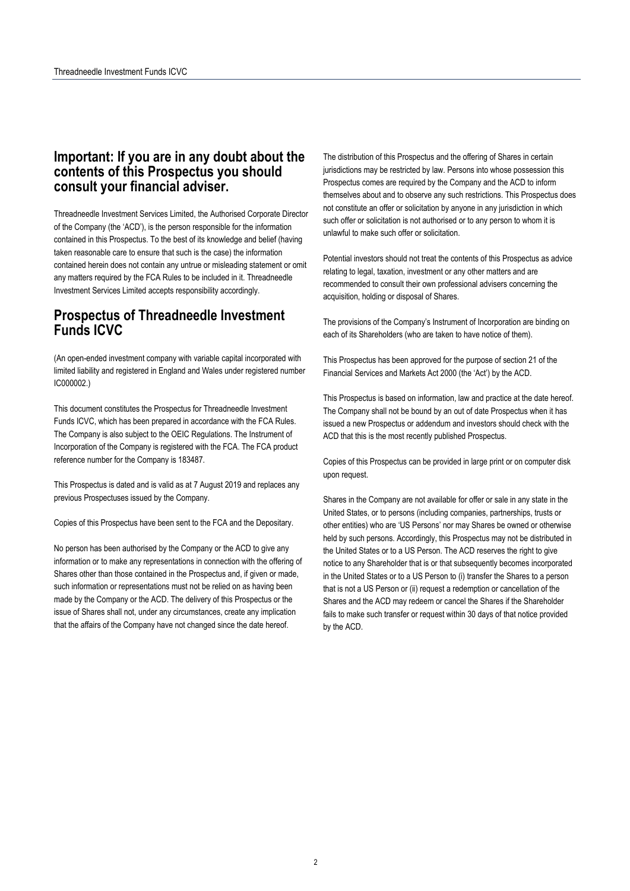## Important: If you are in any doubt about the contents of this Prospectus you should consult your financial adviser.

Threadneedle Investment Services Limited, the Authorised Corporate Director of the Company (the 'ACD'), is the person responsible for the information contained in this Prospectus. To the best of its knowledge and belief (having taken reasonable care to ensure that such is the case) the information contained herein does not contain any untrue or misleading statement or omit any matters required by the FCA Rules to be included in it. Threadneedle Investment Services Limited accepts responsibility accordingly.

## Prospectus of Threadneedle Investment Funds ICVC

(An open-ended investment company with variable capital incorporated with limited liability and registered in England and Wales under registered number IC000002.)

This document constitutes the Prospectus for Threadneedle Investment Funds ICVC, which has been prepared in accordance with the FCA Rules. The Company is also subject to the OEIC Regulations. The Instrument of Incorporation of the Company is registered with the FCA. The FCA product reference number for the Company is 183487.

This Prospectus is dated and is valid as at 7 August 2019 and replaces any previous Prospectuses issued by the Company.

Copies of this Prospectus have been sent to the FCA and the Depositary.

No person has been authorised by the Company or the ACD to give any information or to make any representations in connection with the offering of Shares other than those contained in the Prospectus and, if given or made, such information or representations must not be relied on as having been made by the Company or the ACD. The delivery of this Prospectus or the issue of Shares shall not, under any circumstances, create any implication that the affairs of the Company have not changed since the date hereof.

The distribution of this Prospectus and the offering of Shares in certain jurisdictions may be restricted by law. Persons into whose possession this Prospectus comes are required by the Company and the ACD to inform themselves about and to observe any such restrictions. This Prospectus does not constitute an offer or solicitation by anyone in any jurisdiction in which such offer or solicitation is not authorised or to any person to whom it is unlawful to make such offer or solicitation.

Potential investors should not treat the contents of this Prospectus as advice relating to legal, taxation, investment or any other matters and are recommended to consult their own professional advisers concerning the acquisition, holding or disposal of Shares.

The provisions of the Company's Instrument of Incorporation are binding on each of its Shareholders (who are taken to have notice of them).

This Prospectus has been approved for the purpose of section 21 of the Financial Services and Markets Act 2000 (the 'Act') by the ACD.

This Prospectus is based on information, law and practice at the date hereof. The Company shall not be bound by an out of date Prospectus when it has issued a new Prospectus or addendum and investors should check with the ACD that this is the most recently published Prospectus.

Copies of this Prospectus can be provided in large print or on computer disk upon request.

Shares in the Company are not available for offer or sale in any state in the United States, or to persons (including companies, partnerships, trusts or other entities) who are 'US Persons' nor may Shares be owned or otherwise held by such persons. Accordingly, this Prospectus may not be distributed in the United States or to a US Person. The ACD reserves the right to give notice to any Shareholder that is or that subsequently becomes incorporated in the United States or to a US Person to (i) transfer the Shares to a person that is not a US Person or (ii) request a redemption or cancellation of the Shares and the ACD may redeem or cancel the Shares if the Shareholder fails to make such transfer or request within 30 days of that notice provided by the ACD.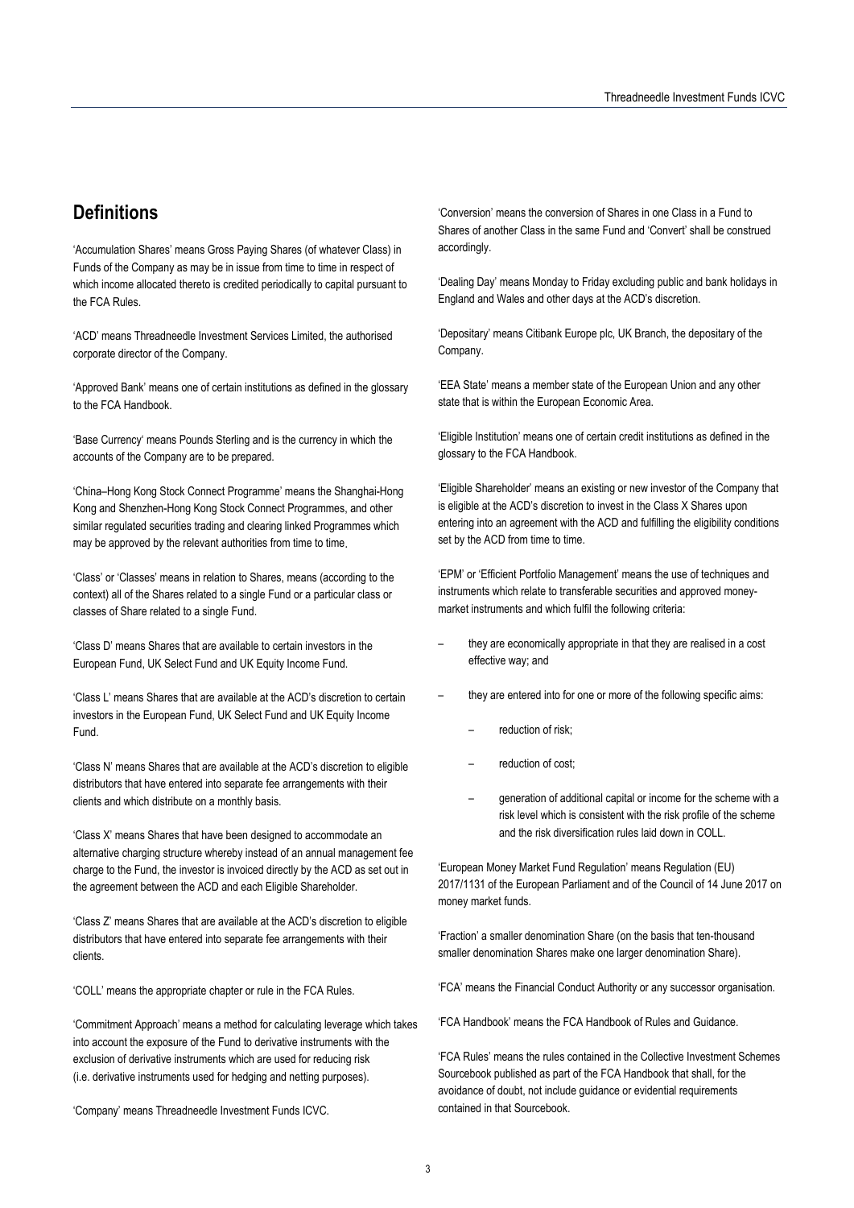## Definitions

'Accumulation Shares' means Gross Paying Shares (of whatever Class) in Funds of the Company as may be in issue from time to time in respect of which income allocated thereto is credited periodically to capital pursuant to the FCA Rules.

'ACD' means Threadneedle Investment Services Limited, the authorised corporate director of the Company.

'Approved Bank' means one of certain institutions as defined in the glossary to the FCA Handbook.

'Base Currency' means Pounds Sterling and is the currency in which the accounts of the Company are to be prepared.

'China–Hong Kong Stock Connect Programme' means the Shanghai-Hong Kong and Shenzhen-Hong Kong Stock Connect Programmes, and other similar regulated securities trading and clearing linked Programmes which may be approved by the relevant authorities from time to time.

'Class' or 'Classes' means in relation to Shares, means (according to the context) all of the Shares related to a single Fund or a particular class or classes of Share related to a single Fund.

'Class D' means Shares that are available to certain investors in the European Fund, UK Select Fund and UK Equity Income Fund.

'Class L' means Shares that are available at the ACD's discretion to certain investors in the European Fund, UK Select Fund and UK Equity Income Fund.

'Class N' means Shares that are available at the ACD's discretion to eligible distributors that have entered into separate fee arrangements with their clients and which distribute on a monthly basis.

'Class X' means Shares that have been designed to accommodate an alternative charging structure whereby instead of an annual management fee charge to the Fund, the investor is invoiced directly by the ACD as set out in the agreement between the ACD and each Eligible Shareholder.

'Class Z' means Shares that are available at the ACD's discretion to eligible distributors that have entered into separate fee arrangements with their clients.

'COLL' means the appropriate chapter or rule in the FCA Rules.

'Commitment Approach' means a method for calculating leverage which takes into account the exposure of the Fund to derivative instruments with the exclusion of derivative instruments which are used for reducing risk (i.e. derivative instruments used for hedging and netting purposes).

'Company' means Threadneedle Investment Funds ICVC.

'Conversion' means the conversion of Shares in one Class in a Fund to Shares of another Class in the same Fund and 'Convert' shall be construed accordingly.

'Dealing Day' means Monday to Friday excluding public and bank holidays in England and Wales and other days at the ACD's discretion.

'Depositary' means Citibank Europe plc, UK Branch, the depositary of the Company.

'EEA State' means a member state of the European Union and any other state that is within the European Economic Area.

'Eligible Institution' means one of certain credit institutions as defined in the glossary to the FCA Handbook.

'Eligible Shareholder' means an existing or new investor of the Company that is eligible at the ACD's discretion to invest in the Class X Shares upon entering into an agreement with the ACD and fulfilling the eligibility conditions set by the ACD from time to time.

'EPM' or 'Efficient Portfolio Management' means the use of techniques and instruments which relate to transferable securities and approved money-market instruments and which fulfil the following criteria:

- they are economically appropriate in that they are realised in a cost effective way; and
- they are entered into for one or more of the following specific aims:
  - reduction of risk;
  - reduction of cost;
  - generation of additional capital or income for the scheme with a risk level which is consistent with the risk profile of the scheme and the risk diversification rules laid down in COLL.

'European Money Market Fund Regulation' means Regulation (EU) 2017/1131 of the European Parliament and of the Council of 14 June 2017 on money market funds.

'Fraction' a smaller denomination Share (on the basis that ten-thousand smaller denomination Shares make one larger denomination Share).

'FCA' means the Financial Conduct Authority or any successor organisation.

'FCA Handbook' means the FCA Handbook of Rules and Guidance.

'FCA Rules' means the rules contained in the Collective Investment Schemes Sourcebook published as part of the FCA Handbook that shall, for the avoidance of doubt, not include guidance or evidential requirements contained in that Sourcebook.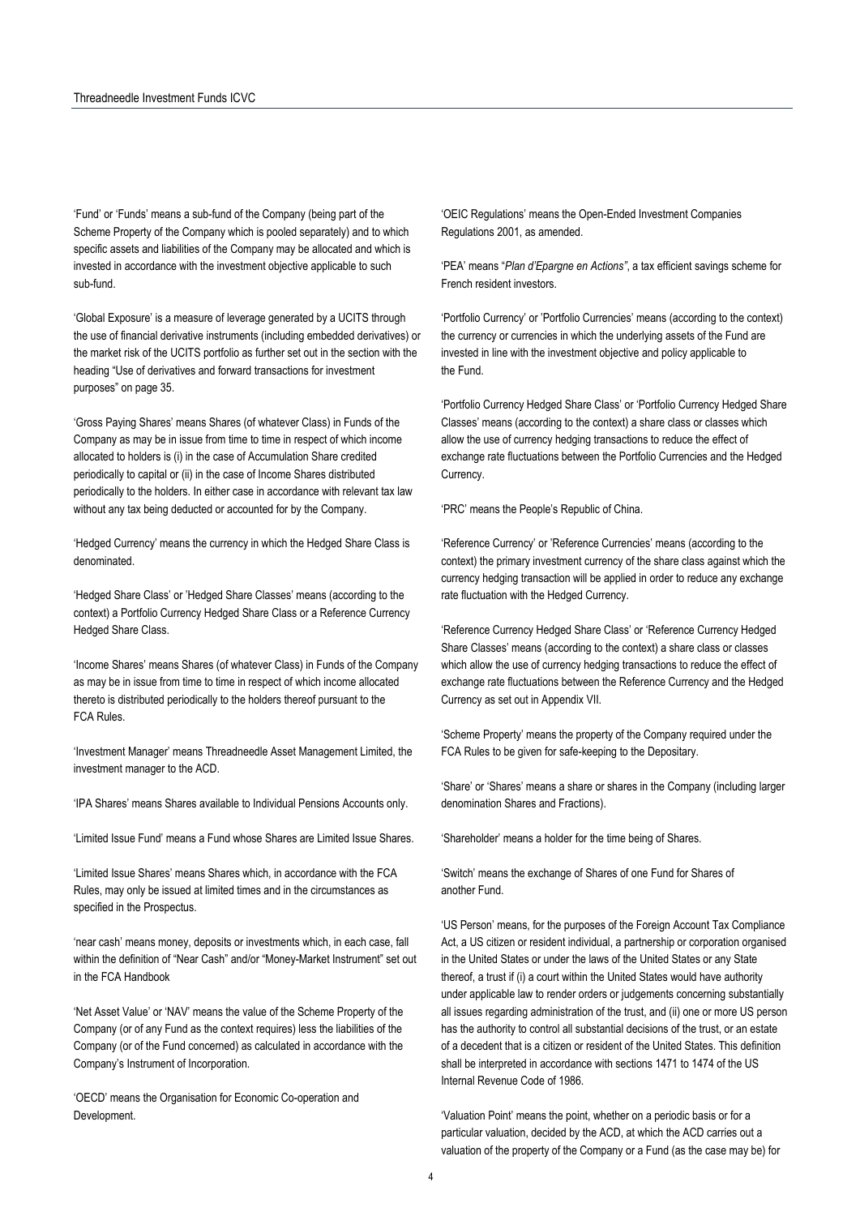'Fund' or 'Funds' means a sub-fund of the Company (being part of the Scheme Property of the Company which is pooled separately) and to which specific assets and liabilities of the Company may be allocated and which is invested in accordance with the investment objective applicable to such sub-fund.

'Global Exposure' is a measure of leverage generated by a UCITS through the use of financial derivative instruments (including embedded derivatives) or the market risk of the UCITS portfolio as further set out in the section with the heading "Use of derivatives and forward transactions for investment purposes" on page 35.

'Gross Paying Shares' means Shares (of whatever Class) in Funds of the Company as may be in issue from time to time in respect of which income allocated to holders is (i) in the case of Accumulation Share credited periodically to capital or (ii) in the case of Income Shares distributed periodically to the holders. In either case in accordance with relevant tax law without any tax being deducted or accounted for by the Company.

'Hedged Currency' means the currency in which the Hedged Share Class is denominated.

'Hedged Share Class' or 'Hedged Share Classes' means (according to the context) a Portfolio Currency Hedged Share Class or a Reference Currency Hedged Share Class.

'Income Shares' means Shares (of whatever Class) in Funds of the Company as may be in issue from time to time in respect of which income allocated thereto is distributed periodically to the holders thereof pursuant to the FCA Rules.

'Investment Manager' means Threadneedle Asset Management Limited, the investment manager to the ACD.

'IPA Shares' means Shares available to Individual Pensions Accounts only.

'Limited Issue Fund' means a Fund whose Shares are Limited Issue Shares.

'Limited Issue Shares' means Shares which, in accordance with the FCA Rules, may only be issued at limited times and in the circumstances as specified in the Prospectus.

'near cash' means money, deposits or investments which, in each case, fall within the definition of "Near Cash" and/or "Money-Market Instrument" set out in the FCA Handbook

'Net Asset Value' or 'NAV' means the value of the Scheme Property of the Company (or of any Fund as the context requires) less the liabilities of the Company (or of the Fund concerned) as calculated in accordance with the Company's Instrument of Incorporation.

'OECD' means the Organisation for Economic Co-operation and Development.

'OEIC Regulations' means the Open-Ended Investment Companies Regulations 2001, as amended.

'PEA' means "*Plan d'Epargne en Actions*", a tax efficient savings scheme for French resident investors.

'Portfolio Currency' or 'Portfolio Currencies' means (according to the context) the currency or currencies in which the underlying assets of the Fund are invested in line with the investment objective and policy applicable to the Fund.

'Portfolio Currency Hedged Share Class' or 'Portfolio Currency Hedged Share Classes' means (according to the context) a share class or classes which allow the use of currency hedging transactions to reduce the effect of exchange rate fluctuations between the Portfolio Currencies and the Hedged Currency.

'PRC' means the People's Republic of China.

'Reference Currency' or 'Reference Currencies' means (according to the context) the primary investment currency of the share class against which the currency hedging transaction will be applied in order to reduce any exchange rate fluctuation with the Hedged Currency.

'Reference Currency Hedged Share Class' or 'Reference Currency Hedged Share Classes' means (according to the context) a share class or classes which allow the use of currency hedging transactions to reduce the effect of exchange rate fluctuations between the Reference Currency and the Hedged Currency as set out in Appendix VII.

'Scheme Property' means the property of the Company required under the FCA Rules to be given for safe-keeping to the Depositary.

'Share' or 'Shares' means a share or shares in the Company (including larger denomination Shares and Fractions).

'Shareholder' means a holder for the time being of Shares.

'Switch' means the exchange of Shares of one Fund for Shares of another Fund.

'US Person' means, for the purposes of the Foreign Account Tax Compliance Act, a US citizen or resident individual, a partnership or corporation organised in the United States or under the laws of the United States or any State thereof, a trust if (i) a court within the United States would have authority under applicable law to render orders or judgements concerning substantially all issues regarding administration of the trust, and (ii) one or more US person has the authority to control all substantial decisions of the trust, or an estate of a decedent that is a citizen or resident of the United States. This definition shall be interpreted in accordance with sections 1471 to 1474 of the US Internal Revenue Code of 1986.

'Valuation Point' means the point, whether on a periodic basis or for a particular valuation, decided by the ACD, at which the ACD carries out a valuation of the property of the Company or a Fund (as the case may be) for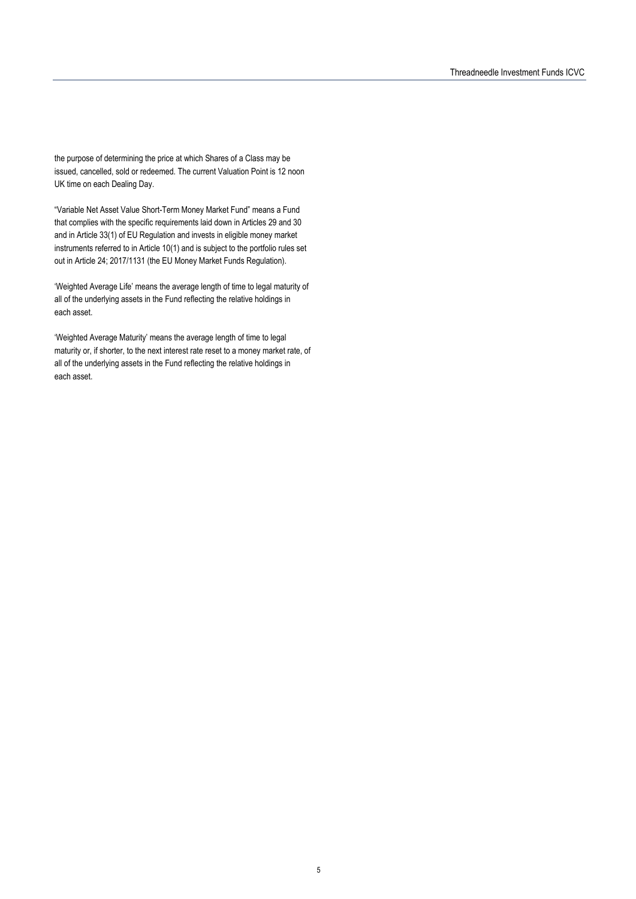the purpose of determining the price at which Shares of a Class may be issued, cancelled, sold or redeemed. The current Valuation Point is 12 noon UK time on each Dealing Day.

"Variable Net Asset Value Short-Term Money Market Fund" means a Fund that complies with the specific requirements laid down in Articles 29 and 30 and in Article 33(1) of EU Regulation and invests in eligible money market instruments referred to in Article 10(1) and is subject to the portfolio rules set out in Article 24; 2017/1131 (the EU Money Market Funds Regulation).

'Weighted Average Life' means the average length of time to legal maturity of all of the underlying assets in the Fund reflecting the relative holdings in each asset.

'Weighted Average Maturity' means the average length of time to legal maturity or, if shorter, to the next interest rate reset to a money market rate, of all of the underlying assets in the Fund reflecting the relative holdings in each asset.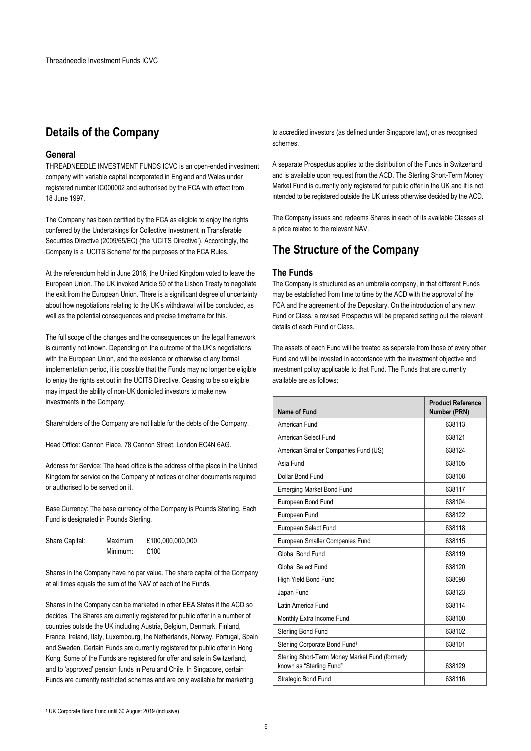# Details of the Company

## General

THREADNEEDLE INVESTMENT FUNDS ICVC is an open-ended investment company with variable capital incorporated in England and Wales under registered number IC000002 and authorised by the FCA with effect from 18 June 1997.

The Company has been certified by the FCA as eligible to enjoy the rights conferred by the Undertakings for Collective Investment in Transferable Securities Directive (2009/65/EC) (the 'UCITS Directive'). Accordingly, the Company is a 'UCITS Scheme' for the purposes of the FCA Rules.

At the referendum held in June 2016, the United Kingdom voted to leave the European Union. The UK invoked Article 50 of the Lisbon Treaty to negotiate the exit from the European Union. There is a significant degree of uncertainty about how negotiations relating to the UK's withdrawal will be concluded, as well as the potential consequences and precise timeframe for this.

The full scope of the changes and the consequences on the legal framework is currently not known. Depending on the outcome of the UK's negotiations with the European Union, and the existence or otherwise of any formal implementation period, it is possible that the Funds may no longer be eligible to enjoy the rights set out in the UCITS Directive. Ceasing to be so eligible may impact the ability of non-UK domiciled investors to make new investments in the Company.

Shareholders of the Company are not liable for the debts of the Company.

Head Office: Cannon Place, 78 Cannon Street, London EC4N 6AG.

Address for Service: The head office is the address of the place in the United Kingdom for service on the Company of notices or other documents required or authorised to be served on it.

Base Currency: The base currency of the Company is Pounds Sterling. Each Fund is designated in Pounds Sterling.

| Share Capital: | Maximum | £100,000,000,000 |
|---|---|---|
| | Minimum: | £100 |

Shares in the Company have no par value. The share capital of the Company at all times equals the sum of the NAV of each of the Funds.

Shares in the Company can be marketed in other EEA States if the ACD so decides. The Shares are currently registered for public offer in a number of countries outside the UK including Austria, Belgium, Denmark, Finland, France, Ireland, Italy, Luxembourg, the Netherlands, Norway, Portugal, Spain and Sweden. Certain Funds are currently registered for public offer in Hong Kong. Some of the Funds are registered for offer and sale in Switzerland, and to 'approved' pension funds in Peru and Chile. In Singapore, certain Funds are currently restricted schemes and are only available for marketing to accredited investors (as defined under Singapore law), or as recognised schemes.

A separate Prospectus applies to the distribution of the Funds in Switzerland and is available upon request from the ACD. The Sterling Short-Term Money Market Fund is currently only registered for public offer in the UK and it is not intended to be registered outside the UK unless otherwise decided by the ACD.

The Company issues and redeems Shares in each of its available Classes at a price related to the relevant NAV.

# The Structure of the Company

## The Funds

The Company is structured as an umbrella company, in that different Funds may be established from time to time by the ACD with the approval of the FCA and the agreement of the Depositary. On the introduction of any new Fund or Class, a revised Prospectus will be prepared setting out the relevant details of each Fund or Class.

The assets of each Fund will be treated as separate from those of every other Fund and will be invested in accordance with the investment objective and investment policy applicable to that Fund. The Funds that are currently available are as follows:

| Name of Fund | Product Reference Number (PRN) |
|---|---|
| American Fund | 638113 |
| American Select Fund | 638121 |
| American Smaller Companies Fund (US) | 638124 |
| Asia Fund | 638105 |
| Dollar Bond Fund | 638108 |
| Emerging Market Bond Fund | 638117 |
| European Bond Fund | 638104 |
| European Fund | 638122 |
| European Select Fund | 638118 |
| European Smaller Companies Fund | 638115 |
| Global Bond Fund | 638119 |
| Global Select Fund | 638120 |
| High Yield Bond Fund | 638098 |
| Japan Fund | 638123 |
| Latin America Fund | 638114 |
| Monthly Extra Income Fund | 638100 |
| Sterling Bond Fund | 638102 |
| Sterling Corporate Bond Fund[1] | 638101 |
| Sterling Short-Term Money Market Fund (formerly known as "Sterling Fund" | 638129 |
| Strategic Bond Fund | 638116 |

[1] UK Corporate Bond Fund until 30 August 2019 (inclusive)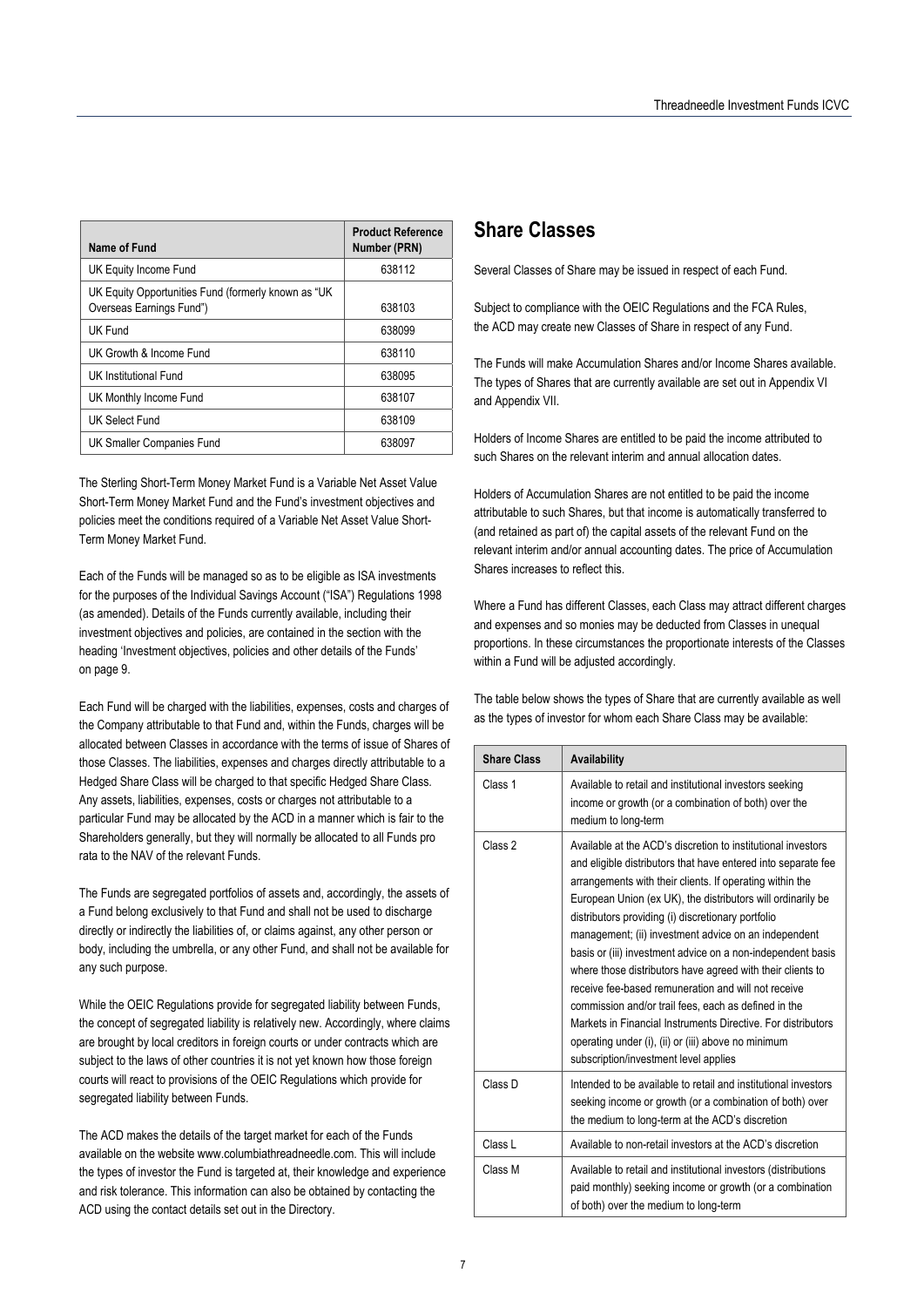| Name of Fund | Product Reference Number (PRN) |
| --- | --- |
| UK Equity Income Fund | 638112 |
| UK Equity Opportunities Fund (formerly known as "UK Overseas Earnings Fund") | 638103 |
| UK Fund | 638099 |
| UK Growth & Income Fund | 638110 |
| UK Institutional Fund | 638095 |
| UK Monthly Income Fund | 638107 |
| UK Select Fund | 638109 |
| UK Smaller Companies Fund | 638097 |

The Sterling Short-Term Money Market Fund is a Variable Net Asset Value Short-Term Money Market Fund and the Fund's investment objectives and policies meet the conditions required of a Variable Net Asset Value Short-Term Money Market Fund.

Each of the Funds will be managed so as to be eligible as ISA investments for the purposes of the Individual Savings Account ("ISA") Regulations 1998 (as amended). Details of the Funds currently available, including their investment objectives and policies, are contained in the section with the heading 'Investment objectives, policies and other details of the Funds' on page 9.

Each Fund will be charged with the liabilities, expenses, costs and charges of the Company attributable to that Fund and, within the Funds, charges will be allocated between Classes in accordance with the terms of issue of Shares of those Classes. The liabilities, expenses and charges directly attributable to a Hedged Share Class will be charged to that specific Hedged Share Class. Any assets, liabilities, expenses, costs or charges not attributable to a particular Fund may be allocated by the ACD in a manner which is fair to the Shareholders generally, but they will normally be allocated to all Funds pro rata to the NAV of the relevant Funds.

The Funds are segregated portfolios of assets and, accordingly, the assets of a Fund belong exclusively to that Fund and shall not be used to discharge directly or indirectly the liabilities of, or claims against, any other person or body, including the umbrella, or any other Fund, and shall not be available for any such purpose.

While the OEIC Regulations provide for segregated liability between Funds, the concept of segregated liability is relatively new. Accordingly, where claims are brought by local creditors in foreign courts or under contracts which are subject to the laws of other countries it is not yet known how those foreign courts will react to provisions of the OEIC Regulations which provide for segregated liability between Funds.

The ACD makes the details of the target market for each of the Funds available on the website www.columbiathreadneedle.com. This will include the types of investor the Fund is targeted at, their knowledge and experience and risk tolerance. This information can also be obtained by contacting the ACD using the contact details set out in the Directory.

## Share Classes

Several Classes of Share may be issued in respect of each Fund.

Subject to compliance with the OEIC Regulations and the FCA Rules, the ACD may create new Classes of Share in respect of any Fund.

The Funds will make Accumulation Shares and/or Income Shares available. The types of Shares that are currently available are set out in Appendix VI and Appendix VII.

Holders of Income Shares are entitled to be paid the income attributed to such Shares on the relevant interim and annual allocation dates.

Holders of Accumulation Shares are not entitled to be paid the income attributable to such Shares, but that income is automatically transferred to (and retained as part of) the capital assets of the relevant Fund on the relevant interim and/or annual accounting dates. The price of Accumulation Shares increases to reflect this.

Where a Fund has different Classes, each Class may attract different charges and expenses and so monies may be deducted from Classes in unequal proportions. In these circumstances the proportionate interests of the Classes within a Fund will be adjusted accordingly.

The table below shows the types of Share that are currently available as well as the types of investor for whom each Share Class may be available:

| Share Class | Availability |
| --- | --- |
| Class 1 | Available to retail and institutional investors seeking income or growth (or a combination of both) over the medium to long-term |
| Class 2 | Available at the ACD's discretion to institutional investors and eligible distributors that have entered into separate fee arrangements with their clients. If operating within the European Union (ex UK), the distributors will ordinarily be distributors providing (i) discretionary portfolio management; (ii) investment advice on an independent basis or (iii) investment advice on a non-independent basis where those distributors have agreed with their clients to receive fee-based remuneration and will not receive commission and/or trail fees, each as defined in the Markets in Financial Instruments Directive. For distributors operating under (i), (ii) or (iii) above no minimum subscription/investment level applies |
| Class D | Intended to be available to retail and institutional investors seeking income or growth (or a combination of both) over the medium to long-term at the ACD's discretion |
| Class L | Available to non-retail investors at the ACD's discretion |
| Class M | Available to retail and institutional investors (distributions paid monthly) seeking income or growth (or a combination of both) over the medium to long-term |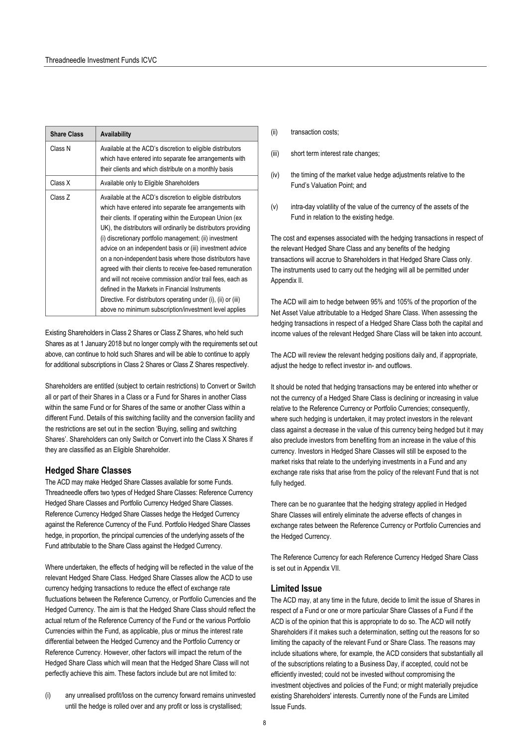| Share Class | Availability |
| --- | --- |
| Class N | Available at the ACD's discretion to eligible distributors which have entered into separate fee arrangements with their clients and which distribute on a monthly basis |
| Class X | Available only to Eligible Shareholders |
| Class Z | Available at the ACD's discretion to eligible distributors which have entered into separate fee arrangements with their clients. If operating within the European Union (ex UK), the distributors will ordinarily be distributors providing (i) discretionary portfolio management; (ii) investment advice on an independent basis or (iii) investment advice on a non-independent basis where those distributors have agreed with their clients to receive fee-based remuneration and will not receive commission and/or trail fees, each as defined in the Markets in Financial Instruments Directive. For distributors operating under (i), (ii) or (iii) above no minimum subscription/investment level applies |

Existing Shareholders in Class 2 Shares or Class Z Shares, who held such Shares as at 1 January 2018 but no longer comply with the requirements set out above, can continue to hold such Shares and will be able to continue to apply for additional subscriptions in Class 2 Shares or Class Z Shares respectively.

Shareholders are entitled (subject to certain restrictions) to Convert or Switch all or part of their Shares in a Class or a Fund for Shares in another Class within the same Fund or for Shares of the same or another Class within a different Fund. Details of this switching facility and the conversion facility and the restrictions are set out in the section 'Buying, selling and switching Shares'. Shareholders can only Switch or Convert into the Class X Shares if they are classified as an Eligible Shareholder.

## Hedged Share Classes

The ACD may make Hedged Share Classes available for some Funds. Threadneedle offers two types of Hedged Share Classes: Reference Currency Hedged Share Classes and Portfolio Currency Hedged Share Classes. Reference Currency Hedged Share Classes hedge the Hedged Currency against the Reference Currency of the Fund. Portfolio Hedged Share Classes hedge, in proportion, the principal currencies of the underlying assets of the Fund attributable to the Share Class against the Hedged Currency.

Where undertaken, the effects of hedging will be reflected in the value of the relevant Hedged Share Class. Hedged Share Classes allow the ACD to use currency hedging transactions to reduce the effect of exchange rate fluctuations between the Reference Currency, or Portfolio Currencies and the Hedged Currency. The aim is that the Hedged Share Class should reflect the actual return of the Reference Currency of the Fund or the various Portfolio Currencies within the Fund, as applicable, plus or minus the interest rate differential between the Hedged Currency and the Portfolio Currency or Reference Currency. However, other factors will impact the return of the Hedged Share Class which will mean that the Hedged Share Class will not perfectly achieve this aim. These factors include but are not limited to:

(i) any unrealised profit/loss on the currency forward remains uninvested until the hedge is rolled over and any profit or loss is crystallised;

(ii) transaction costs;

(iii) short term interest rate changes;

(iv) the timing of the market value hedge adjustments relative to the Fund's Valuation Point; and

(v) intra-day volatility of the value of the currency of the assets of the Fund in relation to the existing hedge.

The cost and expenses associated with the hedging transactions in respect of the relevant Hedged Share Class and any benefits of the hedging transactions will accrue to Shareholders in that Hedged Share Class only. The instruments used to carry out the hedging will all be permitted under Appendix II.

The ACD will aim to hedge between 95% and 105% of the proportion of the Net Asset Value attributable to a Hedged Share Class. When assessing the hedging transactions in respect of a Hedged Share Class both the capital and income values of the relevant Hedged Share Class will be taken into account.

The ACD will review the relevant hedging positions daily and, if appropriate, adjust the hedge to reflect investor in- and outflows.

It should be noted that hedging transactions may be entered into whether or not the currency of a Hedged Share Class is declining or increasing in value relative to the Reference Currency or Portfolio Currencies; consequently, where such hedging is undertaken, it may protect investors in the relevant class against a decrease in the value of this currency being hedged but it may also preclude investors from benefiting from an increase in the value of this currency. Investors in Hedged Share Classes will still be exposed to the market risks that relate to the underlying investments in a Fund and any exchange rate risks that arise from the policy of the relevant Fund that is not fully hedged.

There can be no guarantee that the hedging strategy applied in Hedged Share Classes will entirely eliminate the adverse effects of changes in exchange rates between the Reference Currency or Portfolio Currencies and the Hedged Currency.

The Reference Currency for each Reference Currency Hedged Share Class is set out in Appendix VII.

## Limited Issue

The ACD may, at any time in the future, decide to limit the issue of Shares in respect of a Fund or one or more particular Share Classes of a Fund if the ACD is of the opinion that this is appropriate to do so. The ACD will notify Shareholders if it makes such a determination, setting out the reasons for so limiting the capacity of the relevant Fund or Share Class. The reasons may include situations where, for example, the ACD considers that substantially all of the subscriptions relating to a Business Day, if accepted, could not be efficiently invested; could not be invested without compromising the investment objectives and policies of the Fund; or might materially prejudice existing Shareholders' interests. Currently none of the Funds are Limited Issue Funds.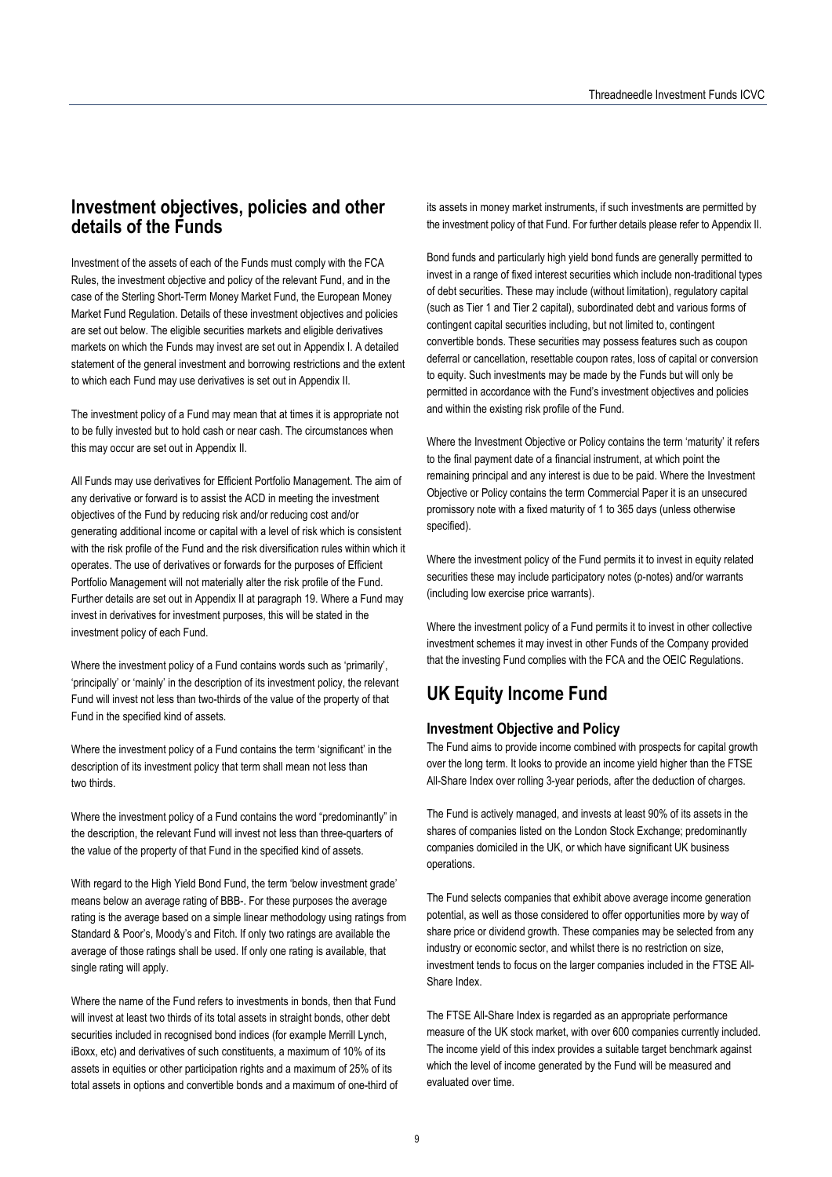## Investment objectives, policies and other details of the Funds

Investment of the assets of each of the Funds must comply with the FCA Rules, the investment objective and policy of the relevant Fund, and in the case of the Sterling Short-Term Money Market Fund, the European Money Market Fund Regulation. Details of these investment objectives and policies are set out below. The eligible securities markets and eligible derivatives markets on which the Funds may invest are set out in Appendix I. A detailed statement of the general investment and borrowing restrictions and the extent to which each Fund may use derivatives is set out in Appendix II.

The investment policy of a Fund may mean that at times it is appropriate not to be fully invested but to hold cash or near cash. The circumstances when this may occur are set out in Appendix II.

All Funds may use derivatives for Efficient Portfolio Management. The aim of any derivative or forward is to assist the ACD in meeting the investment objectives of the Fund by reducing risk and/or reducing cost and/or generating additional income or capital with a level of risk which is consistent with the risk profile of the Fund and the risk diversification rules within which it operates. The use of derivatives or forwards for the purposes of Efficient Portfolio Management will not materially alter the risk profile of the Fund. Further details are set out in Appendix II at paragraph 19. Where a Fund may invest in derivatives for investment purposes, this will be stated in the investment policy of each Fund.

Where the investment policy of a Fund contains words such as 'primarily', 'principally' or 'mainly' in the description of its investment policy, the relevant Fund will invest not less than two-thirds of the value of the property of that Fund in the specified kind of assets.

Where the investment policy of a Fund contains the term 'significant' in the description of its investment policy that term shall mean not less than two thirds.

Where the investment policy of a Fund contains the word "predominantly" in the description, the relevant Fund will invest not less than three-quarters of the value of the property of that Fund in the specified kind of assets.

With regard to the High Yield Bond Fund, the term 'below investment grade' means below an average rating of BBB-. For these purposes the average rating is the average based on a simple linear methodology using ratings from Standard & Poor's, Moody's and Fitch. If only two ratings are available the average of those ratings shall be used. If only one rating is available, that single rating will apply.

Where the name of the Fund refers to investments in bonds, then that Fund will invest at least two thirds of its total assets in straight bonds, other debt securities included in recognised bond indices (for example Merrill Lynch, iBoxx, etc) and derivatives of such constituents, a maximum of 10% of its assets in equities or other participation rights and a maximum of 25% of its total assets in options and convertible bonds and a maximum of one-third of its assets in money market instruments, if such investments are permitted by the investment policy of that Fund. For further details please refer to Appendix II.

Bond funds and particularly high yield bond funds are generally permitted to invest in a range of fixed interest securities which include non-traditional types of debt securities. These may include (without limitation), regulatory capital (such as Tier 1 and Tier 2 capital), subordinated debt and various forms of contingent capital securities including, but not limited to, contingent convertible bonds. These securities may possess features such as coupon deferral or cancellation, resettable coupon rates, loss of capital or conversion to equity. Such investments may be made by the Funds but will only be permitted in accordance with the Fund's investment objectives and policies and within the existing risk profile of the Fund.

Where the Investment Objective or Policy contains the term 'maturity' it refers to the final payment date of a financial instrument, at which point the remaining principal and any interest is due to be paid. Where the Investment Objective or Policy contains the term Commercial Paper it is an unsecured promissory note with a fixed maturity of 1 to 365 days (unless otherwise specified).

Where the investment policy of the Fund permits it to invest in equity related securities these may include participatory notes (p-notes) and/or warrants (including low exercise price warrants).

Where the investment policy of a Fund permits it to invest in other collective investment schemes it may invest in other Funds of the Company provided that the investing Fund complies with the FCA and the OEIC Regulations.

## UK Equity Income Fund

### Investment Objective and Policy

The Fund aims to provide income combined with prospects for capital growth over the long term. It looks to provide an income yield higher than the FTSE All-Share Index over rolling 3-year periods, after the deduction of charges.

The Fund is actively managed, and invests at least 90% of its assets in the shares of companies listed on the London Stock Exchange; predominantly companies domiciled in the UK, or which have significant UK business operations.

The Fund selects companies that exhibit above average income generation potential, as well as those considered to offer opportunities more by way of share price or dividend growth. These companies may be selected from any industry or economic sector, and whilst there is no restriction on size, investment tends to focus on the larger companies included in the FTSE All-Share Index.

The FTSE All-Share Index is regarded as an appropriate performance measure of the UK stock market, with over 600 companies currently included. The income yield of this index provides a suitable target benchmark against which the level of income generated by the Fund will be measured and evaluated over time.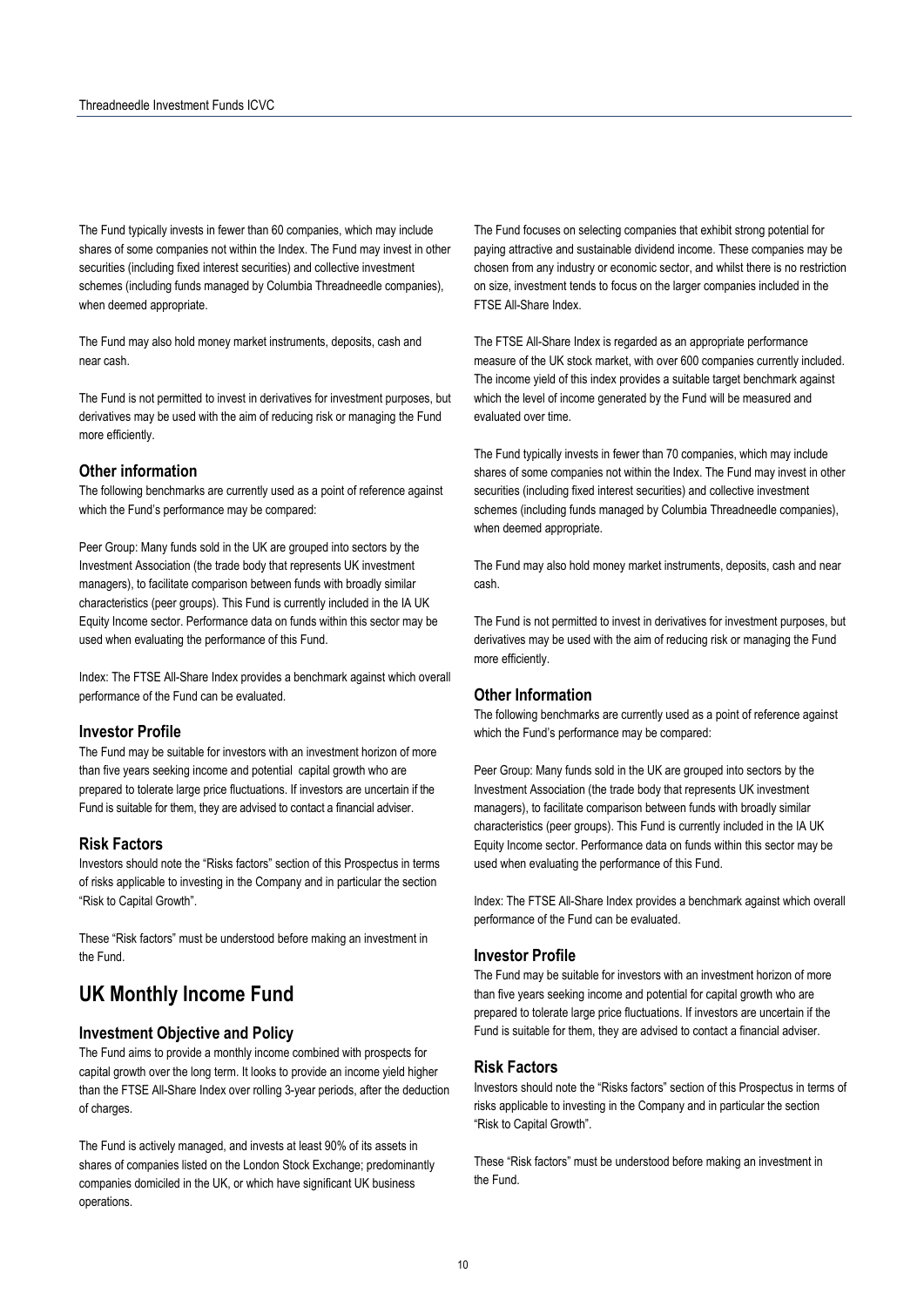The Fund typically invests in fewer than 60 companies, which may include shares of some companies not within the Index. The Fund may invest in other securities (including fixed interest securities) and collective investment schemes (including funds managed by Columbia Threadneedle companies), when deemed appropriate.

The Fund may also hold money market instruments, deposits, cash and near cash.

The Fund is not permitted to invest in derivatives for investment purposes, but derivatives may be used with the aim of reducing risk or managing the Fund more efficiently.

### Other information

The following benchmarks are currently used as a point of reference against which the Fund's performance may be compared:

Peer Group: Many funds sold in the UK are grouped into sectors by the Investment Association (the trade body that represents UK investment managers), to facilitate comparison between funds with broadly similar characteristics (peer groups). This Fund is currently included in the IA UK Equity Income sector. Performance data on funds within this sector may be used when evaluating the performance of this Fund.

Index: The FTSE All-Share Index provides a benchmark against which overall performance of the Fund can be evaluated.

### Investor Profile

The Fund may be suitable for investors with an investment horizon of more than five years seeking income and potential capital growth who are prepared to tolerate large price fluctuations. If investors are uncertain if the Fund is suitable for them, they are advised to contact a financial adviser.

### Risk Factors

Investors should note the "Risks factors" section of this Prospectus in terms of risks applicable to investing in the Company and in particular the section "Risk to Capital Growth".

These "Risk factors" must be understood before making an investment in the Fund.

## UK Monthly Income Fund

### Investment Objective and Policy

The Fund aims to provide a monthly income combined with prospects for capital growth over the long term. It looks to provide an income yield higher than the FTSE All-Share Index over rolling 3-year periods, after the deduction of charges.

The Fund is actively managed, and invests at least 90% of its assets in shares of companies listed on the London Stock Exchange; predominantly companies domiciled in the UK, or which have significant UK business operations.

The Fund focuses on selecting companies that exhibit strong potential for paying attractive and sustainable dividend income. These companies may be chosen from any industry or economic sector, and whilst there is no restriction on size, investment tends to focus on the larger companies included in the FTSE All-Share Index.

The FTSE All-Share Index is regarded as an appropriate performance measure of the UK stock market, with over 600 companies currently included. The income yield of this index provides a suitable target benchmark against which the level of income generated by the Fund will be measured and evaluated over time.

The Fund typically invests in fewer than 70 companies, which may include shares of some companies not within the Index. The Fund may invest in other securities (including fixed interest securities) and collective investment schemes (including funds managed by Columbia Threadneedle companies), when deemed appropriate.

The Fund may also hold money market instruments, deposits, cash and near cash.

The Fund is not permitted to invest in derivatives for investment purposes, but derivatives may be used with the aim of reducing risk or managing the Fund more efficiently.

### Other Information

The following benchmarks are currently used as a point of reference against which the Fund's performance may be compared:

Peer Group: Many funds sold in the UK are grouped into sectors by the Investment Association (the trade body that represents UK investment managers), to facilitate comparison between funds with broadly similar characteristics (peer groups). This Fund is currently included in the IA UK Equity Income sector. Performance data on funds within this sector may be used when evaluating the performance of this Fund.

Index: The FTSE All-Share Index provides a benchmark against which overall performance of the Fund can be evaluated.

### Investor Profile

The Fund may be suitable for investors with an investment horizon of more than five years seeking income and potential for capital growth who are prepared to tolerate large price fluctuations. If investors are uncertain if the Fund is suitable for them, they are advised to contact a financial adviser.

### Risk Factors

Investors should note the "Risks factors" section of this Prospectus in terms of risks applicable to investing in the Company and in particular the section "Risk to Capital Growth".

These "Risk factors" must be understood before making an investment in the Fund.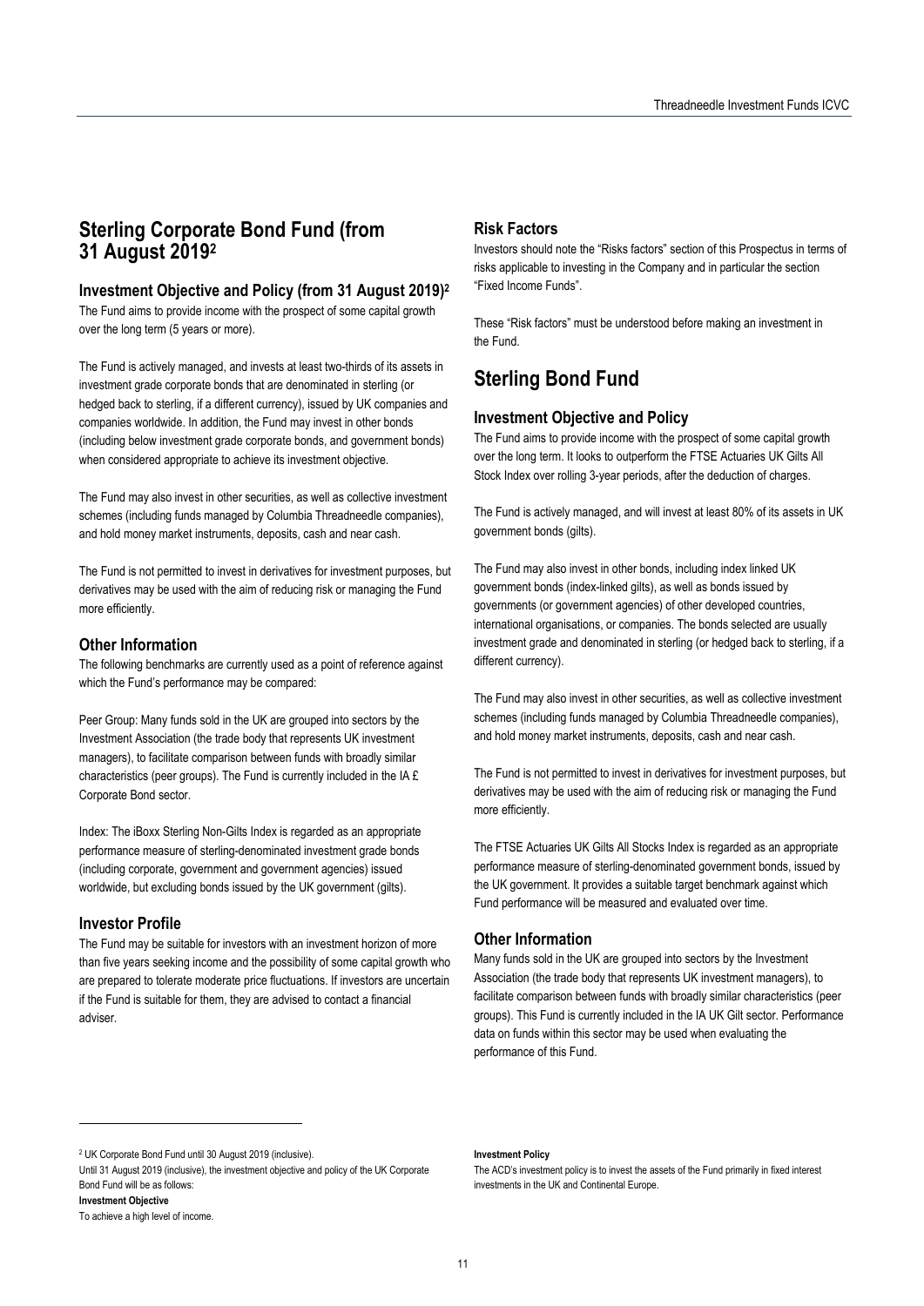## Sterling Corporate Bond Fund (from 31 August 2019[2]

### Investment Objective and Policy (from 31 August 2019)[2]

The Fund aims to provide income with the prospect of some capital growth over the long term (5 years or more).

The Fund is actively managed, and invests at least two-thirds of its assets in investment grade corporate bonds that are denominated in sterling (or hedged back to sterling, if a different currency), issued by UK companies and companies worldwide. In addition, the Fund may invest in other bonds (including below investment grade corporate bonds, and government bonds) when considered appropriate to achieve its investment objective.

The Fund may also invest in other securities, as well as collective investment schemes (including funds managed by Columbia Threadneedle companies), and hold money market instruments, deposits, cash and near cash.

The Fund is not permitted to invest in derivatives for investment purposes, but derivatives may be used with the aim of reducing risk or managing the Fund more efficiently.

### Other Information

The following benchmarks are currently used as a point of reference against which the Fund's performance may be compared:

Peer Group: Many funds sold in the UK are grouped into sectors by the Investment Association (the trade body that represents UK investment managers), to facilitate comparison between funds with broadly similar characteristics (peer groups). The Fund is currently included in the IA £ Corporate Bond sector.

Index: The iBoxx Sterling Non-Gilts Index is regarded as an appropriate performance measure of sterling-denominated investment grade bonds (including corporate, government and government agencies) issued worldwide, but excluding bonds issued by the UK government (gilts).

### Investor Profile

The Fund may be suitable for investors with an investment horizon of more than five years seeking income and the possibility of some capital growth who are prepared to tolerate moderate price fluctuations. If investors are uncertain if the Fund is suitable for them, they are advised to contact a financial adviser.

### Risk Factors

Investors should note the "Risks factors" section of this Prospectus in terms of risks applicable to investing in the Company and in particular the section "Fixed Income Funds".

These "Risk factors" must be understood before making an investment in the Fund.

## Sterling Bond Fund

### Investment Objective and Policy

The Fund aims to provide income with the prospect of some capital growth over the long term. It looks to outperform the FTSE Actuaries UK Gilts All Stock Index over rolling 3-year periods, after the deduction of charges.

The Fund is actively managed, and will invest at least 80% of its assets in UK government bonds (gilts).

The Fund may also invest in other bonds, including index linked UK government bonds (index-linked gilts), as well as bonds issued by governments (or government agencies) of other developed countries, international organisations, or companies. The bonds selected are usually investment grade and denominated in sterling (or hedged back to sterling, if a different currency).

The Fund may also invest in other securities, as well as collective investment schemes (including funds managed by Columbia Threadneedle companies), and hold money market instruments, deposits, cash and near cash.

The Fund is not permitted to invest in derivatives for investment purposes, but derivatives may be used with the aim of reducing risk or managing the Fund more efficiently.

The FTSE Actuaries UK Gilts All Stocks Index is regarded as an appropriate performance measure of sterling-denominated government bonds, issued by the UK government. It provides a suitable target benchmark against which Fund performance will be measured and evaluated over time.

### Other Information

Many funds sold in the UK are grouped into sectors by the Investment Association (the trade body that represents UK investment managers), to facilitate comparison between funds with broadly similar characteristics (peer groups). This Fund is currently included in the IA UK Gilt sector. Performance data on funds within this sector may be used when evaluating the performance of this Fund.

---

[2] UK Corporate Bond Fund until 30 August 2019 (inclusive).

Until 31 August 2019 (inclusive), the investment objective and policy of the UK Corporate Bond Fund will be as follows:

**Investment Objective**

To achieve a high level of income.

**Investment Policy**

The ACD's investment policy is to invest the assets of the Fund primarily in fixed interest investments in the UK and Continental Europe.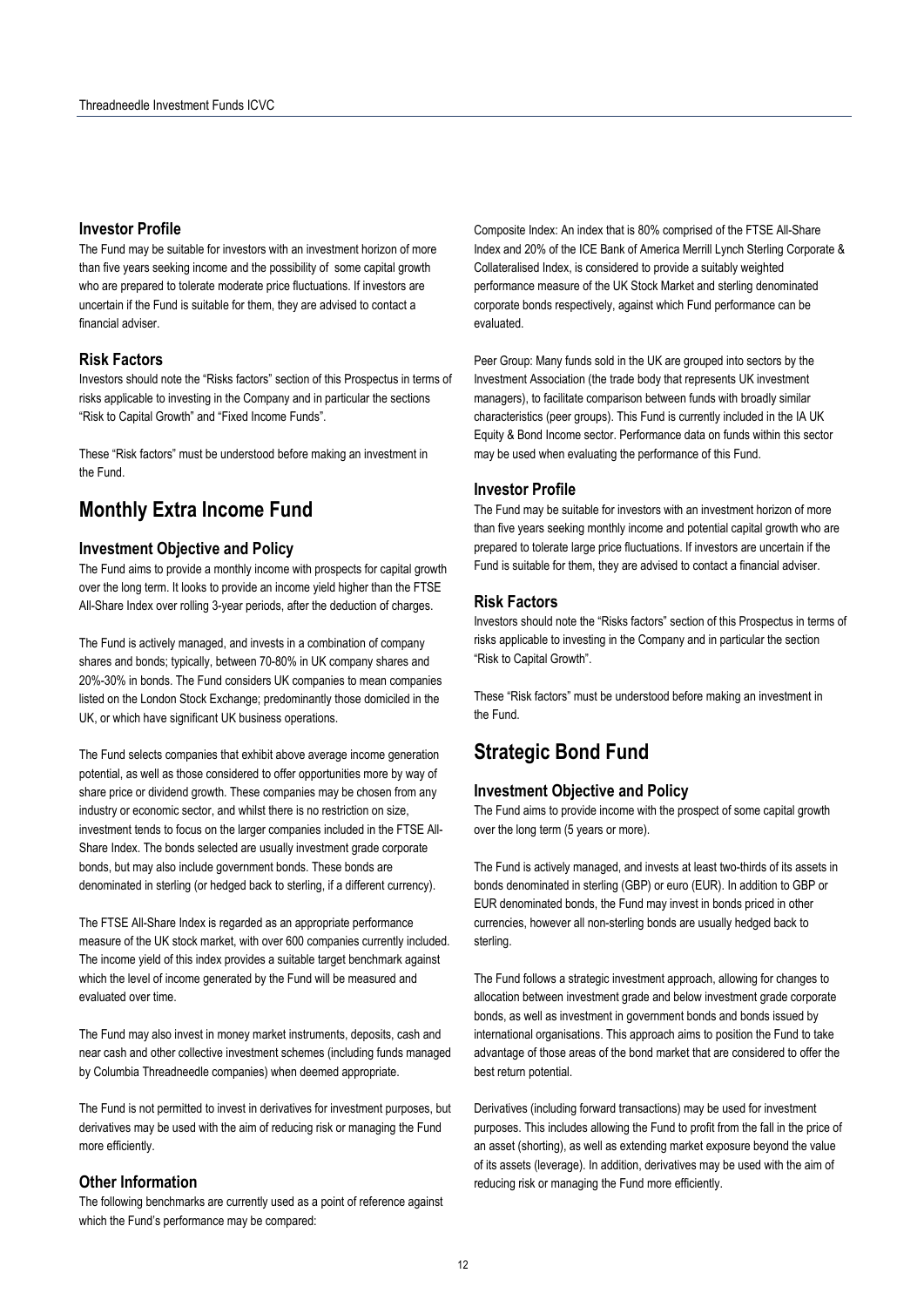### Investor Profile

The Fund may be suitable for investors with an investment horizon of more than five years seeking income and the possibility of some capital growth who are prepared to tolerate moderate price fluctuations. If investors are uncertain if the Fund is suitable for them, they are advised to contact a financial adviser.

### Risk Factors

Investors should note the "Risks factors" section of this Prospectus in terms of risks applicable to investing in the Company and in particular the sections "Risk to Capital Growth" and "Fixed Income Funds".

These "Risk factors" must be understood before making an investment in the Fund.

## Monthly Extra Income Fund

### Investment Objective and Policy

The Fund aims to provide a monthly income with prospects for capital growth over the long term. It looks to provide an income yield higher than the FTSE All-Share Index over rolling 3-year periods, after the deduction of charges.

The Fund is actively managed, and invests in a combination of company shares and bonds; typically, between 70-80% in UK company shares and 20%-30% in bonds. The Fund considers UK companies to mean companies listed on the London Stock Exchange; predominantly those domiciled in the UK, or which have significant UK business operations.

The Fund selects companies that exhibit above average income generation potential, as well as those considered to offer opportunities more by way of share price or dividend growth. These companies may be chosen from any industry or economic sector, and whilst there is no restriction on size, investment tends to focus on the larger companies included in the FTSE All-Share Index. The bonds selected are usually investment grade corporate bonds, but may also include government bonds. These bonds are denominated in sterling (or hedged back to sterling, if a different currency).

The FTSE All-Share Index is regarded as an appropriate performance measure of the UK stock market, with over 600 companies currently included. The income yield of this index provides a suitable target benchmark against which the level of income generated by the Fund will be measured and evaluated over time.

The Fund may also invest in money market instruments, deposits, cash and near cash and other collective investment schemes (including funds managed by Columbia Threadneedle companies) when deemed appropriate.

The Fund is not permitted to invest in derivatives for investment purposes, but derivatives may be used with the aim of reducing risk or managing the Fund more efficiently.

### Other Information

The following benchmarks are currently used as a point of reference against which the Fund's performance may be compared:

Composite Index: An index that is 80% comprised of the FTSE All-Share Index and 20% of the ICE Bank of America Merrill Lynch Sterling Corporate & Collateralised Index, is considered to provide a suitably weighted performance measure of the UK Stock Market and sterling denominated corporate bonds respectively, against which Fund performance can be evaluated.

Peer Group: Many funds sold in the UK are grouped into sectors by the Investment Association (the trade body that represents UK investment managers), to facilitate comparison between funds with broadly similar characteristics (peer groups). This Fund is currently included in the IA UK Equity & Bond Income sector. Performance data on funds within this sector may be used when evaluating the performance of this Fund.

### Investor Profile

The Fund may be suitable for investors with an investment horizon of more than five years seeking monthly income and potential capital growth who are prepared to tolerate large price fluctuations. If investors are uncertain if the Fund is suitable for them, they are advised to contact a financial adviser.

### Risk Factors

Investors should note the "Risks factors" section of this Prospectus in terms of risks applicable to investing in the Company and in particular the section "Risk to Capital Growth".

These "Risk factors" must be understood before making an investment in the Fund.

## Strategic Bond Fund

### Investment Objective and Policy

The Fund aims to provide income with the prospect of some capital growth over the long term (5 years or more).

The Fund is actively managed, and invests at least two-thirds of its assets in bonds denominated in sterling (GBP) or euro (EUR). In addition to GBP or EUR denominated bonds, the Fund may invest in bonds priced in other currencies, however all non-sterling bonds are usually hedged back to sterling.

The Fund follows a strategic investment approach, allowing for changes to allocation between investment grade and below investment grade corporate bonds, as well as investment in government bonds and bonds issued by international organisations. This approach aims to position the Fund to take advantage of those areas of the bond market that are considered to offer the best return potential.

Derivatives (including forward transactions) may be used for investment purposes. This includes allowing the Fund to profit from the fall in the price of an asset (shorting), as well as extending market exposure beyond the value of its assets (leverage). In addition, derivatives may be used with the aim of reducing risk or managing the Fund more efficiently.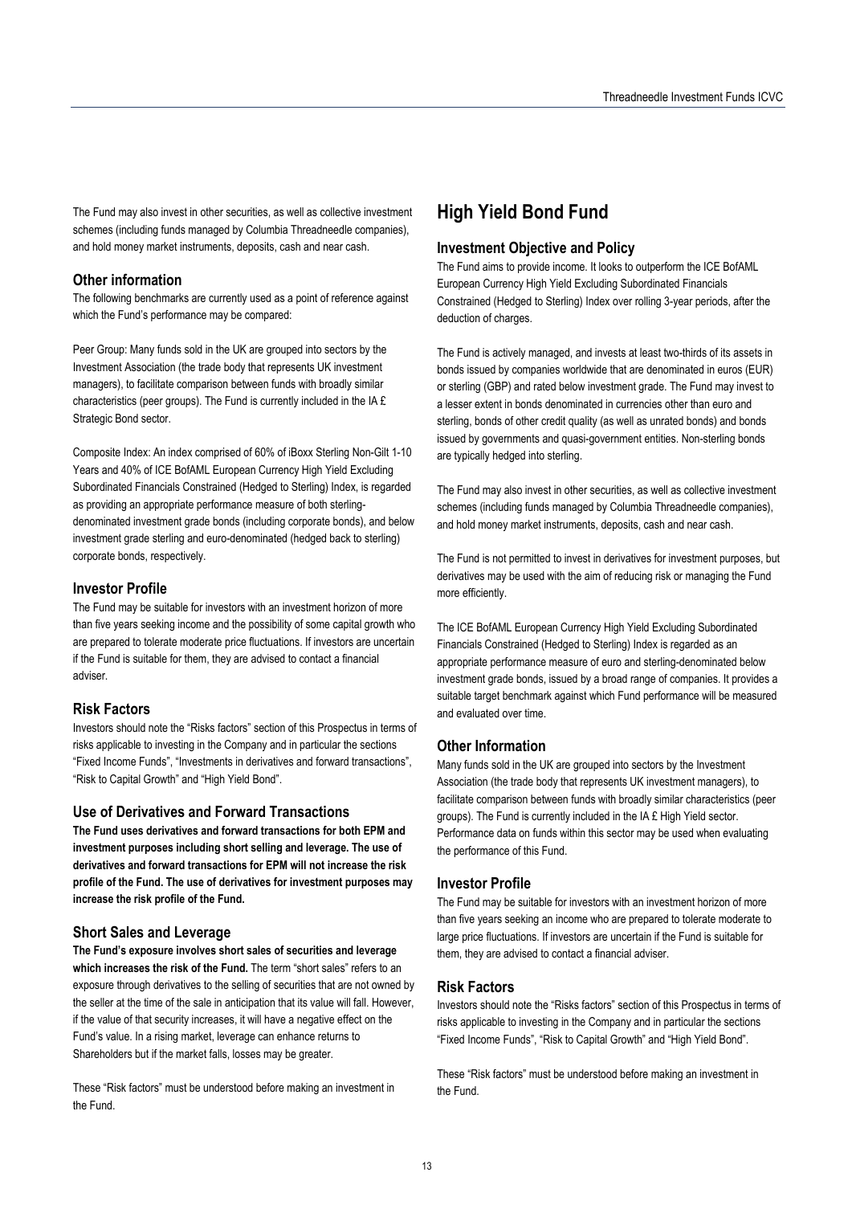The Fund may also invest in other securities, as well as collective investment schemes (including funds managed by Columbia Threadneedle companies), and hold money market instruments, deposits, cash and near cash.

### Other information

The following benchmarks are currently used as a point of reference against which the Fund's performance may be compared:

Peer Group: Many funds sold in the UK are grouped into sectors by the Investment Association (the trade body that represents UK investment managers), to facilitate comparison between funds with broadly similar characteristics (peer groups). The Fund is currently included in the IA £ Strategic Bond sector.

Composite Index: An index comprised of 60% of iBoxx Sterling Non-Gilt 1-10 Years and 40% of ICE BofAML European Currency High Yield Excluding Subordinated Financials Constrained (Hedged to Sterling) Index, is regarded as providing an appropriate performance measure of both sterling-denominated investment grade bonds (including corporate bonds), and below investment grade sterling and euro-denominated (hedged back to sterling) corporate bonds, respectively.

### Investor Profile

The Fund may be suitable for investors with an investment horizon of more than five years seeking income and the possibility of some capital growth who are prepared to tolerate moderate price fluctuations. If investors are uncertain if the Fund is suitable for them, they are advised to contact a financial adviser.

### Risk Factors

Investors should note the "Risks factors" section of this Prospectus in terms of risks applicable to investing in the Company and in particular the sections "Fixed Income Funds", "Investments in derivatives and forward transactions", "Risk to Capital Growth" and "High Yield Bond".

### Use of Derivatives and Forward Transactions

**The Fund uses derivatives and forward transactions for both EPM and investment purposes including short selling and leverage. The use of derivatives and forward transactions for EPM will not increase the risk profile of the Fund. The use of derivatives for investment purposes may increase the risk profile of the Fund.**

### Short Sales and Leverage

**The Fund's exposure involves short sales of securities and leverage which increases the risk of the Fund.** The term "short sales" refers to an exposure through derivatives to the selling of securities that are not owned by the seller at the time of the sale in anticipation that its value will fall. However, if the value of that security increases, it will have a negative effect on the Fund's value. In a rising market, leverage can enhance returns to Shareholders but if the market falls, losses may be greater.

These "Risk factors" must be understood before making an investment in the Fund.

## High Yield Bond Fund

### Investment Objective and Policy

The Fund aims to provide income. It looks to outperform the ICE BofAML European Currency High Yield Excluding Subordinated Financials Constrained (Hedged to Sterling) Index over rolling 3-year periods, after the deduction of charges.

The Fund is actively managed, and invests at least two-thirds of its assets in bonds issued by companies worldwide that are denominated in euros (EUR) or sterling (GBP) and rated below investment grade. The Fund may invest to a lesser extent in bonds denominated in currencies other than euro and sterling, bonds of other credit quality (as well as unrated bonds) and bonds issued by governments and quasi-government entities. Non-sterling bonds are typically hedged into sterling.

The Fund may also invest in other securities, as well as collective investment schemes (including funds managed by Columbia Threadneedle companies), and hold money market instruments, deposits, cash and near cash.

The Fund is not permitted to invest in derivatives for investment purposes, but derivatives may be used with the aim of reducing risk or managing the Fund more efficiently.

The ICE BofAML European Currency High Yield Excluding Subordinated Financials Constrained (Hedged to Sterling) Index is regarded as an appropriate performance measure of euro and sterling-denominated below investment grade bonds, issued by a broad range of companies. It provides a suitable target benchmark against which Fund performance will be measured and evaluated over time.

### Other Information

Many funds sold in the UK are grouped into sectors by the Investment Association (the trade body that represents UK investment managers), to facilitate comparison between funds with broadly similar characteristics (peer groups). The Fund is currently included in the IA £ High Yield sector. Performance data on funds within this sector may be used when evaluating the performance of this Fund.

### Investor Profile

The Fund may be suitable for investors with an investment horizon of more than five years seeking an income who are prepared to tolerate moderate to large price fluctuations. If investors are uncertain if the Fund is suitable for them, they are advised to contact a financial adviser.

### Risk Factors

Investors should note the "Risks factors" section of this Prospectus in terms of risks applicable to investing in the Company and in particular the sections "Fixed Income Funds", "Risk to Capital Growth" and "High Yield Bond".

These "Risk factors" must be understood before making an investment in the Fund.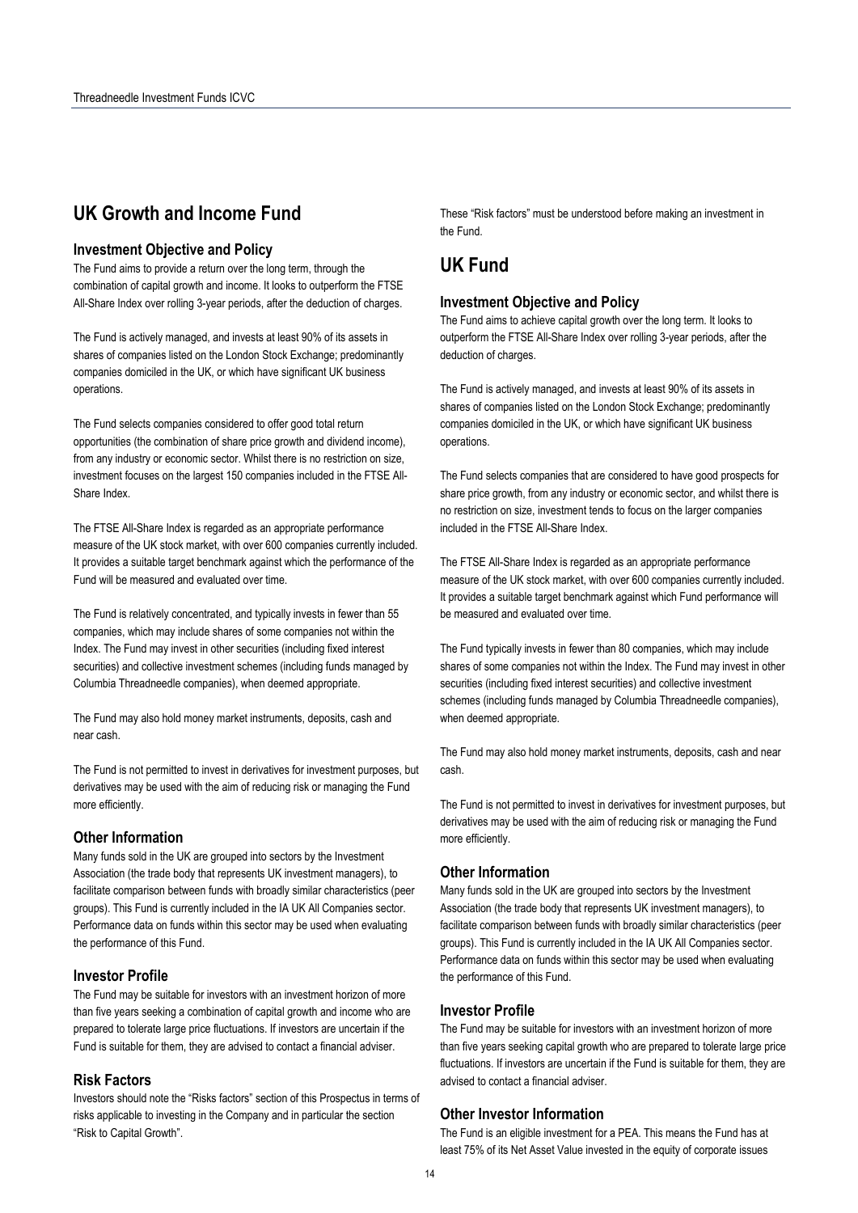## UK Growth and Income Fund

### Investment Objective and Policy

The Fund aims to provide a return over the long term, through the combination of capital growth and income. It looks to outperform the FTSE All-Share Index over rolling 3-year periods, after the deduction of charges.

The Fund is actively managed, and invests at least 90% of its assets in shares of companies listed on the London Stock Exchange; predominantly companies domiciled in the UK, or which have significant UK business operations.

The Fund selects companies considered to offer good total return opportunities (the combination of share price growth and dividend income), from any industry or economic sector. Whilst there is no restriction on size, investment focuses on the largest 150 companies included in the FTSE All-Share Index.

The FTSE All-Share Index is regarded as an appropriate performance measure of the UK stock market, with over 600 companies currently included. It provides a suitable target benchmark against which the performance of the Fund will be measured and evaluated over time.

The Fund is relatively concentrated, and typically invests in fewer than 55 companies, which may include shares of some companies not within the Index. The Fund may invest in other securities (including fixed interest securities) and collective investment schemes (including funds managed by Columbia Threadneedle companies), when deemed appropriate.

The Fund may also hold money market instruments, deposits, cash and near cash.

The Fund is not permitted to invest in derivatives for investment purposes, but derivatives may be used with the aim of reducing risk or managing the Fund more efficiently.

### Other Information

Many funds sold in the UK are grouped into sectors by the Investment Association (the trade body that represents UK investment managers), to facilitate comparison between funds with broadly similar characteristics (peer groups). This Fund is currently included in the IA UK All Companies sector. Performance data on funds within this sector may be used when evaluating the performance of this Fund.

### Investor Profile

The Fund may be suitable for investors with an investment horizon of more than five years seeking a combination of capital growth and income who are prepared to tolerate large price fluctuations. If investors are uncertain if the Fund is suitable for them, they are advised to contact a financial adviser.

### Risk Factors

Investors should note the "Risks factors" section of this Prospectus in terms of risks applicable to investing in the Company and in particular the section "Risk to Capital Growth".

These "Risk factors" must be understood before making an investment in the Fund.

## UK Fund

### Investment Objective and Policy

The Fund aims to achieve capital growth over the long term. It looks to outperform the FTSE All-Share Index over rolling 3-year periods, after the deduction of charges.

The Fund is actively managed, and invests at least 90% of its assets in shares of companies listed on the London Stock Exchange; predominantly companies domiciled in the UK, or which have significant UK business operations.

The Fund selects companies that are considered to have good prospects for share price growth, from any industry or economic sector, and whilst there is no restriction on size, investment tends to focus on the larger companies included in the FTSE All-Share Index.

The FTSE All-Share Index is regarded as an appropriate performance measure of the UK stock market, with over 600 companies currently included. It provides a suitable target benchmark against which Fund performance will be measured and evaluated over time.

The Fund typically invests in fewer than 80 companies, which may include shares of some companies not within the Index. The Fund may invest in other securities (including fixed interest securities) and collective investment schemes (including funds managed by Columbia Threadneedle companies), when deemed appropriate.

The Fund may also hold money market instruments, deposits, cash and near cash.

The Fund is not permitted to invest in derivatives for investment purposes, but derivatives may be used with the aim of reducing risk or managing the Fund more efficiently.

### Other Information

Many funds sold in the UK are grouped into sectors by the Investment Association (the trade body that represents UK investment managers), to facilitate comparison between funds with broadly similar characteristics (peer groups). This Fund is currently included in the IA UK All Companies sector. Performance data on funds within this sector may be used when evaluating the performance of this Fund.

### Investor Profile

The Fund may be suitable for investors with an investment horizon of more than five years seeking capital growth who are prepared to tolerate large price fluctuations. If investors are uncertain if the Fund is suitable for them, they are advised to contact a financial adviser.

### Other Investor Information

The Fund is an eligible investment for a PEA. This means the Fund has at least 75% of its Net Asset Value invested in the equity of corporate issues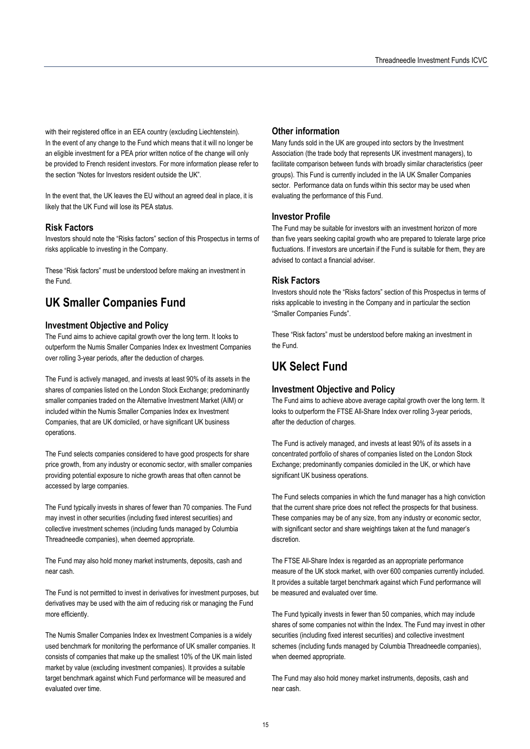with their registered office in an EEA country (excluding Liechtenstein). In the event of any change to the Fund which means that it will no longer be an eligible investment for a PEA prior written notice of the change will only be provided to French resident investors. For more information please refer to the section "Notes for Investors resident outside the UK".

In the event that, the UK leaves the EU without an agreed deal in place, it is likely that the UK Fund will lose its PEA status.

### Risk Factors

Investors should note the "Risks factors" section of this Prospectus in terms of risks applicable to investing in the Company.

These "Risk factors" must be understood before making an investment in the Fund.

## UK Smaller Companies Fund

### Investment Objective and Policy

The Fund aims to achieve capital growth over the long term. It looks to outperform the Numis Smaller Companies Index ex Investment Companies over rolling 3-year periods, after the deduction of charges.

The Fund is actively managed, and invests at least 90% of its assets in the shares of companies listed on the London Stock Exchange; predominantly smaller companies traded on the Alternative Investment Market (AIM) or included within the Numis Smaller Companies Index ex Investment Companies, that are UK domiciled, or have significant UK business operations.

The Fund selects companies considered to have good prospects for share price growth, from any industry or economic sector, with smaller companies providing potential exposure to niche growth areas that often cannot be accessed by large companies.

The Fund typically invests in shares of fewer than 70 companies. The Fund may invest in other securities (including fixed interest securities) and collective investment schemes (including funds managed by Columbia Threadneedle companies), when deemed appropriate.

The Fund may also hold money market instruments, deposits, cash and near cash.

The Fund is not permitted to invest in derivatives for investment purposes, but derivatives may be used with the aim of reducing risk or managing the Fund more efficiently.

The Numis Smaller Companies Index ex Investment Companies is a widely used benchmark for monitoring the performance of UK smaller companies. It consists of companies that make up the smallest 10% of the UK main listed market by value (excluding investment companies). It provides a suitable target benchmark against which Fund performance will be measured and evaluated over time.

### Other information

Many funds sold in the UK are grouped into sectors by the Investment Association (the trade body that represents UK investment managers), to facilitate comparison between funds with broadly similar characteristics (peer groups). This Fund is currently included in the IA UK Smaller Companies sector. Performance data on funds within this sector may be used when evaluating the performance of this Fund.

### Investor Profile

The Fund may be suitable for investors with an investment horizon of more than five years seeking capital growth who are prepared to tolerate large price fluctuations. If investors are uncertain if the Fund is suitable for them, they are advised to contact a financial adviser.

### Risk Factors

Investors should note the "Risks factors" section of this Prospectus in terms of risks applicable to investing in the Company and in particular the section "Smaller Companies Funds".

These "Risk factors" must be understood before making an investment in the Fund.

## UK Select Fund

### Investment Objective and Policy

The Fund aims to achieve above average capital growth over the long term. It looks to outperform the FTSE All-Share Index over rolling 3-year periods, after the deduction of charges.

The Fund is actively managed, and invests at least 90% of its assets in a concentrated portfolio of shares of companies listed on the London Stock Exchange; predominantly companies domiciled in the UK, or which have significant UK business operations.

The Fund selects companies in which the fund manager has a high conviction that the current share price does not reflect the prospects for that business. These companies may be of any size, from any industry or economic sector, with significant sector and share weightings taken at the fund manager's discretion.

The FTSE All-Share Index is regarded as an appropriate performance measure of the UK stock market, with over 600 companies currently included. It provides a suitable target benchmark against which Fund performance will be measured and evaluated over time.

The Fund typically invests in fewer than 50 companies, which may include shares of some companies not within the Index. The Fund may invest in other securities (including fixed interest securities) and collective investment schemes (including funds managed by Columbia Threadneedle companies), when deemed appropriate.

The Fund may also hold money market instruments, deposits, cash and near cash.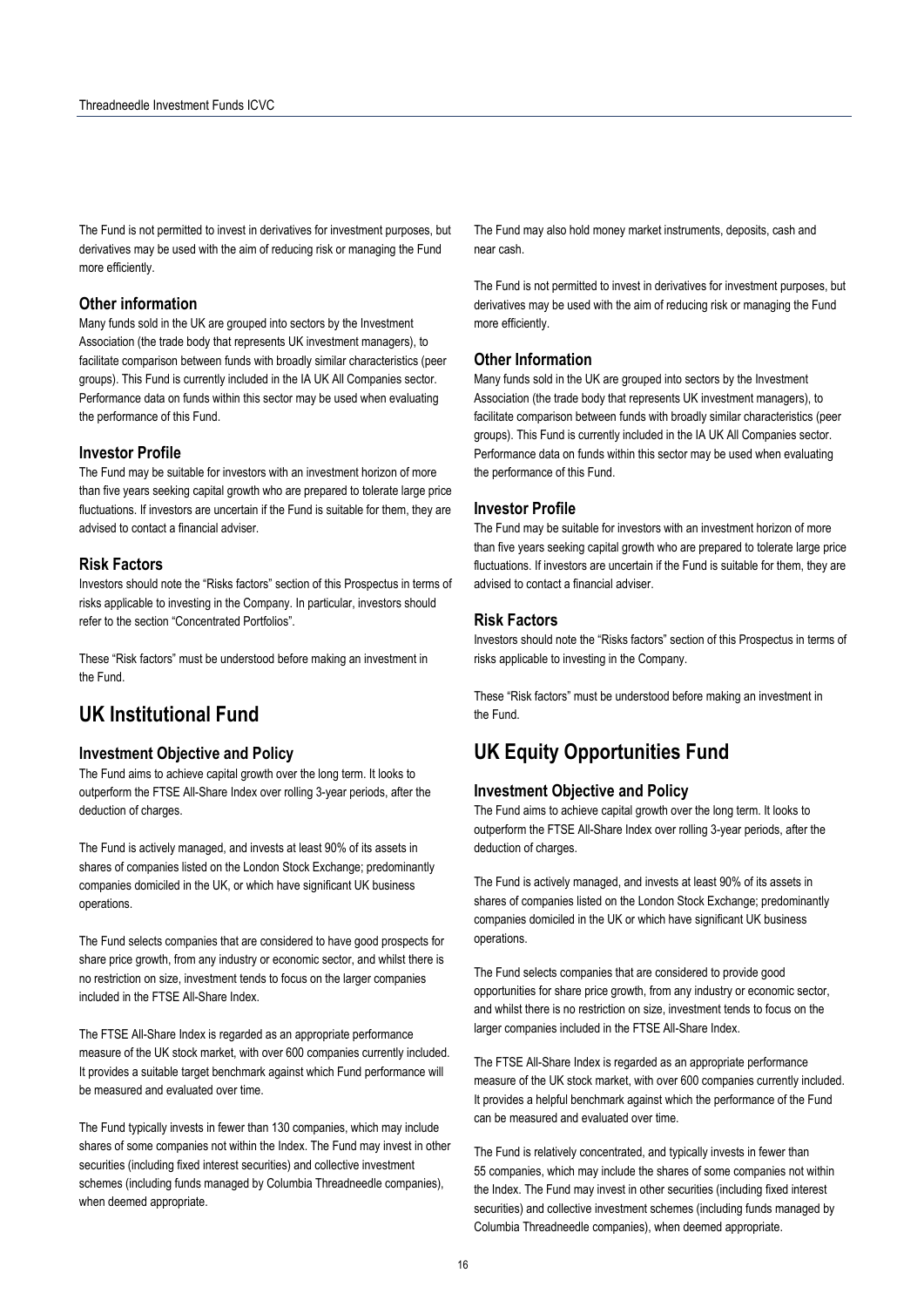The Fund is not permitted to invest in derivatives for investment purposes, but derivatives may be used with the aim of reducing risk or managing the Fund more efficiently.

### Other information

Many funds sold in the UK are grouped into sectors by the Investment Association (the trade body that represents UK investment managers), to facilitate comparison between funds with broadly similar characteristics (peer groups). This Fund is currently included in the IA UK All Companies sector. Performance data on funds within this sector may be used when evaluating the performance of this Fund.

### Investor Profile

The Fund may be suitable for investors with an investment horizon of more than five years seeking capital growth who are prepared to tolerate large price fluctuations. If investors are uncertain if the Fund is suitable for them, they are advised to contact a financial adviser.

### Risk Factors

Investors should note the "Risks factors" section of this Prospectus in terms of risks applicable to investing in the Company. In particular, investors should refer to the section "Concentrated Portfolios".

These "Risk factors" must be understood before making an investment in the Fund.

## UK Institutional Fund

### Investment Objective and Policy

The Fund aims to achieve capital growth over the long term. It looks to outperform the FTSE All-Share Index over rolling 3-year periods, after the deduction of charges.

The Fund is actively managed, and invests at least 90% of its assets in shares of companies listed on the London Stock Exchange; predominantly companies domiciled in the UK, or which have significant UK business operations.

The Fund selects companies that are considered to have good prospects for share price growth, from any industry or economic sector, and whilst there is no restriction on size, investment tends to focus on the larger companies included in the FTSE All-Share Index.

The FTSE All-Share Index is regarded as an appropriate performance measure of the UK stock market, with over 600 companies currently included. It provides a suitable target benchmark against which Fund performance will be measured and evaluated over time.

The Fund typically invests in fewer than 130 companies, which may include shares of some companies not within the Index. The Fund may invest in other securities (including fixed interest securities) and collective investment schemes (including funds managed by Columbia Threadneedle companies), when deemed appropriate.

The Fund may also hold money market instruments, deposits, cash and near cash.

The Fund is not permitted to invest in derivatives for investment purposes, but derivatives may be used with the aim of reducing risk or managing the Fund more efficiently.

### Other Information

Many funds sold in the UK are grouped into sectors by the Investment Association (the trade body that represents UK investment managers), to facilitate comparison between funds with broadly similar characteristics (peer groups). This Fund is currently included in the IA UK All Companies sector. Performance data on funds within this sector may be used when evaluating the performance of this Fund.

### Investor Profile

The Fund may be suitable for investors with an investment horizon of more than five years seeking capital growth who are prepared to tolerate large price fluctuations. If investors are uncertain if the Fund is suitable for them, they are advised to contact a financial adviser.

### Risk Factors

Investors should note the "Risks factors" section of this Prospectus in terms of risks applicable to investing in the Company.

These "Risk factors" must be understood before making an investment in the Fund.

## UK Equity Opportunities Fund

### Investment Objective and Policy

The Fund aims to achieve capital growth over the long term. It looks to outperform the FTSE All-Share Index over rolling 3-year periods, after the deduction of charges.

The Fund is actively managed, and invests at least 90% of its assets in shares of companies listed on the London Stock Exchange; predominantly companies domiciled in the UK or which have significant UK business operations.

The Fund selects companies that are considered to provide good opportunities for share price growth, from any industry or economic sector, and whilst there is no restriction on size, investment tends to focus on the larger companies included in the FTSE All-Share Index.

The FTSE All-Share Index is regarded as an appropriate performance measure of the UK stock market, with over 600 companies currently included. It provides a helpful benchmark against which the performance of the Fund can be measured and evaluated over time.

The Fund is relatively concentrated, and typically invests in fewer than 55 companies, which may include the shares of some companies not within the Index. The Fund may invest in other securities (including fixed interest securities) and collective investment schemes (including funds managed by Columbia Threadneedle companies), when deemed appropriate.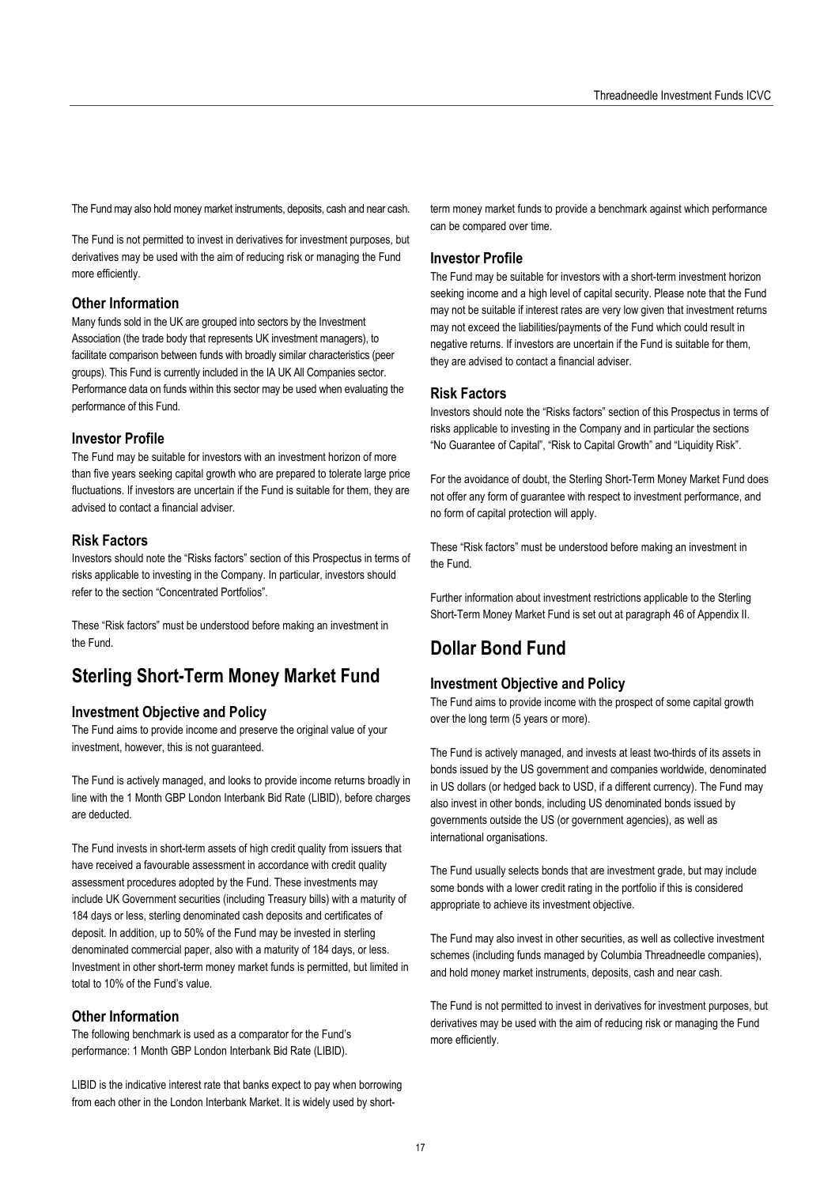The Fund may also hold money market instruments, deposits, cash and near cash.

The Fund is not permitted to invest in derivatives for investment purposes, but derivatives may be used with the aim of reducing risk or managing the Fund more efficiently.

### Other Information

Many funds sold in the UK are grouped into sectors by the Investment Association (the trade body that represents UK investment managers), to facilitate comparison between funds with broadly similar characteristics (peer groups). This Fund is currently included in the IA UK All Companies sector. Performance data on funds within this sector may be used when evaluating the performance of this Fund.

### Investor Profile

The Fund may be suitable for investors with an investment horizon of more than five years seeking capital growth who are prepared to tolerate large price fluctuations. If investors are uncertain if the Fund is suitable for them, they are advised to contact a financial adviser.

### Risk Factors

Investors should note the "Risks factors" section of this Prospectus in terms of risks applicable to investing in the Company. In particular, investors should refer to the section "Concentrated Portfolios".

These "Risk factors" must be understood before making an investment in the Fund.

## Sterling Short-Term Money Market Fund

### Investment Objective and Policy

The Fund aims to provide income and preserve the original value of your investment, however, this is not guaranteed.

The Fund is actively managed, and looks to provide income returns broadly in line with the 1 Month GBP London Interbank Bid Rate (LIBID), before charges are deducted.

The Fund invests in short-term assets of high credit quality from issuers that have received a favourable assessment in accordance with credit quality assessment procedures adopted by the Fund. These investments may include UK Government securities (including Treasury bills) with a maturity of 184 days or less, sterling denominated cash deposits and certificates of deposit. In addition, up to 50% of the Fund may be invested in sterling denominated commercial paper, also with a maturity of 184 days, or less. Investment in other short-term money market funds is permitted, but limited in total to 10% of the Fund's value.

### Other Information

The following benchmark is used as a comparator for the Fund's performance: 1 Month GBP London Interbank Bid Rate (LIBID).

LIBID is the indicative interest rate that banks expect to pay when borrowing from each other in the London Interbank Market. It is widely used by short-term money market funds to provide a benchmark against which performance can be compared over time.

### Investor Profile

The Fund may be suitable for investors with a short-term investment horizon seeking income and a high level of capital security. Please note that the Fund may not be suitable if interest rates are very low given that investment returns may not exceed the liabilities/payments of the Fund which could result in negative returns. If investors are uncertain if the Fund is suitable for them, they are advised to contact a financial adviser.

### Risk Factors

Investors should note the "Risks factors" section of this Prospectus in terms of risks applicable to investing in the Company and in particular the sections "No Guarantee of Capital", "Risk to Capital Growth" and "Liquidity Risk".

For the avoidance of doubt, the Sterling Short-Term Money Market Fund does not offer any form of guarantee with respect to investment performance, and no form of capital protection will apply.

These "Risk factors" must be understood before making an investment in the Fund.

Further information about investment restrictions applicable to the Sterling Short-Term Money Market Fund is set out at paragraph 46 of Appendix II.

## Dollar Bond Fund

### Investment Objective and Policy

The Fund aims to provide income with the prospect of some capital growth over the long term (5 years or more).

The Fund is actively managed, and invests at least two-thirds of its assets in bonds issued by the US government and companies worldwide, denominated in US dollars (or hedged back to USD, if a different currency). The Fund may also invest in other bonds, including US denominated bonds issued by governments outside the US (or government agencies), as well as international organisations.

The Fund usually selects bonds that are investment grade, but may include some bonds with a lower credit rating in the portfolio if this is considered appropriate to achieve its investment objective.

The Fund may also invest in other securities, as well as collective investment schemes (including funds managed by Columbia Threadneedle companies), and hold money market instruments, deposits, cash and near cash.

The Fund is not permitted to invest in derivatives for investment purposes, but derivatives may be used with the aim of reducing risk or managing the Fund more efficiently.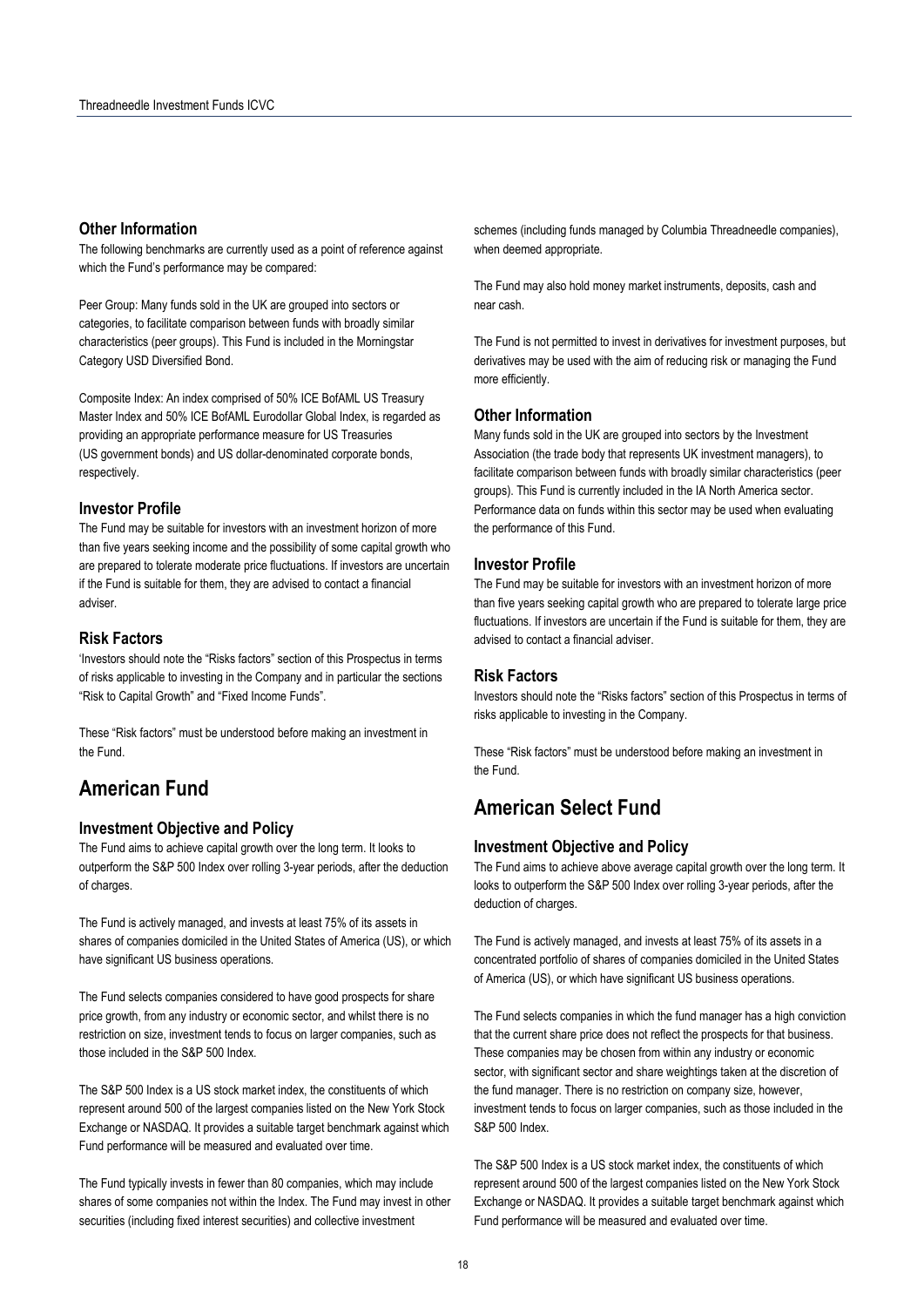### Other Information

The following benchmarks are currently used as a point of reference against which the Fund's performance may be compared:

Peer Group: Many funds sold in the UK are grouped into sectors or categories, to facilitate comparison between funds with broadly similar characteristics (peer groups). This Fund is included in the Morningstar Category USD Diversified Bond.

Composite Index: An index comprised of 50% ICE BofAML US Treasury Master Index and 50% ICE BofAML Eurodollar Global Index, is regarded as providing an appropriate performance measure for US Treasuries (US government bonds) and US dollar-denominated corporate bonds, respectively.

### Investor Profile

The Fund may be suitable for investors with an investment horizon of more than five years seeking income and the possibility of some capital growth who are prepared to tolerate moderate price fluctuations. If investors are uncertain if the Fund is suitable for them, they are advised to contact a financial adviser.

### Risk Factors

'Investors should note the "Risks factors" section of this Prospectus in terms of risks applicable to investing in the Company and in particular the sections "Risk to Capital Growth" and "Fixed Income Funds".

These "Risk factors" must be understood before making an investment in the Fund.

## American Fund

### Investment Objective and Policy

The Fund aims to achieve capital growth over the long term. It looks to outperform the S&P 500 Index over rolling 3-year periods, after the deduction of charges.

The Fund is actively managed, and invests at least 75% of its assets in shares of companies domiciled in the United States of America (US), or which have significant US business operations.

The Fund selects companies considered to have good prospects for share price growth, from any industry or economic sector, and whilst there is no restriction on size, investment tends to focus on larger companies, such as those included in the S&P 500 Index.

The S&P 500 Index is a US stock market index, the constituents of which represent around 500 of the largest companies listed on the New York Stock Exchange or NASDAQ. It provides a suitable target benchmark against which Fund performance will be measured and evaluated over time.

The Fund typically invests in fewer than 80 companies, which may include shares of some companies not within the Index. The Fund may invest in other securities (including fixed interest securities) and collective investment schemes (including funds managed by Columbia Threadneedle companies), when deemed appropriate.

The Fund may also hold money market instruments, deposits, cash and near cash.

The Fund is not permitted to invest in derivatives for investment purposes, but derivatives may be used with the aim of reducing risk or managing the Fund more efficiently.

### Other Information

Many funds sold in the UK are grouped into sectors by the Investment Association (the trade body that represents UK investment managers), to facilitate comparison between funds with broadly similar characteristics (peer groups). This Fund is currently included in the IA North America sector. Performance data on funds within this sector may be used when evaluating the performance of this Fund.

### Investor Profile

The Fund may be suitable for investors with an investment horizon of more than five years seeking capital growth who are prepared to tolerate large price fluctuations. If investors are uncertain if the Fund is suitable for them, they are advised to contact a financial adviser.

### Risk Factors

Investors should note the "Risks factors" section of this Prospectus in terms of risks applicable to investing in the Company.

These "Risk factors" must be understood before making an investment in the Fund.

## American Select Fund

### Investment Objective and Policy

The Fund aims to achieve above average capital growth over the long term. It looks to outperform the S&P 500 Index over rolling 3-year periods, after the deduction of charges.

The Fund is actively managed, and invests at least 75% of its assets in a concentrated portfolio of shares of companies domiciled in the United States of America (US), or which have significant US business operations.

The Fund selects companies in which the fund manager has a high conviction that the current share price does not reflect the prospects for that business. These companies may be chosen from within any industry or economic sector, with significant sector and share weightings taken at the discretion of the fund manager. There is no restriction on company size, however, investment tends to focus on larger companies, such as those included in the S&P 500 Index.

The S&P 500 Index is a US stock market index, the constituents of which represent around 500 of the largest companies listed on the New York Stock Exchange or NASDAQ. It provides a suitable target benchmark against which Fund performance will be measured and evaluated over time.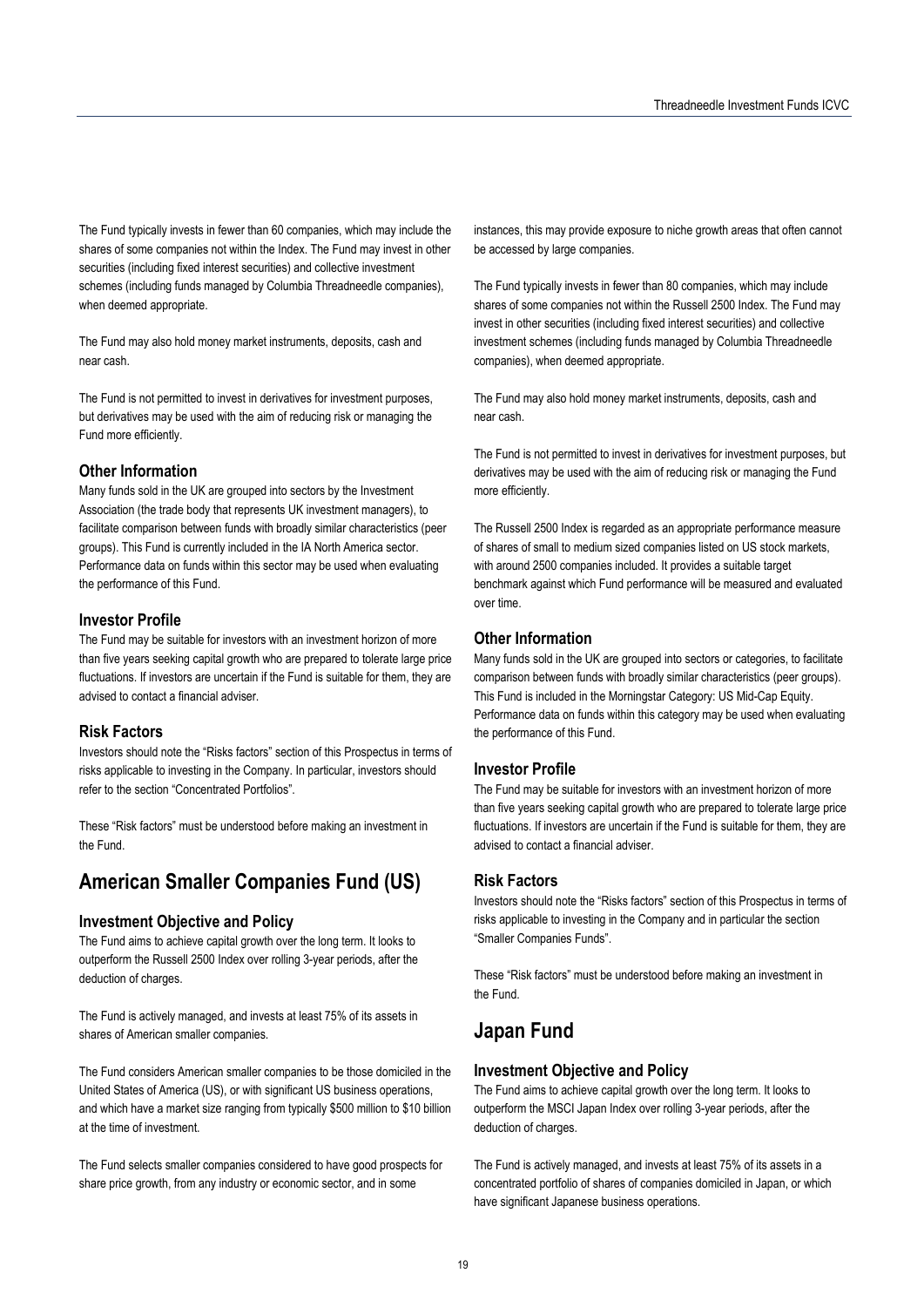The Fund typically invests in fewer than 60 companies, which may include the shares of some companies not within the Index. The Fund may invest in other securities (including fixed interest securities) and collective investment schemes (including funds managed by Columbia Threadneedle companies), when deemed appropriate.

The Fund may also hold money market instruments, deposits, cash and near cash.

The Fund is not permitted to invest in derivatives for investment purposes, but derivatives may be used with the aim of reducing risk or managing the Fund more efficiently.

### Other Information

Many funds sold in the UK are grouped into sectors by the Investment Association (the trade body that represents UK investment managers), to facilitate comparison between funds with broadly similar characteristics (peer groups). This Fund is currently included in the IA North America sector. Performance data on funds within this sector may be used when evaluating the performance of this Fund.

### Investor Profile

The Fund may be suitable for investors with an investment horizon of more than five years seeking capital growth who are prepared to tolerate large price fluctuations. If investors are uncertain if the Fund is suitable for them, they are advised to contact a financial adviser.

### Risk Factors

Investors should note the "Risks factors" section of this Prospectus in terms of risks applicable to investing in the Company. In particular, investors should refer to the section "Concentrated Portfolios".

These "Risk factors" must be understood before making an investment in the Fund.

## American Smaller Companies Fund (US)

### Investment Objective and Policy

The Fund aims to achieve capital growth over the long term. It looks to outperform the Russell 2500 Index over rolling 3-year periods, after the deduction of charges.

The Fund is actively managed, and invests at least 75% of its assets in shares of American smaller companies.

The Fund considers American smaller companies to be those domiciled in the United States of America (US), or with significant US business operations, and which have a market size ranging from typically \$500 million to \$10 billion at the time of investment.

The Fund selects smaller companies considered to have good prospects for share price growth, from any industry or economic sector, and in some instances, this may provide exposure to niche growth areas that often cannot be accessed by large companies.

The Fund typically invests in fewer than 80 companies, which may include shares of some companies not within the Russell 2500 Index. The Fund may invest in other securities (including fixed interest securities) and collective investment schemes (including funds managed by Columbia Threadneedle companies), when deemed appropriate.

The Fund may also hold money market instruments, deposits, cash and near cash.

The Fund is not permitted to invest in derivatives for investment purposes, but derivatives may be used with the aim of reducing risk or managing the Fund more efficiently.

The Russell 2500 Index is regarded as an appropriate performance measure of shares of small to medium sized companies listed on US stock markets, with around 2500 companies included. It provides a suitable target benchmark against which Fund performance will be measured and evaluated over time.

### Other Information

Many funds sold in the UK are grouped into sectors or categories, to facilitate comparison between funds with broadly similar characteristics (peer groups). This Fund is included in the Morningstar Category: US Mid-Cap Equity. Performance data on funds within this category may be used when evaluating the performance of this Fund.

### Investor Profile

The Fund may be suitable for investors with an investment horizon of more than five years seeking capital growth who are prepared to tolerate large price fluctuations. If investors are uncertain if the Fund is suitable for them, they are advised to contact a financial adviser.

### Risk Factors

Investors should note the "Risks factors" section of this Prospectus in terms of risks applicable to investing in the Company and in particular the section "Smaller Companies Funds".

These "Risk factors" must be understood before making an investment in the Fund.

## Japan Fund

### Investment Objective and Policy

The Fund aims to achieve capital growth over the long term. It looks to outperform the MSCI Japan Index over rolling 3-year periods, after the deduction of charges.

The Fund is actively managed, and invests at least 75% of its assets in a concentrated portfolio of shares of companies domiciled in Japan, or which have significant Japanese business operations.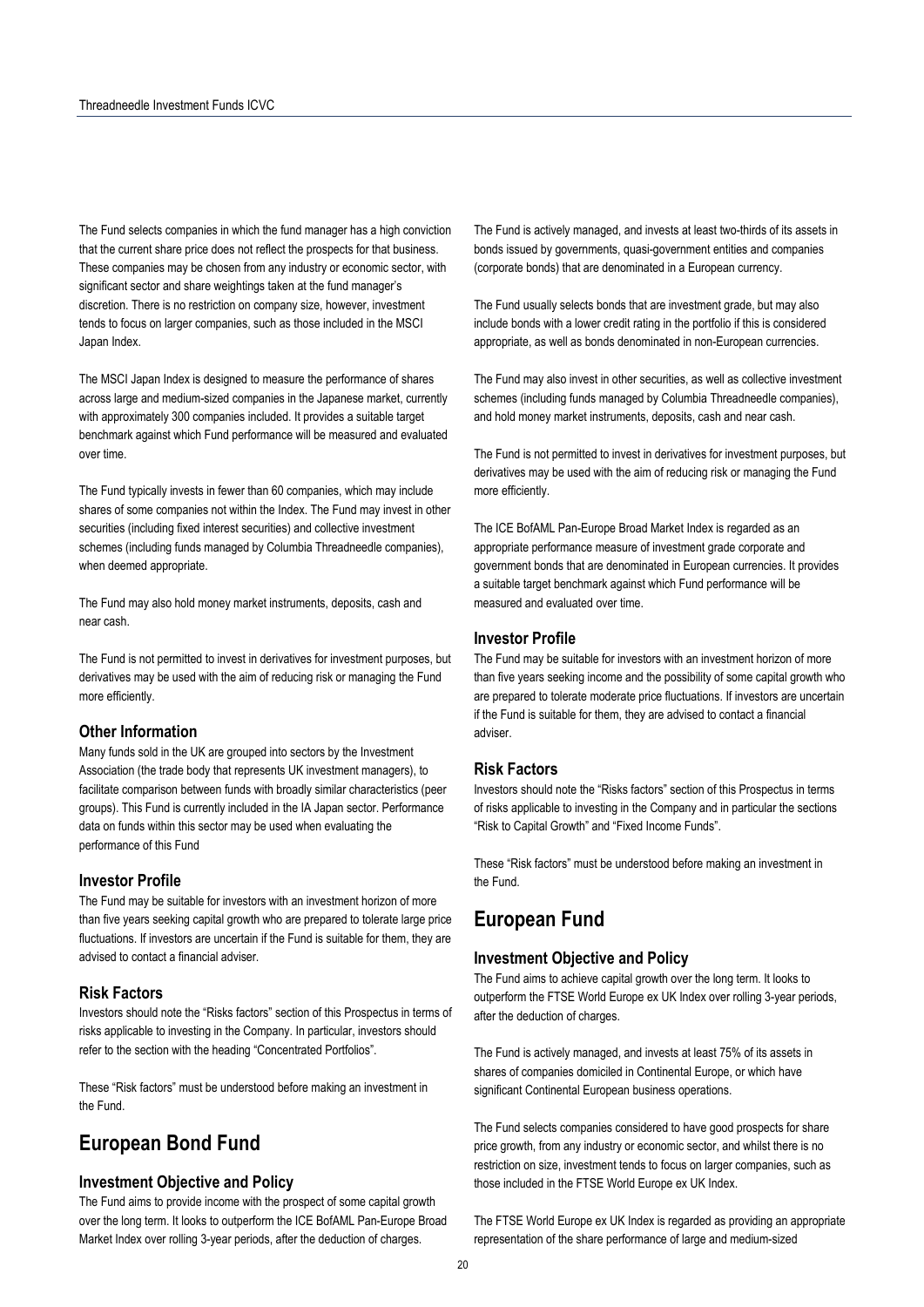The Fund selects companies in which the fund manager has a high conviction that the current share price does not reflect the prospects for that business. These companies may be chosen from any industry or economic sector, with significant sector and share weightings taken at the fund manager's discretion. There is no restriction on company size, however, investment tends to focus on larger companies, such as those included in the MSCI Japan Index.

The MSCI Japan Index is designed to measure the performance of shares across large and medium-sized companies in the Japanese market, currently with approximately 300 companies included. It provides a suitable target benchmark against which Fund performance will be measured and evaluated over time.

The Fund typically invests in fewer than 60 companies, which may include shares of some companies not within the Index. The Fund may invest in other securities (including fixed interest securities) and collective investment schemes (including funds managed by Columbia Threadneedle companies), when deemed appropriate.

The Fund may also hold money market instruments, deposits, cash and near cash.

The Fund is not permitted to invest in derivatives for investment purposes, but derivatives may be used with the aim of reducing risk or managing the Fund more efficiently.

### Other Information

Many funds sold in the UK are grouped into sectors by the Investment Association (the trade body that represents UK investment managers), to facilitate comparison between funds with broadly similar characteristics (peer groups). This Fund is currently included in the IA Japan sector. Performance data on funds within this sector may be used when evaluating the performance of this Fund

### Investor Profile

The Fund may be suitable for investors with an investment horizon of more than five years seeking capital growth who are prepared to tolerate large price fluctuations. If investors are uncertain if the Fund is suitable for them, they are advised to contact a financial adviser.

### Risk Factors

Investors should note the "Risks factors" section of this Prospectus in terms of risks applicable to investing in the Company. In particular, investors should refer to the section with the heading "Concentrated Portfolios".

These "Risk factors" must be understood before making an investment in the Fund.

## European Bond Fund

### Investment Objective and Policy

The Fund aims to provide income with the prospect of some capital growth over the long term. It looks to outperform the ICE BofAML Pan-Europe Broad Market Index over rolling 3-year periods, after the deduction of charges.

The Fund is actively managed, and invests at least two-thirds of its assets in bonds issued by governments, quasi-government entities and companies (corporate bonds) that are denominated in a European currency.

The Fund usually selects bonds that are investment grade, but may also include bonds with a lower credit rating in the portfolio if this is considered appropriate, as well as bonds denominated in non-European currencies.

The Fund may also invest in other securities, as well as collective investment schemes (including funds managed by Columbia Threadneedle companies), and hold money market instruments, deposits, cash and near cash.

The Fund is not permitted to invest in derivatives for investment purposes, but derivatives may be used with the aim of reducing risk or managing the Fund more efficiently.

The ICE BofAML Pan-Europe Broad Market Index is regarded as an appropriate performance measure of investment grade corporate and government bonds that are denominated in European currencies. It provides a suitable target benchmark against which Fund performance will be measured and evaluated over time.

### Investor Profile

The Fund may be suitable for investors with an investment horizon of more than five years seeking income and the possibility of some capital growth who are prepared to tolerate moderate price fluctuations. If investors are uncertain if the Fund is suitable for them, they are advised to contact a financial adviser.

### Risk Factors

Investors should note the "Risks factors" section of this Prospectus in terms of risks applicable to investing in the Company and in particular the sections "Risk to Capital Growth" and "Fixed Income Funds".

These "Risk factors" must be understood before making an investment in the Fund.

## European Fund

### Investment Objective and Policy

The Fund aims to achieve capital growth over the long term. It looks to outperform the FTSE World Europe ex UK Index over rolling 3-year periods, after the deduction of charges.

The Fund is actively managed, and invests at least 75% of its assets in shares of companies domiciled in Continental Europe, or which have significant Continental European business operations.

The Fund selects companies considered to have good prospects for share price growth, from any industry or economic sector, and whilst there is no restriction on size, investment tends to focus on larger companies, such as those included in the FTSE World Europe ex UK Index.

The FTSE World Europe ex UK Index is regarded as providing an appropriate representation of the share performance of large and medium-sized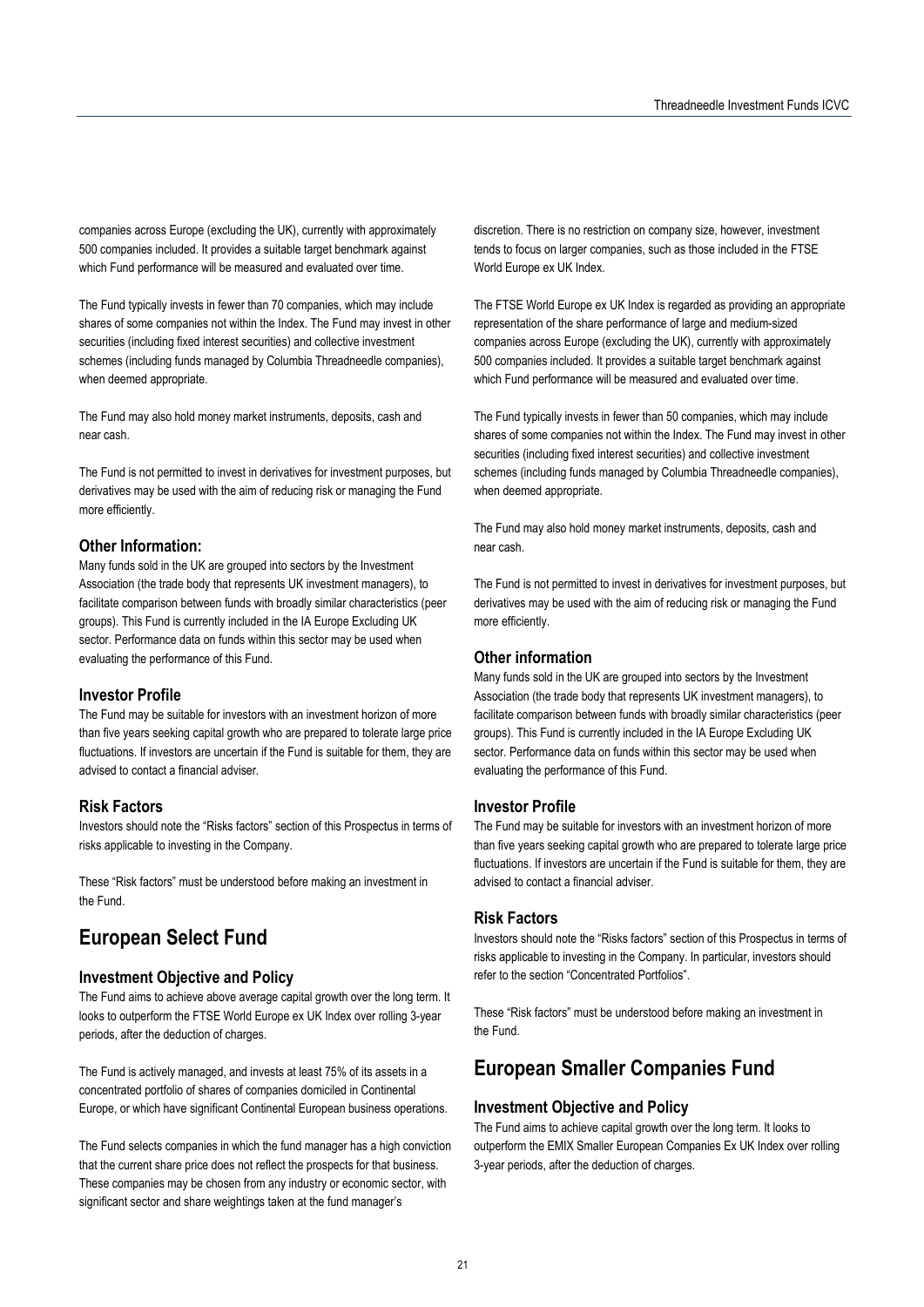companies across Europe (excluding the UK), currently with approximately 500 companies included. It provides a suitable target benchmark against which Fund performance will be measured and evaluated over time.

The Fund typically invests in fewer than 70 companies, which may include shares of some companies not within the Index. The Fund may invest in other securities (including fixed interest securities) and collective investment schemes (including funds managed by Columbia Threadneedle companies), when deemed appropriate.

The Fund may also hold money market instruments, deposits, cash and near cash.

The Fund is not permitted to invest in derivatives for investment purposes, but derivatives may be used with the aim of reducing risk or managing the Fund more efficiently.

### Other Information:

Many funds sold in the UK are grouped into sectors by the Investment Association (the trade body that represents UK investment managers), to facilitate comparison between funds with broadly similar characteristics (peer groups). This Fund is currently included in the IA Europe Excluding UK sector. Performance data on funds within this sector may be used when evaluating the performance of this Fund.

### Investor Profile

The Fund may be suitable for investors with an investment horizon of more than five years seeking capital growth who are prepared to tolerate large price fluctuations. If investors are uncertain if the Fund is suitable for them, they are advised to contact a financial adviser.

### Risk Factors

Investors should note the "Risks factors" section of this Prospectus in terms of risks applicable to investing in the Company.

These "Risk factors" must be understood before making an investment in the Fund.

## European Select Fund

### Investment Objective and Policy

The Fund aims to achieve above average capital growth over the long term. It looks to outperform the FTSE World Europe ex UK Index over rolling 3-year periods, after the deduction of charges.

The Fund is actively managed, and invests at least 75% of its assets in a concentrated portfolio of shares of companies domiciled in Continental Europe, or which have significant Continental European business operations.

The Fund selects companies in which the fund manager has a high conviction that the current share price does not reflect the prospects for that business. These companies may be chosen from any industry or economic sector, with significant sector and share weightings taken at the fund manager's discretion. There is no restriction on company size, however, investment tends to focus on larger companies, such as those included in the FTSE World Europe ex UK Index.

The FTSE World Europe ex UK Index is regarded as providing an appropriate representation of the share performance of large and medium-sized companies across Europe (excluding the UK), currently with approximately 500 companies included. It provides a suitable target benchmark against which Fund performance will be measured and evaluated over time.

The Fund typically invests in fewer than 50 companies, which may include shares of some companies not within the Index. The Fund may invest in other securities (including fixed interest securities) and collective investment schemes (including funds managed by Columbia Threadneedle companies), when deemed appropriate.

The Fund may also hold money market instruments, deposits, cash and near cash.

The Fund is not permitted to invest in derivatives for investment purposes, but derivatives may be used with the aim of reducing risk or managing the Fund more efficiently.

### Other information

Many funds sold in the UK are grouped into sectors by the Investment Association (the trade body that represents UK investment managers), to facilitate comparison between funds with broadly similar characteristics (peer groups). This Fund is currently included in the IA Europe Excluding UK sector. Performance data on funds within this sector may be used when evaluating the performance of this Fund.

### Investor Profile

The Fund may be suitable for investors with an investment horizon of more than five years seeking capital growth who are prepared to tolerate large price fluctuations. If investors are uncertain if the Fund is suitable for them, they are advised to contact a financial adviser.

### Risk Factors

Investors should note the "Risks factors" section of this Prospectus in terms of risks applicable to investing in the Company. In particular, investors should refer to the section "Concentrated Portfolios".

These "Risk factors" must be understood before making an investment in the Fund.

## European Smaller Companies Fund

### Investment Objective and Policy

The Fund aims to achieve capital growth over the long term. It looks to outperform the EMIX Smaller European Companies Ex UK Index over rolling 3-year periods, after the deduction of charges.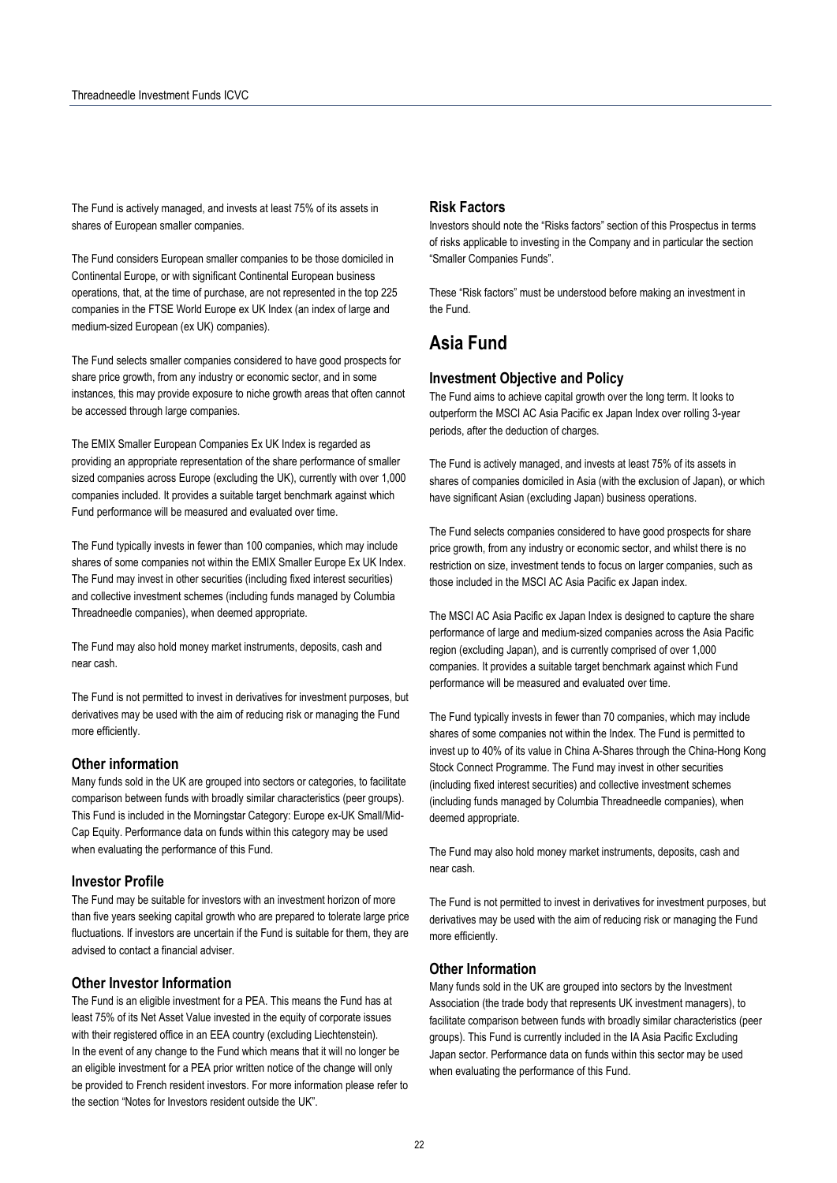The Fund is actively managed, and invests at least 75% of its assets in shares of European smaller companies.

The Fund considers European smaller companies to be those domiciled in Continental Europe, or with significant Continental European business operations, that, at the time of purchase, are not represented in the top 225 companies in the FTSE World Europe ex UK Index (an index of large and medium-sized European (ex UK) companies).

The Fund selects smaller companies considered to have good prospects for share price growth, from any industry or economic sector, and in some instances, this may provide exposure to niche growth areas that often cannot be accessed through large companies.

The EMIX Smaller European Companies Ex UK Index is regarded as providing an appropriate representation of the share performance of smaller sized companies across Europe (excluding the UK), currently with over 1,000 companies included. It provides a suitable target benchmark against which Fund performance will be measured and evaluated over time.

The Fund typically invests in fewer than 100 companies, which may include shares of some companies not within the EMIX Smaller Europe Ex UK Index. The Fund may invest in other securities (including fixed interest securities) and collective investment schemes (including funds managed by Columbia Threadneedle companies), when deemed appropriate.

The Fund may also hold money market instruments, deposits, cash and near cash.

The Fund is not permitted to invest in derivatives for investment purposes, but derivatives may be used with the aim of reducing risk or managing the Fund more efficiently.

### Other information

Many funds sold in the UK are grouped into sectors or categories, to facilitate comparison between funds with broadly similar characteristics (peer groups). This Fund is included in the Morningstar Category: Europe ex-UK Small/Mid-Cap Equity. Performance data on funds within this category may be used when evaluating the performance of this Fund.

### Investor Profile

The Fund may be suitable for investors with an investment horizon of more than five years seeking capital growth who are prepared to tolerate large price fluctuations. If investors are uncertain if the Fund is suitable for them, they are advised to contact a financial adviser.

### Other Investor Information

The Fund is an eligible investment for a PEA. This means the Fund has at least 75% of its Net Asset Value invested in the equity of corporate issues with their registered office in an EEA country (excluding Liechtenstein). In the event of any change to the Fund which means that it will no longer be an eligible investment for a PEA prior written notice of the change will only be provided to French resident investors. For more information please refer to the section "Notes for Investors resident outside the UK".

### Risk Factors

Investors should note the "Risks factors" section of this Prospectus in terms of risks applicable to investing in the Company and in particular the section "Smaller Companies Funds".

These "Risk factors" must be understood before making an investment in the Fund.

## Asia Fund

### Investment Objective and Policy

The Fund aims to achieve capital growth over the long term. It looks to outperform the MSCI AC Asia Pacific ex Japan Index over rolling 3-year periods, after the deduction of charges.

The Fund is actively managed, and invests at least 75% of its assets in shares of companies domiciled in Asia (with the exclusion of Japan), or which have significant Asian (excluding Japan) business operations.

The Fund selects companies considered to have good prospects for share price growth, from any industry or economic sector, and whilst there is no restriction on size, investment tends to focus on larger companies, such as those included in the MSCI AC Asia Pacific ex Japan index.

The MSCI AC Asia Pacific ex Japan Index is designed to capture the share performance of large and medium-sized companies across the Asia Pacific region (excluding Japan), and is currently comprised of over 1,000 companies. It provides a suitable target benchmark against which Fund performance will be measured and evaluated over time.

The Fund typically invests in fewer than 70 companies, which may include shares of some companies not within the Index. The Fund is permitted to invest up to 40% of its value in China A-Shares through the China-Hong Kong Stock Connect Programme. The Fund may invest in other securities (including fixed interest securities) and collective investment schemes (including funds managed by Columbia Threadneedle companies), when deemed appropriate.

The Fund may also hold money market instruments, deposits, cash and near cash.

The Fund is not permitted to invest in derivatives for investment purposes, but derivatives may be used with the aim of reducing risk or managing the Fund more efficiently.

### Other Information

Many funds sold in the UK are grouped into sectors by the Investment Association (the trade body that represents UK investment managers), to facilitate comparison between funds with broadly similar characteristics (peer groups). This Fund is currently included in the IA Asia Pacific Excluding Japan sector. Performance data on funds within this sector may be used when evaluating the performance of this Fund.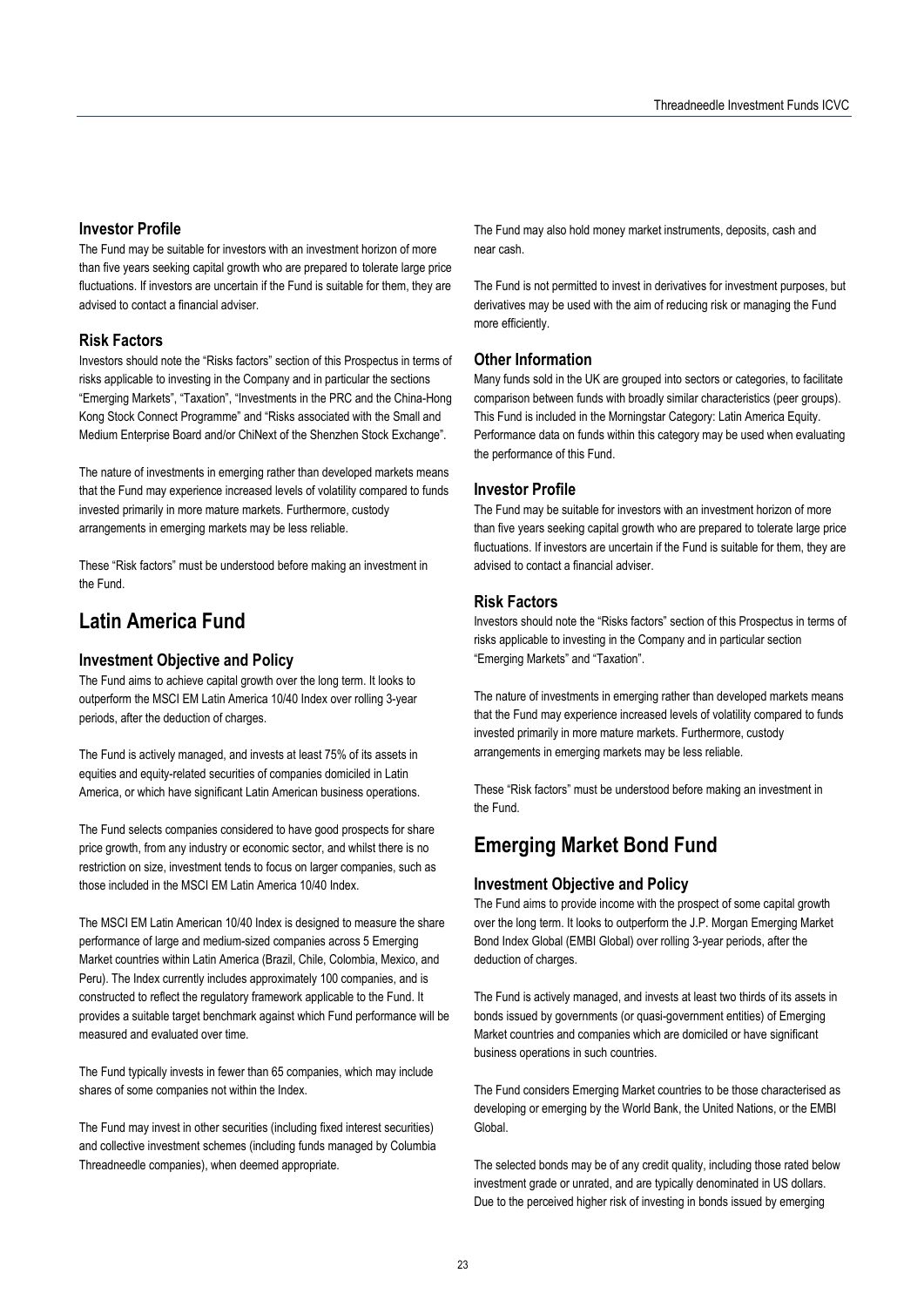### Investor Profile

The Fund may be suitable for investors with an investment horizon of more than five years seeking capital growth who are prepared to tolerate large price fluctuations. If investors are uncertain if the Fund is suitable for them, they are advised to contact a financial adviser.

### Risk Factors

Investors should note the "Risks factors" section of this Prospectus in terms of risks applicable to investing in the Company and in particular the sections "Emerging Markets", "Taxation", "Investments in the PRC and the China-Hong Kong Stock Connect Programme" and "Risks associated with the Small and Medium Enterprise Board and/or ChiNext of the Shenzhen Stock Exchange".

The nature of investments in emerging rather than developed markets means that the Fund may experience increased levels of volatility compared to funds invested primarily in more mature markets. Furthermore, custody arrangements in emerging markets may be less reliable.

These "Risk factors" must be understood before making an investment in the Fund.

## Latin America Fund

### Investment Objective and Policy

The Fund aims to achieve capital growth over the long term. It looks to outperform the MSCI EM Latin America 10/40 Index over rolling 3-year periods, after the deduction of charges.

The Fund is actively managed, and invests at least 75% of its assets in equities and equity-related securities of companies domiciled in Latin America, or which have significant Latin American business operations.

The Fund selects companies considered to have good prospects for share price growth, from any industry or economic sector, and whilst there is no restriction on size, investment tends to focus on larger companies, such as those included in the MSCI EM Latin America 10/40 Index.

The MSCI EM Latin American 10/40 Index is designed to measure the share performance of large and medium-sized companies across 5 Emerging Market countries within Latin America (Brazil, Chile, Colombia, Mexico, and Peru). The Index currently includes approximately 100 companies, and is constructed to reflect the regulatory framework applicable to the Fund. It provides a suitable target benchmark against which Fund performance will be measured and evaluated over time.

The Fund typically invests in fewer than 65 companies, which may include shares of some companies not within the Index.

The Fund may invest in other securities (including fixed interest securities) and collective investment schemes (including funds managed by Columbia Threadneedle companies), when deemed appropriate.

The Fund may also hold money market instruments, deposits, cash and near cash.

The Fund is not permitted to invest in derivatives for investment purposes, but derivatives may be used with the aim of reducing risk or managing the Fund more efficiently.

### Other Information

Many funds sold in the UK are grouped into sectors or categories, to facilitate comparison between funds with broadly similar characteristics (peer groups). This Fund is included in the Morningstar Category: Latin America Equity. Performance data on funds within this category may be used when evaluating the performance of this Fund.

### Investor Profile

The Fund may be suitable for investors with an investment horizon of more than five years seeking capital growth who are prepared to tolerate large price fluctuations. If investors are uncertain if the Fund is suitable for them, they are advised to contact a financial adviser.

### Risk Factors

Investors should note the "Risks factors" section of this Prospectus in terms of risks applicable to investing in the Company and in particular section "Emerging Markets" and "Taxation".

The nature of investments in emerging rather than developed markets means that the Fund may experience increased levels of volatility compared to funds invested primarily in more mature markets. Furthermore, custody arrangements in emerging markets may be less reliable.

These "Risk factors" must be understood before making an investment in the Fund.

## Emerging Market Bond Fund

### Investment Objective and Policy

The Fund aims to provide income with the prospect of some capital growth over the long term. It looks to outperform the J.P. Morgan Emerging Market Bond Index Global (EMBI Global) over rolling 3-year periods, after the deduction of charges.

The Fund is actively managed, and invests at least two thirds of its assets in bonds issued by governments (or quasi-government entities) of Emerging Market countries and companies which are domiciled or have significant business operations in such countries.

The Fund considers Emerging Market countries to be those characterised as developing or emerging by the World Bank, the United Nations, or the EMBI Global.

The selected bonds may be of any credit quality, including those rated below investment grade or unrated, and are typically denominated in US dollars. Due to the perceived higher risk of investing in bonds issued by emerging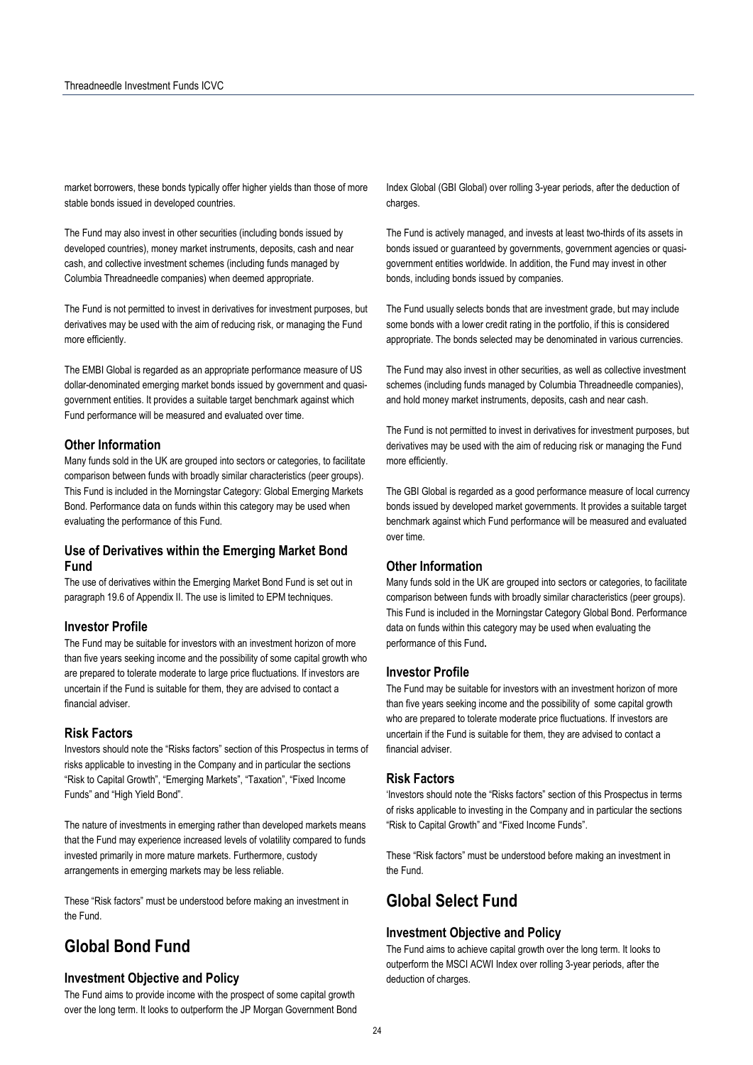market borrowers, these bonds typically offer higher yields than those of more stable bonds issued in developed countries.

The Fund may also invest in other securities (including bonds issued by developed countries), money market instruments, deposits, cash and near cash, and collective investment schemes (including funds managed by Columbia Threadneedle companies) when deemed appropriate.

The Fund is not permitted to invest in derivatives for investment purposes, but derivatives may be used with the aim of reducing risk, or managing the Fund more efficiently.

The EMBI Global is regarded as an appropriate performance measure of US dollar-denominated emerging market bonds issued by government and quasi-government entities. It provides a suitable target benchmark against which Fund performance will be measured and evaluated over time.

### Other Information

Many funds sold in the UK are grouped into sectors or categories, to facilitate comparison between funds with broadly similar characteristics (peer groups). This Fund is included in the Morningstar Category: Global Emerging Markets Bond. Performance data on funds within this category may be used when evaluating the performance of this Fund.

### Use of Derivatives within the Emerging Market Bond Fund

The use of derivatives within the Emerging Market Bond Fund is set out in paragraph 19.6 of Appendix II. The use is limited to EPM techniques.

### Investor Profile

The Fund may be suitable for investors with an investment horizon of more than five years seeking income and the possibility of some capital growth who are prepared to tolerate moderate to large price fluctuations. If investors are uncertain if the Fund is suitable for them, they are advised to contact a financial adviser.

### Risk Factors

Investors should note the "Risks factors" section of this Prospectus in terms of risks applicable to investing in the Company and in particular the sections "Risk to Capital Growth", "Emerging Markets", "Taxation", "Fixed Income Funds" and "High Yield Bond".

The nature of investments in emerging rather than developed markets means that the Fund may experience increased levels of volatility compared to funds invested primarily in more mature markets. Furthermore, custody arrangements in emerging markets may be less reliable.

These "Risk factors" must be understood before making an investment in the Fund.

## Global Bond Fund

### Investment Objective and Policy

The Fund aims to provide income with the prospect of some capital growth over the long term. It looks to outperform the JP Morgan Government Bond Index Global (GBI Global) over rolling 3-year periods, after the deduction of charges.

The Fund is actively managed, and invests at least two-thirds of its assets in bonds issued or guaranteed by governments, government agencies or quasi-government entities worldwide. In addition, the Fund may invest in other bonds, including bonds issued by companies.

The Fund usually selects bonds that are investment grade, but may include some bonds with a lower credit rating in the portfolio, if this is considered appropriate. The bonds selected may be denominated in various currencies.

The Fund may also invest in other securities, as well as collective investment schemes (including funds managed by Columbia Threadneedle companies), and hold money market instruments, deposits, cash and near cash.

The Fund is not permitted to invest in derivatives for investment purposes, but derivatives may be used with the aim of reducing risk or managing the Fund more efficiently.

The GBI Global is regarded as a good performance measure of local currency bonds issued by developed market governments. It provides a suitable target benchmark against which Fund performance will be measured and evaluated over time.

### Other Information

Many funds sold in the UK are grouped into sectors or categories, to facilitate comparison between funds with broadly similar characteristics (peer groups). This Fund is included in the Morningstar Category Global Bond. Performance data on funds within this category may be used when evaluating the performance of this Fund.

### Investor Profile

The Fund may be suitable for investors with an investment horizon of more than five years seeking income and the possibility of some capital growth who are prepared to tolerate moderate price fluctuations. If investors are uncertain if the Fund is suitable for them, they are advised to contact a financial adviser.

### Risk Factors

'Investors should note the "Risks factors" section of this Prospectus in terms of risks applicable to investing in the Company and in particular the sections "Risk to Capital Growth" and "Fixed Income Funds".

These "Risk factors" must be understood before making an investment in the Fund.

## Global Select Fund

### Investment Objective and Policy

The Fund aims to achieve capital growth over the long term. It looks to outperform the MSCI ACWI Index over rolling 3-year periods, after the deduction of charges.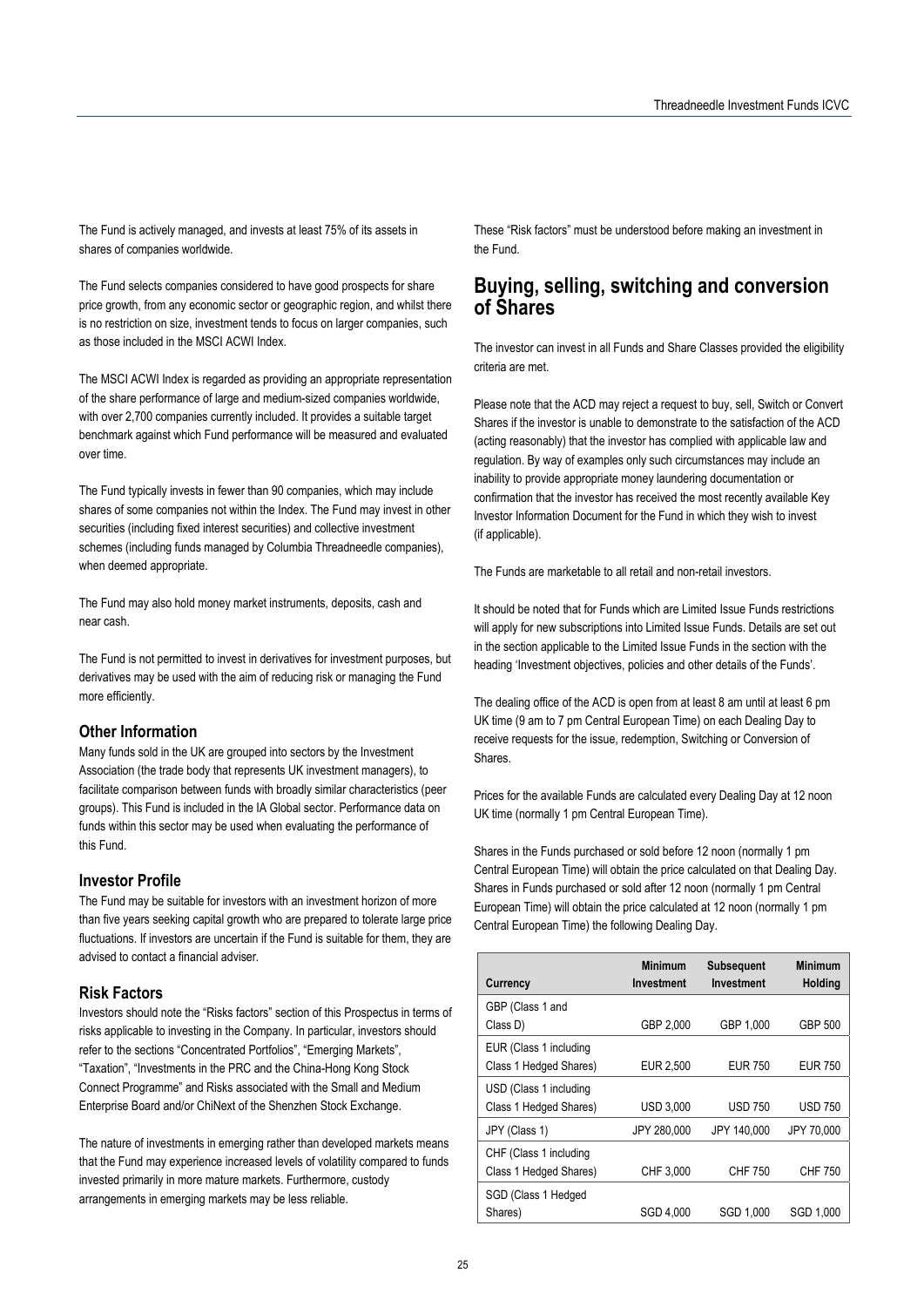The Fund is actively managed, and invests at least 75% of its assets in shares of companies worldwide.

The Fund selects companies considered to have good prospects for share price growth, from any economic sector or geographic region, and whilst there is no restriction on size, investment tends to focus on larger companies, such as those included in the MSCI ACWI Index.

The MSCI ACWI Index is regarded as providing an appropriate representation of the share performance of large and medium-sized companies worldwide, with over 2,700 companies currently included. It provides a suitable target benchmark against which Fund performance will be measured and evaluated over time.

The Fund typically invests in fewer than 90 companies, which may include shares of some companies not within the Index. The Fund may invest in other securities (including fixed interest securities) and collective investment schemes (including funds managed by Columbia Threadneedle companies), when deemed appropriate.

The Fund may also hold money market instruments, deposits, cash and near cash.

The Fund is not permitted to invest in derivatives for investment purposes, but derivatives may be used with the aim of reducing risk or managing the Fund more efficiently.

### Other Information

Many funds sold in the UK are grouped into sectors by the Investment Association (the trade body that represents UK investment managers), to facilitate comparison between funds with broadly similar characteristics (peer groups). This Fund is included in the IA Global sector. Performance data on funds within this sector may be used when evaluating the performance of this Fund.

### Investor Profile

The Fund may be suitable for investors with an investment horizon of more than five years seeking capital growth who are prepared to tolerate large price fluctuations. If investors are uncertain if the Fund is suitable for them, they are advised to contact a financial adviser.

### Risk Factors

Investors should note the "Risks factors" section of this Prospectus in terms of risks applicable to investing in the Company. In particular, investors should refer to the sections "Concentrated Portfolios", "Emerging Markets", "Taxation", "Investments in the PRC and the China-Hong Kong Stock Connect Programme" and Risks associated with the Small and Medium Enterprise Board and/or ChiNext of the Shenzhen Stock Exchange.

The nature of investments in emerging rather than developed markets means that the Fund may experience increased levels of volatility compared to funds invested primarily in more mature markets. Furthermore, custody arrangements in emerging markets may be less reliable.

These "Risk factors" must be understood before making an investment in the Fund.

## Buying, selling, switching and conversion of Shares

The investor can invest in all Funds and Share Classes provided the eligibility criteria are met.

Please note that the ACD may reject a request to buy, sell, Switch or Convert Shares if the investor is unable to demonstrate to the satisfaction of the ACD (acting reasonably) that the investor has complied with applicable law and regulation. By way of examples only such circumstances may include an inability to provide appropriate money laundering documentation or confirmation that the investor has received the most recently available Key Investor Information Document for the Fund in which they wish to invest (if applicable).

The Funds are marketable to all retail and non-retail investors.

It should be noted that for Funds which are Limited Issue Funds restrictions will apply for new subscriptions into Limited Issue Funds. Details are set out in the section applicable to the Limited Issue Funds in the section with the heading 'Investment objectives, policies and other details of the Funds'.

The dealing office of the ACD is open from at least 8 am until at least 6 pm UK time (9 am to 7 pm Central European Time) on each Dealing Day to receive requests for the issue, redemption, Switching or Conversion of Shares.

Prices for the available Funds are calculated every Dealing Day at 12 noon UK time (normally 1 pm Central European Time).

Shares in the Funds purchased or sold before 12 noon (normally 1 pm Central European Time) will obtain the price calculated on that Dealing Day. Shares in Funds purchased or sold after 12 noon (normally 1 pm Central European Time) will obtain the price calculated at 12 noon (normally 1 pm Central European Time) the following Dealing Day.

| Currency | Minimum Investment | Subsequent Investment | Minimum Holding |
|---|---|---|---|
| GBP (Class 1 and Class D) | GBP 2,000 | GBP 1,000 | GBP 500 |
| EUR (Class 1 including Class 1 Hedged Shares) | EUR 2,500 | EUR 750 | EUR 750 |
| USD (Class 1 including Class 1 Hedged Shares) | USD 3,000 | USD 750 | USD 750 |
| JPY (Class 1) | JPY 280,000 | JPY 140,000 | JPY 70,000 |
| CHF (Class 1 including Class 1 Hedged Shares) | CHF 3,000 | CHF 750 | CHF 750 |
| SGD (Class 1 Hedged Shares) | SGD 4,000 | SGD 1,000 | SGD 1,000 |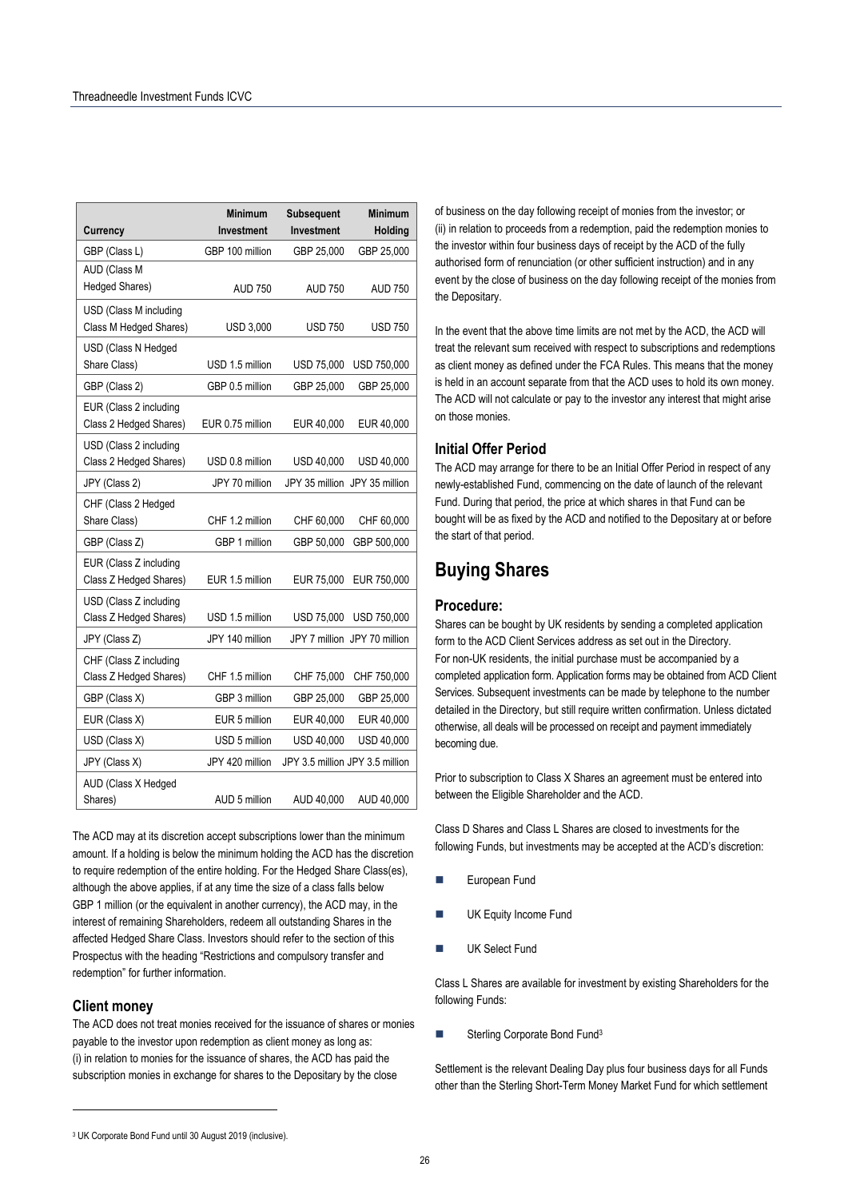| Currency | Minimum Investment | Subsequent Investment | Minimum Holding |
|---|---|---|---|
| GBP (Class L) | GBP 100 million | GBP 25,000 | GBP 25,000 |
| AUD (Class M Hedged Shares) | AUD 750 | AUD 750 | AUD 750 |
| USD (Class M including Class M Hedged Shares) | USD 3,000 | USD 750 | USD 750 |
| USD (Class N Hedged Share Class) | USD 1.5 million | USD 75,000 | USD 750,000 |
| GBP (Class 2) | GBP 0.5 million | GBP 25,000 | GBP 25,000 |
| EUR (Class 2 including Class 2 Hedged Shares) | EUR 0.75 million | EUR 40,000 | EUR 40,000 |
| USD (Class 2 including Class 2 Hedged Shares) | USD 0.8 million | USD 40,000 | USD 40,000 |
| JPY (Class 2) | JPY 70 million | JPY 35 million | JPY 35 million |
| CHF (Class 2 Hedged Share Class) | CHF 1.2 million | CHF 60,000 | CHF 60,000 |
| GBP (Class Z) | GBP 1 million | GBP 50,000 | GBP 500,000 |
| EUR (Class Z including Class Z Hedged Shares) | EUR 1.5 million | EUR 75,000 | EUR 750,000 |
| USD (Class Z including Class Z Hedged Shares) | USD 1.5 million | USD 75,000 | USD 750,000 |
| JPY (Class Z) | JPY 140 million | JPY 7 million | JPY 70 million |
| CHF (Class Z including Class Z Hedged Shares) | CHF 1.5 million | CHF 75,000 | CHF 750,000 |
| GBP (Class X) | GBP 3 million | GBP 25,000 | GBP 25,000 |
| EUR (Class X) | EUR 5 million | EUR 40,000 | EUR 40,000 |
| USD (Class X) | USD 5 million | USD 40,000 | USD 40,000 |
| JPY (Class X) | JPY 420 million | JPY 3.5 million | JPY 3.5 million |
| AUD (Class X Hedged Shares) | AUD 5 million | AUD 40,000 | AUD 40,000 |

The ACD may at its discretion accept subscriptions lower than the minimum amount. If a holding is below the minimum holding the ACD has the discretion to require redemption of the entire holding. For the Hedged Share Class(es), although the above applies, if at any time the size of a class falls below GBP 1 million (or the equivalent in another currency), the ACD may, in the interest of remaining Shareholders, redeem all outstanding Shares in the affected Hedged Share Class. Investors should refer to the section of this Prospectus with the heading "Restrictions and compulsory transfer and redemption" for further information.

### Client money

The ACD does not treat monies received for the issuance of shares or monies payable to the investor upon redemption as client money as long as:
(i) in relation to monies for the issuance of shares, the ACD has paid the subscription monies in exchange for shares to the Depositary by the close of business on the day following receipt of monies from the investor; or
(ii) in relation to proceeds from a redemption, paid the redemption monies to the investor within four business days of receipt by the ACD of the fully authorised form of renunciation (or other sufficient instruction) and in any event by the close of business on the day following receipt of the monies from the Depositary.

In the event that the above time limits are not met by the ACD, the ACD will treat the relevant sum received with respect to subscriptions and redemptions as client money as defined under the FCA Rules. This means that the money is held in an account separate from that the ACD uses to hold its own money. The ACD will not calculate or pay to the investor any interest that might arise on those monies.

### Initial Offer Period

The ACD may arrange for there to be an Initial Offer Period in respect of any newly-established Fund, commencing on the date of launch of the relevant Fund. During that period, the price at which shares in that Fund can be bought will be as fixed by the ACD and notified to the Depositary at or before the start of that period.

## Buying Shares

### Procedure:

Shares can be bought by UK residents by sending a completed application form to the ACD Client Services address as set out in the Directory.
For non-UK residents, the initial purchase must be accompanied by a completed application form. Application forms may be obtained from ACD Client Services. Subsequent investments can be made by telephone to the number detailed in the Directory, but still require written confirmation. Unless dictated otherwise, all deals will be processed on receipt and payment immediately becoming due.

Prior to subscription to Class X Shares an agreement must be entered into between the Eligible Shareholder and the ACD.

Class D Shares and Class L Shares are closed to investments for the following Funds, but investments may be accepted at the ACD's discretion:

- European Fund
- UK Equity Income Fund
- UK Select Fund

Class L Shares are available for investment by existing Shareholders for the following Funds:

- Sterling Corporate Bond Fund[3]

Settlement is the relevant Dealing Day plus four business days for all Funds other than the Sterling Short-Term Money Market Fund for which settlement

[3] UK Corporate Bond Fund until 30 August 2019 (inclusive).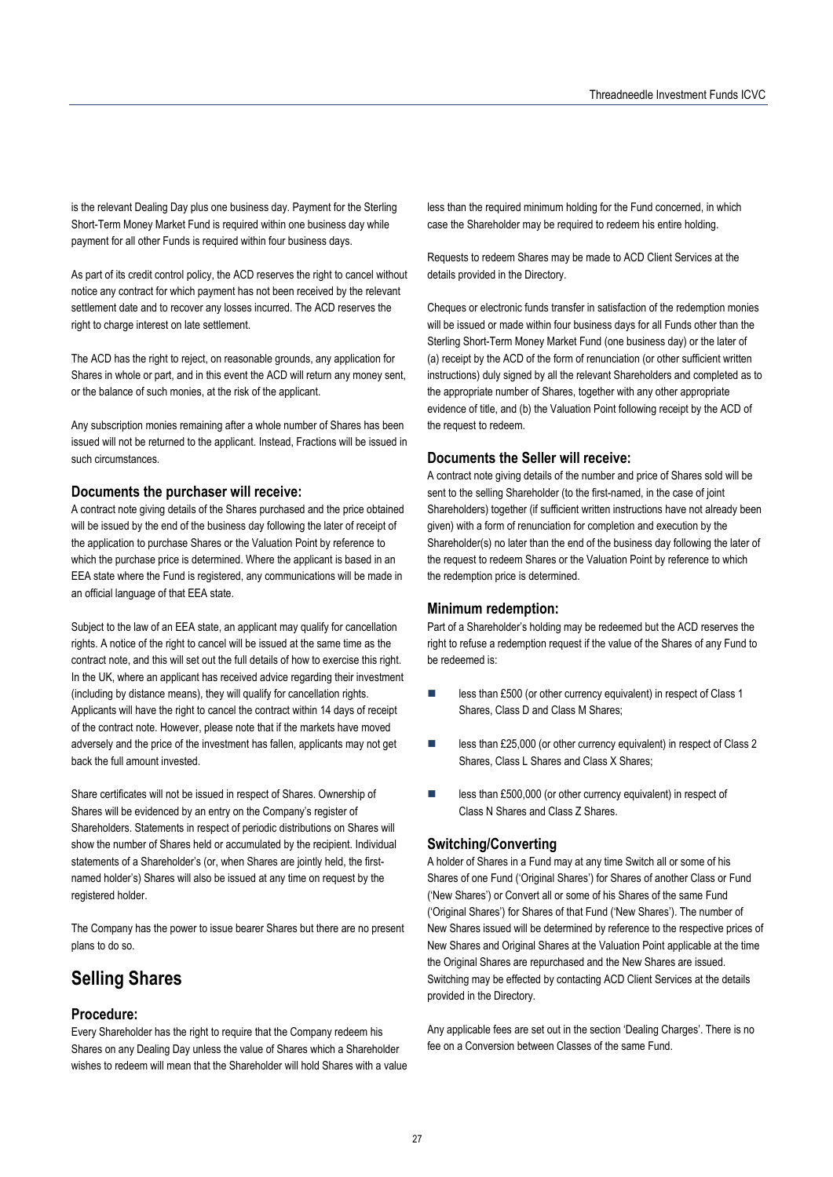is the relevant Dealing Day plus one business day. Payment for the Sterling Short-Term Money Market Fund is required within one business day while payment for all other Funds is required within four business days.

As part of its credit control policy, the ACD reserves the right to cancel without notice any contract for which payment has not been received by the relevant settlement date and to recover any losses incurred. The ACD reserves the right to charge interest on late settlement.

The ACD has the right to reject, on reasonable grounds, any application for Shares in whole or part, and in this event the ACD will return any money sent, or the balance of such monies, at the risk of the applicant.

Any subscription monies remaining after a whole number of Shares has been issued will not be returned to the applicant. Instead, Fractions will be issued in such circumstances.

### Documents the purchaser will receive:

A contract note giving details of the Shares purchased and the price obtained will be issued by the end of the business day following the later of receipt of the application to purchase Shares or the Valuation Point by reference to which the purchase price is determined. Where the applicant is based in an EEA state where the Fund is registered, any communications will be made in an official language of that EEA state.

Subject to the law of an EEA state, an applicant may qualify for cancellation rights. A notice of the right to cancel will be issued at the same time as the contract note, and this will set out the full details of how to exercise this right. In the UK, where an applicant has received advice regarding their investment (including by distance means), they will qualify for cancellation rights. Applicants will have the right to cancel the contract within 14 days of receipt of the contract note. However, please note that if the markets have moved adversely and the price of the investment has fallen, applicants may not get back the full amount invested.

Share certificates will not be issued in respect of Shares. Ownership of Shares will be evidenced by an entry on the Company's register of Shareholders. Statements in respect of periodic distributions on Shares will show the number of Shares held or accumulated by the recipient. Individual statements of a Shareholder's (or, when Shares are jointly held, the first-named holder's) Shares will also be issued at any time on request by the registered holder.

The Company has the power to issue bearer Shares but there are no present plans to do so.

## Selling Shares

### Procedure:

Every Shareholder has the right to require that the Company redeem his Shares on any Dealing Day unless the value of Shares which a Shareholder wishes to redeem will mean that the Shareholder will hold Shares with a value less than the required minimum holding for the Fund concerned, in which case the Shareholder may be required to redeem his entire holding.

Requests to redeem Shares may be made to ACD Client Services at the details provided in the Directory.

Cheques or electronic funds transfer in satisfaction of the redemption monies will be issued or made within four business days for all Funds other than the Sterling Short-Term Money Market Fund (one business day) or the later of (a) receipt by the ACD of the form of renunciation (or other sufficient written instructions) duly signed by all the relevant Shareholders and completed as to the appropriate number of Shares, together with any other appropriate evidence of title, and (b) the Valuation Point following receipt by the ACD of the request to redeem.

### Documents the Seller will receive:

A contract note giving details of the number and price of Shares sold will be sent to the selling Shareholder (to the first-named, in the case of joint Shareholders) together (if sufficient written instructions have not already been given) with a form of renunciation for completion and execution by the Shareholder(s) no later than the end of the business day following the later of the request to redeem Shares or the Valuation Point by reference to which the redemption price is determined.

### Minimum redemption:

Part of a Shareholder's holding may be redeemed but the ACD reserves the right to refuse a redemption request if the value of the Shares of any Fund to be redeemed is:

- less than £500 (or other currency equivalent) in respect of Class 1 Shares, Class D and Class M Shares;
- less than £25,000 (or other currency equivalent) in respect of Class 2 Shares, Class L Shares and Class X Shares;
- less than £500,000 (or other currency equivalent) in respect of Class N Shares and Class Z Shares.

### Switching/Converting

A holder of Shares in a Fund may at any time Switch all or some of his Shares of one Fund ('Original Shares') for Shares of another Class or Fund ('New Shares') or Convert all or some of his Shares of the same Fund ('Original Shares') for Shares of that Fund ('New Shares'). The number of New Shares issued will be determined by reference to the respective prices of New Shares and Original Shares at the Valuation Point applicable at the time the Original Shares are repurchased and the New Shares are issued. Switching may be effected by contacting ACD Client Services at the details provided in the Directory.

Any applicable fees are set out in the section 'Dealing Charges'. There is no fee on a Conversion between Classes of the same Fund.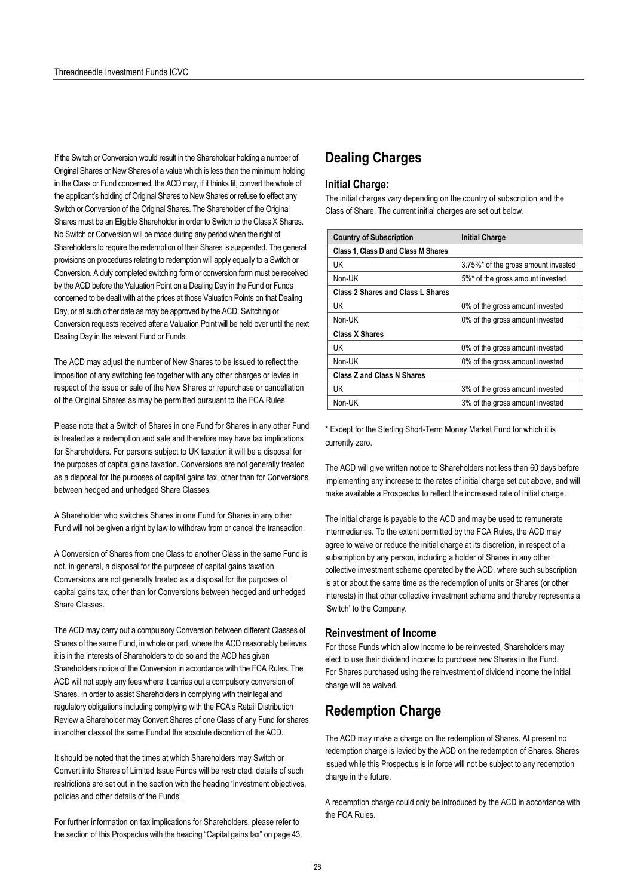If the Switch or Conversion would result in the Shareholder holding a number of Original Shares or New Shares of a value which is less than the minimum holding in the Class or Fund concerned, the ACD may, if it thinks fit, convert the whole of the applicant's holding of Original Shares to New Shares or refuse to effect any Switch or Conversion of the Original Shares. The Shareholder of the Original Shares must be an Eligible Shareholder in order to Switch to the Class X Shares. No Switch or Conversion will be made during any period when the right of Shareholders to require the redemption of their Shares is suspended. The general provisions on procedures relating to redemption will apply equally to a Switch or Conversion. A duly completed switching form or conversion form must be received by the ACD before the Valuation Point on a Dealing Day in the Fund or Funds concerned to be dealt with at the prices at those Valuation Points on that Dealing Day, or at such other date as may be approved by the ACD. Switching or Conversion requests received after a Valuation Point will be held over until the next Dealing Day in the relevant Fund or Funds.

The ACD may adjust the number of New Shares to be issued to reflect the imposition of any switching fee together with any other charges or levies in respect of the issue or sale of the New Shares or repurchase or cancellation of the Original Shares as may be permitted pursuant to the FCA Rules.

Please note that a Switch of Shares in one Fund for Shares in any other Fund is treated as a redemption and sale and therefore may have tax implications for Shareholders. For persons subject to UK taxation it will be a disposal for the purposes of capital gains taxation. Conversions are not generally treated as a disposal for the purposes of capital gains tax, other than for Conversions between hedged and unhedged Share Classes.

A Shareholder who switches Shares in one Fund for Shares in any other Fund will not be given a right by law to withdraw from or cancel the transaction.

A Conversion of Shares from one Class to another Class in the same Fund is not, in general, a disposal for the purposes of capital gains taxation. Conversions are not generally treated as a disposal for the purposes of capital gains tax, other than for Conversions between hedged and unhedged Share Classes.

The ACD may carry out a compulsory Conversion between different Classes of Shares of the same Fund, in whole or part, where the ACD reasonably believes it is in the interests of Shareholders to do so and the ACD has given Shareholders notice of the Conversion in accordance with the FCA Rules. The ACD will not apply any fees where it carries out a compulsory conversion of Shares. In order to assist Shareholders in complying with their legal and regulatory obligations including complying with the FCA's Retail Distribution Review a Shareholder may Convert Shares of one Class of any Fund for shares in another class of the same Fund at the absolute discretion of the ACD.

It should be noted that the times at which Shareholders may Switch or Convert into Shares of Limited Issue Funds will be restricted: details of such restrictions are set out in the section with the heading 'Investment objectives, policies and other details of the Funds'.

For further information on tax implications for Shareholders, please refer to the section of this Prospectus with the heading "Capital gains tax" on page 43.

# Dealing Charges

## Initial Charge:

The initial charges vary depending on the country of subscription and the Class of Share. The current initial charges are set out below.

| Country of Subscription | Initial Charge |
|---|---|
| **Class 1, Class D and Class M Shares** | |
| UK | 3.75%* of the gross amount invested |
| Non-UK | 5%* of the gross amount invested |
| **Class 2 Shares and Class L Shares** | |
| UK | 0% of the gross amount invested |
| Non-UK | 0% of the gross amount invested |
| **Class X Shares** | |
| UK | 0% of the gross amount invested |
| Non-UK | 0% of the gross amount invested |
| **Class Z and Class N Shares** | |
| UK | 3% of the gross amount invested |
| Non-UK | 3% of the gross amount invested |

* Except for the Sterling Short-Term Money Market Fund for which it is currently zero.

The ACD will give written notice to Shareholders not less than 60 days before implementing any increase to the rates of initial charge set out above, and will make available a Prospectus to reflect the increased rate of initial charge.

The initial charge is payable to the ACD and may be used to remunerate intermediaries. To the extent permitted by the FCA Rules, the ACD may agree to waive or reduce the initial charge at its discretion, in respect of a subscription by any person, including a holder of Shares in any other collective investment scheme operated by the ACD, where such subscription is at or about the same time as the redemption of units or Shares (or other interests) in that other collective investment scheme and thereby represents a 'Switch' to the Company.

## Reinvestment of Income

For those Funds which allow income to be reinvested, Shareholders may elect to use their dividend income to purchase new Shares in the Fund. For Shares purchased using the reinvestment of dividend income the initial charge will be waived.

# Redemption Charge

The ACD may make a charge on the redemption of Shares. At present no redemption charge is levied by the ACD on the redemption of Shares. Shares issued while this Prospectus is in force will not be subject to any redemption charge in the future.

A redemption charge could only be introduced by the ACD in accordance with the FCA Rules.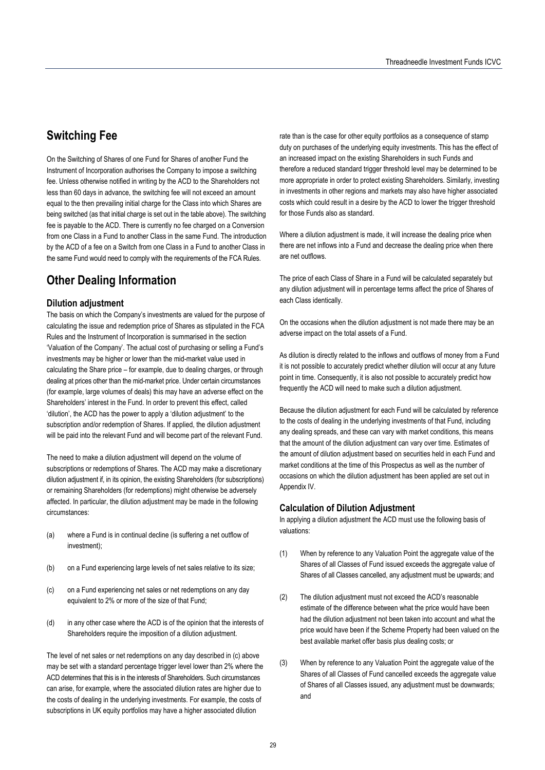## Switching Fee

On the Switching of Shares of one Fund for Shares of another Fund the Instrument of Incorporation authorises the Company to impose a switching fee. Unless otherwise notified in writing by the ACD to the Shareholders not less than 60 days in advance, the switching fee will not exceed an amount equal to the then prevailing initial charge for the Class into which Shares are being switched (as that initial charge is set out in the table above). The switching fee is payable to the ACD. There is currently no fee charged on a Conversion from one Class in a Fund to another Class in the same Fund. The introduction by the ACD of a fee on a Switch from one Class in a Fund to another Class in the same Fund would need to comply with the requirements of the FCA Rules.

## Other Dealing Information

### Dilution adjustment

The basis on which the Company's investments are valued for the purpose of calculating the issue and redemption price of Shares as stipulated in the FCA Rules and the Instrument of Incorporation is summarised in the section 'Valuation of the Company'. The actual cost of purchasing or selling a Fund's investments may be higher or lower than the mid-market value used in calculating the Share price – for example, due to dealing charges, or through dealing at prices other than the mid-market price. Under certain circumstances (for example, large volumes of deals) this may have an adverse effect on the Shareholders' interest in the Fund. In order to prevent this effect, called 'dilution', the ACD has the power to apply a 'dilution adjustment' to the subscription and/or redemption of Shares. If applied, the dilution adjustment will be paid into the relevant Fund and will become part of the relevant Fund.

The need to make a dilution adjustment will depend on the volume of subscriptions or redemptions of Shares. The ACD may make a discretionary dilution adjustment if, in its opinion, the existing Shareholders (for subscriptions) or remaining Shareholders (for redemptions) might otherwise be adversely affected. In particular, the dilution adjustment may be made in the following circumstances:

(a) where a Fund is in continual decline (is suffering a net outflow of investment);

(b) on a Fund experiencing large levels of net sales relative to its size;

(c) on a Fund experiencing net sales or net redemptions on any day equivalent to 2% or more of the size of that Fund;

(d) in any other case where the ACD is of the opinion that the interests of Shareholders require the imposition of a dilution adjustment.

The level of net sales or net redemptions on any day described in (c) above may be set with a standard percentage trigger level lower than 2% where the ACD determines that this is in the interests of Shareholders. Such circumstances can arise, for example, where the associated dilution rates are higher due to the costs of dealing in the underlying investments. For example, the costs of subscriptions in UK equity portfolios may have a higher associated dilution rate than is the case for other equity portfolios as a consequence of stamp duty on purchases of the underlying equity investments. This has the effect of an increased impact on the existing Shareholders in such Funds and therefore a reduced standard trigger threshold level may be determined to be more appropriate in order to protect existing Shareholders. Similarly, investing in investments in other regions and markets may also have higher associated costs which could result in a desire by the ACD to lower the trigger threshold for those Funds also as standard.

Where a dilution adjustment is made, it will increase the dealing price when there are net inflows into a Fund and decrease the dealing price when there are net outflows.

The price of each Class of Share in a Fund will be calculated separately but any dilution adjustment will in percentage terms affect the price of Shares of each Class identically.

On the occasions when the dilution adjustment is not made there may be an adverse impact on the total assets of a Fund.

As dilution is directly related to the inflows and outflows of money from a Fund it is not possible to accurately predict whether dilution will occur at any future point in time. Consequently, it is also not possible to accurately predict how frequently the ACD will need to make such a dilution adjustment.

Because the dilution adjustment for each Fund will be calculated by reference to the costs of dealing in the underlying investments of that Fund, including any dealing spreads, and these can vary with market conditions, this means that the amount of the dilution adjustment can vary over time. Estimates of the amount of dilution adjustment based on securities held in each Fund and market conditions at the time of this Prospectus as well as the number of occasions on which the dilution adjustment has been applied are set out in Appendix IV.

### Calculation of Dilution Adjustment

In applying a dilution adjustment the ACD must use the following basis of valuations:

(1) When by reference to any Valuation Point the aggregate value of the Shares of all Classes of Fund issued exceeds the aggregate value of Shares of all Classes cancelled, any adjustment must be upwards; and

(2) The dilution adjustment must not exceed the ACD's reasonable estimate of the difference between what the price would have been had the dilution adjustment not been taken into account and what the price would have been if the Scheme Property had been valued on the best available market offer basis plus dealing costs; or

(3) When by reference to any Valuation Point the aggregate value of the Shares of all Classes of Fund cancelled exceeds the aggregate value of Shares of all Classes issued, any adjustment must be downwards; and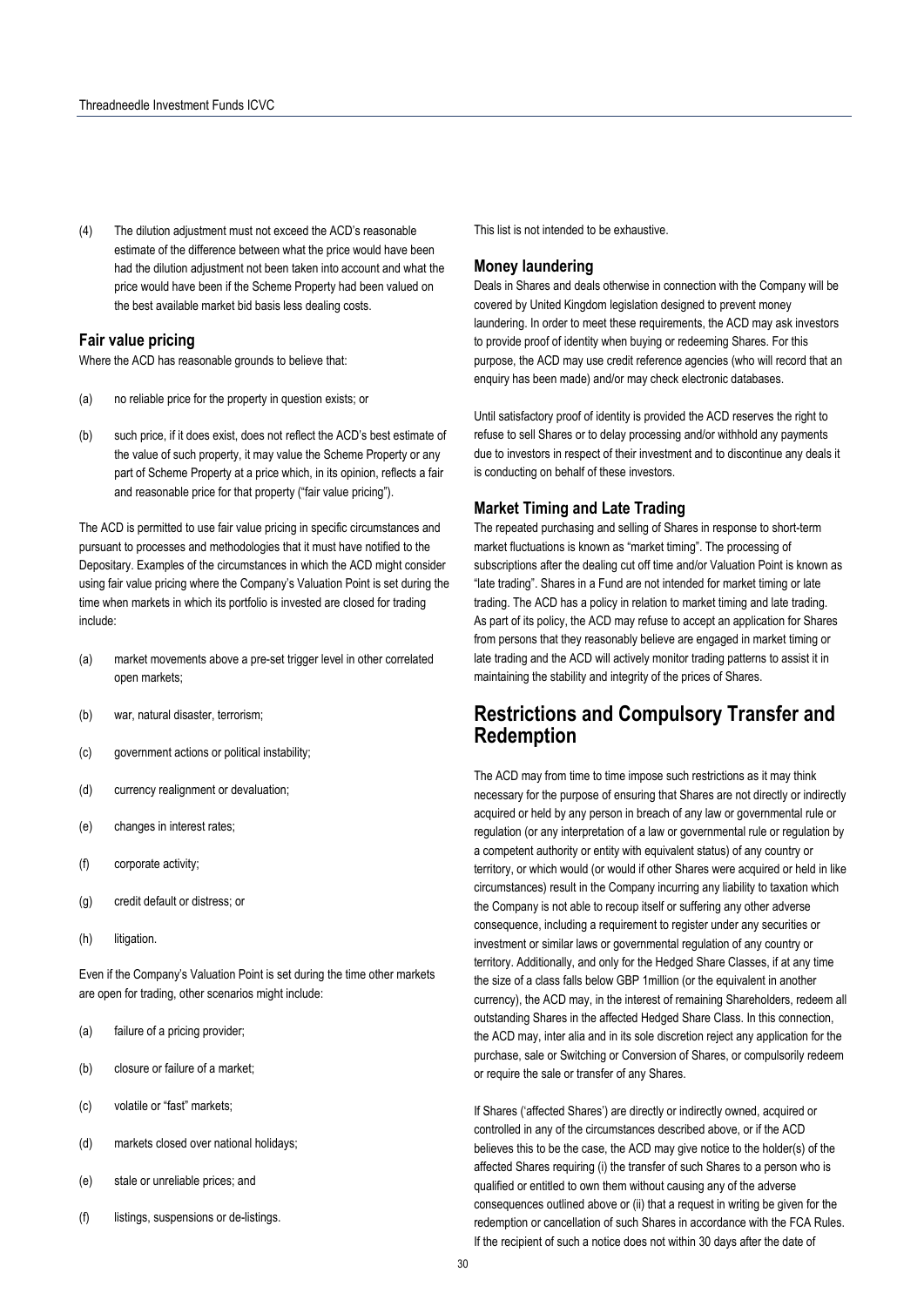(4) The dilution adjustment must not exceed the ACD's reasonable estimate of the difference between what the price would have been had the dilution adjustment not been taken into account and what the price would have been if the Scheme Property had been valued on the best available market bid basis less dealing costs.

### Fair value pricing

Where the ACD has reasonable grounds to believe that:

(a) no reliable price for the property in question exists; or

(b) such price, if it does exist, does not reflect the ACD's best estimate of the value of such property, it may value the Scheme Property or any part of Scheme Property at a price which, in its opinion, reflects a fair and reasonable price for that property ("fair value pricing").

The ACD is permitted to use fair value pricing in specific circumstances and pursuant to processes and methodologies that it must have notified to the Depositary. Examples of the circumstances in which the ACD might consider using fair value pricing where the Company's Valuation Point is set during the time when markets in which its portfolio is invested are closed for trading include:

(a) market movements above a pre-set trigger level in other correlated open markets;

(b) war, natural disaster, terrorism;

(c) government actions or political instability;

(d) currency realignment or devaluation;

(e) changes in interest rates;

(f) corporate activity;

(g) credit default or distress; or

(h) litigation.

Even if the Company's Valuation Point is set during the time other markets are open for trading, other scenarios might include:

(a) failure of a pricing provider;

(b) closure or failure of a market;

(c) volatile or "fast" markets;

(d) markets closed over national holidays;

(e) stale or unreliable prices; and

(f) listings, suspensions or de-listings.

This list is not intended to be exhaustive.

### Money laundering

Deals in Shares and deals otherwise in connection with the Company will be covered by United Kingdom legislation designed to prevent money laundering. In order to meet these requirements, the ACD may ask investors to provide proof of identity when buying or redeeming Shares. For this purpose, the ACD may use credit reference agencies (who will record that an enquiry has been made) and/or may check electronic databases.

Until satisfactory proof of identity is provided the ACD reserves the right to refuse to sell Shares or to delay processing and/or withhold any payments due to investors in respect of their investment and to discontinue any deals it is conducting on behalf of these investors.

### Market Timing and Late Trading

The repeated purchasing and selling of Shares in response to short-term market fluctuations is known as "market timing". The processing of subscriptions after the dealing cut off time and/or Valuation Point is known as "late trading". Shares in a Fund are not intended for market timing or late trading. The ACD has a policy in relation to market timing and late trading. As part of its policy, the ACD may refuse to accept an application for Shares from persons that they reasonably believe are engaged in market timing or late trading and the ACD will actively monitor trading patterns to assist it in maintaining the stability and integrity of the prices of Shares.

## Restrictions and Compulsory Transfer and Redemption

The ACD may from time to time impose such restrictions as it may think necessary for the purpose of ensuring that Shares are not directly or indirectly acquired or held by any person in breach of any law or governmental rule or regulation (or any interpretation of a law or governmental rule or regulation by a competent authority or entity with equivalent status) of any country or territory, or which would (or would if other Shares were acquired or held in like circumstances) result in the Company incurring any liability to taxation which the Company is not able to recoup itself or suffering any other adverse consequence, including a requirement to register under any securities or investment or similar laws or governmental regulation of any country or territory. Additionally, and only for the Hedged Share Classes, if at any time the size of a class falls below GBP 1million (or the equivalent in another currency), the ACD may, in the interest of remaining Shareholders, redeem all outstanding Shares in the affected Hedged Share Class. In this connection, the ACD may, inter alia and in its sole discretion reject any application for the purchase, sale or Switching or Conversion of Shares, or compulsorily redeem or require the sale or transfer of any Shares.

If Shares ('affected Shares') are directly or indirectly owned, acquired or controlled in any of the circumstances described above, or if the ACD believes this to be the case, the ACD may give notice to the holder(s) of the affected Shares requiring (i) the transfer of such Shares to a person who is qualified or entitled to own them without causing any of the adverse consequences outlined above or (ii) that a request in writing be given for the redemption or cancellation of such Shares in accordance with the FCA Rules. If the recipient of such a notice does not within 30 days after the date of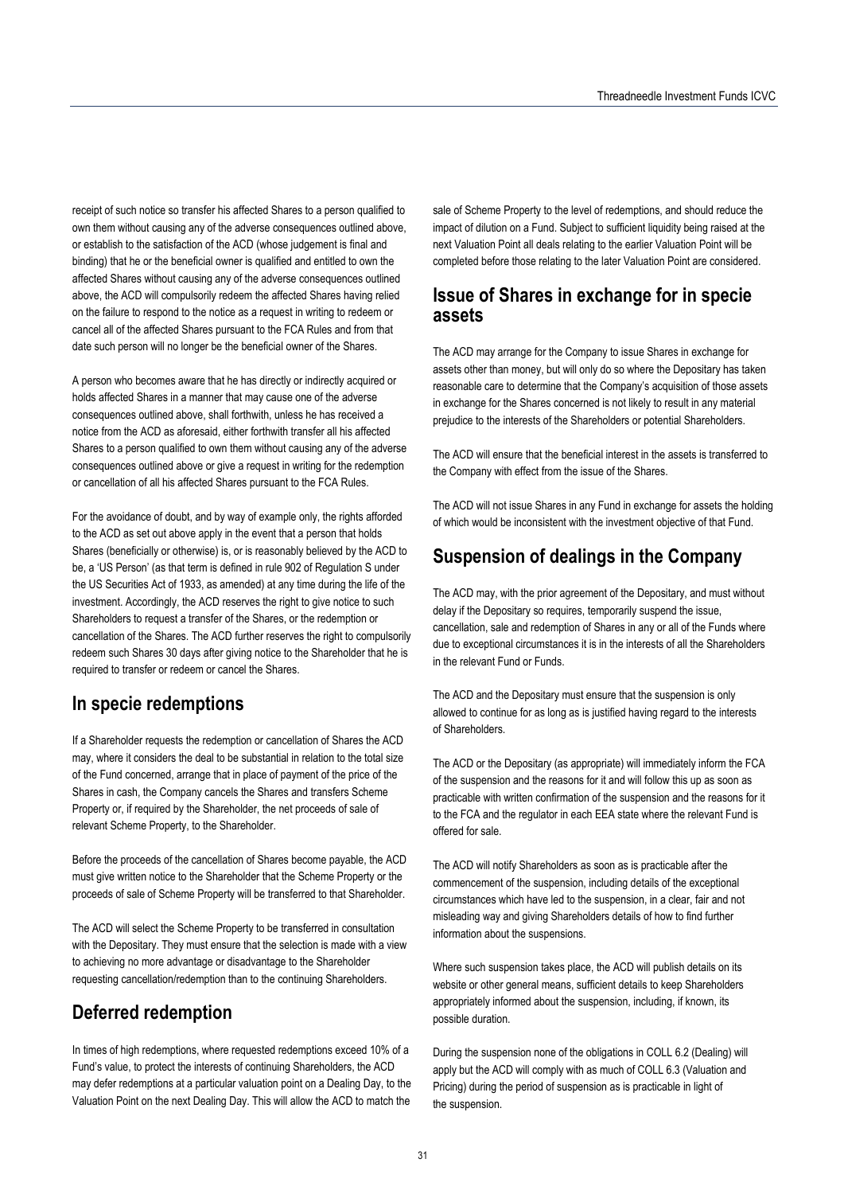receipt of such notice so transfer his affected Shares to a person qualified to own them without causing any of the adverse consequences outlined above, or establish to the satisfaction of the ACD (whose judgement is final and binding) that he or the beneficial owner is qualified and entitled to own the affected Shares without causing any of the adverse consequences outlined above, the ACD will compulsorily redeem the affected Shares having relied on the failure to respond to the notice as a request in writing to redeem or cancel all of the affected Shares pursuant to the FCA Rules and from that date such person will no longer be the beneficial owner of the Shares.

A person who becomes aware that he has directly or indirectly acquired or holds affected Shares in a manner that may cause one of the adverse consequences outlined above, shall forthwith, unless he has received a notice from the ACD as aforesaid, either forthwith transfer all his affected Shares to a person qualified to own them without causing any of the adverse consequences outlined above or give a request in writing for the redemption or cancellation of all his affected Shares pursuant to the FCA Rules.

For the avoidance of doubt, and by way of example only, the rights afforded to the ACD as set out above apply in the event that a person that holds Shares (beneficially or otherwise) is, or is reasonably believed by the ACD to be, a 'US Person' (as that term is defined in rule 902 of Regulation S under the US Securities Act of 1933, as amended) at any time during the life of the investment. Accordingly, the ACD reserves the right to give notice to such Shareholders to request a transfer of the Shares, or the redemption or cancellation of the Shares. The ACD further reserves the right to compulsorily redeem such Shares 30 days after giving notice to the Shareholder that he is required to transfer or redeem or cancel the Shares.

## In specie redemptions

If a Shareholder requests the redemption or cancellation of Shares the ACD may, where it considers the deal to be substantial in relation to the total size of the Fund concerned, arrange that in place of payment of the price of the Shares in cash, the Company cancels the Shares and transfers Scheme Property or, if required by the Shareholder, the net proceeds of sale of relevant Scheme Property, to the Shareholder.

Before the proceeds of the cancellation of Shares become payable, the ACD must give written notice to the Shareholder that the Scheme Property or the proceeds of sale of Scheme Property will be transferred to that Shareholder.

The ACD will select the Scheme Property to be transferred in consultation with the Depositary. They must ensure that the selection is made with a view to achieving no more advantage or disadvantage to the Shareholder requesting cancellation/redemption than to the continuing Shareholders.

## Deferred redemption

In times of high redemptions, where requested redemptions exceed 10% of a Fund's value, to protect the interests of continuing Shareholders, the ACD may defer redemptions at a particular valuation point on a Dealing Day, to the Valuation Point on the next Dealing Day. This will allow the ACD to match the sale of Scheme Property to the level of redemptions, and should reduce the impact of dilution on a Fund. Subject to sufficient liquidity being raised at the next Valuation Point all deals relating to the earlier Valuation Point will be completed before those relating to the later Valuation Point are considered.

## Issue of Shares in exchange for in specie assets

The ACD may arrange for the Company to issue Shares in exchange for assets other than money, but will only do so where the Depositary has taken reasonable care to determine that the Company's acquisition of those assets in exchange for the Shares concerned is not likely to result in any material prejudice to the interests of the Shareholders or potential Shareholders.

The ACD will ensure that the beneficial interest in the assets is transferred to the Company with effect from the issue of the Shares.

The ACD will not issue Shares in any Fund in exchange for assets the holding of which would be inconsistent with the investment objective of that Fund.

## Suspension of dealings in the Company

The ACD may, with the prior agreement of the Depositary, and must without delay if the Depositary so requires, temporarily suspend the issue, cancellation, sale and redemption of Shares in any or all of the Funds where due to exceptional circumstances it is in the interests of all the Shareholders in the relevant Fund or Funds.

The ACD and the Depositary must ensure that the suspension is only allowed to continue for as long as is justified having regard to the interests of Shareholders.

The ACD or the Depositary (as appropriate) will immediately inform the FCA of the suspension and the reasons for it and will follow this up as soon as practicable with written confirmation of the suspension and the reasons for it to the FCA and the regulator in each EEA state where the relevant Fund is offered for sale.

The ACD will notify Shareholders as soon as is practicable after the commencement of the suspension, including details of the exceptional circumstances which have led to the suspension, in a clear, fair and not misleading way and giving Shareholders details of how to find further information about the suspensions.

Where such suspension takes place, the ACD will publish details on its website or other general means, sufficient details to keep Shareholders appropriately informed about the suspension, including, if known, its possible duration.

During the suspension none of the obligations in COLL 6.2 (Dealing) will apply but the ACD will comply with as much of COLL 6.3 (Valuation and Pricing) during the period of suspension as is practicable in light of the suspension.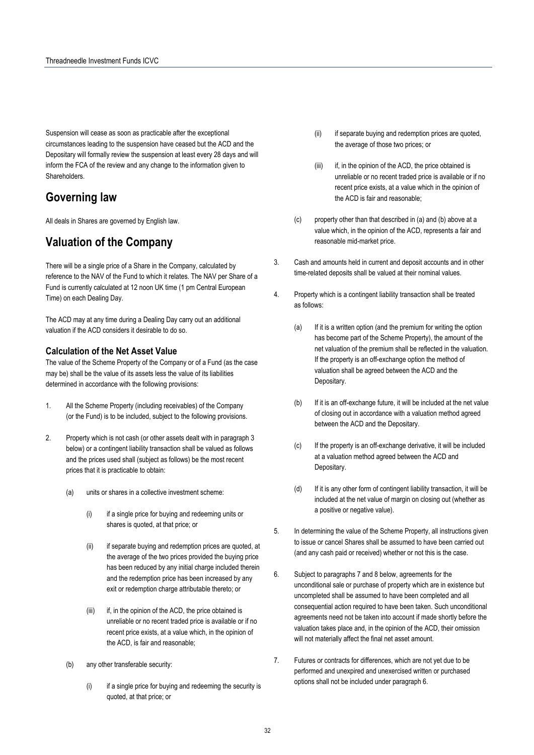Suspension will cease as soon as practicable after the exceptional circumstances leading to the suspension have ceased but the ACD and the Depositary will formally review the suspension at least every 28 days and will inform the FCA of the review and any change to the information given to Shareholders.

## Governing law

All deals in Shares are governed by English law.

## Valuation of the Company

There will be a single price of a Share in the Company, calculated by reference to the NAV of the Fund to which it relates. The NAV per Share of a Fund is currently calculated at 12 noon UK time (1 pm Central European Time) on each Dealing Day.

The ACD may at any time during a Dealing Day carry out an additional valuation if the ACD considers it desirable to do so.

### Calculation of the Net Asset Value

The value of the Scheme Property of the Company or of a Fund (as the case may be) shall be the value of its assets less the value of its liabilities determined in accordance with the following provisions:

1. All the Scheme Property (including receivables) of the Company (or the Fund) is to be included, subject to the following provisions.

2. Property which is not cash (or other assets dealt with in paragraph 3 below) or a contingent liability transaction shall be valued as follows and the prices used shall (subject as follows) be the most recent prices that it is practicable to obtain:

   (a) units or shares in a collective investment scheme:

      (i) if a single price for buying and redeeming units or shares is quoted, at that price; or

      (ii) if separate buying and redemption prices are quoted, at the average of the two prices provided the buying price has been reduced by any initial charge included therein and the redemption price has been increased by any exit or redemption charge attributable thereto; or

      (iii) if, in the opinion of the ACD, the price obtained is unreliable or no recent traded price is available or if no recent price exists, at a value which, in the opinion of the ACD, is fair and reasonable;

   (b) any other transferable security:

      (i) if a single price for buying and redeeming the security is quoted, at that price; or

      (ii) if separate buying and redemption prices are quoted, the average of those two prices; or

      (iii) if, in the opinion of the ACD, the price obtained is unreliable or no recent traded price is available or if no recent price exists, at a value which in the opinion of the ACD is fair and reasonable;

   (c) property other than that described in (a) and (b) above at a value which, in the opinion of the ACD, represents a fair and reasonable mid-market price.

3. Cash and amounts held in current and deposit accounts and in other time-related deposits shall be valued at their nominal values.

4. Property which is a contingent liability transaction shall be treated as follows:

   (a) If it is a written option (and the premium for writing the option has become part of the Scheme Property), the amount of the net valuation of the premium shall be reflected in the valuation. If the property is an off-exchange option the method of valuation shall be agreed between the ACD and the Depositary.

   (b) If it is an off-exchange future, it will be included at the net value of closing out in accordance with a valuation method agreed between the ACD and the Depositary.

   (c) If the property is an off-exchange derivative, it will be included at a valuation method agreed between the ACD and Depositary.

   (d) If it is any other form of contingent liability transaction, it will be included at the net value of margin on closing out (whether as a positive or negative value).

5. In determining the value of the Scheme Property, all instructions given to issue or cancel Shares shall be assumed to have been carried out (and any cash paid or received) whether or not this is the case.

6. Subject to paragraphs 7 and 8 below, agreements for the unconditional sale or purchase of property which are in existence but uncompleted shall be assumed to have been completed and all consequential action required to have been taken. Such unconditional agreements need not be taken into account if made shortly before the valuation takes place and, in the opinion of the ACD, their omission will not materially affect the final net asset amount.

7. Futures or contracts for differences, which are not yet due to be performed and unexpired and unexercised written or purchased options shall not be included under paragraph 6.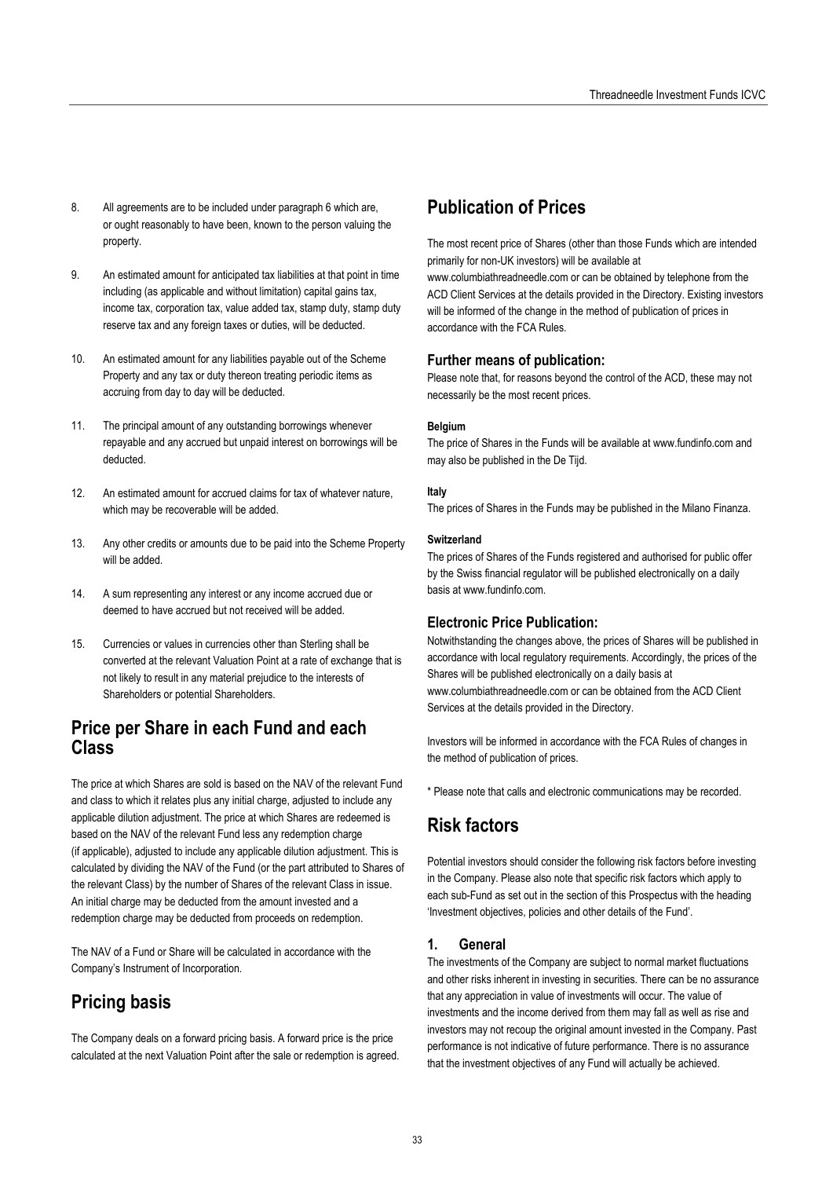8. All agreements are to be included under paragraph 6 which are, or ought reasonably to have been, known to the person valuing the property.

9. An estimated amount for anticipated tax liabilities at that point in time including (as applicable and without limitation) capital gains tax, income tax, corporation tax, value added tax, stamp duty, stamp duty reserve tax and any foreign taxes or duties, will be deducted.

10. An estimated amount for any liabilities payable out of the Scheme Property and any tax or duty thereon treating periodic items as accruing from day to day will be deducted.

11. The principal amount of any outstanding borrowings whenever repayable and any accrued but unpaid interest on borrowings will be deducted.

12. An estimated amount for accrued claims for tax of whatever nature, which may be recoverable will be added.

13. Any other credits or amounts due to be paid into the Scheme Property will be added.

14. A sum representing any interest or any income accrued due or deemed to have accrued but not received will be added.

15. Currencies or values in currencies other than Sterling shall be converted at the relevant Valuation Point at a rate of exchange that is not likely to result in any material prejudice to the interests of Shareholders or potential Shareholders.

## Price per Share in each Fund and each Class

The price at which Shares are sold is based on the NAV of the relevant Fund and class to which it relates plus any initial charge, adjusted to include any applicable dilution adjustment. The price at which Shares are redeemed is based on the NAV of the relevant Fund less any redemption charge (if applicable), adjusted to include any applicable dilution adjustment. This is calculated by dividing the NAV of the Fund (or the part attributed to Shares of the relevant Class) by the number of Shares of the relevant Class in issue. An initial charge may be deducted from the amount invested and a redemption charge may be deducted from proceeds on redemption.

The NAV of a Fund or Share will be calculated in accordance with the Company's Instrument of Incorporation.

## Pricing basis

The Company deals on a forward pricing basis. A forward price is the price calculated at the next Valuation Point after the sale or redemption is agreed.

## Publication of Prices

The most recent price of Shares (other than those Funds which are intended primarily for non-UK investors) will be available at www.columbiathreadneedle.com or can be obtained by telephone from the ACD Client Services at the details provided in the Directory. Existing investors will be informed of the change in the method of publication of prices in accordance with the FCA Rules.

### Further means of publication:

Please note that, for reasons beyond the control of the ACD, these may not necessarily be the most recent prices.

**Belgium**

The price of Shares in the Funds will be available at www.fundinfo.com and may also be published in the De Tijd.

**Italy**

The prices of Shares in the Funds may be published in the Milano Finanza.

**Switzerland**

The prices of Shares of the Funds registered and authorised for public offer by the Swiss financial regulator will be published electronically on a daily basis at www.fundinfo.com.

### Electronic Price Publication:

Notwithstanding the changes above, the prices of Shares will be published in accordance with local regulatory requirements. Accordingly, the prices of the Shares will be published electronically on a daily basis at www.columbiathreadneedle.com or can be obtained from the ACD Client Services at the details provided in the Directory.

Investors will be informed in accordance with the FCA Rules of changes in the method of publication of prices.

\* Please note that calls and electronic communications may be recorded.

## Risk factors

Potential investors should consider the following risk factors before investing in the Company. Please also note that specific risk factors which apply to each sub-Fund as set out in the section of this Prospectus with the heading 'Investment objectives, policies and other details of the Fund'.

### 1. General

The investments of the Company are subject to normal market fluctuations and other risks inherent in investing in securities. There can be no assurance that any appreciation in value of investments will occur. The value of investments and the income derived from them may fall as well as rise and investors may not recoup the original amount invested in the Company. Past performance is not indicative of future performance. There is no assurance that the investment objectives of any Fund will actually be achieved.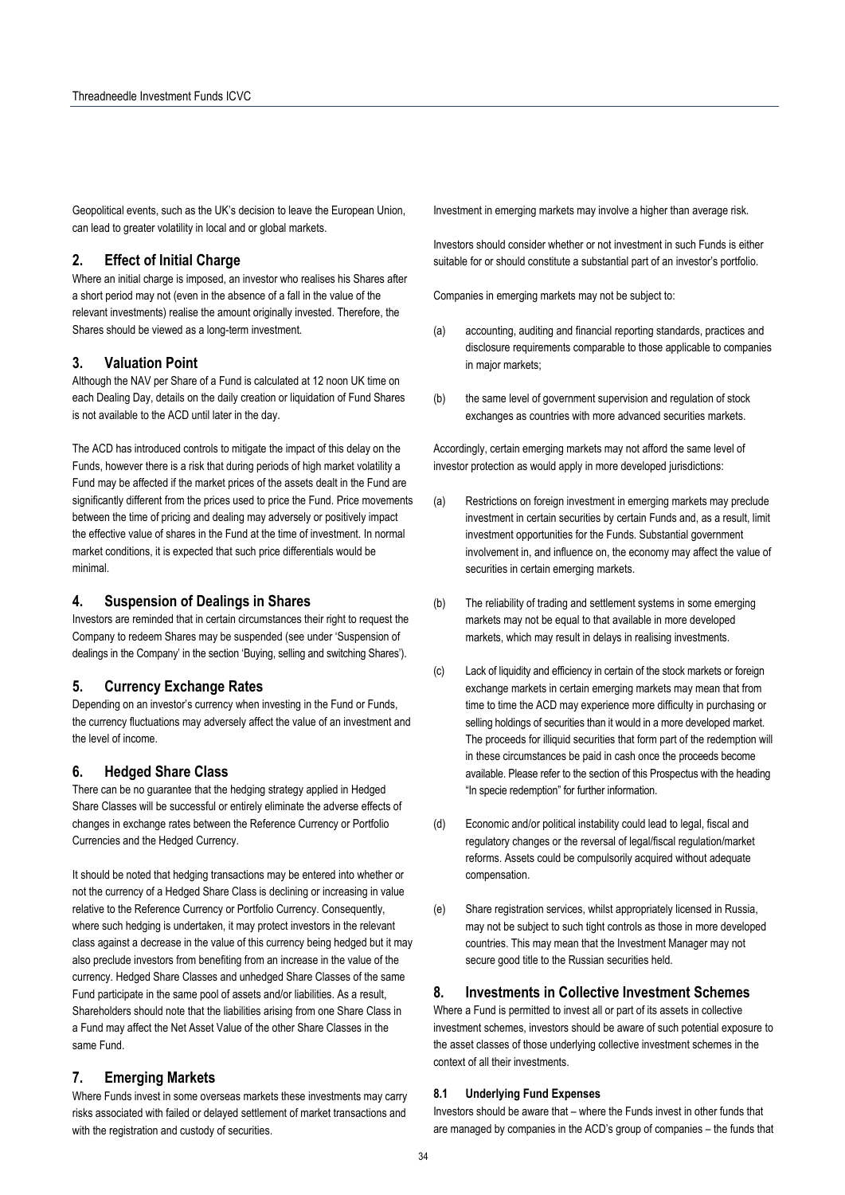Geopolitical events, such as the UK's decision to leave the European Union, can lead to greater volatility in local and or global markets.

## 2. Effect of Initial Charge

Where an initial charge is imposed, an investor who realises his Shares after a short period may not (even in the absence of a fall in the value of the relevant investments) realise the amount originally invested. Therefore, the Shares should be viewed as a long-term investment.

## 3. Valuation Point

Although the NAV per Share of a Fund is calculated at 12 noon UK time on each Dealing Day, details on the daily creation or liquidation of Fund Shares is not available to the ACD until later in the day.

The ACD has introduced controls to mitigate the impact of this delay on the Funds, however there is a risk that during periods of high market volatility a Fund may be affected if the market prices of the assets dealt in the Fund are significantly different from the prices used to price the Fund. Price movements between the time of pricing and dealing may adversely or positively impact the effective value of shares in the Fund at the time of investment. In normal market conditions, it is expected that such price differentials would be minimal.

## 4. Suspension of Dealings in Shares

Investors are reminded that in certain circumstances their right to request the Company to redeem Shares may be suspended (see under 'Suspension of dealings in the Company' in the section 'Buying, selling and switching Shares').

## 5. Currency Exchange Rates

Depending on an investor's currency when investing in the Fund or Funds, the currency fluctuations may adversely affect the value of an investment and the level of income.

## 6. Hedged Share Class

There can be no guarantee that the hedging strategy applied in Hedged Share Classes will be successful or entirely eliminate the adverse effects of changes in exchange rates between the Reference Currency or Portfolio Currencies and the Hedged Currency.

It should be noted that hedging transactions may be entered into whether or not the currency of a Hedged Share Class is declining or increasing in value relative to the Reference Currency or Portfolio Currency. Consequently, where such hedging is undertaken, it may protect investors in the relevant class against a decrease in the value of this currency being hedged but it may also preclude investors from benefiting from an increase in the value of the currency. Hedged Share Classes and unhedged Share Classes of the same Fund participate in the same pool of assets and/or liabilities. As a result, Shareholders should note that the liabilities arising from one Share Class in a Fund may affect the Net Asset Value of the other Share Classes in the same Fund.

## 7. Emerging Markets

Where Funds invest in some overseas markets these investments may carry risks associated with failed or delayed settlement of market transactions and with the registration and custody of securities.

Investment in emerging markets may involve a higher than average risk.

Investors should consider whether or not investment in such Funds is either suitable for or should constitute a substantial part of an investor's portfolio.

Companies in emerging markets may not be subject to:

(a) accounting, auditing and financial reporting standards, practices and disclosure requirements comparable to those applicable to companies in major markets;

(b) the same level of government supervision and regulation of stock exchanges as countries with more advanced securities markets.

Accordingly, certain emerging markets may not afford the same level of investor protection as would apply in more developed jurisdictions:

(a) Restrictions on foreign investment in emerging markets may preclude investment in certain securities by certain Funds and, as a result, limit investment opportunities for the Funds. Substantial government involvement in, and influence on, the economy may affect the value of securities in certain emerging markets.

(b) The reliability of trading and settlement systems in some emerging markets may not be equal to that available in more developed markets, which may result in delays in realising investments.

(c) Lack of liquidity and efficiency in certain of the stock markets or foreign exchange markets in certain emerging markets may mean that from time to time the ACD may experience more difficulty in purchasing or selling holdings of securities than it would in a more developed market. The proceeds for illiquid securities that form part of the redemption will in these circumstances be paid in cash once the proceeds become available. Please refer to the section of this Prospectus with the heading "In specie redemption" for further information.

(d) Economic and/or political instability could lead to legal, fiscal and regulatory changes or the reversal of legal/fiscal regulation/market reforms. Assets could be compulsorily acquired without adequate compensation.

(e) Share registration services, whilst appropriately licensed in Russia, may not be subject to such tight controls as those in more developed countries. This may mean that the Investment Manager may not secure good title to the Russian securities held.

## 8. Investments in Collective Investment Schemes

Where a Fund is permitted to invest all or part of its assets in collective investment schemes, investors should be aware of such potential exposure to the asset classes of those underlying collective investment schemes in the context of all their investments.

### 8.1 Underlying Fund Expenses

Investors should be aware that – where the Funds invest in other funds that are managed by companies in the ACD's group of companies – the funds that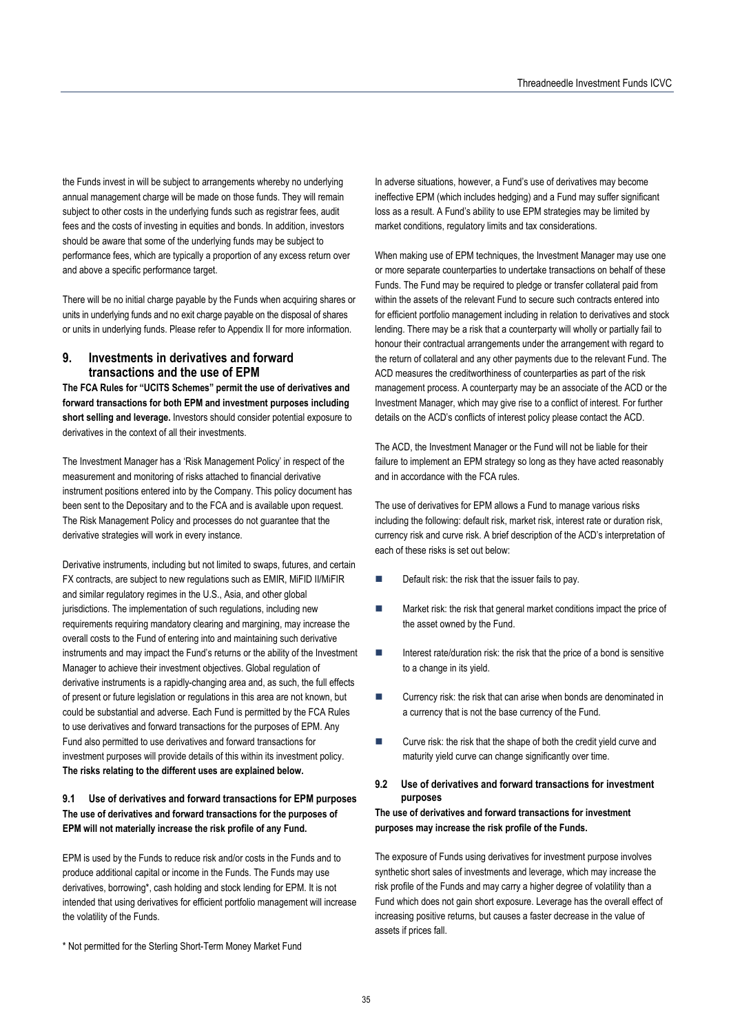the Funds invest in will be subject to arrangements whereby no underlying annual management charge will be made on those funds. They will remain subject to other costs in the underlying funds such as registrar fees, audit fees and the costs of investing in equities and bonds. In addition, investors should be aware that some of the underlying funds may be subject to performance fees, which are typically a proportion of any excess return over and above a specific performance target.

There will be no initial charge payable by the Funds when acquiring shares or units in underlying funds and no exit charge payable on the disposal of shares or units in underlying funds. Please refer to Appendix II for more information.

## 9. Investments in derivatives and forward transactions and the use of EPM

**The FCA Rules for "UCITS Schemes" permit the use of derivatives and forward transactions for both EPM and investment purposes including short selling and leverage.** Investors should consider potential exposure to derivatives in the context of all their investments.

The Investment Manager has a 'Risk Management Policy' in respect of the measurement and monitoring of risks attached to financial derivative instrument positions entered into by the Company. This policy document has been sent to the Depositary and to the FCA and is available upon request. The Risk Management Policy and processes do not guarantee that the derivative strategies will work in every instance.

Derivative instruments, including but not limited to swaps, futures, and certain FX contracts, are subject to new regulations such as EMIR, MiFID II/MiFIR and similar regulatory regimes in the U.S., Asia, and other global jurisdictions. The implementation of such regulations, including new requirements requiring mandatory clearing and margining, may increase the overall costs to the Fund of entering into and maintaining such derivative instruments and may impact the Fund's returns or the ability of the Investment Manager to achieve their investment objectives. Global regulation of derivative instruments is a rapidly-changing area and, as such, the full effects of present or future legislation or regulations in this area are not known, but could be substantial and adverse. Each Fund is permitted by the FCA Rules to use derivatives and forward transactions for the purposes of EPM. Any Fund also permitted to use derivatives and forward transactions for investment purposes will provide details of this within its investment policy. **The risks relating to the different uses are explained below.**

### 9.1 Use of derivatives and forward transactions for EPM purposes

**The use of derivatives and forward transactions for the purposes of EPM will not materially increase the risk profile of any Fund.**

EPM is used by the Funds to reduce risk and/or costs in the Funds and to produce additional capital or income in the Funds. The Funds may use derivatives, borrowing*, cash holding and stock lending for EPM. It is not intended that using derivatives for efficient portfolio management will increase the volatility of the Funds.

\* Not permitted for the Sterling Short-Term Money Market Fund

In adverse situations, however, a Fund's use of derivatives may become ineffective EPM (which includes hedging) and a Fund may suffer significant loss as a result. A Fund's ability to use EPM strategies may be limited by market conditions, regulatory limits and tax considerations.

When making use of EPM techniques, the Investment Manager may use one or more separate counterparties to undertake transactions on behalf of these Funds. The Fund may be required to pledge or transfer collateral paid from within the assets of the relevant Fund to secure such contracts entered into for efficient portfolio management including in relation to derivatives and stock lending. There may be a risk that a counterparty will wholly or partially fail to honour their contractual arrangements under the arrangement with regard to the return of collateral and any other payments due to the relevant Fund. The ACD measures the creditworthiness of counterparties as part of the risk management process. A counterparty may be an associate of the ACD or the Investment Manager, which may give rise to a conflict of interest. For further details on the ACD's conflicts of interest policy please contact the ACD.

The ACD, the Investment Manager or the Fund will not be liable for their failure to implement an EPM strategy so long as they have acted reasonably and in accordance with the FCA rules.

The use of derivatives for EPM allows a Fund to manage various risks including the following: default risk, market risk, interest rate or duration risk, currency risk and curve risk. A brief description of the ACD's interpretation of each of these risks is set out below:

- Default risk: the risk that the issuer fails to pay.
- Market risk: the risk that general market conditions impact the price of the asset owned by the Fund.
- Interest rate/duration risk: the risk that the price of a bond is sensitive to a change in its yield.
- Currency risk: the risk that can arise when bonds are denominated in a currency that is not the base currency of the Fund.
- Curve risk: the risk that the shape of both the credit yield curve and maturity yield curve can change significantly over time.

### 9.2 Use of derivatives and forward transactions for investment purposes

**The use of derivatives and forward transactions for investment purposes may increase the risk profile of the Funds.**

The exposure of Funds using derivatives for investment purpose involves synthetic short sales of investments and leverage, which may increase the risk profile of the Funds and may carry a higher degree of volatility than a Fund which does not gain short exposure. Leverage has the overall effect of increasing positive returns, but causes a faster decrease in the value of assets if prices fall.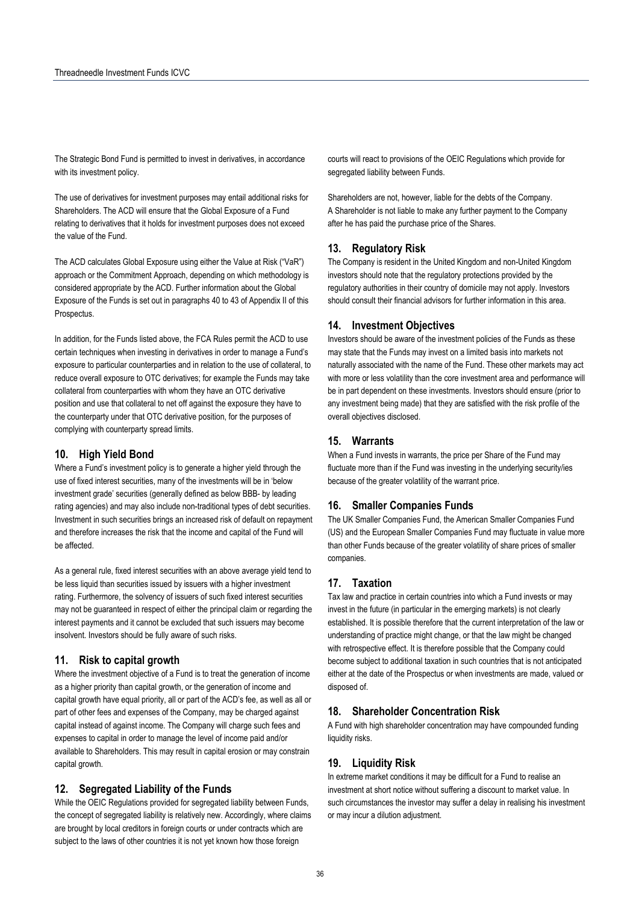The Strategic Bond Fund is permitted to invest in derivatives, in accordance with its investment policy.

The use of derivatives for investment purposes may entail additional risks for Shareholders. The ACD will ensure that the Global Exposure of a Fund relating to derivatives that it holds for investment purposes does not exceed the value of the Fund.

The ACD calculates Global Exposure using either the Value at Risk ("VaR") approach or the Commitment Approach, depending on which methodology is considered appropriate by the ACD. Further information about the Global Exposure of the Funds is set out in paragraphs 40 to 43 of Appendix II of this Prospectus.

In addition, for the Funds listed above, the FCA Rules permit the ACD to use certain techniques when investing in derivatives in order to manage a Fund's exposure to particular counterparties and in relation to the use of collateral, to reduce overall exposure to OTC derivatives; for example the Funds may take collateral from counterparties with whom they have an OTC derivative position and use that collateral to net off against the exposure they have to the counterparty under that OTC derivative position, for the purposes of complying with counterparty spread limits.

## 10. High Yield Bond

Where a Fund's investment policy is to generate a higher yield through the use of fixed interest securities, many of the investments will be in 'below investment grade' securities (generally defined as below BBB- by leading rating agencies) and may also include non-traditional types of debt securities. Investment in such securities brings an increased risk of default on repayment and therefore increases the risk that the income and capital of the Fund will be affected.

As a general rule, fixed interest securities with an above average yield tend to be less liquid than securities issued by issuers with a higher investment rating. Furthermore, the solvency of issuers of such fixed interest securities may not be guaranteed in respect of either the principal claim or regarding the interest payments and it cannot be excluded that such issuers may become insolvent. Investors should be fully aware of such risks.

## 11. Risk to capital growth

Where the investment objective of a Fund is to treat the generation of income as a higher priority than capital growth, or the generation of income and capital growth have equal priority, all or part of the ACD's fee, as well as all or part of other fees and expenses of the Company, may be charged against capital instead of against income. The Company will charge such fees and expenses to capital in order to manage the level of income paid and/or available to Shareholders. This may result in capital erosion or may constrain capital growth.

## 12. Segregated Liability of the Funds

While the OEIC Regulations provided for segregated liability between Funds, the concept of segregated liability is relatively new. Accordingly, where claims are brought by local creditors in foreign courts or under contracts which are subject to the laws of other countries it is not yet known how those foreign courts will react to provisions of the OEIC Regulations which provide for segregated liability between Funds.

Shareholders are not, however, liable for the debts of the Company. A Shareholder is not liable to make any further payment to the Company after he has paid the purchase price of the Shares.

## 13. Regulatory Risk

The Company is resident in the United Kingdom and non-United Kingdom investors should note that the regulatory protections provided by the regulatory authorities in their country of domicile may not apply. Investors should consult their financial advisors for further information in this area.

## 14. Investment Objectives

Investors should be aware of the investment policies of the Funds as these may state that the Funds may invest on a limited basis into markets not naturally associated with the name of the Fund. These other markets may act with more or less volatility than the core investment area and performance will be in part dependent on these investments. Investors should ensure (prior to any investment being made) that they are satisfied with the risk profile of the overall objectives disclosed.

## 15. Warrants

When a Fund invests in warrants, the price per Share of the Fund may fluctuate more than if the Fund was investing in the underlying security/ies because of the greater volatility of the warrant price.

## 16. Smaller Companies Funds

The UK Smaller Companies Fund, the American Smaller Companies Fund (US) and the European Smaller Companies Fund may fluctuate in value more than other Funds because of the greater volatility of share prices of smaller companies.

## 17. Taxation

Tax law and practice in certain countries into which a Fund invests or may invest in the future (in particular in the emerging markets) is not clearly established. It is possible therefore that the current interpretation of the law or understanding of practice might change, or that the law might be changed with retrospective effect. It is therefore possible that the Company could become subject to additional taxation in such countries that is not anticipated either at the date of the Prospectus or when investments are made, valued or disposed of.

## 18. Shareholder Concentration Risk

A Fund with high shareholder concentration may have compounded funding liquidity risks.

## 19. Liquidity Risk

In extreme market conditions it may be difficult for a Fund to realise an investment at short notice without suffering a discount to market value. In such circumstances the investor may suffer a delay in realising his investment or may incur a dilution adjustment.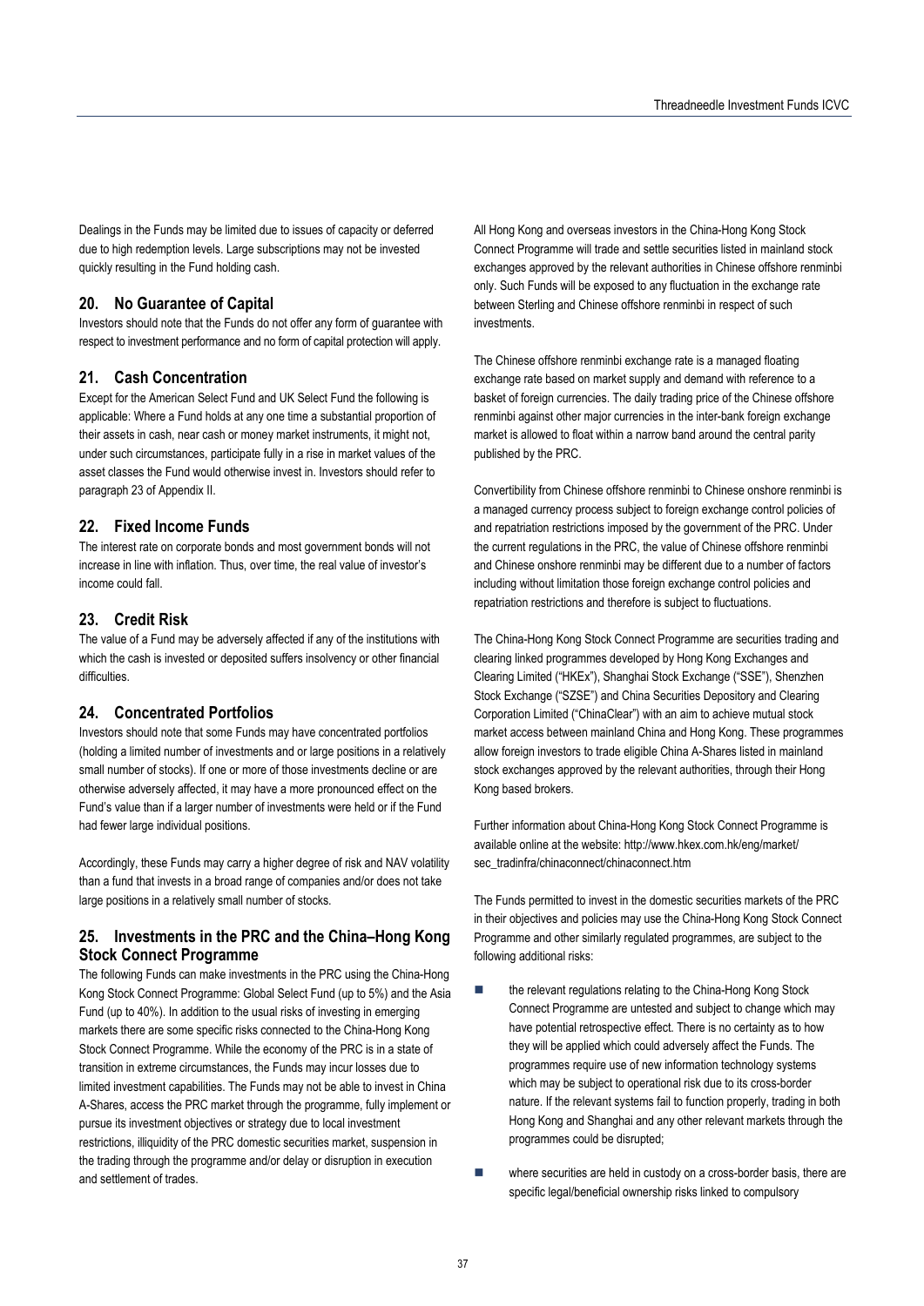Dealings in the Funds may be limited due to issues of capacity or deferred due to high redemption levels. Large subscriptions may not be invested quickly resulting in the Fund holding cash.

## 20. No Guarantee of Capital

Investors should note that the Funds do not offer any form of guarantee with respect to investment performance and no form of capital protection will apply.

## 21. Cash Concentration

Except for the American Select Fund and UK Select Fund the following is applicable: Where a Fund holds at any one time a substantial proportion of their assets in cash, near cash or money market instruments, it might not, under such circumstances, participate fully in a rise in market values of the asset classes the Fund would otherwise invest in. Investors should refer to paragraph 23 of Appendix II.

## 22. Fixed Income Funds

The interest rate on corporate bonds and most government bonds will not increase in line with inflation. Thus, over time, the real value of investor's income could fall.

## 23. Credit Risk

The value of a Fund may be adversely affected if any of the institutions with which the cash is invested or deposited suffers insolvency or other financial difficulties.

## 24. Concentrated Portfolios

Investors should note that some Funds may have concentrated portfolios (holding a limited number of investments and or large positions in a relatively small number of stocks). If one or more of those investments decline or are otherwise adversely affected, it may have a more pronounced effect on the Fund's value than if a larger number of investments were held or if the Fund had fewer large individual positions.

Accordingly, these Funds may carry a higher degree of risk and NAV volatility than a fund that invests in a broad range of companies and/or does not take large positions in a relatively small number of stocks.

## 25. Investments in the PRC and the China–Hong Kong Stock Connect Programme

The following Funds can make investments in the PRC using the China-Hong Kong Stock Connect Programme: Global Select Fund (up to 5%) and the Asia Fund (up to 40%). In addition to the usual risks of investing in emerging markets there are some specific risks connected to the China-Hong Kong Stock Connect Programme. While the economy of the PRC is in a state of transition in extreme circumstances, the Funds may incur losses due to limited investment capabilities. The Funds may not be able to invest in China A-Shares, access the PRC market through the programme, fully implement or pursue its investment objectives or strategy due to local investment restrictions, illiquidity of the PRC domestic securities market, suspension in the trading through the programme and/or delay or disruption in execution and settlement of trades.

All Hong Kong and overseas investors in the China-Hong Kong Stock Connect Programme will trade and settle securities listed in mainland stock exchanges approved by the relevant authorities in Chinese offshore renminbi only. Such Funds will be exposed to any fluctuation in the exchange rate between Sterling and Chinese offshore renminbi in respect of such investments.

The Chinese offshore renminbi exchange rate is a managed floating exchange rate based on market supply and demand with reference to a basket of foreign currencies. The daily trading price of the Chinese offshore renminbi against other major currencies in the inter-bank foreign exchange market is allowed to float within a narrow band around the central parity published by the PRC.

Convertibility from Chinese offshore renminbi to Chinese onshore renminbi is a managed currency process subject to foreign exchange control policies of and repatriation restrictions imposed by the government of the PRC. Under the current regulations in the PRC, the value of Chinese offshore renminbi and Chinese onshore renminbi may be different due to a number of factors including without limitation those foreign exchange control policies and repatriation restrictions and therefore is subject to fluctuations.

The China-Hong Kong Stock Connect Programme are securities trading and clearing linked programmes developed by Hong Kong Exchanges and Clearing Limited ("HKEx"), Shanghai Stock Exchange ("SSE"), Shenzhen Stock Exchange ("SZSE") and China Securities Depository and Clearing Corporation Limited ("ChinaClear") with an aim to achieve mutual stock market access between mainland China and Hong Kong. These programmes allow foreign investors to trade eligible China A-Shares listed in mainland stock exchanges approved by the relevant authorities, through their Hong Kong based brokers.

Further information about China-Hong Kong Stock Connect Programme is available online at the website: http://www.hkex.com.hk/eng/market/sec_tradinfra/chinaconnect/chinaconnect.htm

The Funds permitted to invest in the domestic securities markets of the PRC in their objectives and policies may use the China-Hong Kong Stock Connect Programme and other similarly regulated programmes, are subject to the following additional risks:

- the relevant regulations relating to the China-Hong Kong Stock Connect Programme are untested and subject to change which may have potential retrospective effect. There is no certainty as to how they will be applied which could adversely affect the Funds. The programmes require use of new information technology systems which may be subject to operational risk due to its cross-border nature. If the relevant systems fail to function properly, trading in both Hong Kong and Shanghai and any other relevant markets through the programmes could be disrupted;
- where securities are held in custody on a cross-border basis, there are specific legal/beneficial ownership risks linked to compulsory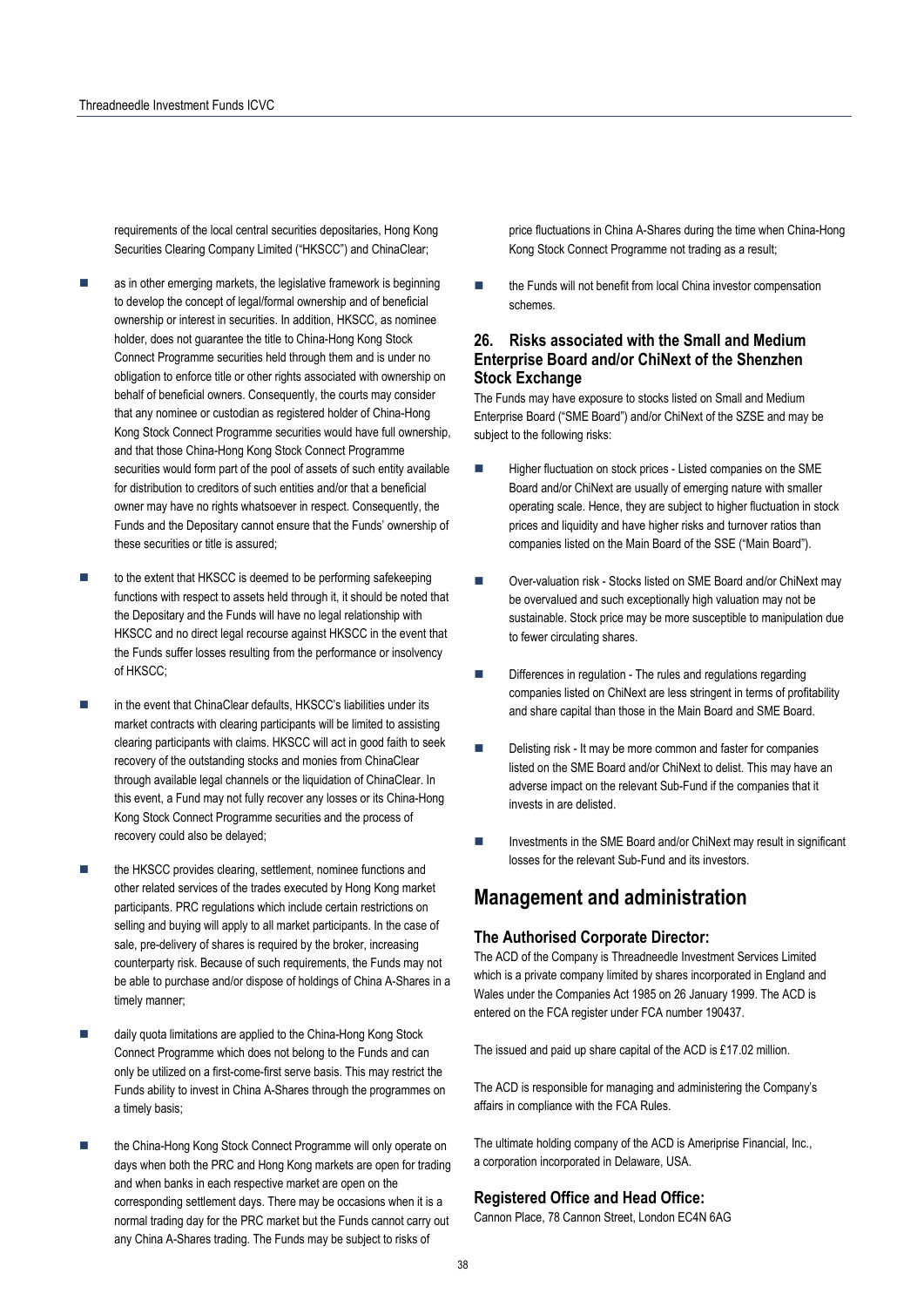requirements of the local central securities depositaries, Hong Kong Securities Clearing Company Limited ("HKSCC") and ChinaClear;

- as in other emerging markets, the legislative framework is beginning to develop the concept of legal/formal ownership and of beneficial ownership or interest in securities. In addition, HKSCC, as nominee holder, does not guarantee the title to China-Hong Kong Stock Connect Programme securities held through them and is under no obligation to enforce title or other rights associated with ownership on behalf of beneficial owners. Consequently, the courts may consider that any nominee or custodian as registered holder of China-Hong Kong Stock Connect Programme securities would have full ownership, and that those China-Hong Kong Stock Connect Programme securities would form part of the pool of assets of such entity available for distribution to creditors of such entities and/or that a beneficial owner may have no rights whatsoever in respect. Consequently, the Funds and the Depositary cannot ensure that the Funds' ownership of these securities or title is assured;
- to the extent that HKSCC is deemed to be performing safekeeping functions with respect to assets held through it, it should be noted that the Depositary and the Funds will have no legal relationship with HKSCC and no direct legal recourse against HKSCC in the event that the Funds suffer losses resulting from the performance or insolvency of HKSCC;
- in the event that ChinaClear defaults, HKSCC's liabilities under its market contracts with clearing participants will be limited to assisting clearing participants with claims. HKSCC will act in good faith to seek recovery of the outstanding stocks and monies from ChinaClear through available legal channels or the liquidation of ChinaClear. In this event, a Fund may not fully recover any losses or its China-Hong Kong Stock Connect Programme securities and the process of recovery could also be delayed;
- the HKSCC provides clearing, settlement, nominee functions and other related services of the trades executed by Hong Kong market participants. PRC regulations which include certain restrictions on selling and buying will apply to all market participants. In the case of sale, pre-delivery of shares is required by the broker, increasing counterparty risk. Because of such requirements, the Funds may not be able to purchase and/or dispose of holdings of China A-Shares in a timely manner;
- daily quota limitations are applied to the China-Hong Kong Stock Connect Programme which does not belong to the Funds and can only be utilized on a first-come-first serve basis. This may restrict the Funds ability to invest in China A-Shares through the programmes on a timely basis;
- the China-Hong Kong Stock Connect Programme will only operate on days when both the PRC and Hong Kong markets are open for trading and when banks in each respective market are open on the corresponding settlement days. There may be occasions when it is a normal trading day for the PRC market but the Funds cannot carry out any China A-Shares trading. The Funds may be subject to risks of price fluctuations in China A-Shares during the time when China-Hong Kong Stock Connect Programme not trading as a result;
- the Funds will not benefit from local China investor compensation schemes.

### 26. Risks associated with the Small and Medium Enterprise Board and/or ChiNext of the Shenzhen Stock Exchange

The Funds may have exposure to stocks listed on Small and Medium Enterprise Board ("SME Board") and/or ChiNext of the SZSE and may be subject to the following risks:

- Higher fluctuation on stock prices - Listed companies on the SME Board and/or ChiNext are usually of emerging nature with smaller operating scale. Hence, they are subject to higher fluctuation in stock prices and liquidity and have higher risks and turnover ratios than companies listed on the Main Board of the SSE ("Main Board").
- Over-valuation risk - Stocks listed on SME Board and/or ChiNext may be overvalued and such exceptionally high valuation may not be sustainable. Stock price may be more susceptible to manipulation due to fewer circulating shares.
- Differences in regulation - The rules and regulations regarding companies listed on ChiNext are less stringent in terms of profitability and share capital than those in the Main Board and SME Board.
- Delisting risk - It may be more common and faster for companies listed on the SME Board and/or ChiNext to delist. This may have an adverse impact on the relevant Sub-Fund if the companies that it invests in are delisted.
- Investments in the SME Board and/or ChiNext may result in significant losses for the relevant Sub-Fund and its investors.

## Management and administration

### The Authorised Corporate Director:

The ACD of the Company is Threadneedle Investment Services Limited which is a private company limited by shares incorporated in England and Wales under the Companies Act 1985 on 26 January 1999. The ACD is entered on the FCA register under FCA number 190437.

The issued and paid up share capital of the ACD is £17.02 million.

The ACD is responsible for managing and administering the Company's affairs in compliance with the FCA Rules.

The ultimate holding company of the ACD is Ameriprise Financial, Inc., a corporation incorporated in Delaware, USA.

### Registered Office and Head Office:

Cannon Place, 78 Cannon Street, London EC4N 6AG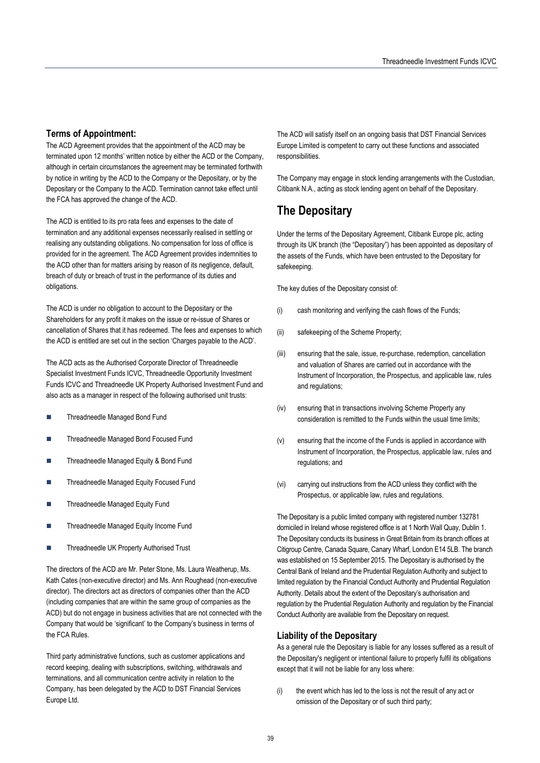### Terms of Appointment:

The ACD Agreement provides that the appointment of the ACD may be terminated upon 12 months' written notice by either the ACD or the Company, although in certain circumstances the agreement may be terminated forthwith by notice in writing by the ACD to the Company or the Depositary, or by the Depositary or the Company to the ACD. Termination cannot take effect until the FCA has approved the change of the ACD.

The ACD is entitled to its pro rata fees and expenses to the date of termination and any additional expenses necessarily realised in settling or realising any outstanding obligations. No compensation for loss of office is provided for in the agreement. The ACD Agreement provides indemnities to the ACD other than for matters arising by reason of its negligence, default, breach of duty or breach of trust in the performance of its duties and obligations.

The ACD is under no obligation to account to the Depositary or the Shareholders for any profit it makes on the issue or re-issue of Shares or cancellation of Shares that it has redeemed. The fees and expenses to which the ACD is entitled are set out in the section 'Charges payable to the ACD'.

The ACD acts as the Authorised Corporate Director of Threadneedle Specialist Investment Funds ICVC, Threadneedle Opportunity Investment Funds ICVC and Threadneedle UK Property Authorised Investment Fund and also acts as a manager in respect of the following authorised unit trusts:

- Threadneedle Managed Bond Fund
- Threadneedle Managed Bond Focused Fund
- Threadneedle Managed Equity & Bond Fund
- Threadneedle Managed Equity Focused Fund
- Threadneedle Managed Equity Fund
- Threadneedle Managed Equity Income Fund
- Threadneedle UK Property Authorised Trust

The directors of the ACD are Mr. Peter Stone, Ms. Laura Weatherup, Ms. Kath Cates (non-executive director) and Ms. Ann Roughead (non-executive director). The directors act as directors of companies other than the ACD (including companies that are within the same group of companies as the ACD) but do not engage in business activities that are not connected with the Company that would be 'significant' to the Company's business in terms of the FCA Rules.

Third party administrative functions, such as customer applications and record keeping, dealing with subscriptions, switching, withdrawals and terminations, and all communication centre activity in relation to the Company, has been delegated by the ACD to DST Financial Services Europe Ltd.

The ACD will satisfy itself on an ongoing basis that DST Financial Services Europe Limited is competent to carry out these functions and associated responsibilities.

The Company may engage in stock lending arrangements with the Custodian, Citibank N.A., acting as stock lending agent on behalf of the Depositary.

## The Depositary

Under the terms of the Depositary Agreement, Citibank Europe plc, acting through its UK branch (the "Depositary") has been appointed as depositary of the assets of the Funds, which have been entrusted to the Depositary for safekeeping.

The key duties of the Depositary consist of:

(i) cash monitoring and verifying the cash flows of the Funds;

(ii) safekeeping of the Scheme Property;

(iii) ensuring that the sale, issue, re-purchase, redemption, cancellation and valuation of Shares are carried out in accordance with the Instrument of Incorporation, the Prospectus, and applicable law, rules and regulations;

(iv) ensuring that in transactions involving Scheme Property any consideration is remitted to the Funds within the usual time limits;

(v) ensuring that the income of the Funds is applied in accordance with Instrument of Incorporation, the Prospectus, applicable law, rules and regulations; and

(vi) carrying out instructions from the ACD unless they conflict with the Prospectus, or applicable law, rules and regulations.

The Depositary is a public limited company with registered number 132781 domiciled in Ireland whose registered office is at 1 North Wall Quay, Dublin 1. The Depositary conducts its business in Great Britain from its branch offices at Citigroup Centre, Canada Square, Canary Wharf, London E14 5LB. The branch was established on 15 September 2015. The Depositary is authorised by the Central Bank of Ireland and the Prudential Regulation Authority and subject to limited regulation by the Financial Conduct Authority and Prudential Regulation Authority. Details about the extent of the Depositary's authorisation and regulation by the Prudential Regulation Authority and regulation by the Financial Conduct Authority are available from the Depositary on request.

### Liability of the Depositary

As a general rule the Depositary is liable for any losses suffered as a result of the Depositary's negligent or intentional failure to properly fulfil its obligations except that it will not be liable for any loss where:

(i) the event which has led to the loss is not the result of any act or omission of the Depositary or of such third party;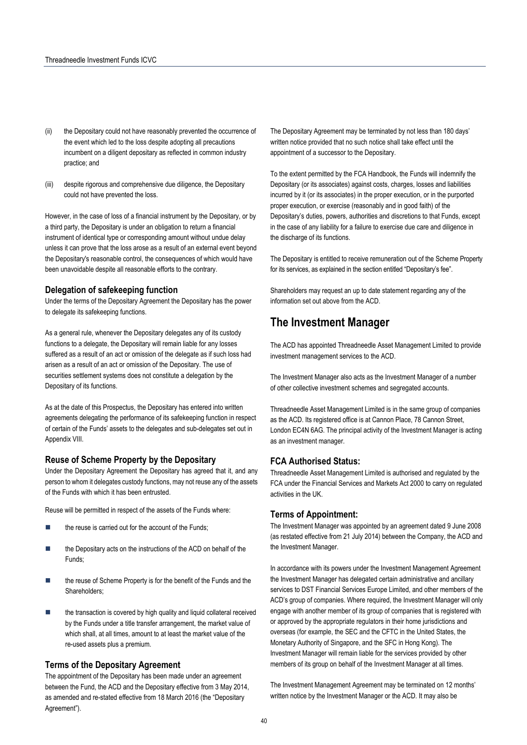(ii) the Depositary could not have reasonably prevented the occurrence of the event which led to the loss despite adopting all precautions incumbent on a diligent depositary as reflected in common industry practice; and

(iii) despite rigorous and comprehensive due diligence, the Depositary could not have prevented the loss.

However, in the case of loss of a financial instrument by the Depositary, or by a third party, the Depositary is under an obligation to return a financial instrument of identical type or corresponding amount without undue delay unless it can prove that the loss arose as a result of an external event beyond the Depositary's reasonable control, the consequences of which would have been unavoidable despite all reasonable efforts to the contrary.

### Delegation of safekeeping function

Under the terms of the Depositary Agreement the Depositary has the power to delegate its safekeeping functions.

As a general rule, whenever the Depositary delegates any of its custody functions to a delegate, the Depositary will remain liable for any losses suffered as a result of an act or omission of the delegate as if such loss had arisen as a result of an act or omission of the Depositary. The use of securities settlement systems does not constitute a delegation by the Depositary of its functions.

As at the date of this Prospectus, the Depositary has entered into written agreements delegating the performance of its safekeeping function in respect of certain of the Funds' assets to the delegates and sub-delegates set out in Appendix VIII.

### Reuse of Scheme Property by the Depositary

Under the Depositary Agreement the Depositary has agreed that it, and any person to whom it delegates custody functions, may not reuse any of the assets of the Funds with which it has been entrusted.

Reuse will be permitted in respect of the assets of the Funds where:

- the reuse is carried out for the account of the Funds;
- the Depositary acts on the instructions of the ACD on behalf of the Funds;
- the reuse of Scheme Property is for the benefit of the Funds and the Shareholders;
- the transaction is covered by high quality and liquid collateral received by the Funds under a title transfer arrangement, the market value of which shall, at all times, amount to at least the market value of the re-used assets plus a premium.

### Terms of the Depositary Agreement

The appointment of the Depositary has been made under an agreement between the Fund, the ACD and the Depositary effective from 3 May 2014, as amended and re-stated effective from 18 March 2016 (the "Depositary Agreement").

The Depositary Agreement may be terminated by not less than 180 days' written notice provided that no such notice shall take effect until the appointment of a successor to the Depositary.

To the extent permitted by the FCA Handbook, the Funds will indemnify the Depositary (or its associates) against costs, charges, losses and liabilities incurred by it (or its associates) in the proper execution, or in the purported proper execution, or exercise (reasonably and in good faith) of the Depositary's duties, powers, authorities and discretions to that Funds, except in the case of any liability for a failure to exercise due care and diligence in the discharge of its functions.

The Depositary is entitled to receive remuneration out of the Scheme Property for its services, as explained in the section entitled "Depositary's fee".

Shareholders may request an up to date statement regarding any of the information set out above from the ACD.

## The Investment Manager

The ACD has appointed Threadneedle Asset Management Limited to provide investment management services to the ACD.

The Investment Manager also acts as the Investment Manager of a number of other collective investment schemes and segregated accounts.

Threadneedle Asset Management Limited is in the same group of companies as the ACD. Its registered office is at Cannon Place, 78 Cannon Street, London EC4N 6AG. The principal activity of the Investment Manager is acting as an investment manager.

### FCA Authorised Status:

Threadneedle Asset Management Limited is authorised and regulated by the FCA under the Financial Services and Markets Act 2000 to carry on regulated activities in the UK.

### Terms of Appointment:

The Investment Manager was appointed by an agreement dated 9 June 2008 (as restated effective from 21 July 2014) between the Company, the ACD and the Investment Manager.

In accordance with its powers under the Investment Management Agreement the Investment Manager has delegated certain administrative and ancillary services to DST Financial Services Europe Limited, and other members of the ACD's group of companies. Where required, the Investment Manager will only engage with another member of its group of companies that is registered with or approved by the appropriate regulators in their home jurisdictions and overseas (for example, the SEC and the CFTC in the United States, the Monetary Authority of Singapore, and the SFC in Hong Kong). The Investment Manager will remain liable for the services provided by other members of its group on behalf of the Investment Manager at all times.

The Investment Management Agreement may be terminated on 12 months' written notice by the Investment Manager or the ACD. It may also be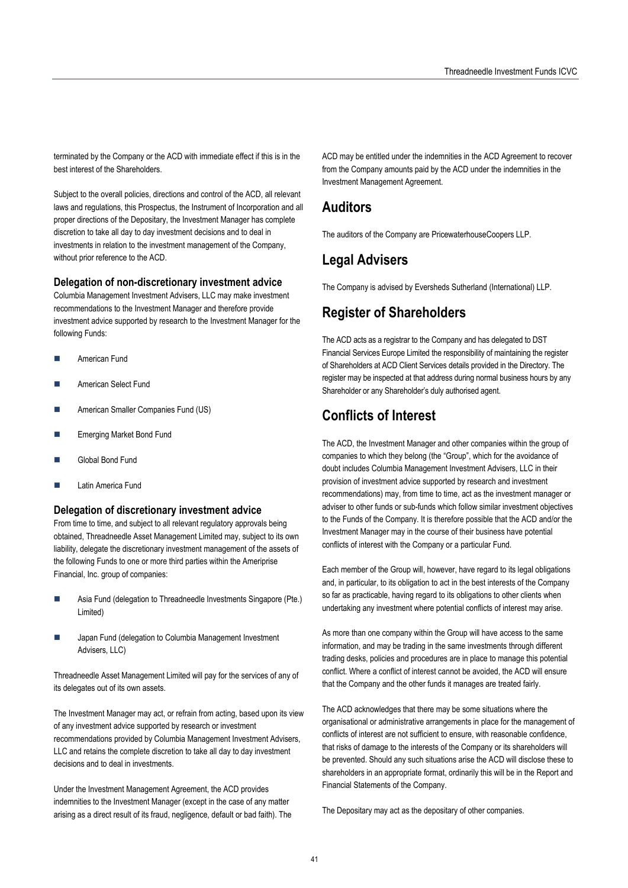terminated by the Company or the ACD with immediate effect if this is in the best interest of the Shareholders.

Subject to the overall policies, directions and control of the ACD, all relevant laws and regulations, this Prospectus, the Instrument of Incorporation and all proper directions of the Depositary, the Investment Manager has complete discretion to take all day to day investment decisions and to deal in investments in relation to the investment management of the Company, without prior reference to the ACD.

### Delegation of non-discretionary investment advice

Columbia Management Investment Advisers, LLC may make investment recommendations to the Investment Manager and therefore provide investment advice supported by research to the Investment Manager for the following Funds:

- American Fund
- American Select Fund
- American Smaller Companies Fund (US)
- Emerging Market Bond Fund
- Global Bond Fund
- Latin America Fund

### Delegation of discretionary investment advice

From time to time, and subject to all relevant regulatory approvals being obtained, Threadneedle Asset Management Limited may, subject to its own liability, delegate the discretionary investment management of the assets of the following Funds to one or more third parties within the Ameriprise Financial, Inc. group of companies:

- Asia Fund (delegation to Threadneedle Investments Singapore (Pte.) Limited)
- Japan Fund (delegation to Columbia Management Investment Advisers, LLC)

Threadneedle Asset Management Limited will pay for the services of any of its delegates out of its own assets.

The Investment Manager may act, or refrain from acting, based upon its view of any investment advice supported by research or investment recommendations provided by Columbia Management Investment Advisers, LLC and retains the complete discretion to take all day to day investment decisions and to deal in investments.

Under the Investment Management Agreement, the ACD provides indemnities to the Investment Manager (except in the case of any matter arising as a direct result of its fraud, negligence, default or bad faith). The ACD may be entitled under the indemnities in the ACD Agreement to recover from the Company amounts paid by the ACD under the indemnities in the Investment Management Agreement.

## Auditors

The auditors of the Company are PricewaterhouseCoopers LLP.

## Legal Advisers

The Company is advised by Eversheds Sutherland (International) LLP.

## Register of Shareholders

The ACD acts as a registrar to the Company and has delegated to DST Financial Services Europe Limited the responsibility of maintaining the register of Shareholders at ACD Client Services details provided in the Directory. The register may be inspected at that address during normal business hours by any Shareholder or any Shareholder's duly authorised agent.

## Conflicts of Interest

The ACD, the Investment Manager and other companies within the group of companies to which they belong (the "Group", which for the avoidance of doubt includes Columbia Management Investment Advisers, LLC in their provision of investment advice supported by research and investment recommendations) may, from time to time, act as the investment manager or adviser to other funds or sub-funds which follow similar investment objectives to the Funds of the Company. It is therefore possible that the ACD and/or the Investment Manager may in the course of their business have potential conflicts of interest with the Company or a particular Fund.

Each member of the Group will, however, have regard to its legal obligations and, in particular, to its obligation to act in the best interests of the Company so far as practicable, having regard to its obligations to other clients when undertaking any investment where potential conflicts of interest may arise.

As more than one company within the Group will have access to the same information, and may be trading in the same investments through different trading desks, policies and procedures are in place to manage this potential conflict. Where a conflict of interest cannot be avoided, the ACD will ensure that the Company and the other funds it manages are treated fairly.

The ACD acknowledges that there may be some situations where the organisational or administrative arrangements in place for the management of conflicts of interest are not sufficient to ensure, with reasonable confidence, that risks of damage to the interests of the Company or its shareholders will be prevented. Should any such situations arise the ACD will disclose these to shareholders in an appropriate format, ordinarily this will be in the Report and Financial Statements of the Company.

The Depositary may act as the depositary of other companies.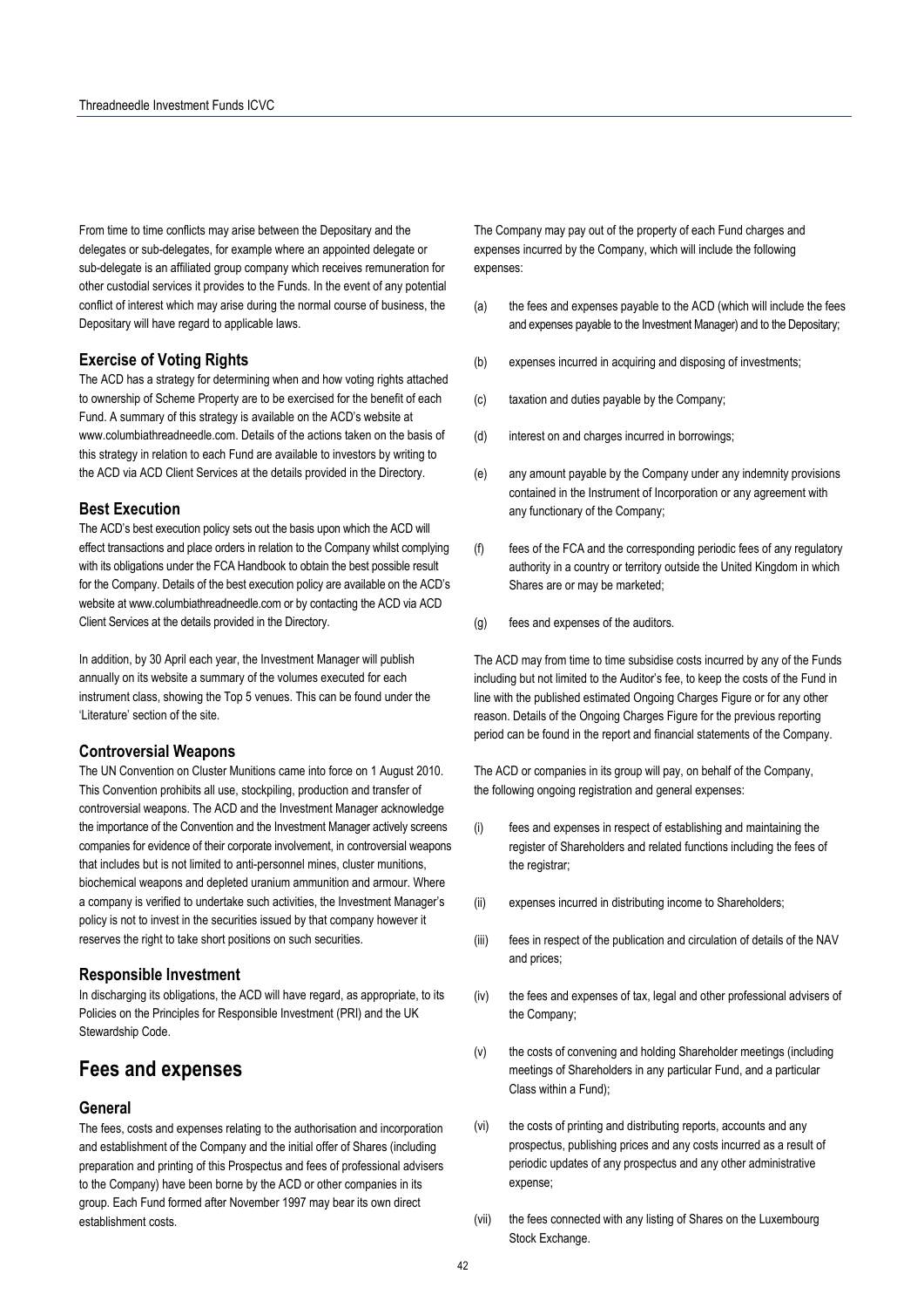From time to time conflicts may arise between the Depositary and the delegates or sub-delegates, for example where an appointed delegate or sub-delegate is an affiliated group company which receives remuneration for other custodial services it provides to the Funds. In the event of any potential conflict of interest which may arise during the normal course of business, the Depositary will have regard to applicable laws.

### Exercise of Voting Rights

The ACD has a strategy for determining when and how voting rights attached to ownership of Scheme Property are to be exercised for the benefit of each Fund. A summary of this strategy is available on the ACD's website at www.columbiathreadneedle.com. Details of the actions taken on the basis of this strategy in relation to each Fund are available to investors by writing to the ACD via ACD Client Services at the details provided in the Directory.

### Best Execution

The ACD's best execution policy sets out the basis upon which the ACD will effect transactions and place orders in relation to the Company whilst complying with its obligations under the FCA Handbook to obtain the best possible result for the Company. Details of the best execution policy are available on the ACD's website at www.columbiathreadneedle.com or by contacting the ACD via ACD Client Services at the details provided in the Directory.

In addition, by 30 April each year, the Investment Manager will publish annually on its website a summary of the volumes executed for each instrument class, showing the Top 5 venues. This can be found under the 'Literature' section of the site.

### Controversial Weapons

The UN Convention on Cluster Munitions came into force on 1 August 2010. This Convention prohibits all use, stockpiling, production and transfer of controversial weapons. The ACD and the Investment Manager acknowledge the importance of the Convention and the Investment Manager actively screens companies for evidence of their corporate involvement, in controversial weapons that includes but is not limited to anti-personnel mines, cluster munitions, biochemical weapons and depleted uranium ammunition and armour. Where a company is verified to undertake such activities, the Investment Manager's policy is not to invest in the securities issued by that company however it reserves the right to take short positions on such securities.

### Responsible Investment

In discharging its obligations, the ACD will have regard, as appropriate, to its Policies on the Principles for Responsible Investment (PRI) and the UK Stewardship Code.

## Fees and expenses

### General

The fees, costs and expenses relating to the authorisation and incorporation and establishment of the Company and the initial offer of Shares (including preparation and printing of this Prospectus and fees of professional advisers to the Company) have been borne by the ACD or other companies in its group. Each Fund formed after November 1997 may bear its own direct establishment costs.

The Company may pay out of the property of each Fund charges and expenses incurred by the Company, which will include the following expenses:

(a) the fees and expenses payable to the ACD (which will include the fees and expenses payable to the Investment Manager) and to the Depositary;

(b) expenses incurred in acquiring and disposing of investments;

(c) taxation and duties payable by the Company;

(d) interest on and charges incurred in borrowings;

(e) any amount payable by the Company under any indemnity provisions contained in the Instrument of Incorporation or any agreement with any functionary of the Company;

(f) fees of the FCA and the corresponding periodic fees of any regulatory authority in a country or territory outside the United Kingdom in which Shares are or may be marketed;

(g) fees and expenses of the auditors.

The ACD may from time to time subsidise costs incurred by any of the Funds including but not limited to the Auditor's fee, to keep the costs of the Fund in line with the published estimated Ongoing Charges Figure or for any other reason. Details of the Ongoing Charges Figure for the previous reporting period can be found in the report and financial statements of the Company.

The ACD or companies in its group will pay, on behalf of the Company, the following ongoing registration and general expenses:

(i) fees and expenses in respect of establishing and maintaining the register of Shareholders and related functions including the fees of the registrar;

(ii) expenses incurred in distributing income to Shareholders;

(iii) fees in respect of the publication and circulation of details of the NAV and prices;

(iv) the fees and expenses of tax, legal and other professional advisers of the Company;

(v) the costs of convening and holding Shareholder meetings (including meetings of Shareholders in any particular Fund, and a particular Class within a Fund);

(vi) the costs of printing and distributing reports, accounts and any prospectus, publishing prices and any costs incurred as a result of periodic updates of any prospectus and any other administrative expense;

(vii) the fees connected with any listing of Shares on the Luxembourg Stock Exchange.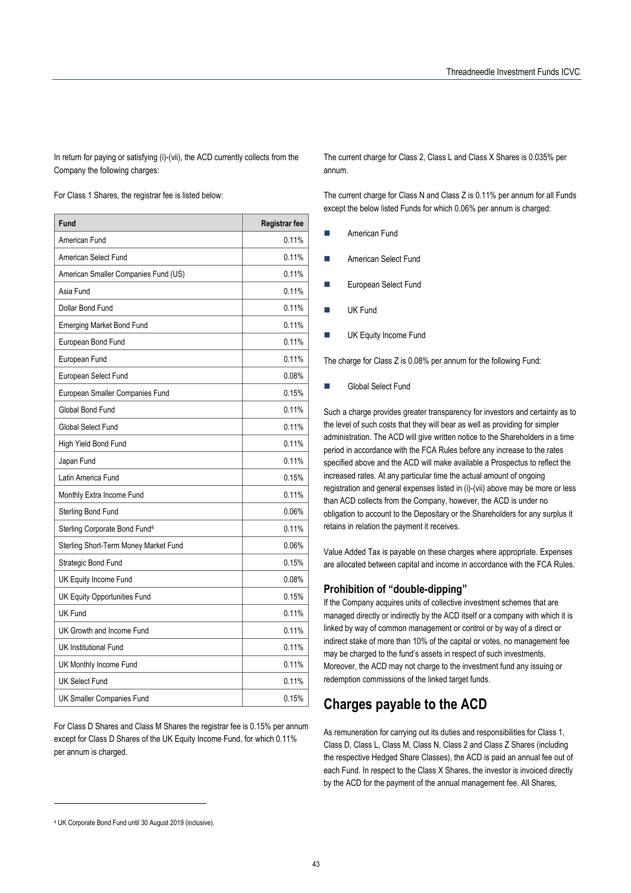In return for paying or satisfying (i)-(vii), the ACD currently collects from the Company the following charges:

For Class 1 Shares, the registrar fee is listed below:

| Fund | Registrar fee |
|---|---|
| American Fund | 0.11% |
| American Select Fund | 0.11% |
| American Smaller Companies Fund (US) | 0.11% |
| Asia Fund | 0.11% |
| Dollar Bond Fund | 0.11% |
| Emerging Market Bond Fund | 0.11% |
| European Bond Fund | 0.11% |
| European Fund | 0.11% |
| European Select Fund | 0.08% |
| European Smaller Companies Fund | 0.15% |
| Global Bond Fund | 0.11% |
| Global Select Fund | 0.11% |
| High Yield Bond Fund | 0.11% |
| Japan Fund | 0.11% |
| Latin America Fund | 0.15% |
| Monthly Extra Income Fund | 0.11% |
| Sterling Bond Fund | 0.06% |
| Sterling Corporate Bond Fund[4] | 0.11% |
| Sterling Short-Term Money Market Fund | 0.06% |
| Strategic Bond Fund | 0.15% |
| UK Equity Income Fund | 0.08% |
| UK Equity Opportunities Fund | 0.15% |
| UK Fund | 0.11% |
| UK Growth and Income Fund | 0.11% |
| UK Institutional Fund | 0.11% |
| UK Monthly Income Fund | 0.11% |
| UK Select Fund | 0.11% |
| UK Smaller Companies Fund | 0.15% |

For Class D Shares and Class M Shares the registrar fee is 0.15% per annum except for Class D Shares of the UK Equity Income Fund, for which 0.11% per annum is charged.

The current charge for Class 2, Class L and Class X Shares is 0.035% per annum.

The current charge for Class N and Class Z is 0.11% per annum for all Funds except the below listed Funds for which 0.06% per annum is charged:

- American Fund
- American Select Fund
- European Select Fund
- UK Fund
- UK Equity Income Fund

The charge for Class Z is 0.08% per annum for the following Fund:

- Global Select Fund

Such a charge provides greater transparency for investors and certainty as to the level of such costs that they will bear as well as providing for simpler administration. The ACD will give written notice to the Shareholders in a time period in accordance with the FCA Rules before any increase to the rates specified above and the ACD will make available a Prospectus to reflect the increased rates. At any particular time the actual amount of ongoing registration and general expenses listed in (i)-(vii) above may be more or less than ACD collects from the Company, however, the ACD is under no obligation to account to the Depositary or the Shareholders for any surplus it retains in relation the payment it receives.

Value Added Tax is payable on these charges where appropriate. Expenses are allocated between capital and income in accordance with the FCA Rules.

### Prohibition of "double-dipping"

If the Company acquires units of collective investment schemes that are managed directly or indirectly by the ACD itself or a company with which it is linked by way of common management or control or by way of a direct or indirect stake of more than 10% of the capital or votes, no management fee may be charged to the fund's assets in respect of such investments. Moreover, the ACD may not charge to the investment fund any issuing or redemption commissions of the linked target funds.

## Charges payable to the ACD

As remuneration for carrying out its duties and responsibilities for Class 1, Class D, Class L, Class M, Class N, Class 2 and Class Z Shares (including the respective Hedged Share Classes), the ACD is paid an annual fee out of each Fund. In respect to the Class X Shares, the investor is invoiced directly by the ACD for the payment of the annual management fee. All Shares,

[4] UK Corporate Bond Fund until 30 August 2019 (inclusive).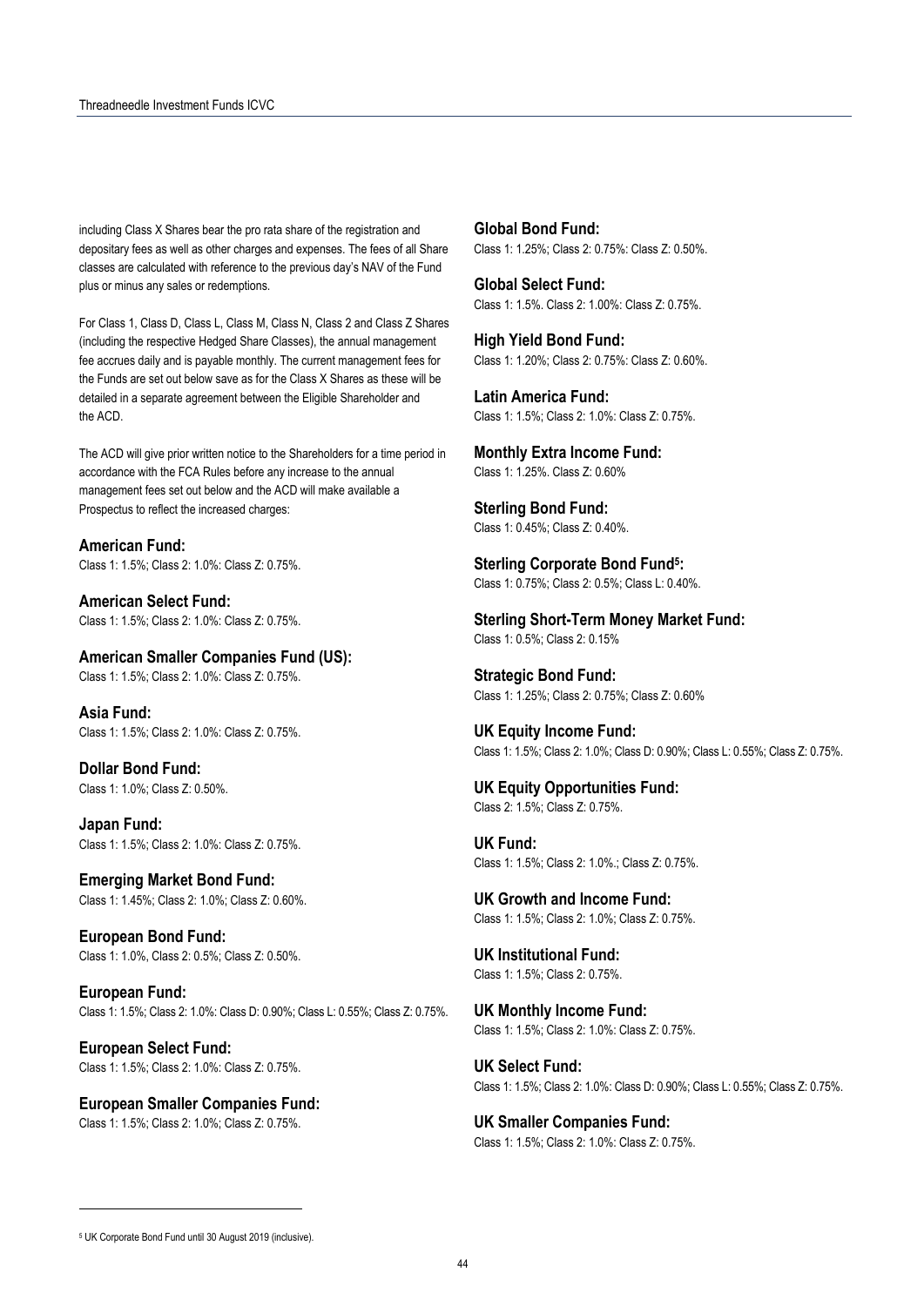including Class X Shares bear the pro rata share of the registration and depositary fees as well as other charges and expenses. The fees of all Share classes are calculated with reference to the previous day's NAV of the Fund plus or minus any sales or redemptions.

For Class 1, Class D, Class L, Class M, Class N, Class 2 and Class Z Shares (including the respective Hedged Share Classes), the annual management fee accrues daily and is payable monthly. The current management fees for the Funds are set out below save as for the Class X Shares as these will be detailed in a separate agreement between the Eligible Shareholder and the ACD.

The ACD will give prior written notice to the Shareholders for a time period in accordance with the FCA Rules before any increase to the annual management fees set out below and the ACD will make available a Prospectus to reflect the increased charges:

**American Fund:**
Class 1: 1.5%; Class 2: 1.0%: Class Z: 0.75%.

**American Select Fund:**
Class 1: 1.5%; Class 2: 1.0%: Class Z: 0.75%.

**American Smaller Companies Fund (US):**
Class 1: 1.5%; Class 2: 1.0%: Class Z: 0.75%.

**Asia Fund:**
Class 1: 1.5%; Class 2: 1.0%: Class Z: 0.75%.

**Dollar Bond Fund:**
Class 1: 1.0%; Class Z: 0.50%.

**Japan Fund:**
Class 1: 1.5%; Class 2: 1.0%: Class Z: 0.75%.

**Emerging Market Bond Fund:**
Class 1: 1.45%; Class 2: 1.0%; Class Z: 0.60%.

**European Bond Fund:**
Class 1: 1.0%, Class 2: 0.5%; Class Z: 0.50%.

**European Fund:**
Class 1: 1.5%; Class 2: 1.0%: Class D: 0.90%; Class L: 0.55%; Class Z: 0.75%.

**European Select Fund:**
Class 1: 1.5%; Class 2: 1.0%: Class Z: 0.75%.

**European Smaller Companies Fund:**
Class 1: 1.5%; Class 2: 1.0%; Class Z: 0.75%.

**Global Bond Fund:**
Class 1: 1.25%; Class 2: 0.75%: Class Z: 0.50%.

**Global Select Fund:**
Class 1: 1.5%. Class 2: 1.00%: Class Z: 0.75%.

**High Yield Bond Fund:**
Class 1: 1.20%; Class 2: 0.75%: Class Z: 0.60%.

**Latin America Fund:**
Class 1: 1.5%; Class 2: 1.0%: Class Z: 0.75%.

**Monthly Extra Income Fund:**
Class 1: 1.25%. Class Z: 0.60%

**Sterling Bond Fund:**
Class 1: 0.45%; Class Z: 0.40%.

**Sterling Corporate Bond Fund[5]:**
Class 1: 0.75%; Class 2: 0.5%; Class L: 0.40%.

**Sterling Short-Term Money Market Fund:**
Class 1: 0.5%; Class 2: 0.15%

**Strategic Bond Fund:**
Class 1: 1.25%; Class 2: 0.75%; Class Z: 0.60%

**UK Equity Income Fund:**
Class 1: 1.5%; Class 2: 1.0%; Class D: 0.90%; Class L: 0.55%; Class Z: 0.75%.

**UK Equity Opportunities Fund:**
Class 2: 1.5%; Class Z: 0.75%.

**UK Fund:**
Class 1: 1.5%; Class 2: 1.0%.; Class Z: 0.75%.

**UK Growth and Income Fund:**
Class 1: 1.5%; Class 2: 1.0%; Class Z: 0.75%.

**UK Institutional Fund:**
Class 1: 1.5%; Class 2: 0.75%.

**UK Monthly Income Fund:**
Class 1: 1.5%; Class 2: 1.0%: Class Z: 0.75%.

**UK Select Fund:**
Class 1: 1.5%; Class 2: 1.0%: Class D: 0.90%; Class L: 0.55%; Class Z: 0.75%.

**UK Smaller Companies Fund:**
Class 1: 1.5%; Class 2: 1.0%: Class Z: 0.75%.

[5] UK Corporate Bond Fund until 30 August 2019 (inclusive).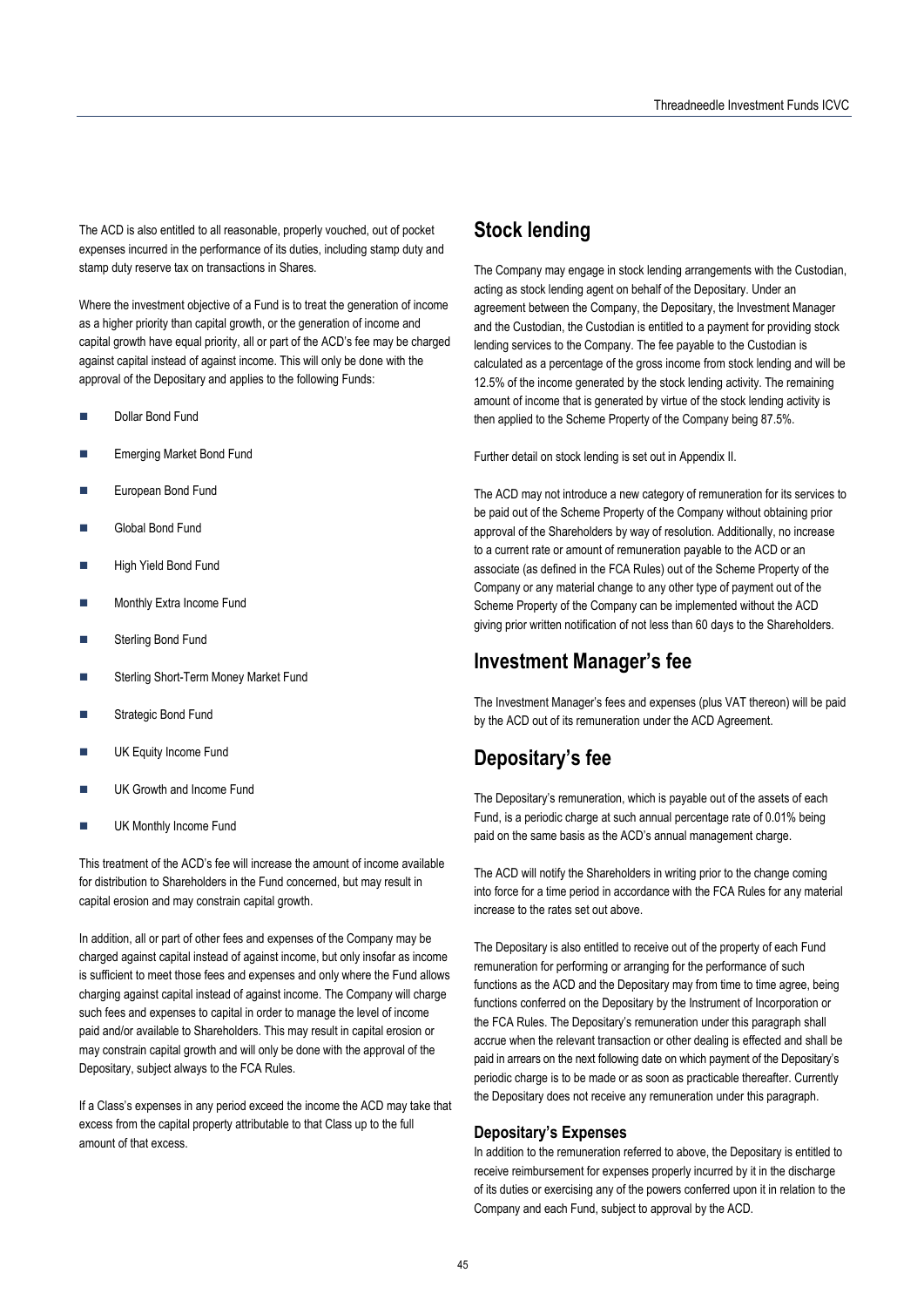The ACD is also entitled to all reasonable, properly vouched, out of pocket expenses incurred in the performance of its duties, including stamp duty and stamp duty reserve tax on transactions in Shares.

Where the investment objective of a Fund is to treat the generation of income as a higher priority than capital growth, or the generation of income and capital growth have equal priority, all or part of the ACD's fee may be charged against capital instead of against income. This will only be done with the approval of the Depositary and applies to the following Funds:

- Dollar Bond Fund
- Emerging Market Bond Fund
- European Bond Fund
- Global Bond Fund
- High Yield Bond Fund
- Monthly Extra Income Fund
- Sterling Bond Fund
- Sterling Short-Term Money Market Fund
- Strategic Bond Fund
- UK Equity Income Fund
- UK Growth and Income Fund
- UK Monthly Income Fund

This treatment of the ACD's fee will increase the amount of income available for distribution to Shareholders in the Fund concerned, but may result in capital erosion and may constrain capital growth.

In addition, all or part of other fees and expenses of the Company may be charged against capital instead of against income, but only insofar as income is sufficient to meet those fees and expenses and only where the Fund allows charging against capital instead of against income. The Company will charge such fees and expenses to capital in order to manage the level of income paid and/or available to Shareholders. This may result in capital erosion or may constrain capital growth and will only be done with the approval of the Depositary, subject always to the FCA Rules.

If a Class's expenses in any period exceed the income the ACD may take that excess from the capital property attributable to that Class up to the full amount of that excess.

## Stock lending

The Company may engage in stock lending arrangements with the Custodian, acting as stock lending agent on behalf of the Depositary. Under an agreement between the Company, the Depositary, the Investment Manager and the Custodian, the Custodian is entitled to a payment for providing stock lending services to the Company. The fee payable to the Custodian is calculated as a percentage of the gross income from stock lending and will be 12.5% of the income generated by the stock lending activity. The remaining amount of income that is generated by virtue of the stock lending activity is then applied to the Scheme Property of the Company being 87.5%.

Further detail on stock lending is set out in Appendix II.

The ACD may not introduce a new category of remuneration for its services to be paid out of the Scheme Property of the Company without obtaining prior approval of the Shareholders by way of resolution. Additionally, no increase to a current rate or amount of remuneration payable to the ACD or an associate (as defined in the FCA Rules) out of the Scheme Property of the Company or any material change to any other type of payment out of the Scheme Property of the Company can be implemented without the ACD giving prior written notification of not less than 60 days to the Shareholders.

## Investment Manager's fee

The Investment Manager's fees and expenses (plus VAT thereon) will be paid by the ACD out of its remuneration under the ACD Agreement.

## Depositary's fee

The Depositary's remuneration, which is payable out of the assets of each Fund, is a periodic charge at such annual percentage rate of 0.01% being paid on the same basis as the ACD's annual management charge.

The ACD will notify the Shareholders in writing prior to the change coming into force for a time period in accordance with the FCA Rules for any material increase to the rates set out above.

The Depositary is also entitled to receive out of the property of each Fund remuneration for performing or arranging for the performance of such functions as the ACD and the Depositary may from time to time agree, being functions conferred on the Depositary by the Instrument of Incorporation or the FCA Rules. The Depositary's remuneration under this paragraph shall accrue when the relevant transaction or other dealing is effected and shall be paid in arrears on the next following date on which payment of the Depositary's periodic charge is to be made or as soon as practicable thereafter. Currently the Depositary does not receive any remuneration under this paragraph.

### Depositary's Expenses

In addition to the remuneration referred to above, the Depositary is entitled to receive reimbursement for expenses properly incurred by it in the discharge of its duties or exercising any of the powers conferred upon it in relation to the Company and each Fund, subject to approval by the ACD.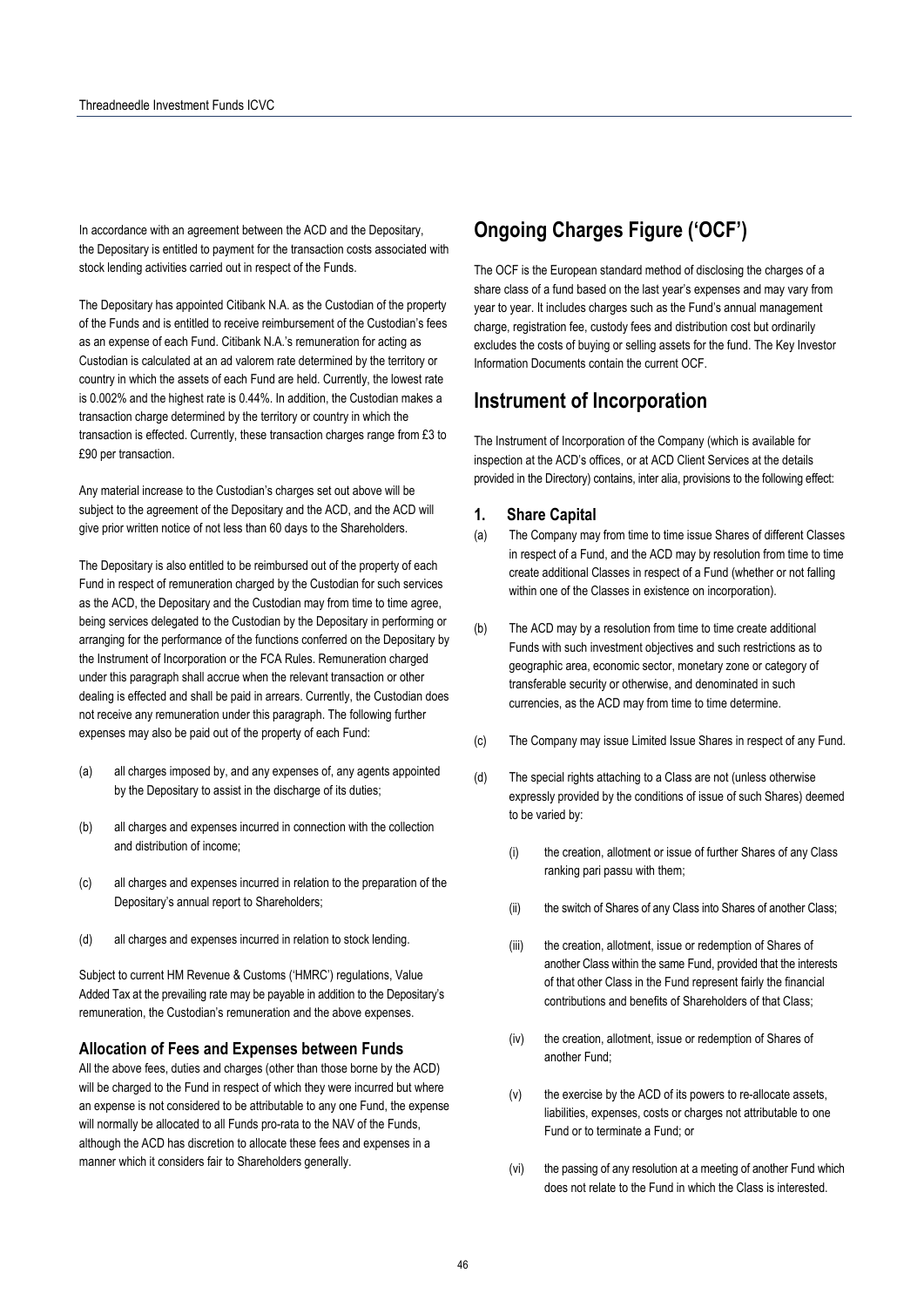In accordance with an agreement between the ACD and the Depositary, the Depositary is entitled to payment for the transaction costs associated with stock lending activities carried out in respect of the Funds.

The Depositary has appointed Citibank N.A. as the Custodian of the property of the Funds and is entitled to receive reimbursement of the Custodian's fees as an expense of each Fund. Citibank N.A.'s remuneration for acting as Custodian is calculated at an ad valorem rate determined by the territory or country in which the assets of each Fund are held. Currently, the lowest rate is 0.002% and the highest rate is 0.44%. In addition, the Custodian makes a transaction charge determined by the territory or country in which the transaction is effected. Currently, these transaction charges range from £3 to £90 per transaction.

Any material increase to the Custodian's charges set out above will be subject to the agreement of the Depositary and the ACD, and the ACD will give prior written notice of not less than 60 days to the Shareholders.

The Depositary is also entitled to be reimbursed out of the property of each Fund in respect of remuneration charged by the Custodian for such services as the ACD, the Depositary and the Custodian may from time to time agree, being services delegated to the Custodian by the Depositary in performing or arranging for the performance of the functions conferred on the Depositary by the Instrument of Incorporation or the FCA Rules. Remuneration charged under this paragraph shall accrue when the relevant transaction or other dealing is effected and shall be paid in arrears. Currently, the Custodian does not receive any remuneration under this paragraph. The following further expenses may also be paid out of the property of each Fund:

(a) all charges imposed by, and any expenses of, any agents appointed by the Depositary to assist in the discharge of its duties;

(b) all charges and expenses incurred in connection with the collection and distribution of income;

(c) all charges and expenses incurred in relation to the preparation of the Depositary's annual report to Shareholders;

(d) all charges and expenses incurred in relation to stock lending.

Subject to current HM Revenue & Customs ('HMRC') regulations, Value Added Tax at the prevailing rate may be payable in addition to the Depositary's remuneration, the Custodian's remuneration and the above expenses.

### Allocation of Fees and Expenses between Funds

All the above fees, duties and charges (other than those borne by the ACD) will be charged to the Fund in respect of which they were incurred but where an expense is not considered to be attributable to any one Fund, the expense will normally be allocated to all Funds pro-rata to the NAV of the Funds, although the ACD has discretion to allocate these fees and expenses in a manner which it considers fair to Shareholders generally.

## Ongoing Charges Figure ('OCF')

The OCF is the European standard method of disclosing the charges of a share class of a fund based on the last year's expenses and may vary from year to year. It includes charges such as the Fund's annual management charge, registration fee, custody fees and distribution cost but ordinarily excludes the costs of buying or selling assets for the fund. The Key Investor Information Documents contain the current OCF.

## Instrument of Incorporation

The Instrument of Incorporation of the Company (which is available for inspection at the ACD's offices, or at ACD Client Services at the details provided in the Directory) contains, inter alia, provisions to the following effect:

### 1. Share Capital

(a) The Company may from time to time issue Shares of different Classes in respect of a Fund, and the ACD may by resolution from time to time create additional Classes in respect of a Fund (whether or not falling within one of the Classes in existence on incorporation).

(b) The ACD may by a resolution from time to time create additional Funds with such investment objectives and such restrictions as to geographic area, economic sector, monetary zone or category of transferable security or otherwise, and denominated in such currencies, as the ACD may from time to time determine.

(c) The Company may issue Limited Issue Shares in respect of any Fund.

(d) The special rights attaching to a Class are not (unless otherwise expressly provided by the conditions of issue of such Shares) deemed to be varied by:

   (i) the creation, allotment or issue of further Shares of any Class ranking pari passu with them;

   (ii) the switch of Shares of any Class into Shares of another Class;

   (iii) the creation, allotment, issue or redemption of Shares of another Class within the same Fund, provided that the interests of that other Class in the Fund represent fairly the financial contributions and benefits of Shareholders of that Class;

   (iv) the creation, allotment, issue or redemption of Shares of another Fund;

   (v) the exercise by the ACD of its powers to re-allocate assets, liabilities, expenses, costs or charges not attributable to one Fund or to terminate a Fund; or

   (vi) the passing of any resolution at a meeting of another Fund which does not relate to the Fund in which the Class is interested.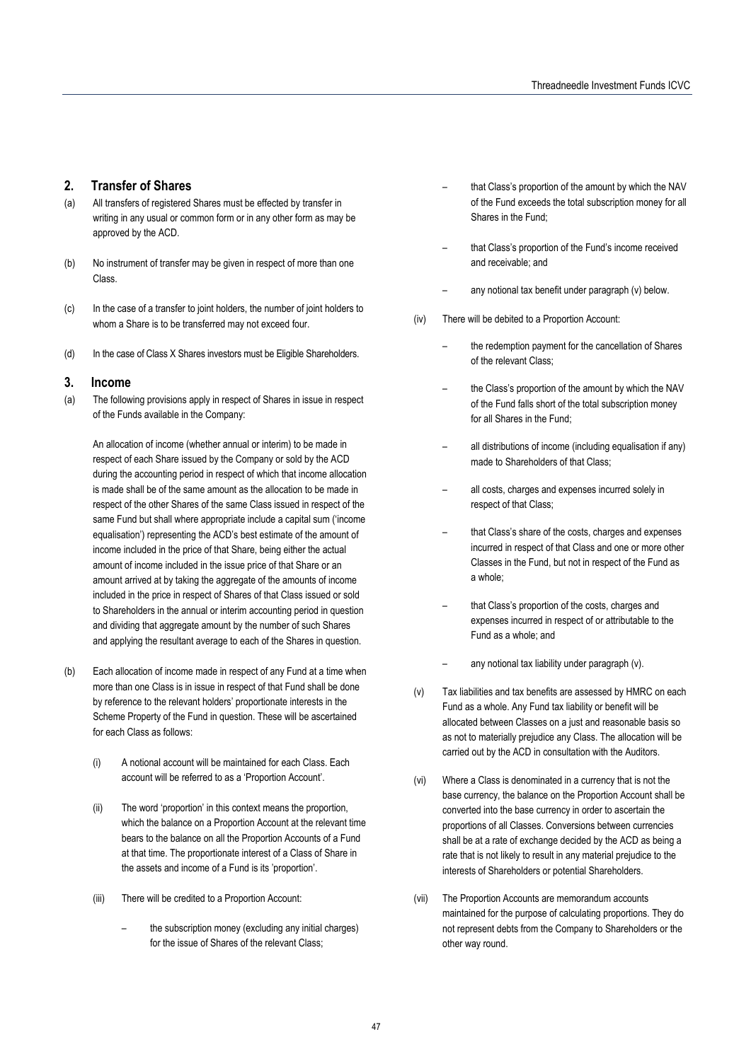## 2. Transfer of Shares

(a) All transfers of registered Shares must be effected by transfer in writing in any usual or common form or in any other form as may be approved by the ACD.

(b) No instrument of transfer may be given in respect of more than one Class.

(c) In the case of a transfer to joint holders, the number of joint holders to whom a Share is to be transferred may not exceed four.

(d) In the case of Class X Shares investors must be Eligible Shareholders.

## 3. Income

(a) The following provisions apply in respect of Shares in issue in respect of the Funds available in the Company:

An allocation of income (whether annual or interim) to be made in respect of each Share issued by the Company or sold by the ACD during the accounting period in respect of which that income allocation is made shall be of the same amount as the allocation to be made in respect of the other Shares of the same Class issued in respect of the same Fund but shall where appropriate include a capital sum ('income equalisation') representing the ACD's best estimate of the amount of income included in the price of that Share, being either the actual amount of income included in the issue price of that Share or an amount arrived at by taking the aggregate of the amounts of income included in the price in respect of Shares of that Class issued or sold to Shareholders in the annual or interim accounting period in question and dividing that aggregate amount by the number of such Shares and applying the resultant average to each of the Shares in question.

(b) Each allocation of income made in respect of any Fund at a time when more than one Class is in issue in respect of that Fund shall be done by reference to the relevant holders' proportionate interests in the Scheme Property of the Fund in question. These will be ascertained for each Class as follows:

(i) A notional account will be maintained for each Class. Each account will be referred to as a 'Proportion Account'.

(ii) The word 'proportion' in this context means the proportion, which the balance on a Proportion Account at the relevant time bears to the balance on all the Proportion Accounts of a Fund at that time. The proportionate interest of a Class of Share in the assets and income of a Fund is its 'proportion'.

(iii) There will be credited to a Proportion Account:

– the subscription money (excluding any initial charges) for the issue of Shares of the relevant Class;

– that Class's proportion of the amount by which the NAV of the Fund exceeds the total subscription money for all Shares in the Fund;

– that Class's proportion of the Fund's income received and receivable; and

– any notional tax benefit under paragraph (v) below.

(iv) There will be debited to a Proportion Account:

– the redemption payment for the cancellation of Shares of the relevant Class;

– the Class's proportion of the amount by which the NAV of the Fund falls short of the total subscription money for all Shares in the Fund;

– all distributions of income (including equalisation if any) made to Shareholders of that Class;

– all costs, charges and expenses incurred solely in respect of that Class;

– that Class's share of the costs, charges and expenses incurred in respect of that Class and one or more other Classes in the Fund, but not in respect of the Fund as a whole;

– that Class's proportion of the costs, charges and expenses incurred in respect of or attributable to the Fund as a whole; and

– any notional tax liability under paragraph (v).

(v) Tax liabilities and tax benefits are assessed by HMRC on each Fund as a whole. Any Fund tax liability or benefit will be allocated between Classes on a just and reasonable basis so as not to materially prejudice any Class. The allocation will be carried out by the ACD in consultation with the Auditors.

(vi) Where a Class is denominated in a currency that is not the base currency, the balance on the Proportion Account shall be converted into the base currency in order to ascertain the proportions of all Classes. Conversions between currencies shall be at a rate of exchange decided by the ACD as being a rate that is not likely to result in any material prejudice to the interests of Shareholders or potential Shareholders.

(vii) The Proportion Accounts are memorandum accounts maintained for the purpose of calculating proportions. They do not represent debts from the Company to Shareholders or the other way round.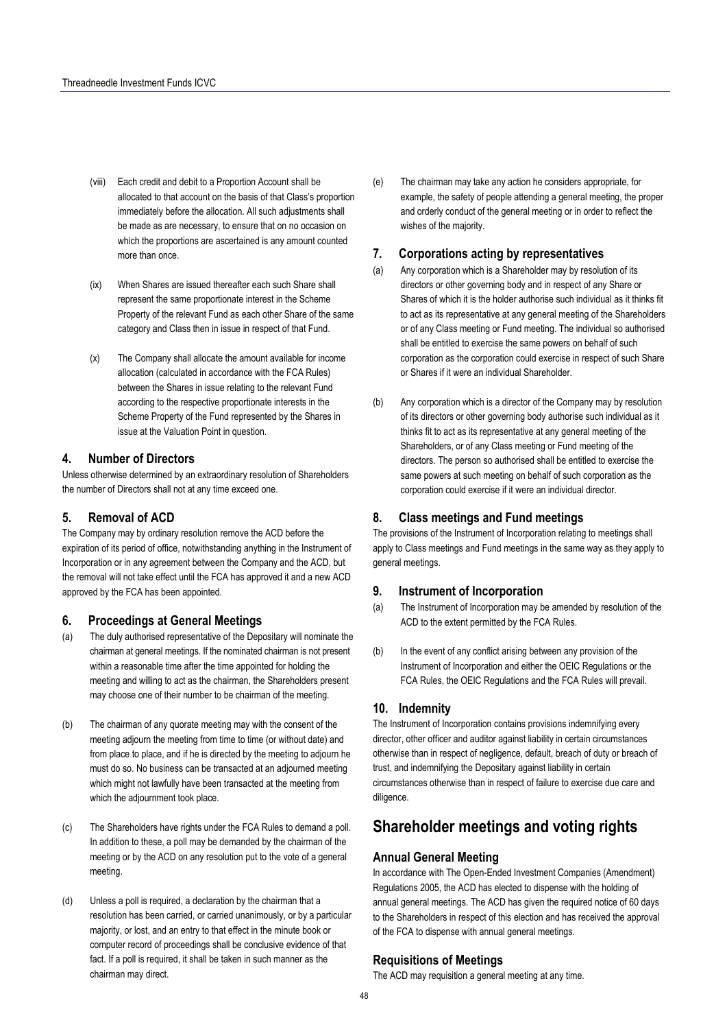(viii) Each credit and debit to a Proportion Account shall be allocated to that account on the basis of that Class's proportion immediately before the allocation. All such adjustments shall be made as are necessary, to ensure that on no occasion on which the proportions are ascertained is any amount counted more than once.

(ix) When Shares are issued thereafter each such Share shall represent the same proportionate interest in the Scheme Property of the relevant Fund as each other Share of the same category and Class then in issue in respect of that Fund.

(x) The Company shall allocate the amount available for income allocation (calculated in accordance with the FCA Rules) between the Shares in issue relating to the relevant Fund according to the respective proportionate interests in the Scheme Property of the Fund represented by the Shares in issue at the Valuation Point in question.

### 4. Number of Directors

Unless otherwise determined by an extraordinary resolution of Shareholders the number of Directors shall not at any time exceed one.

### 5. Removal of ACD

The Company may by ordinary resolution remove the ACD before the expiration of its period of office, notwithstanding anything in the Instrument of Incorporation or in any agreement between the Company and the ACD, but the removal will not take effect until the FCA has approved it and a new ACD approved by the FCA has been appointed.

### 6. Proceedings at General Meetings

(a) The duly authorised representative of the Depositary will nominate the chairman at general meetings. If the nominated chairman is not present within a reasonable time after the time appointed for holding the meeting and willing to act as the chairman, the Shareholders present may choose one of their number to be chairman of the meeting.

(b) The chairman of any quorate meeting may with the consent of the meeting adjourn the meeting from time to time (or without date) and from place to place, and if he is directed by the meeting to adjourn he must do so. No business can be transacted at an adjourned meeting which might not lawfully have been transacted at the meeting from which the adjournment took place.

(c) The Shareholders have rights under the FCA Rules to demand a poll. In addition to these, a poll may be demanded by the chairman of the meeting or by the ACD on any resolution put to the vote of a general meeting.

(d) Unless a poll is required, a declaration by the chairman that a resolution has been carried, or carried unanimously, or by a particular majority, or lost, and an entry to that effect in the minute book or computer record of proceedings shall be conclusive evidence of that fact. If a poll is required, it shall be taken in such manner as the chairman may direct.

(e) The chairman may take any action he considers appropriate, for example, the safety of people attending a general meeting, the proper and orderly conduct of the general meeting or in order to reflect the wishes of the majority.

### 7. Corporations acting by representatives

(a) Any corporation which is a Shareholder may by resolution of its directors or other governing body and in respect of any Share or Shares of which it is the holder authorise such individual as it thinks fit to act as its representative at any general meeting of the Shareholders or of any Class meeting or Fund meeting. The individual so authorised shall be entitled to exercise the same powers on behalf of such corporation as the corporation could exercise in respect of such Share or Shares if it were an individual Shareholder.

(b) Any corporation which is a director of the Company may by resolution of its directors or other governing body authorise such individual as it thinks fit to act as its representative at any general meeting of the Shareholders, or of any Class meeting or Fund meeting of the directors. The person so authorised shall be entitled to exercise the same powers at such meeting on behalf of such corporation as the corporation could exercise if it were an individual director.

### 8. Class meetings and Fund meetings

The provisions of the Instrument of Incorporation relating to meetings shall apply to Class meetings and Fund meetings in the same way as they apply to general meetings.

### 9. Instrument of Incorporation

(a) The Instrument of Incorporation may be amended by resolution of the ACD to the extent permitted by the FCA Rules.

(b) In the event of any conflict arising between any provision of the Instrument of Incorporation and either the OEIC Regulations or the FCA Rules, the OEIC Regulations and the FCA Rules will prevail.

### 10. Indemnity

The Instrument of Incorporation contains provisions indemnifying every director, other officer and auditor against liability in certain circumstances otherwise than in respect of negligence, default, breach of duty or breach of trust, and indemnifying the Depositary against liability in certain circumstances otherwise than in respect of failure to exercise due care and diligence.

## Shareholder meetings and voting rights

### Annual General Meeting

In accordance with The Open-Ended Investment Companies (Amendment) Regulations 2005, the ACD has elected to dispense with the holding of annual general meetings. The ACD has given the required notice of 60 days to the Shareholders in respect of this election and has received the approval of the FCA to dispense with annual general meetings.

### Requisitions of Meetings

The ACD may requisition a general meeting at any time.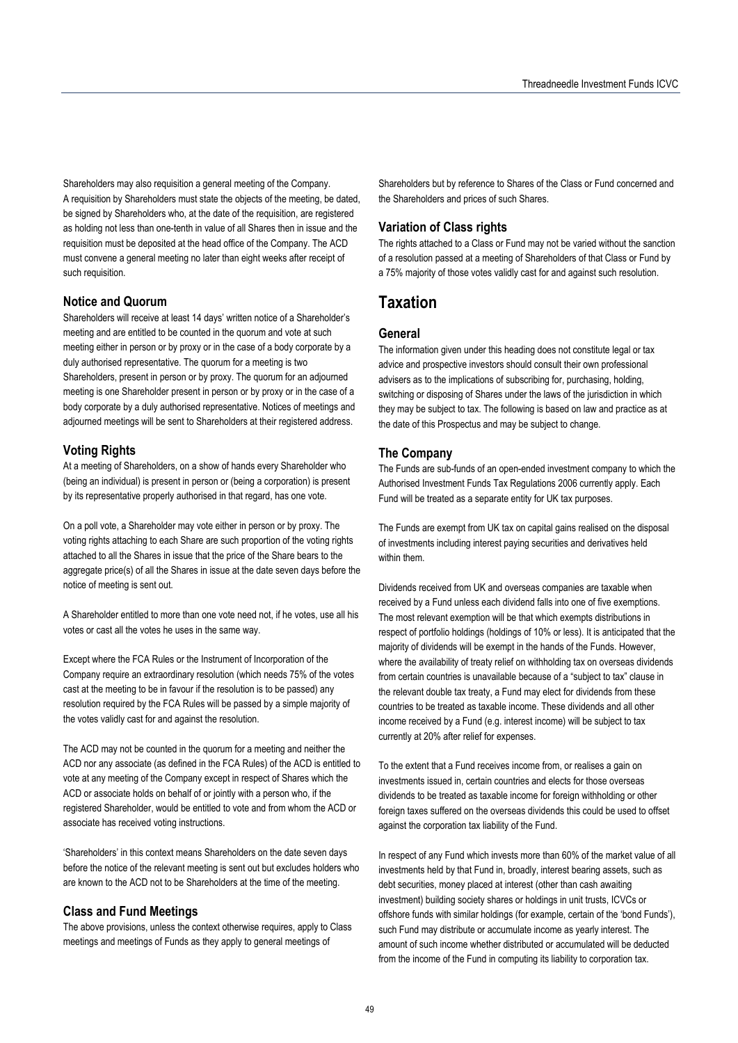Shareholders may also requisition a general meeting of the Company. A requisition by Shareholders must state the objects of the meeting, be dated, be signed by Shareholders who, at the date of the requisition, are registered as holding not less than one-tenth in value of all Shares then in issue and the requisition must be deposited at the head office of the Company. The ACD must convene a general meeting no later than eight weeks after receipt of such requisition.

### Notice and Quorum

Shareholders will receive at least 14 days' written notice of a Shareholder's meeting and are entitled to be counted in the quorum and vote at such meeting either in person or by proxy or in the case of a body corporate by a duly authorised representative. The quorum for a meeting is two Shareholders, present in person or by proxy. The quorum for an adjourned meeting is one Shareholder present in person or by proxy or in the case of a body corporate by a duly authorised representative. Notices of meetings and adjourned meetings will be sent to Shareholders at their registered address.

### Voting Rights

At a meeting of Shareholders, on a show of hands every Shareholder who (being an individual) is present in person or (being a corporation) is present by its representative properly authorised in that regard, has one vote.

On a poll vote, a Shareholder may vote either in person or by proxy. The voting rights attaching to each Share are such proportion of the voting rights attached to all the Shares in issue that the price of the Share bears to the aggregate price(s) of all the Shares in issue at the date seven days before the notice of meeting is sent out.

A Shareholder entitled to more than one vote need not, if he votes, use all his votes or cast all the votes he uses in the same way.

Except where the FCA Rules or the Instrument of Incorporation of the Company require an extraordinary resolution (which needs 75% of the votes cast at the meeting to be in favour if the resolution is to be passed) any resolution required by the FCA Rules will be passed by a simple majority of the votes validly cast for and against the resolution.

The ACD may not be counted in the quorum for a meeting and neither the ACD nor any associate (as defined in the FCA Rules) of the ACD is entitled to vote at any meeting of the Company except in respect of Shares which the ACD or associate holds on behalf of or jointly with a person who, if the registered Shareholder, would be entitled to vote and from whom the ACD or associate has received voting instructions.

'Shareholders' in this context means Shareholders on the date seven days before the notice of the relevant meeting is sent out but excludes holders who are known to the ACD not to be Shareholders at the time of the meeting.

### Class and Fund Meetings

The above provisions, unless the context otherwise requires, apply to Class meetings and meetings of Funds as they apply to general meetings of Shareholders but by reference to Shares of the Class or Fund concerned and the Shareholders and prices of such Shares.

### Variation of Class rights

The rights attached to a Class or Fund may not be varied without the sanction of a resolution passed at a meeting of Shareholders of that Class or Fund by a 75% majority of those votes validly cast for and against such resolution.

## Taxation

### General

The information given under this heading does not constitute legal or tax advice and prospective investors should consult their own professional advisers as to the implications of subscribing for, purchasing, holding, switching or disposing of Shares under the laws of the jurisdiction in which they may be subject to tax. The following is based on law and practice as at the date of this Prospectus and may be subject to change.

### The Company

The Funds are sub-funds of an open-ended investment company to which the Authorised Investment Funds Tax Regulations 2006 currently apply. Each Fund will be treated as a separate entity for UK tax purposes.

The Funds are exempt from UK tax on capital gains realised on the disposal of investments including interest paying securities and derivatives held within them.

Dividends received from UK and overseas companies are taxable when received by a Fund unless each dividend falls into one of five exemptions. The most relevant exemption will be that which exempts distributions in respect of portfolio holdings (holdings of 10% or less). It is anticipated that the majority of dividends will be exempt in the hands of the Funds. However, where the availability of treaty relief on withholding tax on overseas dividends from certain countries is unavailable because of a "subject to tax" clause in the relevant double tax treaty, a Fund may elect for dividends from these countries to be treated as taxable income. These dividends and all other income received by a Fund (e.g. interest income) will be subject to tax currently at 20% after relief for expenses.

To the extent that a Fund receives income from, or realises a gain on investments issued in, certain countries and elects for those overseas dividends to be treated as taxable income for foreign withholding or other foreign taxes suffered on the overseas dividends this could be used to offset against the corporation tax liability of the Fund.

In respect of any Fund which invests more than 60% of the market value of all investments held by that Fund in, broadly, interest bearing assets, such as debt securities, money placed at interest (other than cash awaiting investment) building society shares or holdings in unit trusts, ICVCs or offshore funds with similar holdings (for example, certain of the 'bond Funds'), such Fund may distribute or accumulate income as yearly interest. The amount of such income whether distributed or accumulated will be deducted from the income of the Fund in computing its liability to corporation tax.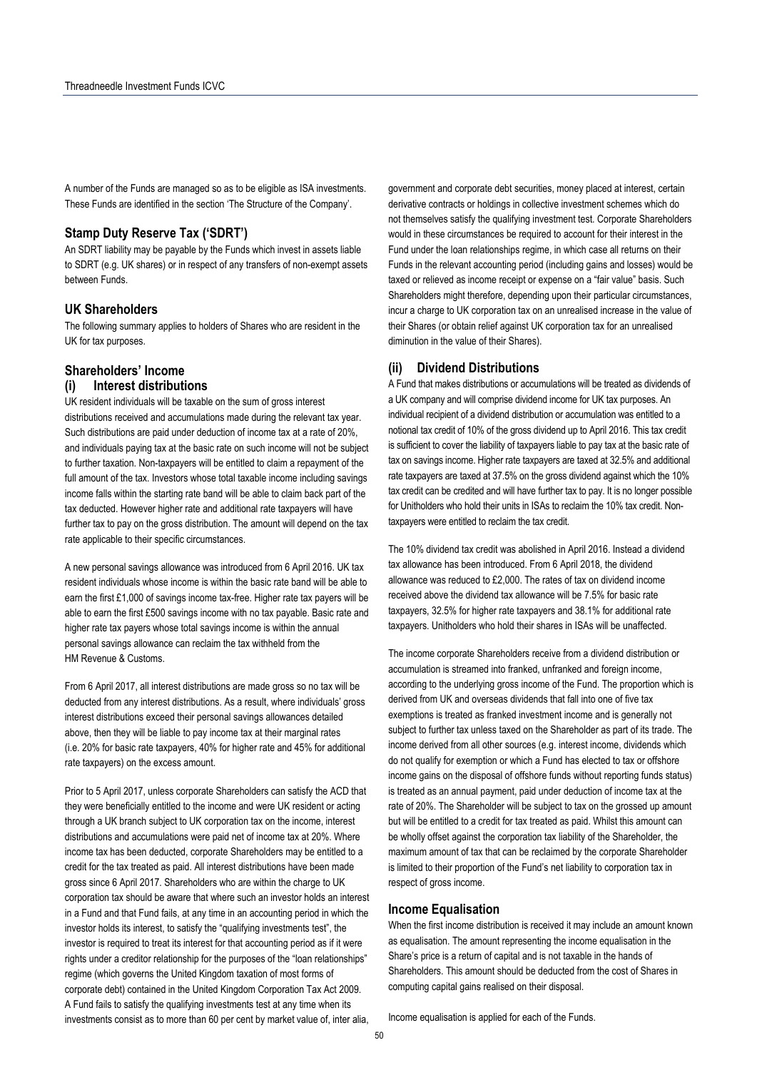A number of the Funds are managed so as to be eligible as ISA investments. These Funds are identified in the section 'The Structure of the Company'.

## Stamp Duty Reserve Tax ('SDRT')

An SDRT liability may be payable by the Funds which invest in assets liable to SDRT (e.g. UK shares) or in respect of any transfers of non-exempt assets between Funds.

## UK Shareholders

The following summary applies to holders of Shares who are resident in the UK for tax purposes.

## Shareholders' Income

### (i) Interest distributions

UK resident individuals will be taxable on the sum of gross interest distributions received and accumulations made during the relevant tax year. Such distributions are paid under deduction of income tax at a rate of 20%, and individuals paying tax at the basic rate on such income will not be subject to further taxation. Non-taxpayers will be entitled to claim a repayment of the full amount of the tax. Investors whose total taxable income including savings income falls within the starting rate band will be able to claim back part of the tax deducted. However higher rate and additional rate taxpayers will have further tax to pay on the gross distribution. The amount will depend on the tax rate applicable to their specific circumstances.

A new personal savings allowance was introduced from 6 April 2016. UK tax resident individuals whose income is within the basic rate band will be able to earn the first £1,000 of savings income tax-free. Higher rate tax payers will be able to earn the first £500 savings income with no tax payable. Basic rate and higher rate tax payers whose total savings income is within the annual personal savings allowance can reclaim the tax withheld from the HM Revenue & Customs.

From 6 April 2017, all interest distributions are made gross so no tax will be deducted from any interest distributions. As a result, where individuals' gross interest distributions exceed their personal savings allowances detailed above, then they will be liable to pay income tax at their marginal rates (i.e. 20% for basic rate taxpayers, 40% for higher rate and 45% for additional rate taxpayers) on the excess amount.

Prior to 5 April 2017, unless corporate Shareholders can satisfy the ACD that they were beneficially entitled to the income and were UK resident or acting through a UK branch subject to UK corporation tax on the income, interest distributions and accumulations were paid net of income tax at 20%. Where income tax has been deducted, corporate Shareholders may be entitled to a credit for the tax treated as paid. All interest distributions have been made gross since 6 April 2017. Shareholders who are within the charge to UK corporation tax should be aware that where such an investor holds an interest in a Fund and that Fund fails, at any time in an accounting period in which the investor holds its interest, to satisfy the "qualifying investments test", the investor is required to treat its interest for that accounting period as if it were rights under a creditor relationship for the purposes of the "loan relationships" regime (which governs the United Kingdom taxation of most forms of corporate debt) contained in the United Kingdom Corporation Tax Act 2009. A Fund fails to satisfy the qualifying investments test at any time when its investments consist as to more than 60 per cent by market value of, inter alia, government and corporate debt securities, money placed at interest, certain derivative contracts or holdings in collective investment schemes which do not themselves satisfy the qualifying investment test. Corporate Shareholders would in these circumstances be required to account for their interest in the Fund under the loan relationships regime, in which case all returns on their Funds in the relevant accounting period (including gains and losses) would be taxed or relieved as income receipt or expense on a "fair value" basis. Such Shareholders might therefore, depending upon their particular circumstances, incur a charge to UK corporation tax on an unrealised increase in the value of their Shares (or obtain relief against UK corporation tax for an unrealised diminution in the value of their Shares).

### (ii) Dividend Distributions

A Fund that makes distributions or accumulations will be treated as dividends of a UK company and will comprise dividend income for UK tax purposes. An individual recipient of a dividend distribution or accumulation was entitled to a notional tax credit of 10% of the gross dividend up to April 2016. This tax credit is sufficient to cover the liability of taxpayers liable to pay tax at the basic rate of tax on savings income. Higher rate taxpayers are taxed at 32.5% and additional rate taxpayers are taxed at 37.5% on the gross dividend against which the 10% tax credit can be credited and will have further tax to pay. It is no longer possible for Unitholders who hold their units in ISAs to reclaim the 10% tax credit. Non-taxpayers were entitled to reclaim the tax credit.

The 10% dividend tax credit was abolished in April 2016. Instead a dividend tax allowance has been introduced. From 6 April 2018, the dividend allowance was reduced to £2,000. The rates of tax on dividend income received above the dividend tax allowance will be 7.5% for basic rate taxpayers, 32.5% for higher rate taxpayers and 38.1% for additional rate taxpayers. Unitholders who hold their shares in ISAs will be unaffected.

The income corporate Shareholders receive from a dividend distribution or accumulation is streamed into franked, unfranked and foreign income, according to the underlying gross income of the Fund. The proportion which is derived from UK and overseas dividends that fall into one of five tax exemptions is treated as franked investment income and is generally not subject to further tax unless taxed on the Shareholder as part of its trade. The income derived from all other sources (e.g. interest income, dividends which do not qualify for exemption or which a Fund has elected to tax or offshore income gains on the disposal of offshore funds without reporting funds status) is treated as an annual payment, paid under deduction of income tax at the rate of 20%. The Shareholder will be subject to tax on the grossed up amount but will be entitled to a credit for tax treated as paid. Whilst this amount can be wholly offset against the corporation tax liability of the Shareholder, the maximum amount of tax that can be reclaimed by the corporate Shareholder is limited to their proportion of the Fund's net liability to corporation tax in respect of gross income.

## Income Equalisation

When the first income distribution is received it may include an amount known as equalisation. The amount representing the income equalisation in the Share's price is a return of capital and is not taxable in the hands of Shareholders. This amount should be deducted from the cost of Shares in computing capital gains realised on their disposal.

Income equalisation is applied for each of the Funds.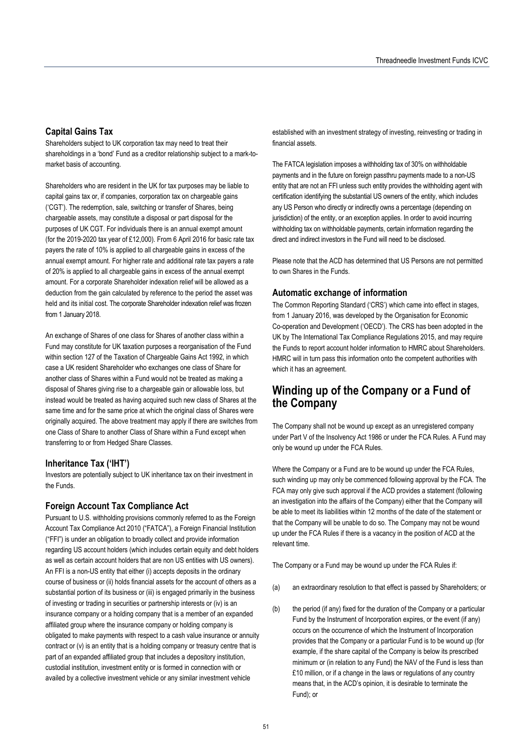### Capital Gains Tax

Shareholders subject to UK corporation tax may need to treat their shareholdings in a 'bond' Fund as a creditor relationship subject to a mark-to-market basis of accounting.

Shareholders who are resident in the UK for tax purposes may be liable to capital gains tax or, if companies, corporation tax on chargeable gains ('CGT'). The redemption, sale, switching or transfer of Shares, being chargeable assets, may constitute a disposal or part disposal for the purposes of UK CGT. For individuals there is an annual exempt amount (for the 2019-2020 tax year of £12,000). From 6 April 2016 for basic rate tax payers the rate of 10% is applied to all chargeable gains in excess of the annual exempt amount. For higher rate and additional rate tax payers a rate of 20% is applied to all chargeable gains in excess of the annual exempt amount. For a corporate Shareholder indexation relief will be allowed as a deduction from the gain calculated by reference to the period the asset was held and its initial cost. The corporate Shareholder indexation relief was frozen from 1 January 2018.

An exchange of Shares of one class for Shares of another class within a Fund may constitute for UK taxation purposes a reorganisation of the Fund within section 127 of the Taxation of Chargeable Gains Act 1992, in which case a UK resident Shareholder who exchanges one class of Share for another class of Shares within a Fund would not be treated as making a disposal of Shares giving rise to a chargeable gain or allowable loss, but instead would be treated as having acquired such new class of Shares at the same time and for the same price at which the original class of Shares were originally acquired. The above treatment may apply if there are switches from one Class of Share to another Class of Share within a Fund except when transferring to or from Hedged Share Classes.

### Inheritance Tax ('IHT')

Investors are potentially subject to UK inheritance tax on their investment in the Funds.

### Foreign Account Tax Compliance Act

Pursuant to U.S. withholding provisions commonly referred to as the Foreign Account Tax Compliance Act 2010 ("FATCA"), a Foreign Financial Institution ("FFI") is under an obligation to broadly collect and provide information regarding US account holders (which includes certain equity and debt holders as well as certain account holders that are non US entities with US owners). An FFI is a non-US entity that either (i) accepts deposits in the ordinary course of business or (ii) holds financial assets for the account of others as a substantial portion of its business or (iii) is engaged primarily in the business of investing or trading in securities or partnership interests or (iv) is an insurance company or a holding company that is a member of an expanded affiliated group where the insurance company or holding company is obligated to make payments with respect to a cash value insurance or annuity contract or (v) is an entity that is a holding company or treasury centre that is part of an expanded affiliated group that includes a depository institution, custodial institution, investment entity or is formed in connection with or availed by a collective investment vehicle or any similar investment vehicle established with an investment strategy of investing, reinvesting or trading in financial assets.

The FATCA legislation imposes a withholding tax of 30% on withholdable payments and in the future on foreign passthru payments made to a non-US entity that are not an FFI unless such entity provides the withholding agent with certification identifying the substantial US owners of the entity, which includes any US Person who directly or indirectly owns a percentage (depending on jurisdiction) of the entity, or an exception applies. In order to avoid incurring withholding tax on withholdable payments, certain information regarding the direct and indirect investors in the Fund will need to be disclosed.

Please note that the ACD has determined that US Persons are not permitted to own Shares in the Funds.

### Automatic exchange of information

The Common Reporting Standard ('CRS') which came into effect in stages, from 1 January 2016, was developed by the Organisation for Economic Co-operation and Development ('OECD'). The CRS has been adopted in the UK by The International Tax Compliance Regulations 2015, and may require the Funds to report account holder information to HMRC about Shareholders. HMRC will in turn pass this information onto the competent authorities with which it has an agreement.

## Winding up of the Company or a Fund of the Company

The Company shall not be wound up except as an unregistered company under Part V of the Insolvency Act 1986 or under the FCA Rules. A Fund may only be wound up under the FCA Rules.

Where the Company or a Fund are to be wound up under the FCA Rules, such winding up may only be commenced following approval by the FCA. The FCA may only give such approval if the ACD provides a statement (following an investigation into the affairs of the Company) either that the Company will be able to meet its liabilities within 12 months of the date of the statement or that the Company will be unable to do so. The Company may not be wound up under the FCA Rules if there is a vacancy in the position of ACD at the relevant time.

The Company or a Fund may be wound up under the FCA Rules if:

(a) an extraordinary resolution to that effect is passed by Shareholders; or

(b) the period (if any) fixed for the duration of the Company or a particular Fund by the Instrument of Incorporation expires, or the event (if any) occurs on the occurrence of which the Instrument of Incorporation provides that the Company or a particular Fund is to be wound up (for example, if the share capital of the Company is below its prescribed minimum or (in relation to any Fund) the NAV of the Fund is less than £10 million, or if a change in the laws or regulations of any country means that, in the ACD's opinion, it is desirable to terminate the Fund); or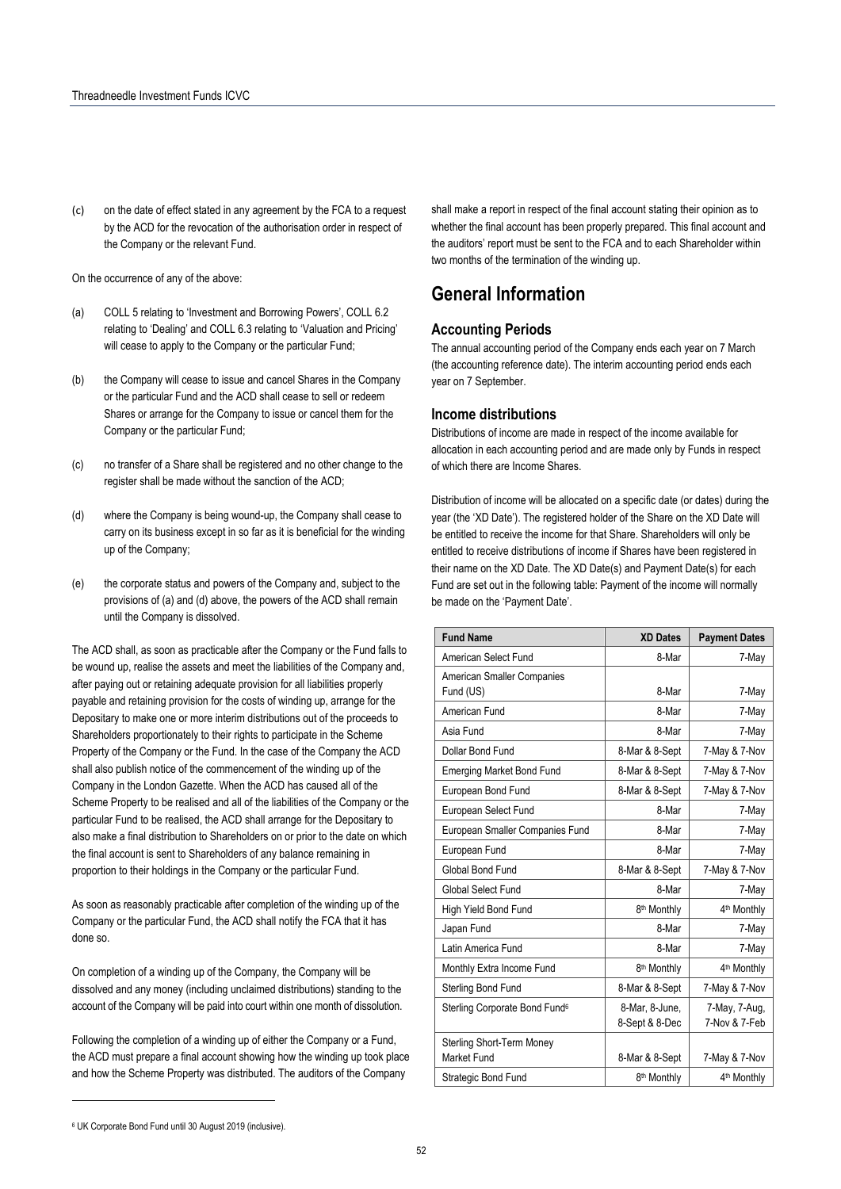(c) on the date of effect stated in any agreement by the FCA to a request by the ACD for the revocation of the authorisation order in respect of the Company or the relevant Fund.

On the occurrence of any of the above:

(a) COLL 5 relating to 'Investment and Borrowing Powers', COLL 6.2 relating to 'Dealing' and COLL 6.3 relating to 'Valuation and Pricing' will cease to apply to the Company or the particular Fund;

(b) the Company will cease to issue and cancel Shares in the Company or the particular Fund and the ACD shall cease to sell or redeem Shares or arrange for the Company to issue or cancel them for the Company or the particular Fund;

(c) no transfer of a Share shall be registered and no other change to the register shall be made without the sanction of the ACD;

(d) where the Company is being wound-up, the Company shall cease to carry on its business except in so far as it is beneficial for the winding up of the Company;

(e) the corporate status and powers of the Company and, subject to the provisions of (a) and (d) above, the powers of the ACD shall remain until the Company is dissolved.

The ACD shall, as soon as practicable after the Company or the Fund falls to be wound up, realise the assets and meet the liabilities of the Company and, after paying out or retaining adequate provision for all liabilities properly payable and retaining provision for the costs of winding up, arrange for the Depositary to make one or more interim distributions out of the proceeds to Shareholders proportionately to their rights to participate in the Scheme Property of the Company or the Fund. In the case of the Company the ACD shall also publish notice of the commencement of the winding up of the Company in the London Gazette. When the ACD has caused all of the Scheme Property to be realised and all of the liabilities of the Company or the particular Fund to be realised, the ACD shall arrange for the Depositary to also make a final distribution to Shareholders on or prior to the date on which the final account is sent to Shareholders of any balance remaining in proportion to their holdings in the Company or the particular Fund.

As soon as reasonably practicable after completion of the winding up of the Company or the particular Fund, the ACD shall notify the FCA that it has done so.

On completion of a winding up of the Company, the Company will be dissolved and any money (including unclaimed distributions) standing to the account of the Company will be paid into court within one month of dissolution.

Following the completion of a winding up of either the Company or a Fund, the ACD must prepare a final account showing how the winding up took place and how the Scheme Property was distributed. The auditors of the Company shall make a report in respect of the final account stating their opinion as to whether the final account has been properly prepared. This final account and the auditors' report must be sent to the FCA and to each Shareholder within two months of the termination of the winding up.

# General Information

## Accounting Periods

The annual accounting period of the Company ends each year on 7 March (the accounting reference date). The interim accounting period ends each year on 7 September.

## Income distributions

Distributions of income are made in respect of the income available for allocation in each accounting period and are made only by Funds in respect of which there are Income Shares.

Distribution of income will be allocated on a specific date (or dates) during the year (the 'XD Date'). The registered holder of the Share on the XD Date will be entitled to receive the income for that Share. Shareholders will only be entitled to receive distributions of income if Shares have been registered in their name on the XD Date. The XD Date(s) and Payment Date(s) for each Fund are set out in the following table: Payment of the income will normally be made on the 'Payment Date'.

| Fund Name | XD Dates | Payment Dates |
|---|---|---|
| American Select Fund | 8-Mar | 7-May |
| American Smaller Companies Fund (US) | 8-Mar | 7-May |
| American Fund | 8-Mar | 7-May |
| Asia Fund | 8-Mar | 7-May |
| Dollar Bond Fund | 8-Mar & 8-Sept | 7-May & 7-Nov |
| Emerging Market Bond Fund | 8-Mar & 8-Sept | 7-May & 7-Nov |
| European Bond Fund | 8-Mar & 8-Sept | 7-May & 7-Nov |
| European Select Fund | 8-Mar | 7-May |
| European Smaller Companies Fund | 8-Mar | 7-May |
| European Fund | 8-Mar | 7-May |
| Global Bond Fund | 8-Mar & 8-Sept | 7-May & 7-Nov |
| Global Select Fund | 8-Mar | 7-May |
| High Yield Bond Fund | 8th Monthly | 4th Monthly |
| Japan Fund | 8-Mar | 7-May |
| Latin America Fund | 8-Mar | 7-May |
| Monthly Extra Income Fund | 8th Monthly | 4th Monthly |
| Sterling Bond Fund | 8-Mar & 8-Sept | 7-May & 7-Nov |
| Sterling Corporate Bond Fund[6] | 8-Mar, 8-June, 8-Sept & 8-Dec | 7-May, 7-Aug, 7-Nov & 7-Feb |
| Sterling Short-Term Money Market Fund | 8-Mar & 8-Sept | 7-May & 7-Nov |
| Strategic Bond Fund | 8th Monthly | 4th Monthly |

[6] UK Corporate Bond Fund until 30 August 2019 (inclusive).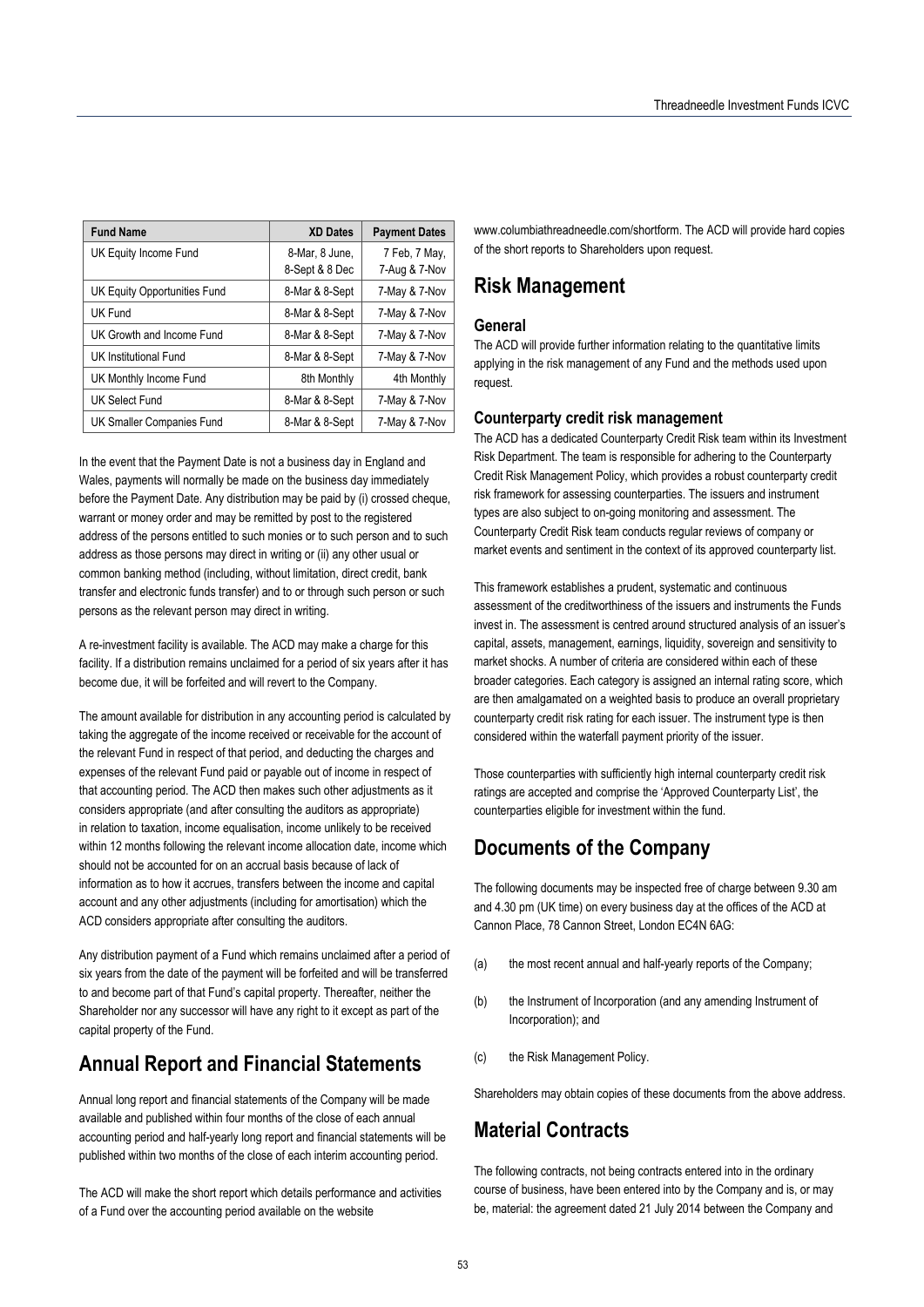| Fund Name | XD Dates | Payment Dates |
|---|---|---|
| UK Equity Income Fund | 8-Mar, 8 June, 8-Sept & 8 Dec | 7 Feb, 7 May, 7-Aug & 7-Nov |
| UK Equity Opportunities Fund | 8-Mar & 8-Sept | 7-May & 7-Nov |
| UK Fund | 8-Mar & 8-Sept | 7-May & 7-Nov |
| UK Growth and Income Fund | 8-Mar & 8-Sept | 7-May & 7-Nov |
| UK Institutional Fund | 8-Mar & 8-Sept | 7-May & 7-Nov |
| UK Monthly Income Fund | 8th Monthly | 4th Monthly |
| UK Select Fund | 8-Mar & 8-Sept | 7-May & 7-Nov |
| UK Smaller Companies Fund | 8-Mar & 8-Sept | 7-May & 7-Nov |

In the event that the Payment Date is not a business day in England and Wales, payments will normally be made on the business day immediately before the Payment Date. Any distribution may be paid by (i) crossed cheque, warrant or money order and may be remitted by post to the registered address of the persons entitled to such monies or to such person and to such address as those persons may direct in writing or (ii) any other usual or common banking method (including, without limitation, direct credit, bank transfer and electronic funds transfer) and to or through such person or such persons as the relevant person may direct in writing.

A re-investment facility is available. The ACD may make a charge for this facility. If a distribution remains unclaimed for a period of six years after it has become due, it will be forfeited and will revert to the Company.

The amount available for distribution in any accounting period is calculated by taking the aggregate of the income received or receivable for the account of the relevant Fund in respect of that period, and deducting the charges and expenses of the relevant Fund paid or payable out of income in respect of that accounting period. The ACD then makes such other adjustments as it considers appropriate (and after consulting the auditors as appropriate) in relation to taxation, income equalisation, income unlikely to be received within 12 months following the relevant income allocation date, income which should not be accounted for on an accrual basis because of lack of information as to how it accrues, transfers between the income and capital account and any other adjustments (including for amortisation) which the ACD considers appropriate after consulting the auditors.

Any distribution payment of a Fund which remains unclaimed after a period of six years from the date of the payment will be forfeited and will be transferred to and become part of that Fund's capital property. Thereafter, neither the Shareholder nor any successor will have any right to it except as part of the capital property of the Fund.

## Annual Report and Financial Statements

Annual long report and financial statements of the Company will be made available and published within four months of the close of each annual accounting period and half-yearly long report and financial statements will be published within two months of the close of each interim accounting period.

The ACD will make the short report which details performance and activities of a Fund over the accounting period available on the website www.columbiathreadneedle.com/shortform. The ACD will provide hard copies of the short reports to Shareholders upon request.

## Risk Management

### General

The ACD will provide further information relating to the quantitative limits applying in the risk management of any Fund and the methods used upon request.

### Counterparty credit risk management

The ACD has a dedicated Counterparty Credit Risk team within its Investment Risk Department. The team is responsible for adhering to the Counterparty Credit Risk Management Policy, which provides a robust counterparty credit risk framework for assessing counterparties. The issuers and instrument types are also subject to on-going monitoring and assessment. The Counterparty Credit Risk team conducts regular reviews of company or market events and sentiment in the context of its approved counterparty list.

This framework establishes a prudent, systematic and continuous assessment of the creditworthiness of the issuers and instruments the Funds invest in. The assessment is centred around structured analysis of an issuer's capital, assets, management, earnings, liquidity, sovereign and sensitivity to market shocks. A number of criteria are considered within each of these broader categories. Each category is assigned an internal rating score, which are then amalgamated on a weighted basis to produce an overall proprietary counterparty credit risk rating for each issuer. The instrument type is then considered within the waterfall payment priority of the issuer.

Those counterparties with sufficiently high internal counterparty credit risk ratings are accepted and comprise the 'Approved Counterparty List', the counterparties eligible for investment within the fund.

## Documents of the Company

The following documents may be inspected free of charge between 9.30 am and 4.30 pm (UK time) on every business day at the offices of the ACD at Cannon Place, 78 Cannon Street, London EC4N 6AG:

(a) the most recent annual and half-yearly reports of the Company;

(b) the Instrument of Incorporation (and any amending Instrument of Incorporation); and

(c) the Risk Management Policy.

Shareholders may obtain copies of these documents from the above address.

## Material Contracts

The following contracts, not being contracts entered into in the ordinary course of business, have been entered into by the Company and is, or may be, material: the agreement dated 21 July 2014 between the Company and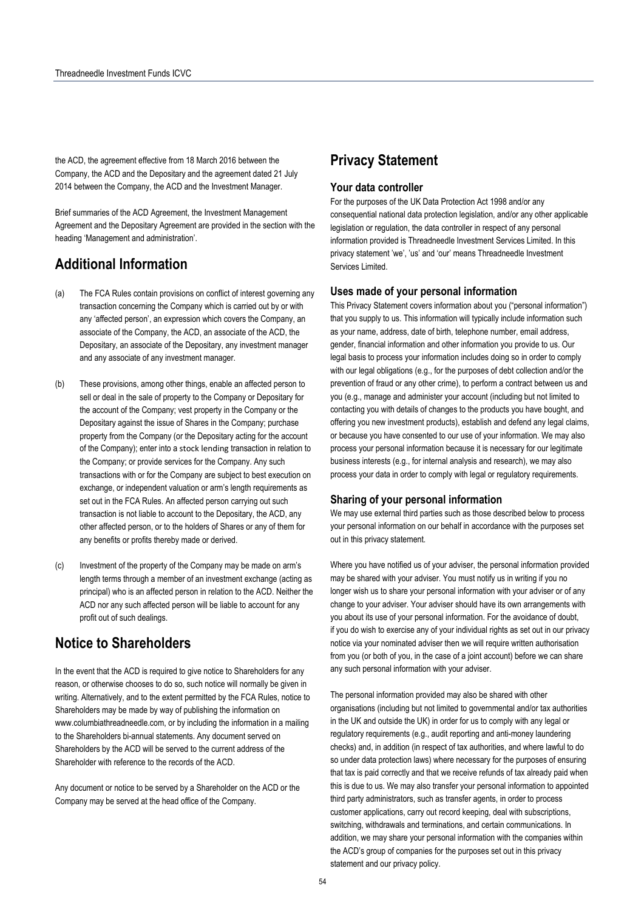the ACD, the agreement effective from 18 March 2016 between the Company, the ACD and the Depositary and the agreement dated 21 July 2014 between the Company, the ACD and the Investment Manager.

Brief summaries of the ACD Agreement, the Investment Management Agreement and the Depositary Agreement are provided in the section with the heading 'Management and administration'.

## Additional Information

(a) The FCA Rules contain provisions on conflict of interest governing any transaction concerning the Company which is carried out by or with any 'affected person', an expression which covers the Company, an associate of the Company, the ACD, an associate of the ACD, the Depositary, an associate of the Depositary, any investment manager and any associate of any investment manager.

(b) These provisions, among other things, enable an affected person to sell or deal in the sale of property to the Company or Depositary for the account of the Company; vest property in the Company or the Depositary against the issue of Shares in the Company; purchase property from the Company (or the Depositary acting for the account of the Company); enter into a stock lending transaction in relation to the Company; or provide services for the Company. Any such transactions with or for the Company are subject to best execution on exchange, or independent valuation or arm's length requirements as set out in the FCA Rules. An affected person carrying out such transaction is not liable to account to the Depositary, the ACD, any other affected person, or to the holders of Shares or any of them for any benefits or profits thereby made or derived.

(c) Investment of the property of the Company may be made on arm's length terms through a member of an investment exchange (acting as principal) who is an affected person in relation to the ACD. Neither the ACD nor any such affected person will be liable to account for any profit out of such dealings.

## Notice to Shareholders

In the event that the ACD is required to give notice to Shareholders for any reason, or otherwise chooses to do so, such notice will normally be given in writing. Alternatively, and to the extent permitted by the FCA Rules, notice to Shareholders may be made by way of publishing the information on www.columbiathreadneedle.com, or by including the information in a mailing to the Shareholders bi-annual statements. Any document served on Shareholders by the ACD will be served to the current address of the Shareholder with reference to the records of the ACD.

Any document or notice to be served by a Shareholder on the ACD or the Company may be served at the head office of the Company.

## Privacy Statement

### Your data controller

For the purposes of the UK Data Protection Act 1998 and/or any consequential national data protection legislation, and/or any other applicable legislation or regulation, the data controller in respect of any personal information provided is Threadneedle Investment Services Limited. In this privacy statement 'we', 'us' and 'our' means Threadneedle Investment Services Limited.

### Uses made of your personal information

This Privacy Statement covers information about you ("personal information") that you supply to us. This information will typically include information such as your name, address, date of birth, telephone number, email address, gender, financial information and other information you provide to us. Our legal basis to process your information includes doing so in order to comply with our legal obligations (e.g., for the purposes of debt collection and/or the prevention of fraud or any other crime), to perform a contract between us and you (e.g., manage and administer your account (including but not limited to contacting you with details of changes to the products you have bought, and offering you new investment products), establish and defend any legal claims, or because you have consented to our use of your information. We may also process your personal information because it is necessary for our legitimate business interests (e.g., for internal analysis and research), we may also process your data in order to comply with legal or regulatory requirements.

### Sharing of your personal information

We may use external third parties such as those described below to process your personal information on our behalf in accordance with the purposes set out in this privacy statement.

Where you have notified us of your adviser, the personal information provided may be shared with your adviser. You must notify us in writing if you no longer wish us to share your personal information with your adviser or of any change to your adviser. Your adviser should have its own arrangements with you about its use of your personal information. For the avoidance of doubt, if you do wish to exercise any of your individual rights as set out in our privacy notice via your nominated adviser then we will require written authorisation from you (or both of you, in the case of a joint account) before we can share any such personal information with your adviser.

The personal information provided may also be shared with other organisations (including but not limited to governmental and/or tax authorities in the UK and outside the UK) in order for us to comply with any legal or regulatory requirements (e.g., audit reporting and anti-money laundering checks) and, in addition (in respect of tax authorities, and where lawful to do so under data protection laws) where necessary for the purposes of ensuring that tax is paid correctly and that we receive refunds of tax already paid when this is due to us. We may also transfer your personal information to appointed third party administrators, such as transfer agents, in order to process customer applications, carry out record keeping, deal with subscriptions, switching, withdrawals and terminations, and certain communications. In addition, we may share your personal information with the companies within the ACD's group of companies for the purposes set out in this privacy statement and our privacy policy.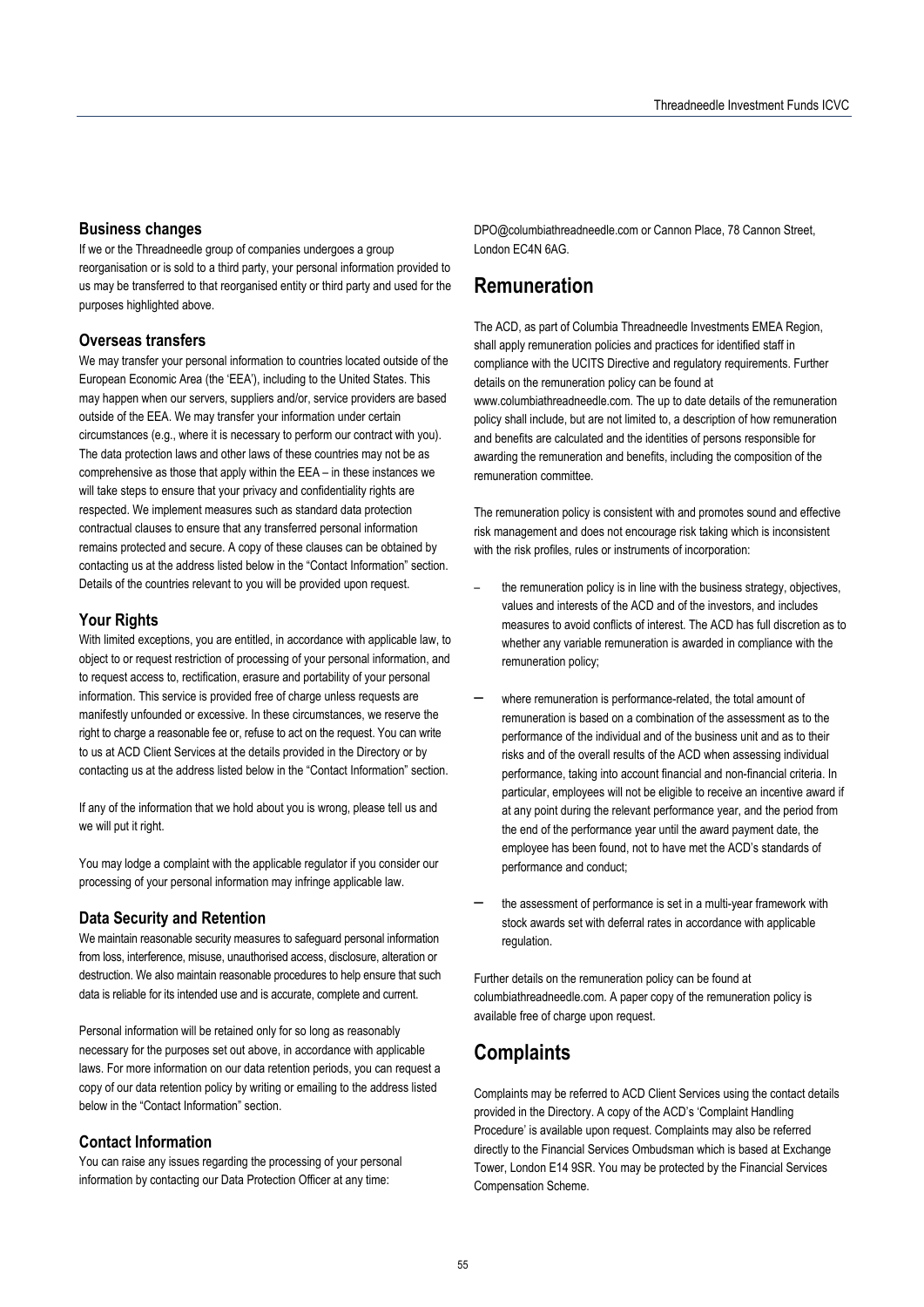### Business changes

If we or the Threadneedle group of companies undergoes a group reorganisation or is sold to a third party, your personal information provided to us may be transferred to that reorganised entity or third party and used for the purposes highlighted above.

### Overseas transfers

We may transfer your personal information to countries located outside of the European Economic Area (the 'EEA'), including to the United States. This may happen when our servers, suppliers and/or, service providers are based outside of the EEA. We may transfer your information under certain circumstances (e.g., where it is necessary to perform our contract with you). The data protection laws and other laws of these countries may not be as comprehensive as those that apply within the EEA – in these instances we will take steps to ensure that your privacy and confidentiality rights are respected. We implement measures such as standard data protection contractual clauses to ensure that any transferred personal information remains protected and secure. A copy of these clauses can be obtained by contacting us at the address listed below in the "Contact Information" section. Details of the countries relevant to you will be provided upon request.

### Your Rights

With limited exceptions, you are entitled, in accordance with applicable law, to object to or request restriction of processing of your personal information, and to request access to, rectification, erasure and portability of your personal information. This service is provided free of charge unless requests are manifestly unfounded or excessive. In these circumstances, we reserve the right to charge a reasonable fee or, refuse to act on the request. You can write to us at ACD Client Services at the details provided in the Directory or by contacting us at the address listed below in the "Contact Information" section.

If any of the information that we hold about you is wrong, please tell us and we will put it right.

You may lodge a complaint with the applicable regulator if you consider our processing of your personal information may infringe applicable law.

### Data Security and Retention

We maintain reasonable security measures to safeguard personal information from loss, interference, misuse, unauthorised access, disclosure, alteration or destruction. We also maintain reasonable procedures to help ensure that such data is reliable for its intended use and is accurate, complete and current.

Personal information will be retained only for so long as reasonably necessary for the purposes set out above, in accordance with applicable laws. For more information on our data retention periods, you can request a copy of our data retention policy by writing or emailing to the address listed below in the "Contact Information" section.

### Contact Information

You can raise any issues regarding the processing of your personal information by contacting our Data Protection Officer at any time: DPO@columbiathreadneedle.com or Cannon Place, 78 Cannon Street, London EC4N 6AG.

## Remuneration

The ACD, as part of Columbia Threadneedle Investments EMEA Region, shall apply remuneration policies and practices for identified staff in compliance with the UCITS Directive and regulatory requirements. Further details on the remuneration policy can be found at www.columbiathreadneedle.com. The up to date details of the remuneration policy shall include, but are not limited to, a description of how remuneration and benefits are calculated and the identities of persons responsible for awarding the remuneration and benefits, including the composition of the remuneration committee.

The remuneration policy is consistent with and promotes sound and effective risk management and does not encourage risk taking which is inconsistent with the risk profiles, rules or instruments of incorporation:

- the remuneration policy is in line with the business strategy, objectives, values and interests of the ACD and of the investors, and includes measures to avoid conflicts of interest. The ACD has full discretion as to whether any variable remuneration is awarded in compliance with the remuneration policy;
- where remuneration is performance-related, the total amount of remuneration is based on a combination of the assessment as to the performance of the individual and of the business unit and as to their risks and of the overall results of the ACD when assessing individual performance, taking into account financial and non-financial criteria. In particular, employees will not be eligible to receive an incentive award if at any point during the relevant performance year, and the period from the end of the performance year until the award payment date, the employee has been found, not to have met the ACD's standards of performance and conduct;
- the assessment of performance is set in a multi-year framework with stock awards set with deferral rates in accordance with applicable regulation.

Further details on the remuneration policy can be found at columbiathreadneedle.com. A paper copy of the remuneration policy is available free of charge upon request.

## Complaints

Complaints may be referred to ACD Client Services using the contact details provided in the Directory. A copy of the ACD's 'Complaint Handling Procedure' is available upon request. Complaints may also be referred directly to the Financial Services Ombudsman which is based at Exchange Tower, London E14 9SR. You may be protected by the Financial Services Compensation Scheme.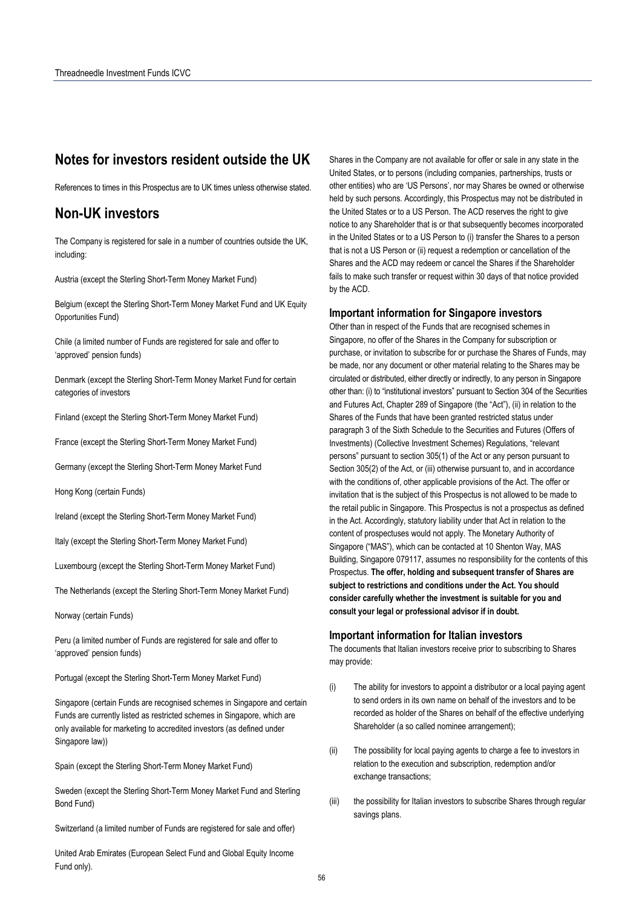# Notes for investors resident outside the UK

References to times in this Prospectus are to UK times unless otherwise stated.

# Non-UK investors

The Company is registered for sale in a number of countries outside the UK, including:

Austria (except the Sterling Short-Term Money Market Fund)

Belgium (except the Sterling Short-Term Money Market Fund and UK Equity Opportunities Fund)

Chile (a limited number of Funds are registered for sale and offer to 'approved' pension funds)

Denmark (except the Sterling Short-Term Money Market Fund for certain categories of investors

Finland (except the Sterling Short-Term Money Market Fund)

France (except the Sterling Short-Term Money Market Fund)

Germany (except the Sterling Short-Term Money Market Fund

Hong Kong (certain Funds)

Ireland (except the Sterling Short-Term Money Market Fund)

Italy (except the Sterling Short-Term Money Market Fund)

Luxembourg (except the Sterling Short-Term Money Market Fund)

The Netherlands (except the Sterling Short-Term Money Market Fund)

Norway (certain Funds)

Peru (a limited number of Funds are registered for sale and offer to 'approved' pension funds)

Portugal (except the Sterling Short-Term Money Market Fund)

Singapore (certain Funds are recognised schemes in Singapore and certain Funds are currently listed as restricted schemes in Singapore, which are only available for marketing to accredited investors (as defined under Singapore law))

Spain (except the Sterling Short-Term Money Market Fund)

Sweden (except the Sterling Short-Term Money Market Fund and Sterling Bond Fund)

Switzerland (a limited number of Funds are registered for sale and offer)

United Arab Emirates (European Select Fund and Global Equity Income Fund only).

Shares in the Company are not available for offer or sale in any state in the United States, or to persons (including companies, partnerships, trusts or other entities) who are 'US Persons', nor may Shares be owned or otherwise held by such persons. Accordingly, this Prospectus may not be distributed in the United States or to a US Person. The ACD reserves the right to give notice to any Shareholder that is or that subsequently becomes incorporated in the United States or to a US Person to (i) transfer the Shares to a person that is not a US Person or (ii) request a redemption or cancellation of the Shares and the ACD may redeem or cancel the Shares if the Shareholder fails to make such transfer or request within 30 days of that notice provided by the ACD.

### Important information for Singapore investors

Other than in respect of the Funds that are recognised schemes in Singapore, no offer of the Shares in the Company for subscription or purchase, or invitation to subscribe for or purchase the Shares of Funds, may be made, nor any document or other material relating to the Shares may be circulated or distributed, either directly or indirectly, to any person in Singapore other than: (i) to "institutional investors" pursuant to Section 304 of the Securities and Futures Act, Chapter 289 of Singapore (the "Act"), (ii) in relation to the Shares of the Funds that have been granted restricted status under paragraph 3 of the Sixth Schedule to the Securities and Futures (Offers of Investments) (Collective Investment Schemes) Regulations, "relevant persons" pursuant to section 305(1) of the Act or any person pursuant to Section 305(2) of the Act, or (iii) otherwise pursuant to, and in accordance with the conditions of, other applicable provisions of the Act. The offer or invitation that is the subject of this Prospectus is not allowed to be made to the retail public in Singapore. This Prospectus is not a prospectus as defined in the Act. Accordingly, statutory liability under that Act in relation to the content of prospectuses would not apply. The Monetary Authority of Singapore ("MAS"), which can be contacted at 10 Shenton Way, MAS Building, Singapore 079117, assumes no responsibility for the contents of this Prospectus. **The offer, holding and subsequent transfer of Shares are subject to restrictions and conditions under the Act. You should consider carefully whether the investment is suitable for you and consult your legal or professional advisor if in doubt.**

### Important information for Italian investors

The documents that Italian investors receive prior to subscribing to Shares may provide:

(i) The ability for investors to appoint a distributor or a local paying agent to send orders in its own name on behalf of the investors and to be recorded as holder of the Shares on behalf of the effective underlying Shareholder (a so called nominee arrangement);

(ii) The possibility for local paying agents to charge a fee to investors in relation to the execution and subscription, redemption and/or exchange transactions;

(iii) the possibility for Italian investors to subscribe Shares through regular savings plans.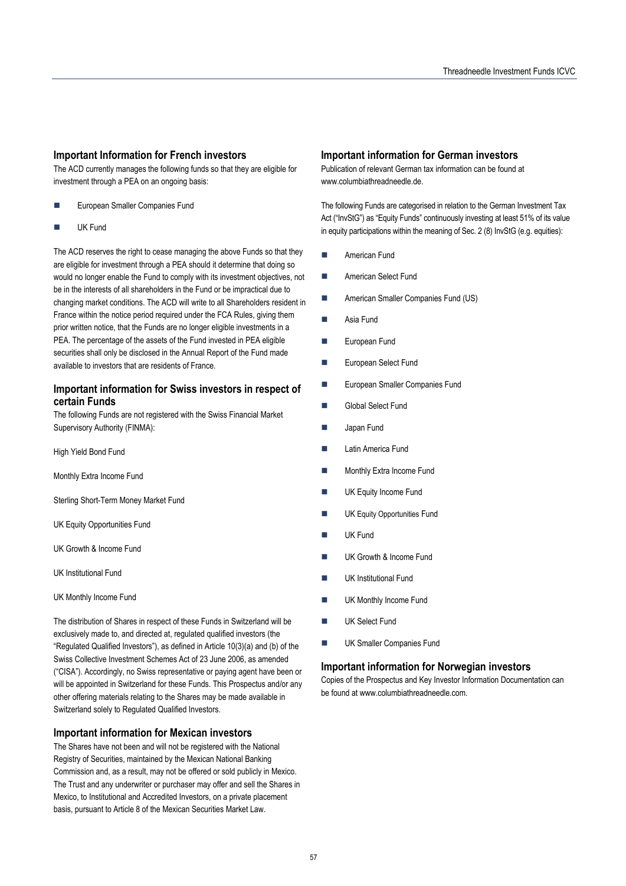## Important Information for French investors

The ACD currently manages the following funds so that they are eligible for investment through a PEA on an ongoing basis:

- European Smaller Companies Fund
- UK Fund

The ACD reserves the right to cease managing the above Funds so that they are eligible for investment through a PEA should it determine that doing so would no longer enable the Fund to comply with its investment objectives, not be in the interests of all shareholders in the Fund or be impractical due to changing market conditions. The ACD will write to all Shareholders resident in France within the notice period required under the FCA Rules, giving them prior written notice, that the Funds are no longer eligible investments in a PEA. The percentage of the assets of the Fund invested in PEA eligible securities shall only be disclosed in the Annual Report of the Fund made available to investors that are residents of France.

## Important information for Swiss investors in respect of certain Funds

The following Funds are not registered with the Swiss Financial Market Supervisory Authority (FINMA):

High Yield Bond Fund

Monthly Extra Income Fund

Sterling Short-Term Money Market Fund

UK Equity Opportunities Fund

UK Growth & Income Fund

UK Institutional Fund

UK Monthly Income Fund

The distribution of Shares in respect of these Funds in Switzerland will be exclusively made to, and directed at, regulated qualified investors (the "Regulated Qualified Investors"), as defined in Article 10(3)(a) and (b) of the Swiss Collective Investment Schemes Act of 23 June 2006, as amended ("CISA"). Accordingly, no Swiss representative or paying agent have been or will be appointed in Switzerland for these Funds. This Prospectus and/or any other offering materials relating to the Shares may be made available in Switzerland solely to Regulated Qualified Investors.

## Important information for Mexican investors

The Shares have not been and will not be registered with the National Registry of Securities, maintained by the Mexican National Banking Commission and, as a result, may not be offered or sold publicly in Mexico. The Trust and any underwriter or purchaser may offer and sell the Shares in Mexico, to Institutional and Accredited Investors, on a private placement basis, pursuant to Article 8 of the Mexican Securities Market Law.

## Important information for German investors

Publication of relevant German tax information can be found at www.columbiathreadneedle.de.

The following Funds are categorised in relation to the German Investment Tax Act ("InvStG") as "Equity Funds" continuously investing at least 51% of its value in equity participations within the meaning of Sec. 2 (8) InvStG (e.g. equities):

- American Fund
- American Select Fund
- American Smaller Companies Fund (US)
- Asia Fund
- European Fund
- European Select Fund
- European Smaller Companies Fund
- Global Select Fund
- Japan Fund
- Latin America Fund
- Monthly Extra Income Fund
- UK Equity Income Fund
- UK Equity Opportunities Fund
- UK Fund
- UK Growth & Income Fund
- UK Institutional Fund
- UK Monthly Income Fund
- UK Select Fund
- UK Smaller Companies Fund

## Important information for Norwegian investors

Copies of the Prospectus and Key Investor Information Documentation can be found at www.columbiathreadneedle.com.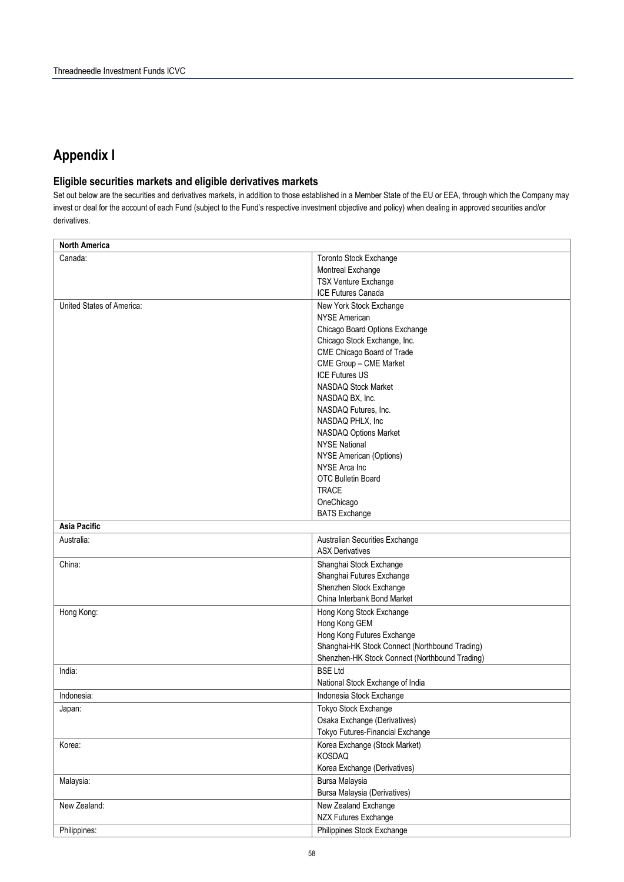# Appendix I

## Eligible securities markets and eligible derivatives markets

Set out below are the securities and derivatives markets, in addition to those established in a Member State of the EU or EEA, through which the Company may invest or deal for the account of each Fund (subject to the Fund's respective investment objective and policy) when dealing in approved securities and/or derivatives.

| **North America** | |
|---|---|
| Canada: | Toronto Stock Exchange<br>Montreal Exchange<br>TSX Venture Exchange<br>ICE Futures Canada |
| United States of America: | New York Stock Exchange<br>NYSE American<br>Chicago Board Options Exchange<br>Chicago Stock Exchange, Inc.<br>CME Chicago Board of Trade<br>CME Group – CME Market<br>ICE Futures US<br>NASDAQ Stock Market<br>NASDAQ BX, Inc.<br>NASDAQ Futures, Inc.<br>NASDAQ PHLX, Inc<br>NASDAQ Options Market<br>NYSE National<br>NYSE American (Options)<br>NYSE Arca Inc<br>OTC Bulletin Board<br>TRACE<br>OneChicago<br>BATS Exchange |
| **Asia Pacific** | |
| Australia: | Australian Securities Exchange<br>ASX Derivatives |
| China: | Shanghai Stock Exchange<br>Shanghai Futures Exchange<br>Shenzhen Stock Exchange<br>China Interbank Bond Market |
| Hong Kong: | Hong Kong Stock Exchange<br>Hong Kong GEM<br>Hong Kong Futures Exchange<br>Shanghai-HK Stock Connect (Northbound Trading)<br>Shenzhen-HK Stock Connect (Northbound Trading) |
| India: | BSE Ltd<br>National Stock Exchange of India |
| Indonesia: | Indonesia Stock Exchange |
| Japan: | Tokyo Stock Exchange<br>Osaka Exchange (Derivatives)<br>Tokyo Futures-Financial Exchange |
| Korea: | Korea Exchange (Stock Market)<br>KOSDAQ<br>Korea Exchange (Derivatives) |
| Malaysia: | Bursa Malaysia<br>Bursa Malaysia (Derivatives) |
| New Zealand: | New Zealand Exchange<br>NZX Futures Exchange |
| Philippines: | Philippines Stock Exchange |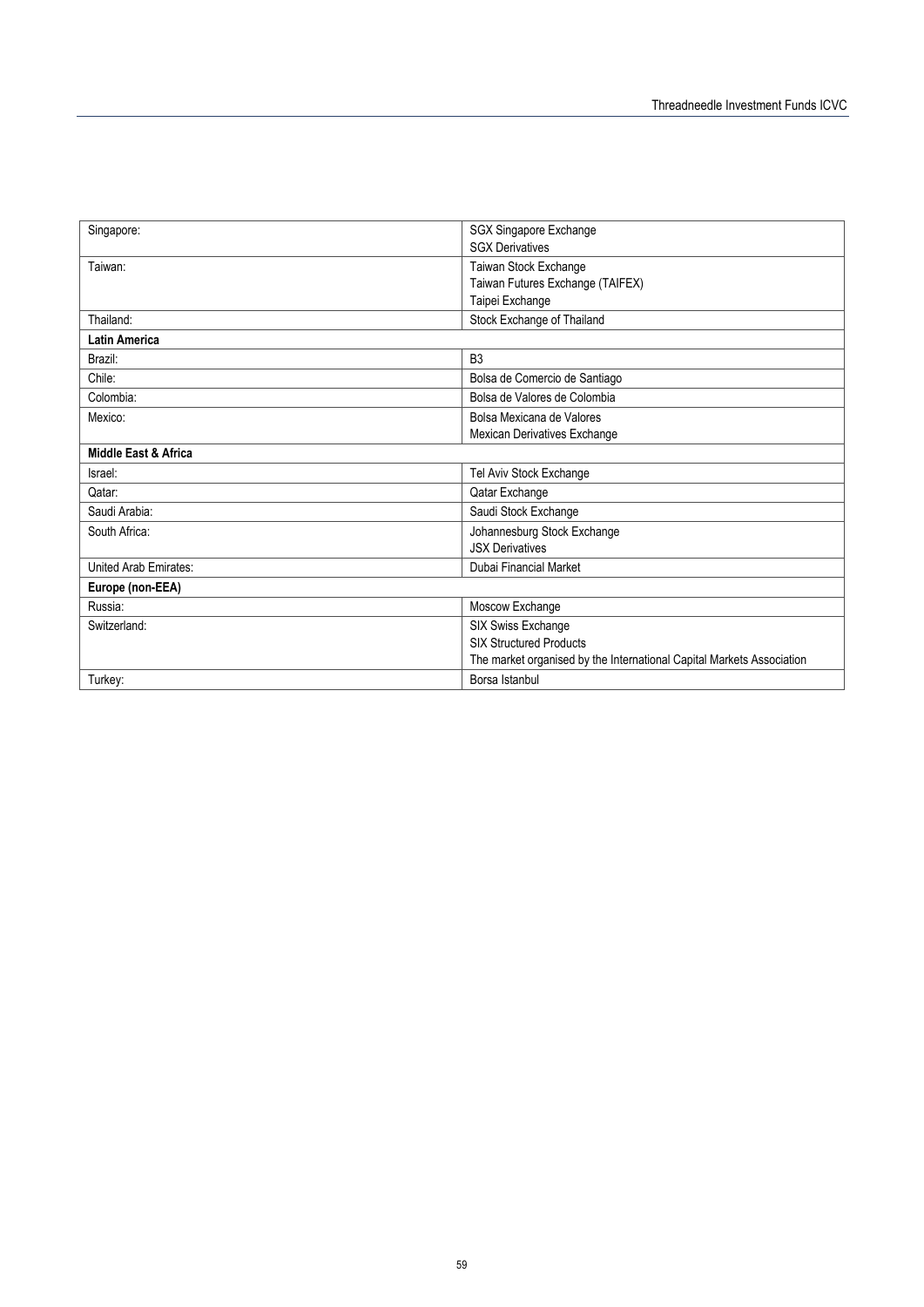| | |
|---|---|
| Singapore: | SGX Singapore Exchange<br>SGX Derivatives |
| Taiwan: | Taiwan Stock Exchange<br>Taiwan Futures Exchange (TAIFEX)<br>Taipei Exchange |
| Thailand: | Stock Exchange of Thailand |
| **Latin America** | |
| Brazil: | B3 |
| Chile: | Bolsa de Comercio de Santiago |
| Colombia: | Bolsa de Valores de Colombia |
| Mexico: | Bolsa Mexicana de Valores<br>Mexican Derivatives Exchange |
| **Middle East & Africa** | |
| Israel: | Tel Aviv Stock Exchange |
| Qatar: | Qatar Exchange |
| Saudi Arabia: | Saudi Stock Exchange |
| South Africa: | Johannesburg Stock Exchange<br>JSX Derivatives |
| United Arab Emirates: | Dubai Financial Market |
| **Europe (non-EEA)** | |
| Russia: | Moscow Exchange |
| Switzerland: | SIX Swiss Exchange<br>SIX Structured Products<br>The market organised by the International Capital Markets Association |
| Turkey: | Borsa Istanbul |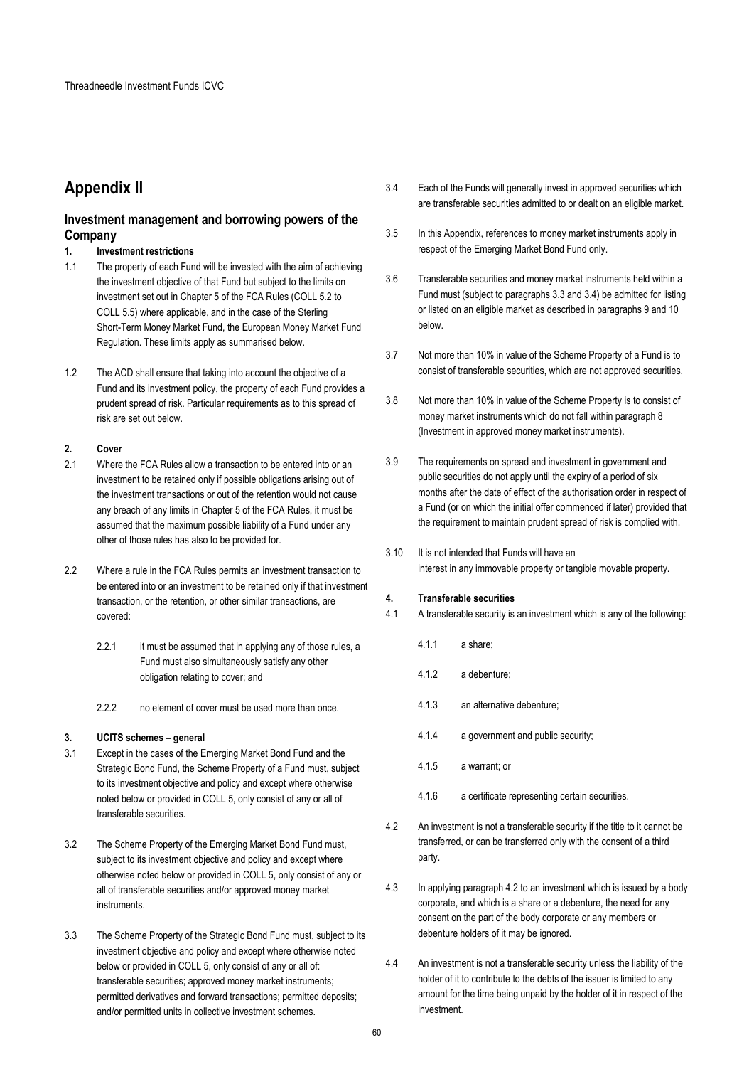# Appendix II

## Investment management and borrowing powers of the Company

**1. Investment restrictions**

1.1 The property of each Fund will be invested with the aim of achieving the investment objective of that Fund but subject to the limits on investment set out in Chapter 5 of the FCA Rules (COLL 5.2 to COLL 5.5) where applicable, and in the case of the Sterling Short-Term Money Market Fund, the European Money Market Fund Regulation. These limits apply as summarised below.

1.2 The ACD shall ensure that taking into account the objective of a Fund and its investment policy, the property of each Fund provides a prudent spread of risk. Particular requirements as to this spread of risk are set out below.

**2. Cover**

2.1 Where the FCA Rules allow a transaction to be entered into or an investment to be retained only if possible obligations arising out of the investment transactions or out of the retention would not cause any breach of any limits in Chapter 5 of the FCA Rules, it must be assumed that the maximum possible liability of a Fund under any other of those rules has also to be provided for.

2.2 Where a rule in the FCA Rules permits an investment transaction to be entered into or an investment to be retained only if that investment transaction, or the retention, or other similar transactions, are covered:

2.2.1 it must be assumed that in applying any of those rules, a Fund must also simultaneously satisfy any other obligation relating to cover; and

2.2.2 no element of cover must be used more than once.

**3. UCITS schemes – general**

3.1 Except in the cases of the Emerging Market Bond Fund and the Strategic Bond Fund, the Scheme Property of a Fund must, subject to its investment objective and policy and except where otherwise noted below or provided in COLL 5, only consist of any or all of transferable securities.

3.2 The Scheme Property of the Emerging Market Bond Fund must, subject to its investment objective and policy and except where otherwise noted below or provided in COLL 5, only consist of any or all of transferable securities and/or approved money market instruments.

3.3 The Scheme Property of the Strategic Bond Fund must, subject to its investment objective and policy and except where otherwise noted below or provided in COLL 5, only consist of any or all of: transferable securities; approved money market instruments; permitted derivatives and forward transactions; permitted deposits; and/or permitted units in collective investment schemes.

3.4 Each of the Funds will generally invest in approved securities which are transferable securities admitted to or dealt on an eligible market.

3.5 In this Appendix, references to money market instruments apply in respect of the Emerging Market Bond Fund only.

3.6 Transferable securities and money market instruments held within a Fund must (subject to paragraphs 3.3 and 3.4) be admitted for listing or listed on an eligible market as described in paragraphs 9 and 10 below.

3.7 Not more than 10% in value of the Scheme Property of a Fund is to consist of transferable securities, which are not approved securities.

3.8 Not more than 10% in value of the Scheme Property is to consist of money market instruments which do not fall within paragraph 8 (Investment in approved money market instruments).

3.9 The requirements on spread and investment in government and public securities do not apply until the expiry of a period of six months after the date of effect of the authorisation order in respect of a Fund (or on which the initial offer commenced if later) provided that the requirement to maintain prudent spread of risk is complied with.

3.10 It is not intended that Funds will have an interest in any immovable property or tangible movable property.

**4. Transferable securities**

4.1 A transferable security is an investment which is any of the following:

4.1.1 a share;

4.1.2 a debenture;

4.1.3 an alternative debenture;

4.1.4 a government and public security;

4.1.5 a warrant; or

4.1.6 a certificate representing certain securities.

4.2 An investment is not a transferable security if the title to it cannot be transferred, or can be transferred only with the consent of a third party.

4.3 In applying paragraph 4.2 to an investment which is issued by a body corporate, and which is a share or a debenture, the need for any consent on the part of the body corporate or any members or debenture holders of it may be ignored.

4.4 An investment is not a transferable security unless the liability of the holder of it to contribute to the debts of the issuer is limited to any amount for the time being unpaid by the holder of it in respect of the investment.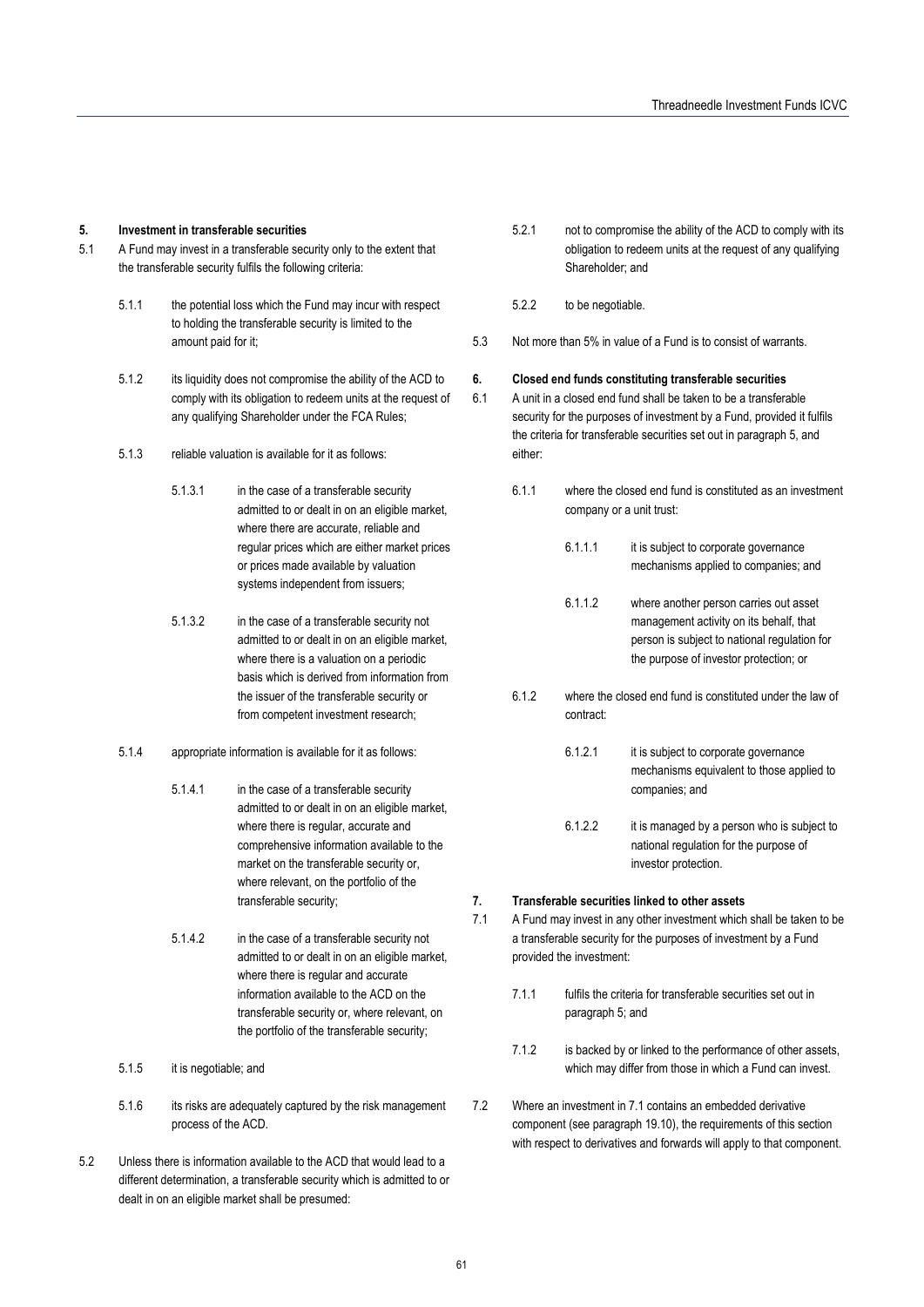## 5. Investment in transferable securities

5.1 A Fund may invest in a transferable security only to the extent that the transferable security fulfils the following criteria:

- 5.1.1 the potential loss which the Fund may incur with respect to holding the transferable security is limited to the amount paid for it;
- 5.1.2 its liquidity does not compromise the ability of the ACD to comply with its obligation to redeem units at the request of any qualifying Shareholder under the FCA Rules;
- 5.1.3 reliable valuation is available for it as follows:
  - 5.1.3.1 in the case of a transferable security admitted to or dealt in on an eligible market, where there are accurate, reliable and regular prices which are either market prices or prices made available by valuation systems independent from issuers;
  - 5.1.3.2 in the case of a transferable security not admitted to or dealt in on an eligible market, where there is a valuation on a periodic basis which is derived from information from the issuer of the transferable security or from competent investment research;
- 5.1.4 appropriate information is available for it as follows:
  - 5.1.4.1 in the case of a transferable security admitted to or dealt in on an eligible market, where there is regular, accurate and comprehensive information available to the market on the transferable security or, where relevant, on the portfolio of the transferable security;
  - 5.1.4.2 in the case of a transferable security not admitted to or dealt in on an eligible market, where there is regular and accurate information available to the ACD on the transferable security or, where relevant, on the portfolio of the transferable security;
- 5.1.5 it is negotiable; and
- 5.1.6 its risks are adequately captured by the risk management process of the ACD.

5.2 Unless there is information available to the ACD that would lead to a different determination, a transferable security which is admitted to or dealt in on an eligible market shall be presumed:

- 5.2.1 not to compromise the ability of the ACD to comply with its obligation to redeem units at the request of any qualifying Shareholder; and
- 5.2.2 to be negotiable.

5.3 Not more than 5% in value of a Fund is to consist of warrants.

## 6. Closed end funds constituting transferable securities

6.1 A unit in a closed end fund shall be taken to be a transferable security for the purposes of investment by a Fund, provided it fulfils the criteria for transferable securities set out in paragraph 5, and either:

- 6.1.1 where the closed end fund is constituted as an investment company or a unit trust:
  - 6.1.1.1 it is subject to corporate governance mechanisms applied to companies; and
  - 6.1.1.2 where another person carries out asset management activity on its behalf, that person is subject to national regulation for the purpose of investor protection; or
- 6.1.2 where the closed end fund is constituted under the law of contract:
  - 6.1.2.1 it is subject to corporate governance mechanisms equivalent to those applied to companies; and
  - 6.1.2.2 it is managed by a person who is subject to national regulation for the purpose of investor protection.

## 7. Transferable securities linked to other assets

7.1 A Fund may invest in any other investment which shall be taken to be a transferable security for the purposes of investment by a Fund provided the investment:

- 7.1.1 fulfils the criteria for transferable securities set out in paragraph 5; and
- 7.1.2 is backed by or linked to the performance of other assets, which may differ from those in which a Fund can invest.

7.2 Where an investment in 7.1 contains an embedded derivative component (see paragraph 19.10), the requirements of this section with respect to derivatives and forwards will apply to that component.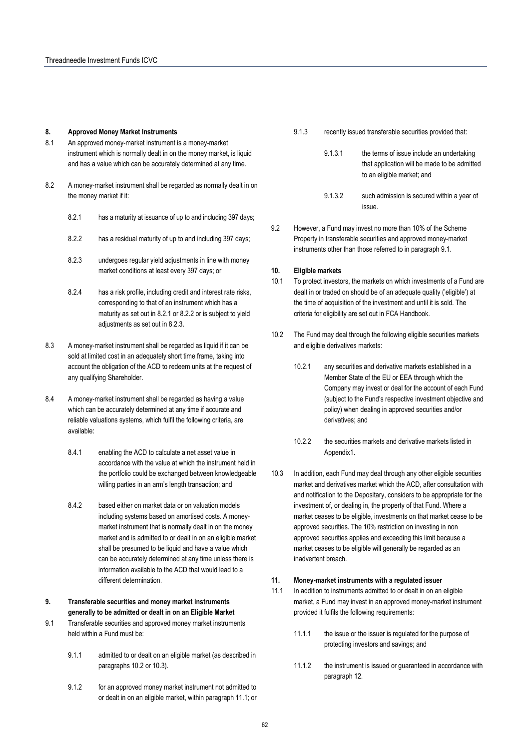## 8. Approved Money Market Instruments

8.1 An approved money-market instrument is a money-market instrument which is normally dealt in on the money market, is liquid and has a value which can be accurately determined at any time.

8.2 A money-market instrument shall be regarded as normally dealt in on the money market if it:

8.2.1 has a maturity at issuance of up to and including 397 days;

8.2.2 has a residual maturity of up to and including 397 days;

8.2.3 undergoes regular yield adjustments in line with money market conditions at least every 397 days; or

8.2.4 has a risk profile, including credit and interest rate risks, corresponding to that of an instrument which has a maturity as set out in 8.2.1 or 8.2.2 or is subject to yield adjustments as set out in 8.2.3.

8.3 A money-market instrument shall be regarded as liquid if it can be sold at limited cost in an adequately short time frame, taking into account the obligation of the ACD to redeem units at the request of any qualifying Shareholder.

8.4 A money-market instrument shall be regarded as having a value which can be accurately determined at any time if accurate and reliable valuations systems, which fulfil the following criteria, are available:

8.4.1 enabling the ACD to calculate a net asset value in accordance with the value at which the instrument held in the portfolio could be exchanged between knowledgeable willing parties in an arm's length transaction; and

8.4.2 based either on market data or on valuation models including systems based on amortised costs. A money-market instrument that is normally dealt in on the money market and is admitted to or dealt in on an eligible market shall be presumed to be liquid and have a value which can be accurately determined at any time unless there is information available to the ACD that would lead to a different determination.

## 9. Transferable securities and money market instruments generally to be admitted or dealt in on an Eligible Market

9.1 Transferable securities and approved money market instruments held within a Fund must be:

9.1.1 admitted to or dealt on an eligible market (as described in paragraphs 10.2 or 10.3).

9.1.2 for an approved money market instrument not admitted to or dealt in on an eligible market, within paragraph 11.1; or

9.1.3 recently issued transferable securities provided that:

9.1.3.1 the terms of issue include an undertaking that application will be made to be admitted to an eligible market; and

9.1.3.2 such admission is secured within a year of issue.

9.2 However, a Fund may invest no more than 10% of the Scheme Property in transferable securities and approved money-market instruments other than those referred to in paragraph 9.1.

## 10. Eligible markets

10.1 To protect investors, the markets on which investments of a Fund are dealt in or traded on should be of an adequate quality ('eligible') at the time of acquisition of the investment and until it is sold. The criteria for eligibility are set out in FCA Handbook.

10.2 The Fund may deal through the following eligible securities markets and eligible derivatives markets:

10.2.1 any securities and derivative markets established in a Member State of the EU or EEA through which the Company may invest or deal for the account of each Fund (subject to the Fund's respective investment objective and policy) when dealing in approved securities and/or derivatives; and

10.2.2 the securities markets and derivative markets listed in Appendix1.

10.3 In addition, each Fund may deal through any other eligible securities market and derivatives market which the ACD, after consultation with and notification to the Depositary, considers to be appropriate for the investment of, or dealing in, the property of that Fund. Where a market ceases to be eligible, investments on that market cease to be approved securities. The 10% restriction on investing in non approved securities applies and exceeding this limit because a market ceases to be eligible will generally be regarded as an inadvertent breach.

## 11. Money-market instruments with a regulated issuer

11.1 In addition to instruments admitted to or dealt in on an eligible market, a Fund may invest in an approved money-market instrument provided it fulfils the following requirements:

11.1.1 the issue or the issuer is regulated for the purpose of protecting investors and savings; and

11.1.2 the instrument is issued or guaranteed in accordance with paragraph 12.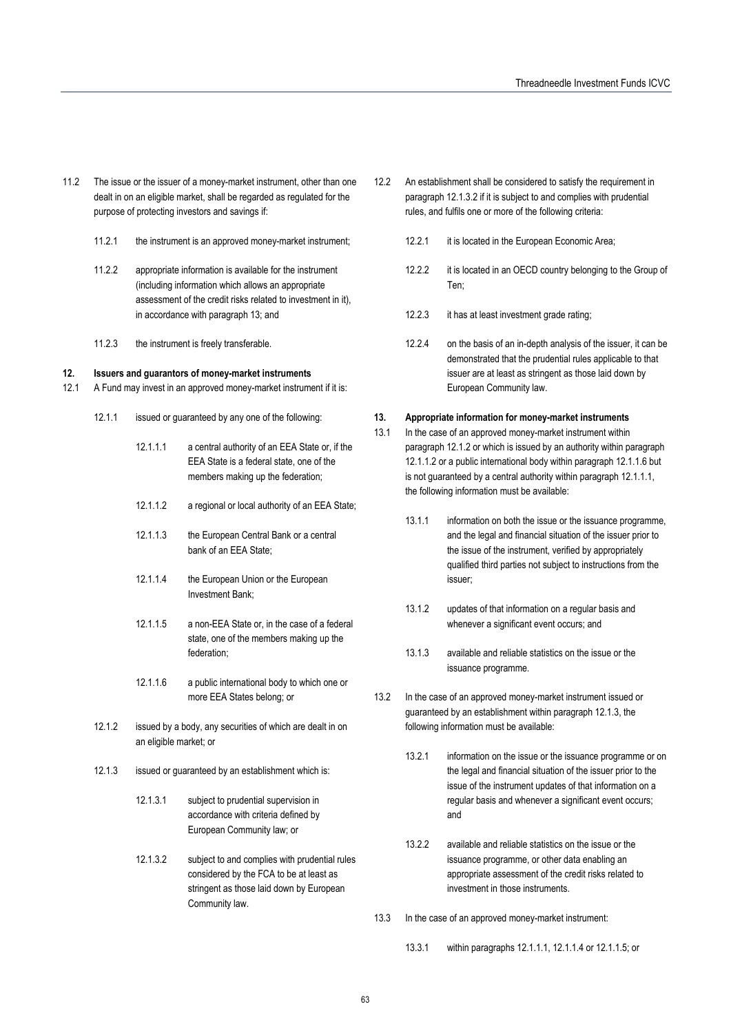11.2 The issue or the issuer of a money-market instrument, other than one dealt in on an eligible market, shall be regarded as regulated for the purpose of protecting investors and savings if:

11.2.1 the instrument is an approved money-market instrument;

11.2.2 appropriate information is available for the instrument (including information which allows an appropriate assessment of the credit risks related to investment in it), in accordance with paragraph 13; and

11.2.3 the instrument is freely transferable.

**12. Issuers and guarantors of money-market instruments**

12.1 A Fund may invest in an approved money-market instrument if it is:

12.1.1 issued or guaranteed by any one of the following:

12.1.1.1 a central authority of an EEA State or, if the EEA State is a federal state, one of the members making up the federation;

12.1.1.2 a regional or local authority of an EEA State;

12.1.1.3 the European Central Bank or a central bank of an EEA State;

12.1.1.4 the European Union or the European Investment Bank;

12.1.1.5 a non-EEA State or, in the case of a federal state, one of the members making up the federation;

12.1.1.6 a public international body to which one or more EEA States belong; or

12.1.2 issued by a body, any securities of which are dealt in on an eligible market; or

12.1.3 issued or guaranteed by an establishment which is:

12.1.3.1 subject to prudential supervision in accordance with criteria defined by European Community law; or

12.1.3.2 subject to and complies with prudential rules considered by the FCA to be at least as stringent as those laid down by European Community law.

12.2 An establishment shall be considered to satisfy the requirement in paragraph 12.1.3.2 if it is subject to and complies with prudential rules, and fulfils one or more of the following criteria:

12.2.1 it is located in the European Economic Area;

12.2.2 it is located in an OECD country belonging to the Group of Ten;

12.2.3 it has at least investment grade rating;

12.2.4 on the basis of an in-depth analysis of the issuer, it can be demonstrated that the prudential rules applicable to that issuer are at least as stringent as those laid down by European Community law.

**13. Appropriate information for money-market instruments**

13.1 In the case of an approved money-market instrument within paragraph 12.1.2 or which is issued by an authority within paragraph 12.1.1.2 or a public international body within paragraph 12.1.1.6 but is not guaranteed by a central authority within paragraph 12.1.1.1, the following information must be available:

13.1.1 information on both the issue or the issuance programme, and the legal and financial situation of the issuer prior to the issue of the instrument, verified by appropriately qualified third parties not subject to instructions from the issuer;

13.1.2 updates of that information on a regular basis and whenever a significant event occurs; and

13.1.3 available and reliable statistics on the issue or the issuance programme.

13.2 In the case of an approved money-market instrument issued or guaranteed by an establishment within paragraph 12.1.3, the following information must be available:

13.2.1 information on the issue or the issuance programme or on the legal and financial situation of the issuer prior to the issue of the instrument updates of that information on a regular basis and whenever a significant event occurs; and

13.2.2 available and reliable statistics on the issue or the issuance programme, or other data enabling an appropriate assessment of the credit risks related to investment in those instruments.

13.3 In the case of an approved money-market instrument:

13.3.1 within paragraphs 12.1.1.1, 12.1.1.4 or 12.1.1.5; or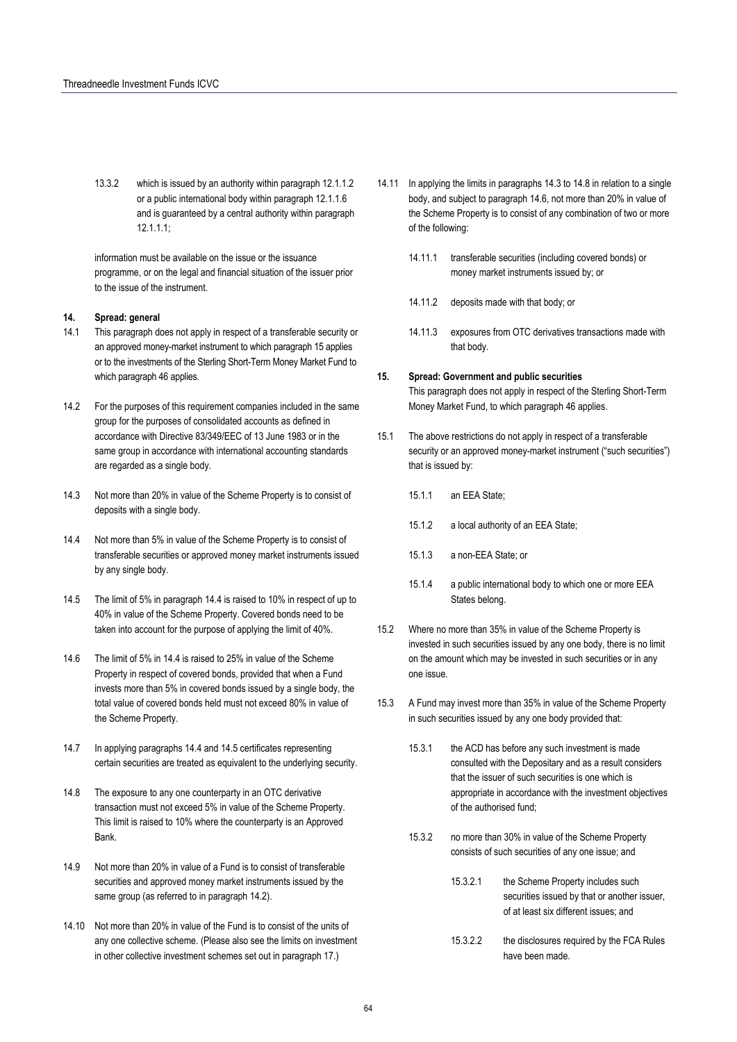13.3.2 which is issued by an authority within paragraph 12.1.1.2 or a public international body within paragraph 12.1.1.6 and is guaranteed by a central authority within paragraph 12.1.1.1;

information must be available on the issue or the issuance programme, or on the legal and financial situation of the issuer prior to the issue of the instrument.

**14. Spread: general**

14.1 This paragraph does not apply in respect of a transferable security or an approved money-market instrument to which paragraph 15 applies or to the investments of the Sterling Short-Term Money Market Fund to which paragraph 46 applies.

14.2 For the purposes of this requirement companies included in the same group for the purposes of consolidated accounts as defined in accordance with Directive 83/349/EEC of 13 June 1983 or in the same group in accordance with international accounting standards are regarded as a single body.

14.3 Not more than 20% in value of the Scheme Property is to consist of deposits with a single body.

14.4 Not more than 5% in value of the Scheme Property is to consist of transferable securities or approved money market instruments issued by any single body.

14.5 The limit of 5% in paragraph 14.4 is raised to 10% in respect of up to 40% in value of the Scheme Property. Covered bonds need to be taken into account for the purpose of applying the limit of 40%.

14.6 The limit of 5% in 14.4 is raised to 25% in value of the Scheme Property in respect of covered bonds, provided that when a Fund invests more than 5% in covered bonds issued by a single body, the total value of covered bonds held must not exceed 80% in value of the Scheme Property.

14.7 In applying paragraphs 14.4 and 14.5 certificates representing certain securities are treated as equivalent to the underlying security.

14.8 The exposure to any one counterparty in an OTC derivative transaction must not exceed 5% in value of the Scheme Property. This limit is raised to 10% where the counterparty is an Approved Bank.

14.9 Not more than 20% in value of a Fund is to consist of transferable securities and approved money market instruments issued by the same group (as referred to in paragraph 14.2).

14.10 Not more than 20% in value of the Fund is to consist of the units of any one collective scheme. (Please also see the limits on investment in other collective investment schemes set out in paragraph 17.)

14.11 In applying the limits in paragraphs 14.3 to 14.8 in relation to a single body, and subject to paragraph 14.6, not more than 20% in value of the Scheme Property is to consist of any combination of two or more of the following:

14.11.1 transferable securities (including covered bonds) or money market instruments issued by; or

14.11.2 deposits made with that body; or

14.11.3 exposures from OTC derivatives transactions made with that body.

**15. Spread: Government and public securities**

This paragraph does not apply in respect of the Sterling Short-Term Money Market Fund, to which paragraph 46 applies.

15.1 The above restrictions do not apply in respect of a transferable security or an approved money-market instrument ("such securities") that is issued by:

15.1.1 an EEA State;

15.1.2 a local authority of an EEA State;

15.1.3 a non-EEA State; or

15.1.4 a public international body to which one or more EEA States belong.

15.2 Where no more than 35% in value of the Scheme Property is invested in such securities issued by any one body, there is no limit on the amount which may be invested in such securities or in any one issue.

15.3 A Fund may invest more than 35% in value of the Scheme Property in such securities issued by any one body provided that:

15.3.1 the ACD has before any such investment is made consulted with the Depositary and as a result considers that the issuer of such securities is one which is appropriate in accordance with the investment objectives of the authorised fund;

15.3.2 no more than 30% in value of the Scheme Property consists of such securities of any one issue; and

15.3.2.1 the Scheme Property includes such securities issued by that or another issuer, of at least six different issues; and

15.3.2.2 the disclosures required by the FCA Rules have been made.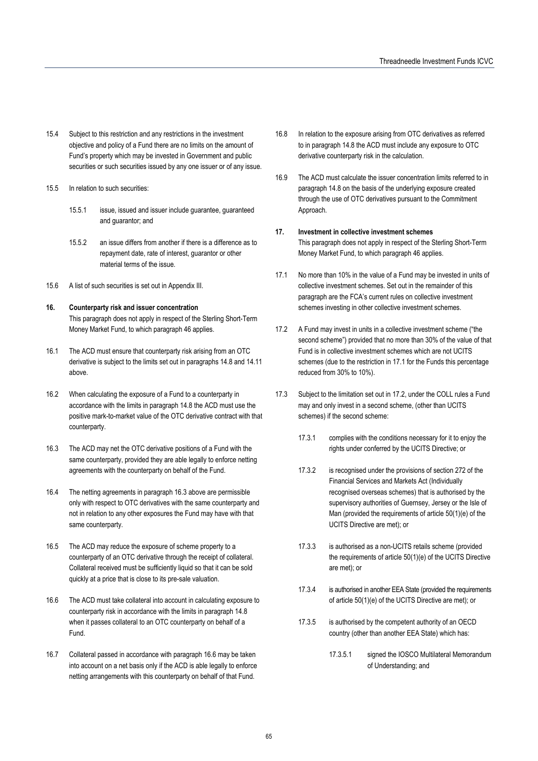15.4 Subject to this restriction and any restrictions in the investment objective and policy of a Fund there are no limits on the amount of Fund's property which may be invested in Government and public securities or such securities issued by any one issuer or of any issue.

15.5 In relation to such securities:

15.5.1 issue, issued and issuer include guarantee, guaranteed and guarantor; and

15.5.2 an issue differs from another if there is a difference as to repayment date, rate of interest, guarantor or other material terms of the issue.

15.6 A list of such securities is set out in Appendix III.

**16. Counterparty risk and issuer concentration**

This paragraph does not apply in respect of the Sterling Short-Term Money Market Fund, to which paragraph 46 applies.

16.1 The ACD must ensure that counterparty risk arising from an OTC derivative is subject to the limits set out in paragraphs 14.8 and 14.11 above.

16.2 When calculating the exposure of a Fund to a counterparty in accordance with the limits in paragraph 14.8 the ACD must use the positive mark-to-market value of the OTC derivative contract with that counterparty.

16.3 The ACD may net the OTC derivative positions of a Fund with the same counterparty, provided they are able legally to enforce netting agreements with the counterparty on behalf of the Fund.

16.4 The netting agreements in paragraph 16.3 above are permissible only with respect to OTC derivatives with the same counterparty and not in relation to any other exposures the Fund may have with that same counterparty.

16.5 The ACD may reduce the exposure of scheme property to a counterparty of an OTC derivative through the receipt of collateral. Collateral received must be sufficiently liquid so that it can be sold quickly at a price that is close to its pre-sale valuation.

16.6 The ACD must take collateral into account in calculating exposure to counterparty risk in accordance with the limits in paragraph 14.8 when it passes collateral to an OTC counterparty on behalf of a Fund.

16.7 Collateral passed in accordance with paragraph 16.6 may be taken into account on a net basis only if the ACD is able legally to enforce netting arrangements with this counterparty on behalf of that Fund.

16.8 In relation to the exposure arising from OTC derivatives as referred to in paragraph 14.8 the ACD must include any exposure to OTC derivative counterparty risk in the calculation.

16.9 The ACD must calculate the issuer concentration limits referred to in paragraph 14.8 on the basis of the underlying exposure created through the use of OTC derivatives pursuant to the Commitment Approach.

**17. Investment in collective investment schemes**

This paragraph does not apply in respect of the Sterling Short-Term Money Market Fund, to which paragraph 46 applies.

17.1 No more than 10% in the value of a Fund may be invested in units of collective investment schemes. Set out in the remainder of this paragraph are the FCA's current rules on collective investment schemes investing in other collective investment schemes.

17.2 A Fund may invest in units in a collective investment scheme ("the second scheme") provided that no more than 30% of the value of that Fund is in collective investment schemes which are not UCITS schemes (due to the restriction in 17.1 for the Funds this percentage reduced from 30% to 10%).

17.3 Subject to the limitation set out in 17.2, under the COLL rules a Fund may and only invest in a second scheme, (other than UCITS schemes) if the second scheme:

17.3.1 complies with the conditions necessary for it to enjoy the rights under conferred by the UCITS Directive; or

17.3.2 is recognised under the provisions of section 272 of the Financial Services and Markets Act (Individually recognised overseas schemes) that is authorised by the supervisory authorities of Guernsey, Jersey or the Isle of Man (provided the requirements of article 50(1)(e) of the UCITS Directive are met); or

17.3.3 is authorised as a non-UCITS retails scheme (provided the requirements of article 50(1)(e) of the UCITS Directive are met); or

17.3.4 is authorised in another EEA State (provided the requirements of article 50(1)(e) of the UCITS Directive are met); or

17.3.5 is authorised by the competent authority of an OECD country (other than another EEA State) which has:

17.3.5.1 signed the IOSCO Multilateral Memorandum of Understanding; and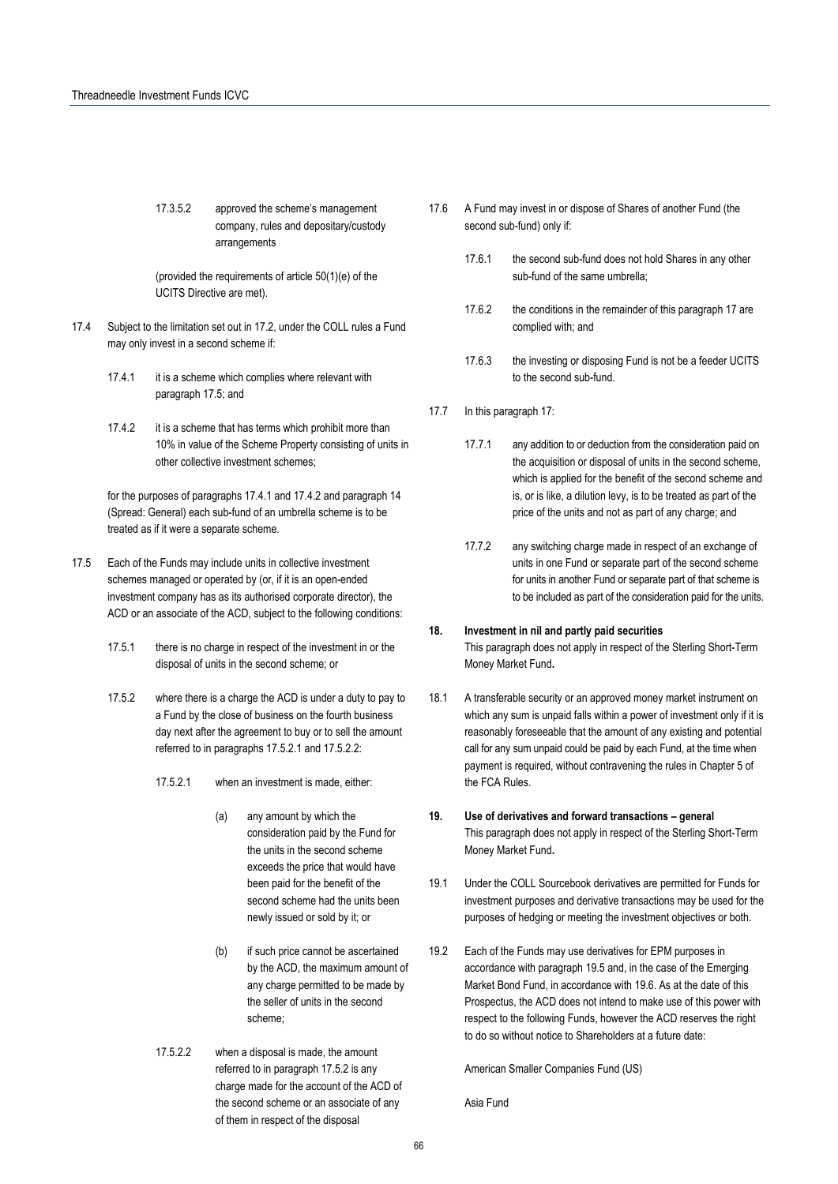17.3.5.2 approved the scheme's management company, rules and depositary/custody arrangements

(provided the requirements of article 50(1)(e) of the UCITS Directive are met).

17.4 Subject to the limitation set out in 17.2, under the COLL rules a Fund may only invest in a second scheme if:

17.4.1 it is a scheme which complies where relevant with paragraph 17.5; and

17.4.2 it is a scheme that has terms which prohibit more than 10% in value of the Scheme Property consisting of units in other collective investment schemes;

for the purposes of paragraphs 17.4.1 and 17.4.2 and paragraph 14 (Spread: General) each sub-fund of an umbrella scheme is to be treated as if it were a separate scheme.

17.5 Each of the Funds may include units in collective investment schemes managed or operated by (or, if it is an open-ended investment company has as its authorised corporate director), the ACD or an associate of the ACD, subject to the following conditions:

17.5.1 there is no charge in respect of the investment in or the disposal of units in the second scheme; or

17.5.2 where there is a charge the ACD is under a duty to pay to a Fund by the close of business on the fourth business day next after the agreement to buy or to sell the amount referred to in paragraphs 17.5.2.1 and 17.5.2.2:

17.5.2.1 when an investment is made, either:

(a) any amount by which the consideration paid by the Fund for the units in the second scheme exceeds the price that would have been paid for the benefit of the second scheme had the units been newly issued or sold by it; or

(b) if such price cannot be ascertained by the ACD, the maximum amount of any charge permitted to be made by the seller of units in the second scheme;

17.5.2.2 when a disposal is made, the amount referred to in paragraph 17.5.2 is any charge made for the account of the ACD of the second scheme or an associate of any of them in respect of the disposal

17.6 A Fund may invest in or dispose of Shares of another Fund (the second sub-fund) only if:

17.6.1 the second sub-fund does not hold Shares in any other sub-fund of the same umbrella;

17.6.2 the conditions in the remainder of this paragraph 17 are complied with; and

17.6.3 the investing or disposing Fund is not be a feeder UCITS to the second sub-fund.

17.7 In this paragraph 17:

17.7.1 any addition to or deduction from the consideration paid on the acquisition or disposal of units in the second scheme, which is applied for the benefit of the second scheme and is, or is like, a dilution levy, is to be treated as part of the price of the units and not as part of any charge; and

17.7.2 any switching charge made in respect of an exchange of units in one Fund or separate part of the second scheme for units in another Fund or separate part of that scheme is to be included as part of the consideration paid for the units.

**18. Investment in nil and partly paid securities**

This paragraph does not apply in respect of the Sterling Short-Term Money Market Fund**.**

18.1 A transferable security or an approved money market instrument on which any sum is unpaid falls within a power of investment only if it is reasonably foreseeable that the amount of any existing and potential call for any sum unpaid could be paid by each Fund, at the time when payment is required, without contravening the rules in Chapter 5 of the FCA Rules.

**19. Use of derivatives and forward transactions – general**

This paragraph does not apply in respect of the Sterling Short-Term Money Market Fund**.**

19.1 Under the COLL Sourcebook derivatives are permitted for Funds for investment purposes and derivative transactions may be used for the purposes of hedging or meeting the investment objectives or both.

19.2 Each of the Funds may use derivatives for EPM purposes in accordance with paragraph 19.5 and, in the case of the Emerging Market Bond Fund, in accordance with 19.6. As at the date of this Prospectus, the ACD does not intend to make use of this power with respect to the following Funds, however the ACD reserves the right to do so without notice to Shareholders at a future date:

American Smaller Companies Fund (US)

Asia Fund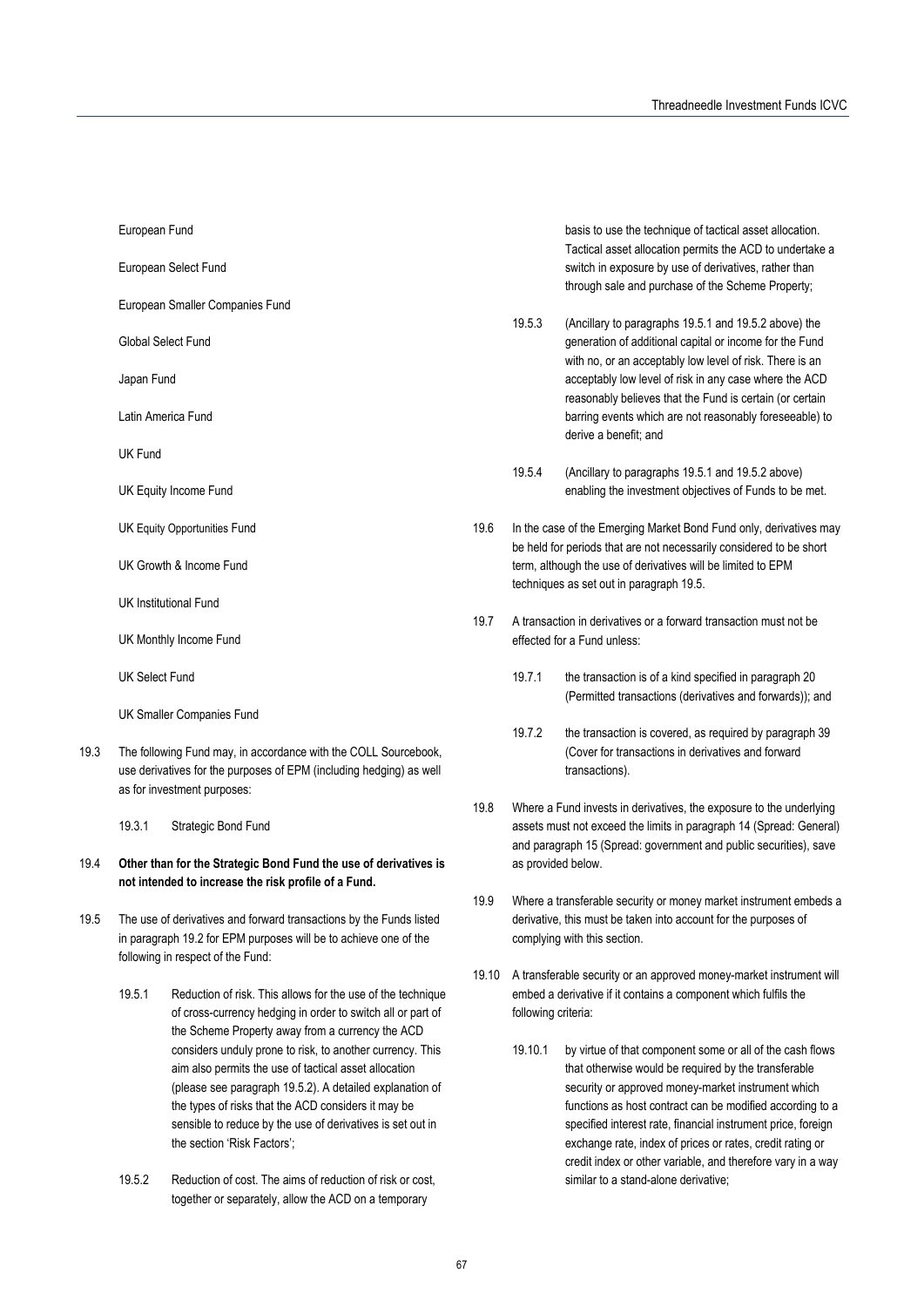European Fund

European Select Fund

European Smaller Companies Fund

Global Select Fund

Japan Fund

Latin America Fund

UK Fund

UK Equity Income Fund

UK Equity Opportunities Fund

UK Growth & Income Fund

UK Institutional Fund

UK Monthly Income Fund

UK Select Fund

UK Smaller Companies Fund

19.3 The following Fund may, in accordance with the COLL Sourcebook, use derivatives for the purposes of EPM (including hedging) as well as for investment purposes:

19.3.1 Strategic Bond Fund

19.4 **Other than for the Strategic Bond Fund the use of derivatives is not intended to increase the risk profile of a Fund.**

19.5 The use of derivatives and forward transactions by the Funds listed in paragraph 19.2 for EPM purposes will be to achieve one of the following in respect of the Fund:

19.5.1 Reduction of risk. This allows for the use of the technique of cross-currency hedging in order to switch all or part of the Scheme Property away from a currency the ACD considers unduly prone to risk, to another currency. This aim also permits the use of tactical asset allocation (please see paragraph 19.5.2). A detailed explanation of the types of risks that the ACD considers it may be sensible to reduce by the use of derivatives is set out in the section 'Risk Factors';

19.5.2 Reduction of cost. The aims of reduction of risk or cost, together or separately, allow the ACD on a temporary basis to use the technique of tactical asset allocation. Tactical asset allocation permits the ACD to undertake a switch in exposure by use of derivatives, rather than through sale and purchase of the Scheme Property;

19.5.3 (Ancillary to paragraphs 19.5.1 and 19.5.2 above) the generation of additional capital or income for the Fund with no, or an acceptably low level of risk. There is an acceptably low level of risk in any case where the ACD reasonably believes that the Fund is certain (or certain barring events which are not reasonably foreseeable) to derive a benefit; and

19.5.4 (Ancillary to paragraphs 19.5.1 and 19.5.2 above) enabling the investment objectives of Funds to be met.

19.6 In the case of the Emerging Market Bond Fund only, derivatives may be held for periods that are not necessarily considered to be short term, although the use of derivatives will be limited to EPM techniques as set out in paragraph 19.5.

19.7 A transaction in derivatives or a forward transaction must not be effected for a Fund unless:

19.7.1 the transaction is of a kind specified in paragraph 20 (Permitted transactions (derivatives and forwards)); and

19.7.2 the transaction is covered, as required by paragraph 39 (Cover for transactions in derivatives and forward transactions).

19.8 Where a Fund invests in derivatives, the exposure to the underlying assets must not exceed the limits in paragraph 14 (Spread: General) and paragraph 15 (Spread: government and public securities), save as provided below.

19.9 Where a transferable security or money market instrument embeds a derivative, this must be taken into account for the purposes of complying with this section.

19.10 A transferable security or an approved money-market instrument will embed a derivative if it contains a component which fulfils the following criteria:

19.10.1 by virtue of that component some or all of the cash flows that otherwise would be required by the transferable security or approved money-market instrument which functions as host contract can be modified according to a specified interest rate, financial instrument price, foreign exchange rate, index of prices or rates, credit rating or credit index or other variable, and therefore vary in a way similar to a stand-alone derivative;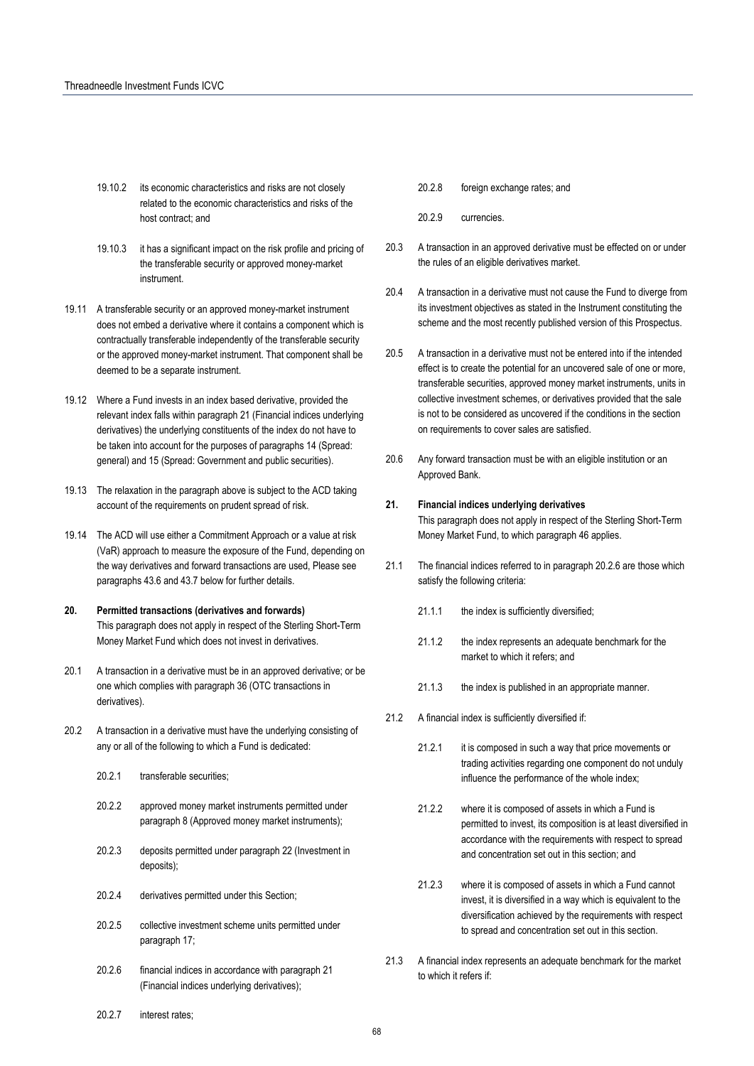19.10.2 its economic characteristics and risks are not closely related to the economic characteristics and risks of the host contract; and

19.10.3 it has a significant impact on the risk profile and pricing of the transferable security or approved money-market instrument.

19.11 A transferable security or an approved money-market instrument does not embed a derivative where it contains a component which is contractually transferable independently of the transferable security or the approved money-market instrument. That component shall be deemed to be a separate instrument.

19.12 Where a Fund invests in an index based derivative, provided the relevant index falls within paragraph 21 (Financial indices underlying derivatives) the underlying constituents of the index do not have to be taken into account for the purposes of paragraphs 14 (Spread: general) and 15 (Spread: Government and public securities).

19.13 The relaxation in the paragraph above is subject to the ACD taking account of the requirements on prudent spread of risk.

19.14 The ACD will use either a Commitment Approach or a value at risk (VaR) approach to measure the exposure of the Fund, depending on the way derivatives and forward transactions are used, Please see paragraphs 43.6 and 43.7 below for further details.

**20. Permitted transactions (derivatives and forwards)**

This paragraph does not apply in respect of the Sterling Short-Term Money Market Fund which does not invest in derivatives.

20.1 A transaction in a derivative must be in an approved derivative; or be one which complies with paragraph 36 (OTC transactions in derivatives).

20.2 A transaction in a derivative must have the underlying consisting of any or all of the following to which a Fund is dedicated:

20.2.1 transferable securities;

20.2.2 approved money market instruments permitted under paragraph 8 (Approved money market instruments);

20.2.3 deposits permitted under paragraph 22 (Investment in deposits);

20.2.4 derivatives permitted under this Section;

20.2.5 collective investment scheme units permitted under paragraph 17;

20.2.6 financial indices in accordance with paragraph 21 (Financial indices underlying derivatives);

20.2.7 interest rates;

20.2.8 foreign exchange rates; and

20.2.9 currencies.

20.3 A transaction in an approved derivative must be effected on or under the rules of an eligible derivatives market.

20.4 A transaction in a derivative must not cause the Fund to diverge from its investment objectives as stated in the Instrument constituting the scheme and the most recently published version of this Prospectus.

20.5 A transaction in a derivative must not be entered into if the intended effect is to create the potential for an uncovered sale of one or more, transferable securities, approved money market instruments, units in collective investment schemes, or derivatives provided that the sale is not to be considered as uncovered if the conditions in the section on requirements to cover sales are satisfied.

20.6 Any forward transaction must be with an eligible institution or an Approved Bank.

**21. Financial indices underlying derivatives**

This paragraph does not apply in respect of the Sterling Short-Term Money Market Fund, to which paragraph 46 applies.

21.1 The financial indices referred to in paragraph 20.2.6 are those which satisfy the following criteria:

21.1.1 the index is sufficiently diversified;

21.1.2 the index represents an adequate benchmark for the market to which it refers; and

21.1.3 the index is published in an appropriate manner.

21.2 A financial index is sufficiently diversified if:

21.2.1 it is composed in such a way that price movements or trading activities regarding one component do not unduly influence the performance of the whole index;

21.2.2 where it is composed of assets in which a Fund is permitted to invest, its composition is at least diversified in accordance with the requirements with respect to spread and concentration set out in this section; and

21.2.3 where it is composed of assets in which a Fund cannot invest, it is diversified in a way which is equivalent to the diversification achieved by the requirements with respect to spread and concentration set out in this section.

21.3 A financial index represents an adequate benchmark for the market to which it refers if: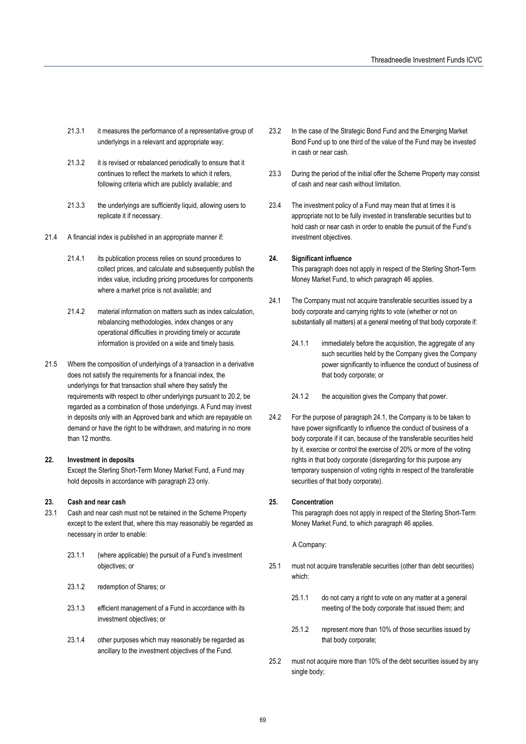21.3.1 it measures the performance of a representative group of underlyings in a relevant and appropriate way;

21.3.2 it is revised or rebalanced periodically to ensure that it continues to reflect the markets to which it refers, following criteria which are publicly available; and

21.3.3 the underlyings are sufficiently liquid, allowing users to replicate it if necessary.

21.4 A financial index is published in an appropriate manner if:

21.4.1 its publication process relies on sound procedures to collect prices, and calculate and subsequently publish the index value, including pricing procedures for components where a market price is not available; and

21.4.2 material information on matters such as index calculation, rebalancing methodologies, index changes or any operational difficulties in providing timely or accurate information is provided on a wide and timely basis.

21.5 Where the composition of underlyings of a transaction in a derivative does not satisfy the requirements for a financial index, the underlyings for that transaction shall where they satisfy the requirements with respect to other underlyings pursuant to 20.2, be regarded as a combination of those underlyings. A Fund may invest in deposits only with an Approved bank and which are repayable on demand or have the right to be withdrawn, and maturing in no more than 12 months.

**22. Investment in deposits**

Except the Sterling Short-Term Money Market Fund, a Fund may hold deposits in accordance with paragraph 23 only.

**23. Cash and near cash**

23.1 Cash and near cash must not be retained in the Scheme Property except to the extent that, where this may reasonably be regarded as necessary in order to enable:

23.1.1 (where applicable) the pursuit of a Fund's investment objectives; or

23.1.2 redemption of Shares; or

23.1.3 efficient management of a Fund in accordance with its investment objectives; or

23.1.4 other purposes which may reasonably be regarded as ancillary to the investment objectives of the Fund.

23.2 In the case of the Strategic Bond Fund and the Emerging Market Bond Fund up to one third of the value of the Fund may be invested in cash or near cash.

23.3 During the period of the initial offer the Scheme Property may consist of cash and near cash without limitation.

23.4 The investment policy of a Fund may mean that at times it is appropriate not to be fully invested in transferable securities but to hold cash or near cash in order to enable the pursuit of the Fund's investment objectives.

**24. Significant influence**

This paragraph does not apply in respect of the Sterling Short-Term Money Market Fund, to which paragraph 46 applies.

24.1 The Company must not acquire transferable securities issued by a body corporate and carrying rights to vote (whether or not on substantially all matters) at a general meeting of that body corporate if:

24.1.1 immediately before the acquisition, the aggregate of any such securities held by the Company gives the Company power significantly to influence the conduct of business of that body corporate; or

24.1.2 the acquisition gives the Company that power.

24.2 For the purpose of paragraph 24.1, the Company is to be taken to have power significantly to influence the conduct of business of a body corporate if it can, because of the transferable securities held by it, exercise or control the exercise of 20% or more of the voting rights in that body corporate (disregarding for this purpose any temporary suspension of voting rights in respect of the transferable securities of that body corporate).

**25. Concentration**

This paragraph does not apply in respect of the Sterling Short-Term Money Market Fund, to which paragraph 46 applies.

A Company:

25.1 must not acquire transferable securities (other than debt securities) which:

25.1.1 do not carry a right to vote on any matter at a general meeting of the body corporate that issued them; and

25.1.2 represent more than 10% of those securities issued by that body corporate;

25.2 must not acquire more than 10% of the debt securities issued by any single body;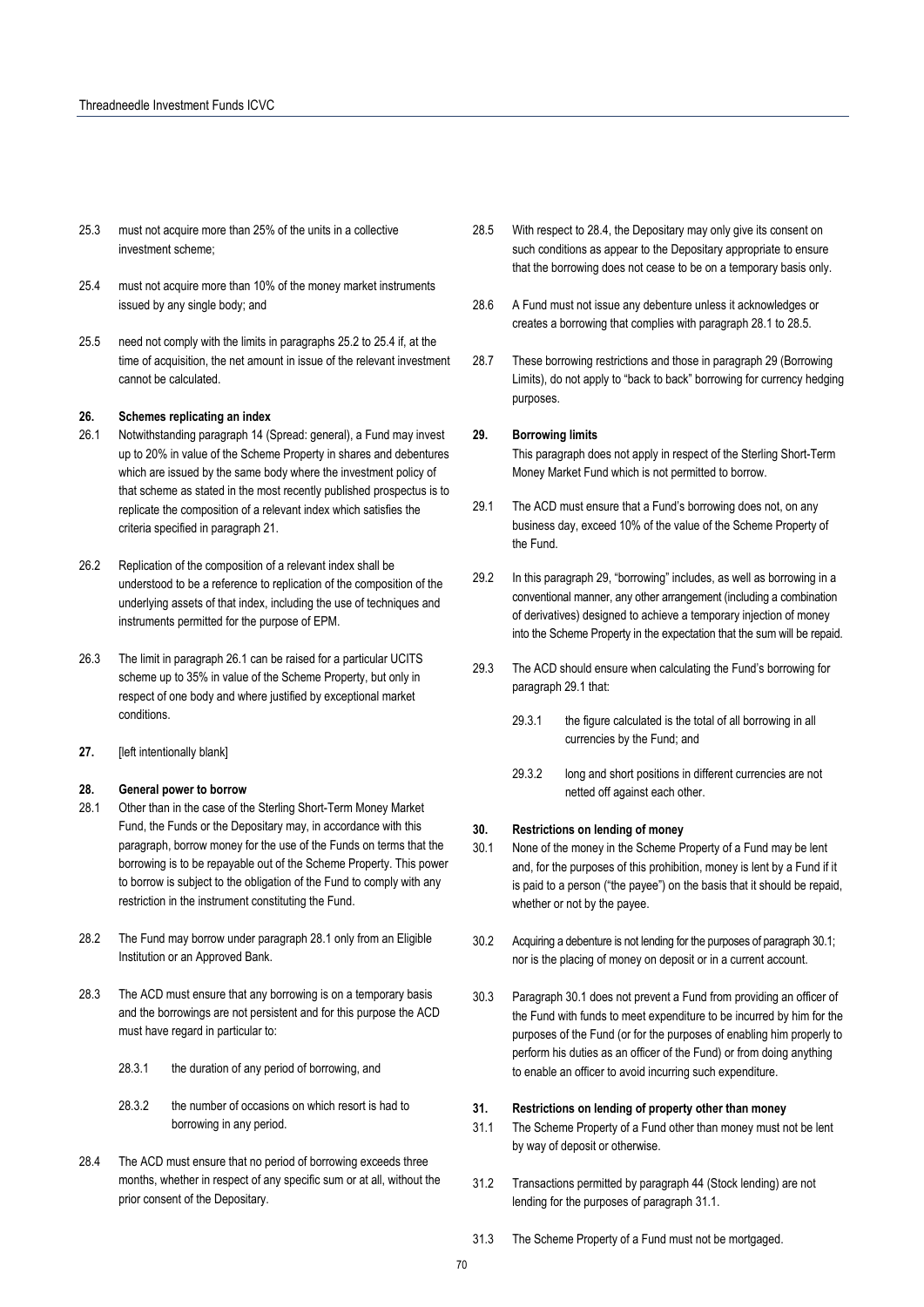25.3 must not acquire more than 25% of the units in a collective investment scheme;

25.4 must not acquire more than 10% of the money market instruments issued by any single body; and

25.5 need not comply with the limits in paragraphs 25.2 to 25.4 if, at the time of acquisition, the net amount in issue of the relevant investment cannot be calculated.

**26. Schemes replicating an index**

26.1 Notwithstanding paragraph 14 (Spread: general), a Fund may invest up to 20% in value of the Scheme Property in shares and debentures which are issued by the same body where the investment policy of that scheme as stated in the most recently published prospectus is to replicate the composition of a relevant index which satisfies the criteria specified in paragraph 21.

26.2 Replication of the composition of a relevant index shall be understood to be a reference to replication of the composition of the underlying assets of that index, including the use of techniques and instruments permitted for the purpose of EPM.

26.3 The limit in paragraph 26.1 can be raised for a particular UCITS scheme up to 35% in value of the Scheme Property, but only in respect of one body and where justified by exceptional market conditions.

**27.** [left intentionally blank]

**28. General power to borrow**

28.1 Other than in the case of the Sterling Short-Term Money Market Fund, the Funds or the Depositary may, in accordance with this paragraph, borrow money for the use of the Funds on terms that the borrowing is to be repayable out of the Scheme Property. This power to borrow is subject to the obligation of the Fund to comply with any restriction in the instrument constituting the Fund.

28.2 The Fund may borrow under paragraph 28.1 only from an Eligible Institution or an Approved Bank.

28.3 The ACD must ensure that any borrowing is on a temporary basis and the borrowings are not persistent and for this purpose the ACD must have regard in particular to:

28.3.1 the duration of any period of borrowing, and

28.3.2 the number of occasions on which resort is had to borrowing in any period.

28.4 The ACD must ensure that no period of borrowing exceeds three months, whether in respect of any specific sum or at all, without the prior consent of the Depositary.

28.5 With respect to 28.4, the Depositary may only give its consent on such conditions as appear to the Depositary appropriate to ensure that the borrowing does not cease to be on a temporary basis only.

28.6 A Fund must not issue any debenture unless it acknowledges or creates a borrowing that complies with paragraph 28.1 to 28.5.

28.7 These borrowing restrictions and those in paragraph 29 (Borrowing Limits), do not apply to "back to back" borrowing for currency hedging purposes.

**29. Borrowing limits**

This paragraph does not apply in respect of the Sterling Short-Term Money Market Fund which is not permitted to borrow.

29.1 The ACD must ensure that a Fund's borrowing does not, on any business day, exceed 10% of the value of the Scheme Property of the Fund.

29.2 In this paragraph 29, "borrowing" includes, as well as borrowing in a conventional manner, any other arrangement (including a combination of derivatives) designed to achieve a temporary injection of money into the Scheme Property in the expectation that the sum will be repaid.

29.3 The ACD should ensure when calculating the Fund's borrowing for paragraph 29.1 that:

29.3.1 the figure calculated is the total of all borrowing in all currencies by the Fund; and

29.3.2 long and short positions in different currencies are not netted off against each other.

**30. Restrictions on lending of money**

30.1 None of the money in the Scheme Property of a Fund may be lent and, for the purposes of this prohibition, money is lent by a Fund if it is paid to a person ("the payee") on the basis that it should be repaid, whether or not by the payee.

30.2 Acquiring a debenture is not lending for the purposes of paragraph 30.1; nor is the placing of money on deposit or in a current account.

30.3 Paragraph 30.1 does not prevent a Fund from providing an officer of the Fund with funds to meet expenditure to be incurred by him for the purposes of the Fund (or for the purposes of enabling him properly to perform his duties as an officer of the Fund) or from doing anything to enable an officer to avoid incurring such expenditure.

**31. Restrictions on lending of property other than money**

31.1 The Scheme Property of a Fund other than money must not be lent by way of deposit or otherwise.

31.2 Transactions permitted by paragraph 44 (Stock lending) are not lending for the purposes of paragraph 31.1.

31.3 The Scheme Property of a Fund must not be mortgaged.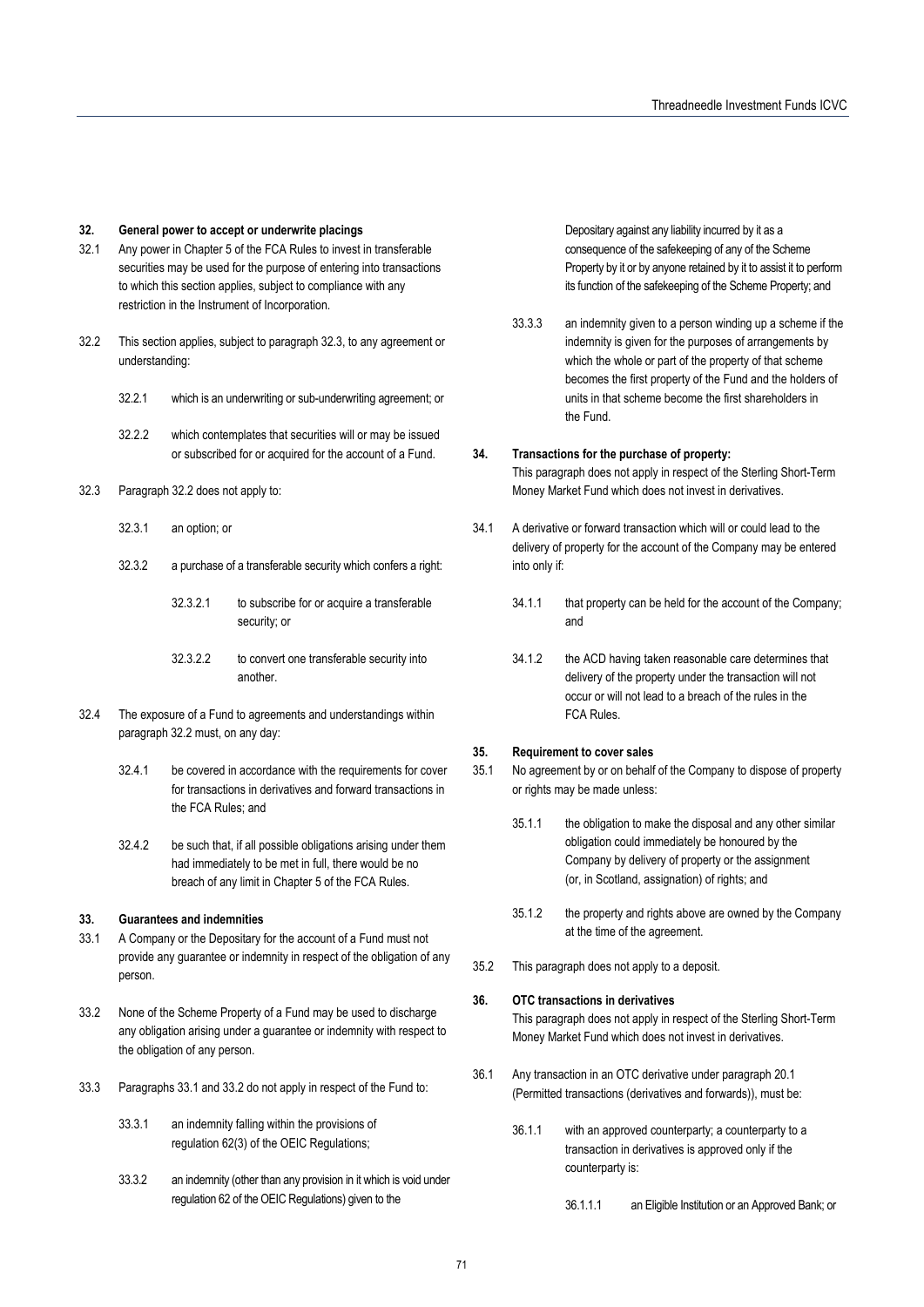## 32. General power to accept or underwrite placings

32.1 Any power in Chapter 5 of the FCA Rules to invest in transferable securities may be used for the purpose of entering into transactions to which this section applies, subject to compliance with any restriction in the Instrument of Incorporation.

32.2 This section applies, subject to paragraph 32.3, to any agreement or understanding:

32.2.1 which is an underwriting or sub-underwriting agreement; or

32.2.2 which contemplates that securities will or may be issued or subscribed for or acquired for the account of a Fund.

32.3 Paragraph 32.2 does not apply to:

32.3.1 an option; or

32.3.2 a purchase of a transferable security which confers a right:

32.3.2.1 to subscribe for or acquire a transferable security; or

32.3.2.2 to convert one transferable security into another.

32.4 The exposure of a Fund to agreements and understandings within paragraph 32.2 must, on any day:

32.4.1 be covered in accordance with the requirements for cover for transactions in derivatives and forward transactions in the FCA Rules; and

32.4.2 be such that, if all possible obligations arising under them had immediately to be met in full, there would be no breach of any limit in Chapter 5 of the FCA Rules.

## 33. Guarantees and indemnities

33.1 A Company or the Depositary for the account of a Fund must not provide any guarantee or indemnity in respect of the obligation of any person.

33.2 None of the Scheme Property of a Fund may be used to discharge any obligation arising under a guarantee or indemnity with respect to the obligation of any person.

33.3 Paragraphs 33.1 and 33.2 do not apply in respect of the Fund to:

33.3.1 an indemnity falling within the provisions of regulation 62(3) of the OEIC Regulations;

33.3.2 an indemnity (other than any provision in it which is void under regulation 62 of the OEIC Regulations) given to the Depositary against any liability incurred by it as a consequence of the safekeeping of any of the Scheme Property by it or by anyone retained by it to assist it to perform its function of the safekeeping of the Scheme Property; and

33.3.3 an indemnity given to a person winding up a scheme if the indemnity is given for the purposes of arrangements by which the whole or part of the property of that scheme becomes the first property of the Fund and the holders of units in that scheme become the first shareholders in the Fund.

## 34. Transactions for the purchase of property:

This paragraph does not apply in respect of the Sterling Short-Term Money Market Fund which does not invest in derivatives.

34.1 A derivative or forward transaction which will or could lead to the delivery of property for the account of the Company may be entered into only if:

34.1.1 that property can be held for the account of the Company; and

34.1.2 the ACD having taken reasonable care determines that delivery of the property under the transaction will not occur or will not lead to a breach of the rules in the FCA Rules.

## 35. Requirement to cover sales

35.1 No agreement by or on behalf of the Company to dispose of property or rights may be made unless:

35.1.1 the obligation to make the disposal and any other similar obligation could immediately be honoured by the Company by delivery of property or the assignment (or, in Scotland, assignation) of rights; and

35.1.2 the property and rights above are owned by the Company at the time of the agreement.

35.2 This paragraph does not apply to a deposit.

## 36. OTC transactions in derivatives

This paragraph does not apply in respect of the Sterling Short-Term Money Market Fund which does not invest in derivatives.

36.1 Any transaction in an OTC derivative under paragraph 20.1 (Permitted transactions (derivatives and forwards)), must be:

36.1.1 with an approved counterparty; a counterparty to a transaction in derivatives is approved only if the counterparty is:

36.1.1.1 an Eligible Institution or an Approved Bank; or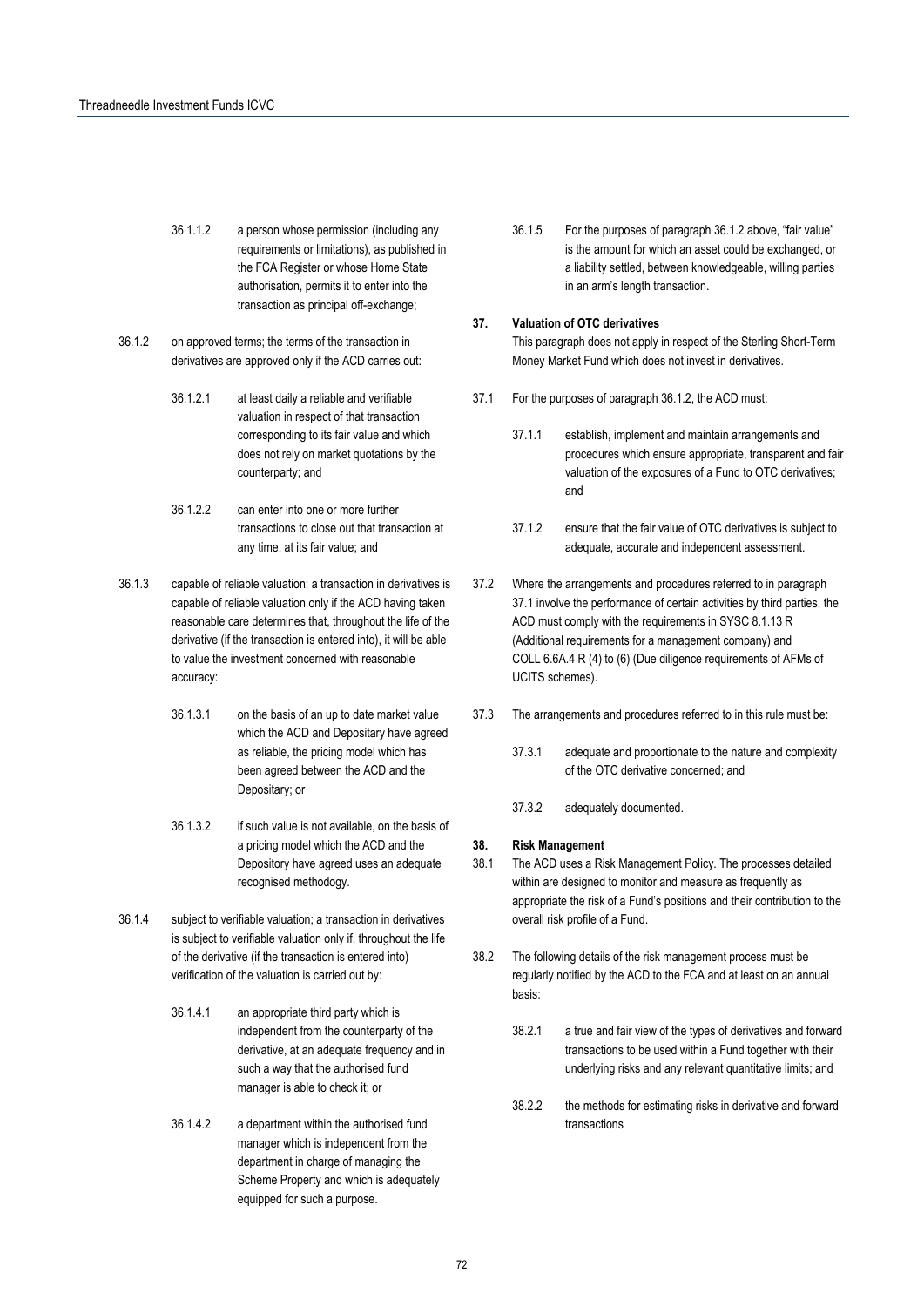36.1.1.2 a person whose permission (including any requirements or limitations), as published in the FCA Register or whose Home State authorisation, permits it to enter into the transaction as principal off-exchange;

36.1.2 on approved terms; the terms of the transaction in derivatives are approved only if the ACD carries out:

36.1.2.1 at least daily a reliable and verifiable valuation in respect of that transaction corresponding to its fair value and which does not rely on market quotations by the counterparty; and

36.1.2.2 can enter into one or more further transactions to close out that transaction at any time, at its fair value; and

36.1.3 capable of reliable valuation; a transaction in derivatives is capable of reliable valuation only if the ACD having taken reasonable care determines that, throughout the life of the derivative (if the transaction is entered into), it will be able to value the investment concerned with reasonable accuracy:

36.1.3.1 on the basis of an up to date market value which the ACD and Depositary have agreed as reliable, the pricing model which has been agreed between the ACD and the Depositary; or

36.1.3.2 if such value is not available, on the basis of a pricing model which the ACD and the Depository have agreed uses an adequate recognised methodology.

36.1.4 subject to verifiable valuation; a transaction in derivatives is subject to verifiable valuation only if, throughout the life of the derivative (if the transaction is entered into) verification of the valuation is carried out by:

36.1.4.1 an appropriate third party which is independent from the counterparty of the derivative, at an adequate frequency and in such a way that the authorised fund manager is able to check it; or

36.1.4.2 a department within the authorised fund manager which is independent from the department in charge of managing the Scheme Property and which is adequately equipped for such a purpose.

36.1.5 For the purposes of paragraph 36.1.2 above, "fair value" is the amount for which an asset could be exchanged, or a liability settled, between knowledgeable, willing parties in an arm's length transaction.

**37. Valuation of OTC derivatives**

This paragraph does not apply in respect of the Sterling Short-Term Money Market Fund which does not invest in derivatives.

37.1 For the purposes of paragraph 36.1.2, the ACD must:

37.1.1 establish, implement and maintain arrangements and procedures which ensure appropriate, transparent and fair valuation of the exposures of a Fund to OTC derivatives; and

37.1.2 ensure that the fair value of OTC derivatives is subject to adequate, accurate and independent assessment.

37.2 Where the arrangements and procedures referred to in paragraph 37.1 involve the performance of certain activities by third parties, the ACD must comply with the requirements in SYSC 8.1.13 R (Additional requirements for a management company) and COLL 6.6A.4 R (4) to (6) (Due diligence requirements of AFMs of UCITS schemes).

37.3 The arrangements and procedures referred to in this rule must be:

37.3.1 adequate and proportionate to the nature and complexity of the OTC derivative concerned; and

37.3.2 adequately documented.

**38. Risk Management**

38.1 The ACD uses a Risk Management Policy. The processes detailed within are designed to monitor and measure as frequently as appropriate the risk of a Fund's positions and their contribution to the overall risk profile of a Fund.

38.2 The following details of the risk management process must be regularly notified by the ACD to the FCA and at least on an annual basis:

38.2.1 a true and fair view of the types of derivatives and forward transactions to be used within a Fund together with their underlying risks and any relevant quantitative limits; and

38.2.2 the methods for estimating risks in derivative and forward transactions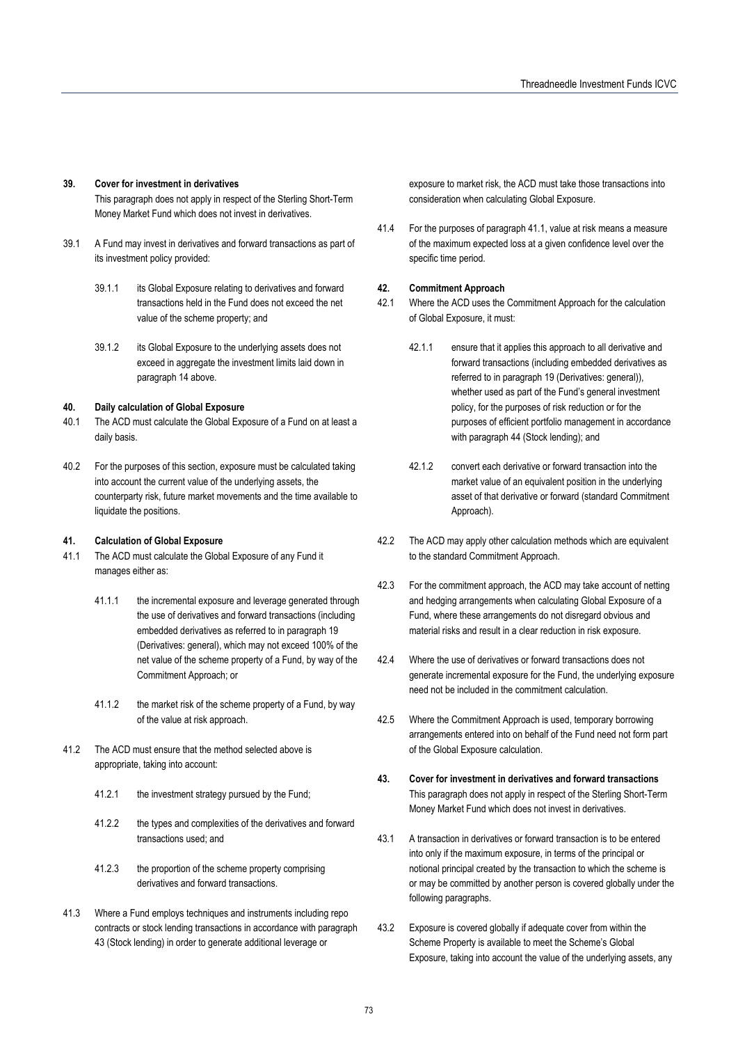### 39. Cover for investment in derivatives

This paragraph does not apply in respect of the Sterling Short-Term Money Market Fund which does not invest in derivatives.

39.1 A Fund may invest in derivatives and forward transactions as part of its investment policy provided:

39.1.1 its Global Exposure relating to derivatives and forward transactions held in the Fund does not exceed the net value of the scheme property; and

39.1.2 its Global Exposure to the underlying assets does not exceed in aggregate the investment limits laid down in paragraph 14 above.

### 40. Daily calculation of Global Exposure

40.1 The ACD must calculate the Global Exposure of a Fund on at least a daily basis.

40.2 For the purposes of this section, exposure must be calculated taking into account the current value of the underlying assets, the counterparty risk, future market movements and the time available to liquidate the positions.

### 41. Calculation of Global Exposure

41.1 The ACD must calculate the Global Exposure of any Fund it manages either as:

41.1.1 the incremental exposure and leverage generated through the use of derivatives and forward transactions (including embedded derivatives as referred to in paragraph 19 (Derivatives: general), which may not exceed 100% of the net value of the scheme property of a Fund, by way of the Commitment Approach; or

41.1.2 the market risk of the scheme property of a Fund, by way of the value at risk approach.

41.2 The ACD must ensure that the method selected above is appropriate, taking into account:

41.2.1 the investment strategy pursued by the Fund;

41.2.2 the types and complexities of the derivatives and forward transactions used; and

41.2.3 the proportion of the scheme property comprising derivatives and forward transactions.

41.3 Where a Fund employs techniques and instruments including repo contracts or stock lending transactions in accordance with paragraph 43 (Stock lending) in order to generate additional leverage or exposure to market risk, the ACD must take those transactions into consideration when calculating Global Exposure.

41.4 For the purposes of paragraph 41.1, value at risk means a measure of the maximum expected loss at a given confidence level over the specific time period.

### 42. Commitment Approach

42.1 Where the ACD uses the Commitment Approach for the calculation of Global Exposure, it must:

42.1.1 ensure that it applies this approach to all derivative and forward transactions (including embedded derivatives as referred to in paragraph 19 (Derivatives: general)), whether used as part of the Fund's general investment policy, for the purposes of risk reduction or for the purposes of efficient portfolio management in accordance with paragraph 44 (Stock lending); and

42.1.2 convert each derivative or forward transaction into the market value of an equivalent position in the underlying asset of that derivative or forward (standard Commitment Approach).

42.2 The ACD may apply other calculation methods which are equivalent to the standard Commitment Approach.

42.3 For the commitment approach, the ACD may take account of netting and hedging arrangements when calculating Global Exposure of a Fund, where these arrangements do not disregard obvious and material risks and result in a clear reduction in risk exposure.

42.4 Where the use of derivatives or forward transactions does not generate incremental exposure for the Fund, the underlying exposure need not be included in the commitment calculation.

42.5 Where the Commitment Approach is used, temporary borrowing arrangements entered into on behalf of the Fund need not form part of the Global Exposure calculation.

### 43. Cover for investment in derivatives and forward transactions

This paragraph does not apply in respect of the Sterling Short-Term Money Market Fund which does not invest in derivatives.

43.1 A transaction in derivatives or forward transaction is to be entered into only if the maximum exposure, in terms of the principal or notional principal created by the transaction to which the scheme is or may be committed by another person is covered globally under the following paragraphs.

43.2 Exposure is covered globally if adequate cover from within the Scheme Property is available to meet the Scheme's Global Exposure, taking into account the value of the underlying assets, any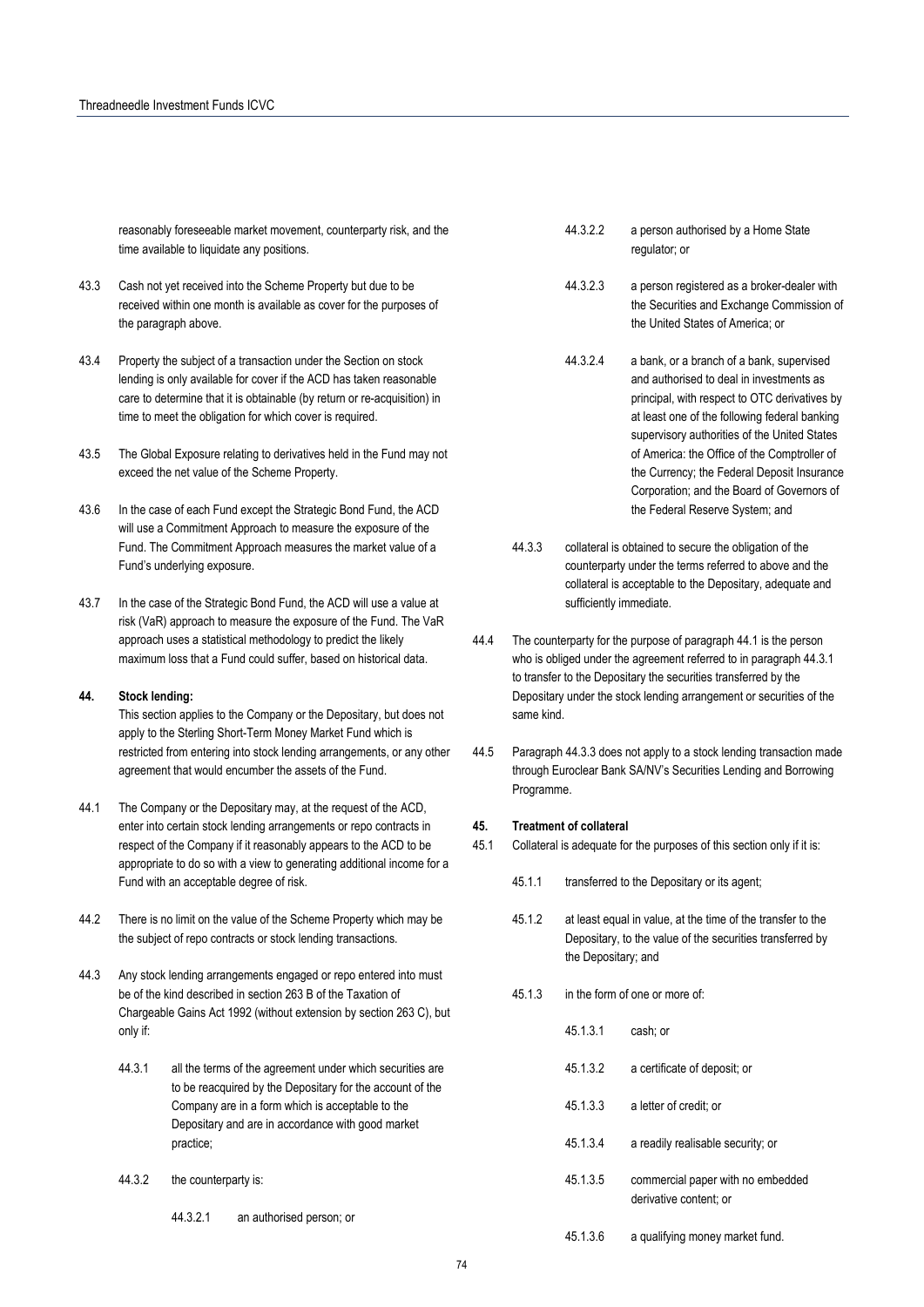reasonably foreseeable market movement, counterparty risk, and the time available to liquidate any positions.

43.3 Cash not yet received into the Scheme Property but due to be received within one month is available as cover for the purposes of the paragraph above.

43.4 Property the subject of a transaction under the Section on stock lending is only available for cover if the ACD has taken reasonable care to determine that it is obtainable (by return or re-acquisition) in time to meet the obligation for which cover is required.

43.5 The Global Exposure relating to derivatives held in the Fund may not exceed the net value of the Scheme Property.

43.6 In the case of each Fund except the Strategic Bond Fund, the ACD will use a Commitment Approach to measure the exposure of the Fund. The Commitment Approach measures the market value of a Fund's underlying exposure.

43.7 In the case of the Strategic Bond Fund, the ACD will use a value at risk (VaR) approach to measure the exposure of the Fund. The VaR approach uses a statistical methodology to predict the likely maximum loss that a Fund could suffer, based on historical data.

**44. Stock lending:**

This section applies to the Company or the Depositary, but does not apply to the Sterling Short-Term Money Market Fund which is restricted from entering into stock lending arrangements, or any other agreement that would encumber the assets of the Fund.

44.1 The Company or the Depositary may, at the request of the ACD, enter into certain stock lending arrangements or repo contracts in respect of the Company if it reasonably appears to the ACD to be appropriate to do so with a view to generating additional income for a Fund with an acceptable degree of risk.

44.2 There is no limit on the value of the Scheme Property which may be the subject of repo contracts or stock lending transactions.

44.3 Any stock lending arrangements engaged or repo entered into must be of the kind described in section 263 B of the Taxation of Chargeable Gains Act 1992 (without extension by section 263 C), but only if:

44.3.1 all the terms of the agreement under which securities are to be reacquired by the Depositary for the account of the Company are in a form which is acceptable to the Depositary and are in accordance with good market practice;

44.3.2 the counterparty is:

44.3.2.1 an authorised person; or

44.3.2.2 a person authorised by a Home State regulator; or

44.3.2.3 a person registered as a broker-dealer with the Securities and Exchange Commission of the United States of America; or

44.3.2.4 a bank, or a branch of a bank, supervised and authorised to deal in investments as principal, with respect to OTC derivatives by at least one of the following federal banking supervisory authorities of the United States of America: the Office of the Comptroller of the Currency; the Federal Deposit Insurance Corporation; and the Board of Governors of the Federal Reserve System; and

44.3.3 collateral is obtained to secure the obligation of the counterparty under the terms referred to above and the collateral is acceptable to the Depositary, adequate and sufficiently immediate.

44.4 The counterparty for the purpose of paragraph 44.1 is the person who is obliged under the agreement referred to in paragraph 44.3.1 to transfer to the Depositary the securities transferred by the Depositary under the stock lending arrangement or securities of the same kind.

44.5 Paragraph 44.3.3 does not apply to a stock lending transaction made through Euroclear Bank SA/NV's Securities Lending and Borrowing Programme.

**45. Treatment of collateral**

45.1 Collateral is adequate for the purposes of this section only if it is:

45.1.1 transferred to the Depositary or its agent;

45.1.2 at least equal in value, at the time of the transfer to the Depositary, to the value of the securities transferred by the Depositary; and

45.1.3 in the form of one or more of:

45.1.3.1 cash; or

45.1.3.2 a certificate of deposit; or

45.1.3.3 a letter of credit; or

45.1.3.4 a readily realisable security; or

45.1.3.5 commercial paper with no embedded derivative content; or

45.1.3.6 a qualifying money market fund.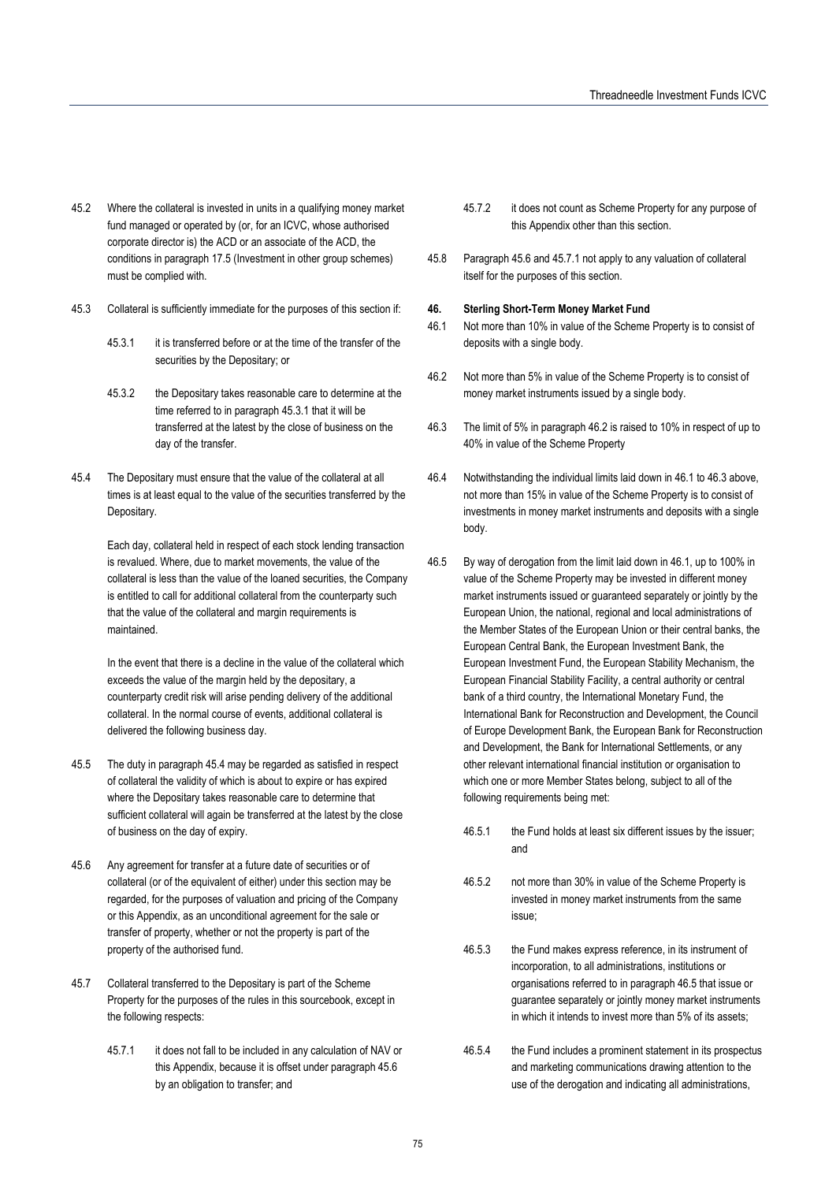45.2 Where the collateral is invested in units in a qualifying money market fund managed or operated by (or, for an ICVC, whose authorised corporate director is) the ACD or an associate of the ACD, the conditions in paragraph 17.5 (Investment in other group schemes) must be complied with.

45.3 Collateral is sufficiently immediate for the purposes of this section if:

45.3.1 it is transferred before or at the time of the transfer of the securities by the Depositary; or

45.3.2 the Depositary takes reasonable care to determine at the time referred to in paragraph 45.3.1 that it will be transferred at the latest by the close of business on the day of the transfer.

45.4 The Depositary must ensure that the value of the collateral at all times is at least equal to the value of the securities transferred by the Depositary.

Each day, collateral held in respect of each stock lending transaction is revalued. Where, due to market movements, the value of the collateral is less than the value of the loaned securities, the Company is entitled to call for additional collateral from the counterparty such that the value of the collateral and margin requirements is maintained.

In the event that there is a decline in the value of the collateral which exceeds the value of the margin held by the depositary, a counterparty credit risk will arise pending delivery of the additional collateral. In the normal course of events, additional collateral is delivered the following business day.

45.5 The duty in paragraph 45.4 may be regarded as satisfied in respect of collateral the validity of which is about to expire or has expired where the Depositary takes reasonable care to determine that sufficient collateral will again be transferred at the latest by the close of business on the day of expiry.

45.6 Any agreement for transfer at a future date of securities or of collateral (or of the equivalent of either) under this section may be regarded, for the purposes of valuation and pricing of the Company or this Appendix, as an unconditional agreement for the sale or transfer of property, whether or not the property is part of the property of the authorised fund.

45.7 Collateral transferred to the Depositary is part of the Scheme Property for the purposes of the rules in this sourcebook, except in the following respects:

45.7.1 it does not fall to be included in any calculation of NAV or this Appendix, because it is offset under paragraph 45.6 by an obligation to transfer; and

45.7.2 it does not count as Scheme Property for any purpose of this Appendix other than this section.

45.8 Paragraph 45.6 and 45.7.1 not apply to any valuation of collateral itself for the purposes of this section.

**46. Sterling Short-Term Money Market Fund**

46.1 Not more than 10% in value of the Scheme Property is to consist of deposits with a single body.

46.2 Not more than 5% in value of the Scheme Property is to consist of money market instruments issued by a single body.

46.3 The limit of 5% in paragraph 46.2 is raised to 10% in respect of up to 40% in value of the Scheme Property

46.4 Notwithstanding the individual limits laid down in 46.1 to 46.3 above, not more than 15% in value of the Scheme Property is to consist of investments in money market instruments and deposits with a single body.

46.5 By way of derogation from the limit laid down in 46.1, up to 100% in value of the Scheme Property may be invested in different money market instruments issued or guaranteed separately or jointly by the European Union, the national, regional and local administrations of the Member States of the European Union or their central banks, the European Central Bank, the European Investment Bank, the European Investment Fund, the European Stability Mechanism, the European Financial Stability Facility, a central authority or central bank of a third country, the International Monetary Fund, the International Bank for Reconstruction and Development, the Council of Europe Development Bank, the European Bank for Reconstruction and Development, the Bank for International Settlements, or any other relevant international financial institution or organisation to which one or more Member States belong, subject to all of the following requirements being met:

46.5.1 the Fund holds at least six different issues by the issuer; and

46.5.2 not more than 30% in value of the Scheme Property is invested in money market instruments from the same issue;

46.5.3 the Fund makes express reference, in its instrument of incorporation, to all administrations, institutions or organisations referred to in paragraph 46.5 that issue or guarantee separately or jointly money market instruments in which it intends to invest more than 5% of its assets;

46.5.4 the Fund includes a prominent statement in its prospectus and marketing communications drawing attention to the use of the derogation and indicating all administrations,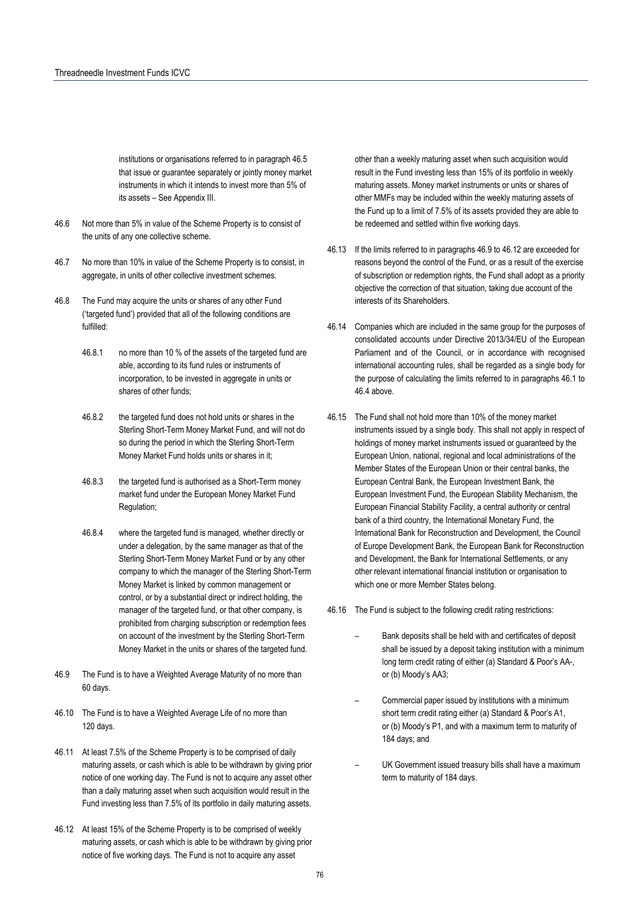institutions or organisations referred to in paragraph 46.5 that issue or guarantee separately or jointly money market instruments in which it intends to invest more than 5% of its assets – See Appendix III.

46.6 Not more than 5% in value of the Scheme Property is to consist of the units of any one collective scheme.

46.7 No more than 10% in value of the Scheme Property is to consist, in aggregate, in units of other collective investment schemes.

46.8 The Fund may acquire the units or shares of any other Fund ('targeted fund') provided that all of the following conditions are fulfilled:

46.8.1 no more than 10 % of the assets of the targeted fund are able, according to its fund rules or instruments of incorporation, to be invested in aggregate in units or shares of other funds;

46.8.2 the targeted fund does not hold units or shares in the Sterling Short-Term Money Market Fund, and will not do so during the period in which the Sterling Short-Term Money Market Fund holds units or shares in it;

46.8.3 the targeted fund is authorised as a Short-Term money market fund under the European Money Market Fund Regulation;

46.8.4 where the targeted fund is managed, whether directly or under a delegation, by the same manager as that of the Sterling Short-Term Money Market Fund or by any other company to which the manager of the Sterling Short-Term Money Market is linked by common management or control, or by a substantial direct or indirect holding, the manager of the targeted fund, or that other company, is prohibited from charging subscription or redemption fees on account of the investment by the Sterling Short-Term Money Market in the units or shares of the targeted fund.

46.9 The Fund is to have a Weighted Average Maturity of no more than 60 days.

46.10 The Fund is to have a Weighted Average Life of no more than 120 days.

46.11 At least 7.5% of the Scheme Property is to be comprised of daily maturing assets, or cash which is able to be withdrawn by giving prior notice of one working day. The Fund is not to acquire any asset other than a daily maturing asset when such acquisition would result in the Fund investing less than 7.5% of its portfolio in daily maturing assets.

46.12 At least 15% of the Scheme Property is to be comprised of weekly maturing assets, or cash which is able to be withdrawn by giving prior notice of five working days. The Fund is not to acquire any asset other than a weekly maturing asset when such acquisition would result in the Fund investing less than 15% of its portfolio in weekly maturing assets. Money market instruments or units or shares of other MMFs may be included within the weekly maturing assets of the Fund up to a limit of 7.5% of its assets provided they are able to be redeemed and settled within five working days.

46.13 If the limits referred to in paragraphs 46.9 to 46.12 are exceeded for reasons beyond the control of the Fund, or as a result of the exercise of subscription or redemption rights, the Fund shall adopt as a priority objective the correction of that situation, taking due account of the interests of its Shareholders.

46.14 Companies which are included in the same group for the purposes of consolidated accounts under Directive 2013/34/EU of the European Parliament and of the Council, or in accordance with recognised international accounting rules, shall be regarded as a single body for the purpose of calculating the limits referred to in paragraphs 46.1 to 46.4 above.

46.15 The Fund shall not hold more than 10% of the money market instruments issued by a single body. This shall not apply in respect of holdings of money market instruments issued or guaranteed by the European Union, national, regional and local administrations of the Member States of the European Union or their central banks, the European Central Bank, the European Investment Bank, the European Investment Fund, the European Stability Mechanism, the European Financial Stability Facility, a central authority or central bank of a third country, the International Monetary Fund, the International Bank for Reconstruction and Development, the Council of Europe Development Bank, the European Bank for Reconstruction and Development, the Bank for International Settlements, or any other relevant international financial institution or organisation to which one or more Member States belong.

46.16 The Fund is subject to the following credit rating restrictions:

– Bank deposits shall be held with and certificates of deposit shall be issued by a deposit taking institution with a minimum long term credit rating of either (a) Standard & Poor's AA-, or (b) Moody's AA3;

– Commercial paper issued by institutions with a minimum short term credit rating either (a) Standard & Poor's A1, or (b) Moody's P1, and with a maximum term to maturity of 184 days; and

– UK Government issued treasury bills shall have a maximum term to maturity of 184 days.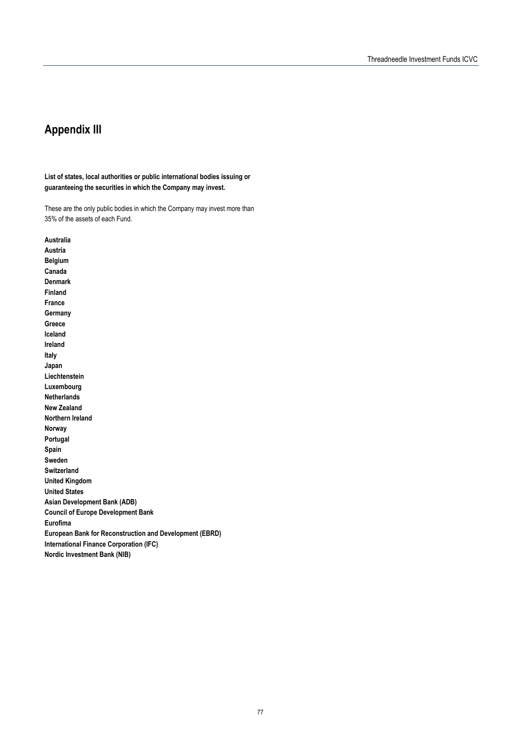# Appendix III

**List of states, local authorities or public international bodies issuing or guaranteeing the securities in which the Company may invest.**

These are the only public bodies in which the Company may invest more than 35% of the assets of each Fund.

**Australia**
**Austria**
**Belgium**
**Canada**
**Denmark**
**Finland**
**France**
**Germany**
**Greece**
**Iceland**
**Ireland**
**Italy**
**Japan**
**Liechtenstein**
**Luxembourg**
**Netherlands**
**New Zealand**
**Northern Ireland**
**Norway**
**Portugal**
**Spain**
**Sweden**
**Switzerland**
**United Kingdom**
**United States**
**Asian Development Bank (ADB)**
**Council of Europe Development Bank**
**Eurofima**
**European Bank for Reconstruction and Development (EBRD)**
**International Finance Corporation (IFC)**
**Nordic Investment Bank (NIB)**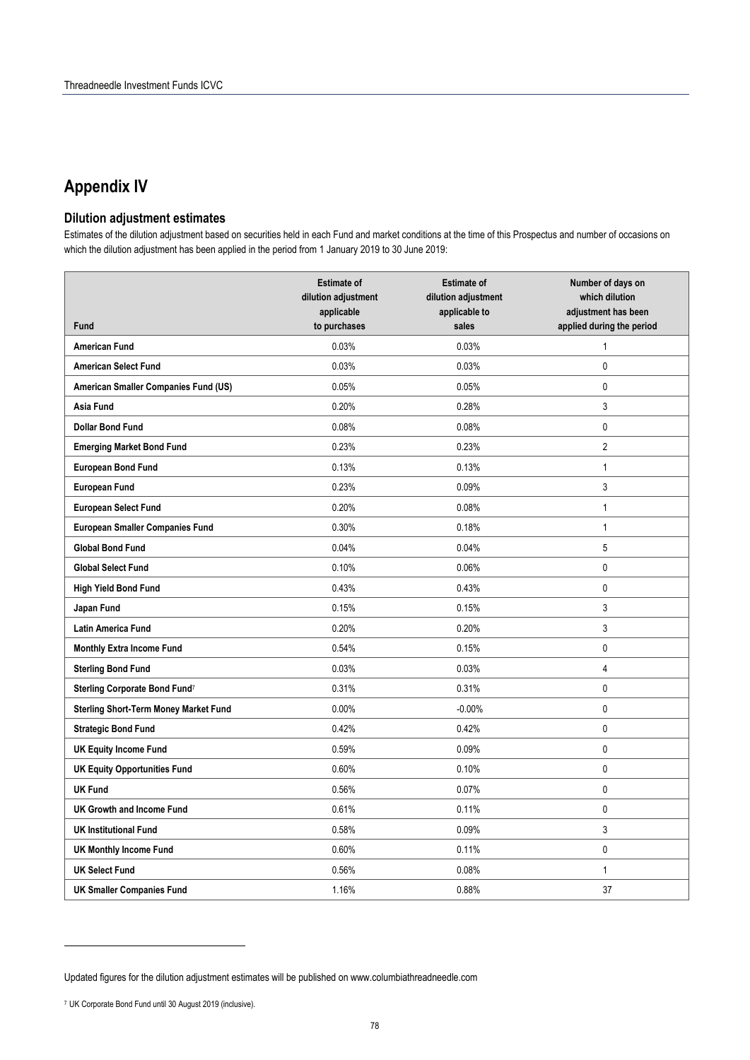# Appendix IV

## Dilution adjustment estimates

Estimates of the dilution adjustment based on securities held in each Fund and market conditions at the time of this Prospectus and number of occasions on which the dilution adjustment has been applied in the period from 1 January 2019 to 30 June 2019:

| Fund | Estimate of dilution adjustment applicable to purchases | Estimate of dilution adjustment applicable to sales | Number of days on which dilution adjustment has been applied during the period |
|---|---|---|---|
| **American Fund** | 0.03% | 0.03% | 1 |
| **American Select Fund** | 0.03% | 0.03% | 0 |
| **American Smaller Companies Fund (US)** | 0.05% | 0.05% | 0 |
| **Asia Fund** | 0.20% | 0.28% | 3 |
| **Dollar Bond Fund** | 0.08% | 0.08% | 0 |
| **Emerging Market Bond Fund** | 0.23% | 0.23% | 2 |
| **European Bond Fund** | 0.13% | 0.13% | 1 |
| **European Fund** | 0.23% | 0.09% | 3 |
| **European Select Fund** | 0.20% | 0.08% | 1 |
| **European Smaller Companies Fund** | 0.30% | 0.18% | 1 |
| **Global Bond Fund** | 0.04% | 0.04% | 5 |
| **Global Select Fund** | 0.10% | 0.06% | 0 |
| **High Yield Bond Fund** | 0.43% | 0.43% | 0 |
| **Japan Fund** | 0.15% | 0.15% | 3 |
| **Latin America Fund** | 0.20% | 0.20% | 3 |
| **Monthly Extra Income Fund** | 0.54% | 0.15% | 0 |
| **Sterling Bond Fund** | 0.03% | 0.03% | 4 |
| **Sterling Corporate Bond Fund**[7] | 0.31% | 0.31% | 0 |
| **Sterling Short-Term Money Market Fund** | 0.00% | -0.00% | 0 |
| **Strategic Bond Fund** | 0.42% | 0.42% | 0 |
| **UK Equity Income Fund** | 0.59% | 0.09% | 0 |
| **UK Equity Opportunities Fund** | 0.60% | 0.10% | 0 |
| **UK Fund** | 0.56% | 0.07% | 0 |
| **UK Growth and Income Fund** | 0.61% | 0.11% | 0 |
| **UK Institutional Fund** | 0.58% | 0.09% | 3 |
| **UK Monthly Income Fund** | 0.60% | 0.11% | 0 |
| **UK Select Fund** | 0.56% | 0.08% | 1 |
| **UK Smaller Companies Fund** | 1.16% | 0.88% | 37 |

Updated figures for the dilution adjustment estimates will be published on www.columbiathreadneedle.com

[7] UK Corporate Bond Fund until 30 August 2019 (inclusive).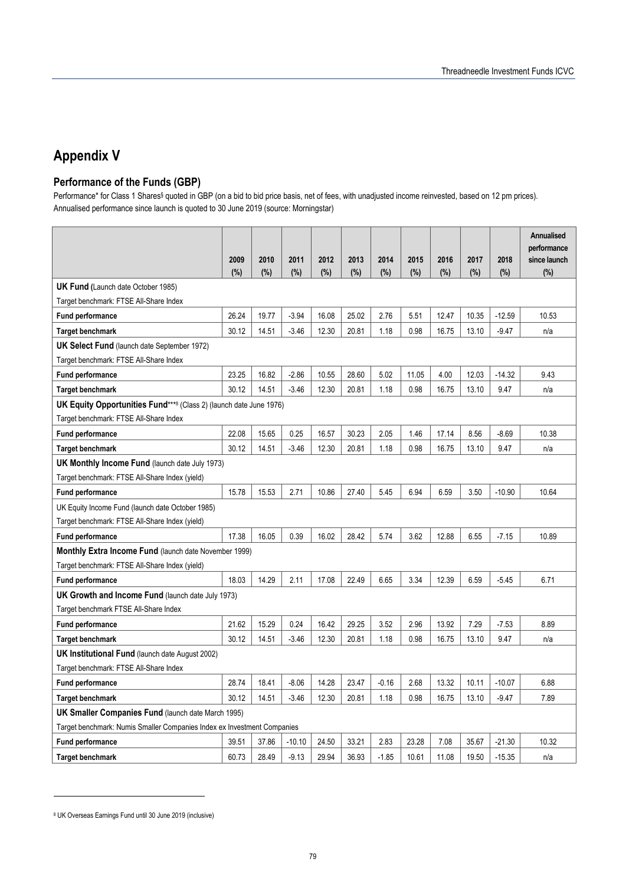# Appendix V

## Performance of the Funds (GBP)

Performance* for Class 1 Shares§ quoted in GBP (on a bid to bid price basis, net of fees, with unadjusted income reinvested, based on 12 pm prices).
Annualised performance since launch is quoted to 30 June 2019 (source: Morningstar)

| | 2009 (%) | 2010 (%) | 2011 (%) | 2012 (%) | 2013 (%) | 2014 (%) | 2015 (%) | 2016 (%) | 2017 (%) | 2018 (%) | Annualised performance since launch (%) |
|---|---|---|---|---|---|---|---|---|---|---|---|
| **UK Fund (**Launch date October 1985) | | | | | | | | | | | |
| Target benchmark: FTSE All-Share Index | | | | | | | | | | | |
| **Fund performance** | 26.24 | 19.77 | -3.94 | 16.08 | 25.02 | 2.76 | 5.51 | 12.47 | 10.35 | -12.59 | 10.53 |
| **Target benchmark** | 30.12 | 14.51 | -3.46 | 12.30 | 20.81 | 1.18 | 0.98 | 16.75 | 13.10 | -9.47 | n/a |
| **UK Select Fund** (launch date September 1972) | | | | | | | | | | | |
| Target benchmark: FTSE All-Share Index | | | | | | | | | | | |
| **Fund performance** | 23.25 | 16.82 | -2.86 | 10.55 | 28.60 | 5.02 | 11.05 | 4.00 | 12.03 | -14.32 | 9.43 |
| **Target benchmark** | 30.12 | 14.51 | -3.46 | 12.30 | 20.81 | 1.18 | 0.98 | 16.75 | 13.10 | 9.47 | n/a |
| **UK Equity Opportunities Fund*****[8] (Class 2) (launch date June 1976) | | | | | | | | | | | |
| Target benchmark: FTSE All-Share Index | | | | | | | | | | | |
| **Fund performance** | 22.08 | 15.65 | 0.25 | 16.57 | 30.23 | 2.05 | 1.46 | 17.14 | 8.56 | -8.69 | 10.38 |
| **Target benchmark** | 30.12 | 14.51 | -3.46 | 12.30 | 20.81 | 1.18 | 0.98 | 16.75 | 13.10 | 9.47 | n/a |
| **UK Monthly Income Fund** (launch date July 1973) | | | | | | | | | | | |
| Target benchmark: FTSE All-Share Index (yield) | | | | | | | | | | | |
| **Fund performance** | 15.78 | 15.53 | 2.71 | 10.86 | 27.40 | 5.45 | 6.94 | 6.59 | 3.50 | -10.90 | 10.64 |
| UK Equity Income Fund (launch date October 1985) | | | | | | | | | | | |
| Target benchmark: FTSE All-Share Index (yield) | | | | | | | | | | | |
| **Fund performance** | 17.38 | 16.05 | 0.39 | 16.02 | 28.42 | 5.74 | 3.62 | 12.88 | 6.55 | -7.15 | 10.89 |
| **Monthly Extra Income Fund** (launch date November 1999) | | | | | | | | | | | |
| Target benchmark: FTSE All-Share Index (yield) | | | | | | | | | | | |
| **Fund performance** | 18.03 | 14.29 | 2.11 | 17.08 | 22.49 | 6.65 | 3.34 | 12.39 | 6.59 | -5.45 | 6.71 |
| **UK Growth and Income Fund** (launch date July 1973) | | | | | | | | | | | |
| Target benchmark FTSE All-Share Index | | | | | | | | | | | |
| **Fund performance** | 21.62 | 15.29 | 0.24 | 16.42 | 29.25 | 3.52 | 2.96 | 13.92 | 7.29 | -7.53 | 8.89 |
| **Target benchmark** | 30.12 | 14.51 | -3.46 | 12.30 | 20.81 | 1.18 | 0.98 | 16.75 | 13.10 | 9.47 | n/a |
| **UK Institutional Fund** (launch date August 2002) | | | | | | | | | | | |
| Target benchmark: FTSE All-Share Index | | | | | | | | | | | |
| **Fund performance** | 28.74 | 18.41 | -8.06 | 14.28 | 23.47 | -0.16 | 2.68 | 13.32 | 10.11 | -10.07 | 6.88 |
| **Target benchmark** | 30.12 | 14.51 | -3.46 | 12.30 | 20.81 | 1.18 | 0.98 | 16.75 | 13.10 | -9.47 | 7.89 |
| **UK Smaller Companies Fund** (launch date March 1995) | | | | | | | | | | | |
| Target benchmark: Numis Smaller Companies Index ex Investment Companies | | | | | | | | | | | |
| **Fund performance** | 39.51 | 37.86 | -10.10 | 24.50 | 33.21 | 2.83 | 23.28 | 7.08 | 35.67 | -21.30 | 10.32 |
| **Target benchmark** | 60.73 | 28.49 | -9.13 | 29.94 | 36.93 | -1.85 | 10.61 | 11.08 | 19.50 | -15.35 | n/a |

[8] UK Overseas Earnings Fund until 30 June 2019 (inclusive)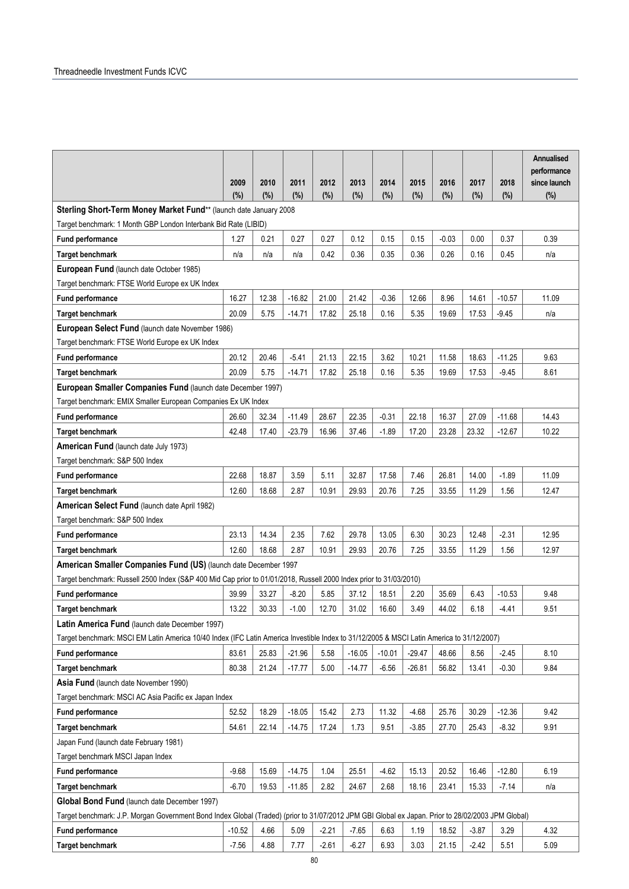| | 2009 (%) | 2010 (%) | 2011 (%) | 2012 (%) | 2013 (%) | 2014 (%) | 2015 (%) | 2016 (%) | 2017 (%) | 2018 (%) | Annualised performance since launch (%) |
|---|---|---|---|---|---|---|---|---|---|---|---|
| **Sterling Short-Term Money Market Fund**** (launch date January 2008 | | | | | | | | | | | |
| Target benchmark: 1 Month GBP London Interbank Bid Rate (LIBID) | | | | | | | | | | | |
| **Fund performance** | 1.27 | 0.21 | 0.27 | 0.27 | 0.12 | 0.15 | 0.15 | -0.03 | 0.00 | 0.37 | 0.39 |
| **Target benchmark** | n/a | n/a | n/a | 0.42 | 0.36 | 0.35 | 0.36 | 0.26 | 0.16 | 0.45 | n/a |
| **European Fund** (launch date October 1985) | | | | | | | | | | | |
| Target benchmark: FTSE World Europe ex UK Index | | | | | | | | | | | |
| **Fund performance** | 16.27 | 12.38 | -16.82 | 21.00 | 21.42 | -0.36 | 12.66 | 8.96 | 14.61 | -10.57 | 11.09 |
| **Target benchmark** | 20.09 | 5.75 | -14.71 | 17.82 | 25.18 | 0.16 | 5.35 | 19.69 | 17.53 | -9.45 | n/a |
| **European Select Fund** (launch date November 1986) | | | | | | | | | | | |
| Target benchmark: FTSE World Europe ex UK Index | | | | | | | | | | | |
| **Fund performance** | 20.12 | 20.46 | -5.41 | 21.13 | 22.15 | 3.62 | 10.21 | 11.58 | 18.63 | -11.25 | 9.63 |
| **Target benchmark** | 20.09 | 5.75 | -14.71 | 17.82 | 25.18 | 0.16 | 5.35 | 19.69 | 17.53 | -9.45 | 8.61 |
| **European Smaller Companies Fund** (launch date December 1997) | | | | | | | | | | | |
| Target benchmark: EMIX Smaller European Companies Ex UK Index | | | | | | | | | | | |
| **Fund performance** | 26.60 | 32.34 | -11.49 | 28.67 | 22.35 | -0.31 | 22.18 | 16.37 | 27.09 | -11.68 | 14.43 |
| **Target benchmark** | 42.48 | 17.40 | -23.79 | 16.96 | 37.46 | -1.89 | 17.20 | 23.28 | 23.32 | -12.67 | 10.22 |
| **American Fund** (launch date July 1973) | | | | | | | | | | | |
| Target benchmark: S&P 500 Index | | | | | | | | | | | |
| **Fund performance** | 22.68 | 18.87 | 3.59 | 5.11 | 32.87 | 17.58 | 7.46 | 26.81 | 14.00 | -1.89 | 11.09 |
| **Target benchmark** | 12.60 | 18.68 | 2.87 | 10.91 | 29.93 | 20.76 | 7.25 | 33.55 | 11.29 | 1.56 | 12.47 |
| **American Select Fund** (launch date April 1982) | | | | | | | | | | | |
| Target benchmark: S&P 500 Index | | | | | | | | | | | |
| **Fund performance** | 23.13 | 14.34 | 2.35 | 7.62 | 29.78 | 13.05 | 6.30 | 30.23 | 12.48 | -2.31 | 12.95 |
| **Target benchmark** | 12.60 | 18.68 | 2.87 | 10.91 | 29.93 | 20.76 | 7.25 | 33.55 | 11.29 | 1.56 | 12.97 |
| **American Smaller Companies Fund (US)** (launch date December 1997 | | | | | | | | | | | |
| Target benchmark: Russell 2500 Index (S&P 400 Mid Cap prior to 01/01/2018, Russell 2000 Index prior to 31/03/2010) | | | | | | | | | | | |
| **Fund performance** | 39.99 | 33.27 | -8.20 | 5.85 | 37.12 | 18.51 | 2.20 | 35.69 | 6.43 | -10.53 | 9.48 |
| **Target benchmark** | 13.22 | 30.33 | -1.00 | 12.70 | 31.02 | 16.60 | 3.49 | 44.02 | 6.18 | -4.41 | 9.51 |
| **Latin America Fund** (launch date December 1997) | | | | | | | | | | | |
| Target benchmark: MSCI EM Latin America 10/40 Index (IFC Latin America Investible Index to 31/12/2005 & MSCI Latin America to 31/12/2007) | | | | | | | | | | | |
| **Fund performance** | 83.61 | 25.83 | -21.96 | 5.58 | -16.05 | -10.01 | -29.47 | 48.66 | 8.56 | -2.45 | 8.10 |
| **Target benchmark** | 80.38 | 21.24 | -17.77 | 5.00 | -14.77 | -6.56 | -26.81 | 56.82 | 13.41 | -0.30 | 9.84 |
| **Asia Fund** (launch date November 1990) | | | | | | | | | | | |
| Target benchmark: MSCI AC Asia Pacific ex Japan Index | | | | | | | | | | | |
| **Fund performance** | 52.52 | 18.29 | -18.05 | 15.42 | 2.73 | 11.32 | -4.68 | 25.76 | 30.29 | -12.36 | 9.42 |
| **Target benchmark** | 54.61 | 22.14 | -14.75 | 17.24 | 1.73 | 9.51 | -3.85 | 27.70 | 25.43 | -8.32 | 9.91 |
| Japan Fund (launch date February 1981) | | | | | | | | | | | |
| Target benchmark MSCI Japan Index | | | | | | | | | | | |
| **Fund performance** | -9.68 | 15.69 | -14.75 | 1.04 | 25.51 | -4.62 | 15.13 | 20.52 | 16.46 | -12.80 | 6.19 |
| **Target benchmark** | -6.70 | 19.53 | -11.85 | 2.82 | 24.67 | 2.68 | 18.16 | 23.41 | 15.33 | -7.14 | n/a |
| **Global Bond Fund** (launch date December 1997) | | | | | | | | | | | |
| Target benchmark: J.P. Morgan Government Bond Index Global (Traded) (prior to 31/07/2012 JPM GBI Global ex Japan. Prior to 28/02/2003 JPM Global) | | | | | | | | | | | |
| **Fund performance** | -10.52 | 4.66 | 5.09 | -2.21 | -7.65 | 6.63 | 1.19 | 18.52 | -3.87 | 3.29 | 4.32 |
| **Target benchmark** | -7.56 | 4.88 | 7.77 | -2.61 | -6.27 | 6.93 | 3.03 | 21.15 | -2.42 | 5.51 | 5.09 |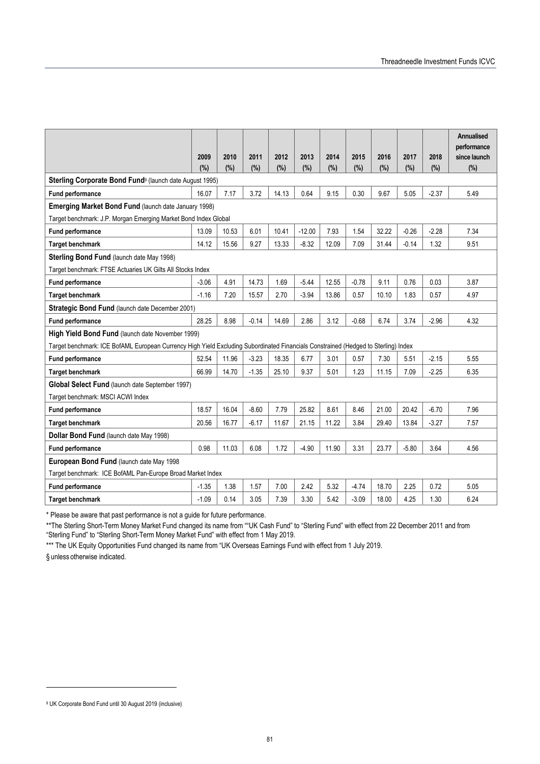| | 2009 (%) | 2010 (%) | 2011 (%) | 2012 (%) | 2013 (%) | 2014 (%) | 2015 (%) | 2016 (%) | 2017 (%) | 2018 (%) | Annualised performance since launch (%) |
|---|---|---|---|---|---|---|---|---|---|---|---|
| **Sterling Corporate Bond Fund**[9] (launch date August 1995) | | | | | | | | | | | |
| **Fund performance** | 16.07 | 7.17 | 3.72 | 14.13 | 0.64 | 9.15 | 0.30 | 9.67 | 5.05 | -2.37 | 5.49 |
| **Emerging Market Bond Fund** (launch date January 1998) | | | | | | | | | | | |
| Target benchmark: J.P. Morgan Emerging Market Bond Index Global | | | | | | | | | | | |
| **Fund performance** | 13.09 | 10.53 | 6.01 | 10.41 | -12.00 | 7.93 | 1.54 | 32.22 | -0.26 | -2.28 | 7.34 |
| **Target benchmark** | 14.12 | 15.56 | 9.27 | 13.33 | -8.32 | 12.09 | 7.09 | 31.44 | -0.14 | 1.32 | 9.51 |
| **Sterling Bond Fund** (launch date May 1998) | | | | | | | | | | | |
| Target benchmark: FTSE Actuaries UK Gilts All Stocks Index | | | | | | | | | | | |
| **Fund performance** | -3.06 | 4.91 | 14.73 | 1.69 | -5.44 | 12.55 | -0.78 | 9.11 | 0.76 | 0.03 | 3.87 |
| **Target benchmark** | -1.16 | 7.20 | 15.57 | 2.70 | -3.94 | 13.86 | 0.57 | 10.10 | 1.83 | 0.57 | 4.97 |
| **Strategic Bond Fund** (launch date December 2001) | | | | | | | | | | | |
| **Fund performance** | 28.25 | 8.98 | -0.14 | 14.69 | 2.86 | 3.12 | -0.68 | 6.74 | 3.74 | -2.96 | 4.32 |
| **High Yield Bond Fund** (launch date November 1999) | | | | | | | | | | | |
| Target benchmark: ICE BofAML European Currency High Yield Excluding Subordinated Financials Constrained (Hedged to Sterling) Index | | | | | | | | | | | |
| **Fund performance** | 52.54 | 11.96 | -3.23 | 18.35 | 6.77 | 3.01 | 0.57 | 7.30 | 5.51 | -2.15 | 5.55 |
| **Target benchmark** | 66.99 | 14.70 | -1.35 | 25.10 | 9.37 | 5.01 | 1.23 | 11.15 | 7.09 | -2.25 | 6.35 |
| **Global Select Fund** (launch date September 1997) | | | | | | | | | | | |
| Target benchmark: MSCI ACWI Index | | | | | | | | | | | |
| **Fund performance** | 18.57 | 16.04 | -8.60 | 7.79 | 25.82 | 8.61 | 8.46 | 21.00 | 20.42 | -6.70 | 7.96 |
| **Target benchmark** | 20.56 | 16.77 | -6.17 | 11.67 | 21.15 | 11.22 | 3.84 | 29.40 | 13.84 | -3.27 | 7.57 |
| **Dollar Bond Fund** (launch date May 1998) | | | | | | | | | | | |
| **Fund performance** | 0.98 | 11.03 | 6.08 | 1.72 | -4.90 | 11.90 | 3.31 | 23.77 | -5.80 | 3.64 | 4.56 |
| **European Bond Fund** (launch date May 1998 | | | | | | | | | | | |
| Target benchmark: ICE BofAML Pan-Europe Broad Market Index | | | | | | | | | | | |
| **Fund performance** | -1.35 | 1.38 | 1.57 | 7.00 | 2.42 | 5.32 | -4.74 | 18.70 | 2.25 | 0.72 | 5.05 |
| **Target benchmark** | -1.09 | 0.14 | 3.05 | 7.39 | 3.30 | 5.42 | -3.09 | 18.00 | 4.25 | 1.30 | 6.24 |

* Please be aware that past performance is not a guide for future performance.

**The Sterling Short-Term Money Market Fund changed its name from ""UK Cash Fund" to "Sterling Fund" with effect from 22 December 2011 and from "Sterling Fund" to "Sterling Short-Term Money Market Fund" with effect from 1 May 2019.

*** The UK Equity Opportunities Fund changed its name from "UK Overseas Earnings Fund with effect from 1 July 2019.

§ unless otherwise indicated.

[9] UK Corporate Bond Fund until 30 August 2019 (inclusive)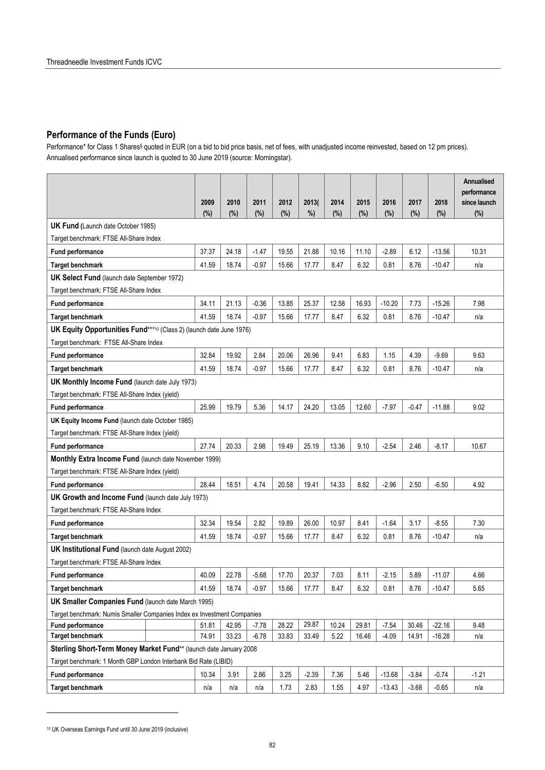## Performance of the Funds (Euro)

Performance* for Class 1 Shares§ quoted in EUR (on a bid to bid price basis, net of fees, with unadjusted income reinvested, based on 12 pm prices). Annualised performance since launch is quoted to 30 June 2019 (source: Morningstar).

| | 2009 (%) | 2010 (%) | 2011 (%) | 2012 (%) | 2013(%) | 2014 (%) | 2015 (%) | 2016 (%) | 2017 (%) | 2018 (%) | Annualised performance since launch (%) |
|---|---|---|---|---|---|---|---|---|---|---|---|
| **UK Fund** (Launch date October 1985) | | | | | | | | | | | |
| Target benchmark: FTSE All-Share Index | | | | | | | | | | | |
| **Fund performance** | 37.37 | 24.18 | -1.47 | 19.55 | 21.88 | 10.16 | 11.10 | -2.89 | 6.12 | -13.56 | 10.31 |
| **Target benchmark** | 41.59 | 18.74 | -0.97 | 15.66 | 17.77 | 8.47 | 6.32 | 0.81 | 8.76 | -10.47 | n/a |
| **UK Select Fund** (launch date September 1972) | | | | | | | | | | | |
| Target benchmark: FTSE All-Share Index | | | | | | | | | | | |
| **Fund performance** | 34.11 | 21.13 | -0.36 | 13.85 | 25.37 | 12.58 | 16.93 | -10.20 | 7.73 | -15.26 | 7.98 |
| **Target benchmark** | 41.59 | 18.74 | -0.97 | 15.66 | 17.77 | 8.47 | 6.32 | 0.81 | 8.76 | -10.47 | n/a |
| **UK Equity Opportunities Fund*****[10] (Class 2) (launch date June 1976) | | | | | | | | | | | |
| Target benchmark: FTSE All-Share Index | | | | | | | | | | | |
| **Fund performance** | 32.84 | 19.92 | 2.84 | 20.06 | 26.96 | 9.41 | 6.83 | 1.15 | 4.39 | -9.69 | 9.63 |
| **Target benchmark** | 41.59 | 18.74 | -0.97 | 15.66 | 17.77 | 8.47 | 6.32 | 0.81 | 8.76 | -10.47 | n/a |
| **UK Monthly Income Fund** (launch date July 1973) | | | | | | | | | | | |
| Target benchmark: FTSE All-Share Index (yield) | | | | | | | | | | | |
| **Fund performance** | 25.99 | 19.79 | 5.36 | 14.17 | 24.20 | 13.05 | 12.60 | -7.97 | -0.47 | -11.88 | 9.02 |
| **UK Equity Income Fund** (launch date October 1985) | | | | | | | | | | | |
| Target benchmark: FTSE All-Share Index (yield) | | | | | | | | | | | |
| **Fund performance** | 27.74 | 20.33 | 2.98 | 19.49 | 25.19 | 13.36 | 9.10 | -2.54 | 2.46 | -8.17 | 10.67 |
| **Monthly Extra Income Fund** (launch date November 1999) | | | | | | | | | | | |
| Target benchmark: FTSE All-Share Index (yield) | | | | | | | | | | | |
| **Fund performance** | 28.44 | 18.51 | 4.74 | 20.58 | 19.41 | 14.33 | 8.82 | -2.96 | 2.50 | -6.50 | 4.92 |
| **UK Growth and Income Fund** (launch date July 1973) | | | | | | | | | | | |
| Target benchmark: FTSE All-Share Index | | | | | | | | | | | |
| **Fund performance** | 32.34 | 19.54 | 2.82 | 19.89 | 26.00 | 10.97 | 8.41 | -1.64 | 3.17 | -8.55 | 7.30 |
| **Target benchmark** | 41.59 | 18.74 | -0.97 | 15.66 | 17.77 | 8.47 | 6.32 | 0.81 | 8.76 | -10.47 | n/a |
| **UK Institutional Fund** (launch date August 2002) | | | | | | | | | | | |
| Target benchmark: FTSE All-Share Index | | | | | | | | | | | |
| **Fund performance** | 40.09 | 22.78 | -5.68 | 17.70 | 20.37 | 7.03 | 8.11 | -2.15 | 5.89 | -11.07 | 4.66 |
| **Target benchmark** | 41.59 | 18.74 | -0.97 | 15.66 | 17.77 | 8.47 | 6.32 | 0.81 | 8.76 | -10.47 | 5.65 |
| **UK Smaller Companies Fund** (launch date March 1995) | | | | | | | | | | | |
| Target benchmark: Numis Smaller Companies Index ex Investment Companies | | | | | | | | | | | |
| **Fund performance** | 51.81 | 42.95 | -7.78 | 28.22 | 29.87 | 10.24 | 29.81 | -7.54 | 30.46 | -22.16 | 9.48 |
| **Target benchmark** | 74.91 | 33.23 | -6.78 | 33.83 | 33.49 | 5.22 | 16.46 | -4.09 | 14.91 | -16.28 | n/a |
| **Sterling Short-Term Money Market Fund**** (launch date January 2008 | | | | | | | | | | | |
| Target benchmark: 1 Month GBP London Interbank Bid Rate (LIBID) | | | | | | | | | | | |
| **Fund performance** | 10.34 | 3.91 | 2.86 | 3.25 | -2.39 | 7.36 | 5.46 | -13.68 | -3.84 | -0.74 | -1.21 |
| **Target benchmark** | n/a | n/a | n/a | 1.73 | 2.83 | 1.55 | 4.97 | -13.43 | -3.68 | -0.65 | n/a |

[10] UK Overseas Earnings Fund until 30 June 2019 (inclusive)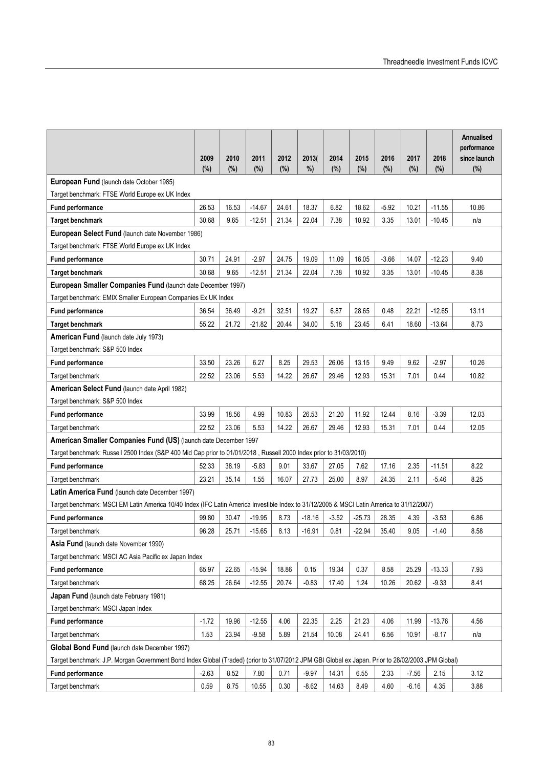| | 2009 (%) | 2010 (%) | 2011 (%) | 2012 (%) | 2013( %) | 2014 (%) | 2015 (%) | 2016 (%) | 2017 (%) | 2018 (%) | Annualised performance since launch (%) |
|---|---|---|---|---|---|---|---|---|---|---|---|
| **European Fund** (launch date October 1985) | | | | | | | | | | | |
| Target benchmark: FTSE World Europe ex UK Index | | | | | | | | | | | |
| **Fund performance** | 26.53 | 16.53 | -14.67 | 24.61 | 18.37 | 6.82 | 18.62 | -5.92 | 10.21 | -11.55 | 10.86 |
| **Target benchmark** | 30.68 | 9.65 | -12.51 | 21.34 | 22.04 | 7.38 | 10.92 | 3.35 | 13.01 | -10.45 | n/a |
| **European Select Fund** (launch date November 1986) | | | | | | | | | | | |
| Target benchmark: FTSE World Europe ex UK Index | | | | | | | | | | | |
| **Fund performance** | 30.71 | 24.91 | -2.97 | 24.75 | 19.09 | 11.09 | 16.05 | -3.66 | 14.07 | -12.23 | 9.40 |
| **Target benchmark** | 30.68 | 9.65 | -12.51 | 21.34 | 22.04 | 7.38 | 10.92 | 3.35 | 13.01 | -10.45 | 8.38 |
| **European Smaller Companies Fund** (launch date December 1997) | | | | | | | | | | | |
| Target benchmark: EMIX Smaller European Companies Ex UK Index | | | | | | | | | | | |
| **Fund performance** | 36.54 | 36.49 | -9.21 | 32.51 | 19.27 | 6.87 | 28.65 | 0.48 | 22.21 | -12.65 | 13.11 |
| **Target benchmark** | 55.22 | 21.72 | -21.82 | 20.44 | 34.00 | 5.18 | 23.45 | 6.41 | 18.60 | -13.64 | 8.73 |
| **American Fund** (launch date July 1973) | | | | | | | | | | | |
| Target benchmark: S&P 500 Index | | | | | | | | | | | |
| **Fund performance** | 33.50 | 23.26 | 6.27 | 8.25 | 29.53 | 26.06 | 13.15 | 9.49 | 9.62 | -2.97 | 10.26 |
| Target benchmark | 22.52 | 23.06 | 5.53 | 14.22 | 26.67 | 29.46 | 12.93 | 15.31 | 7.01 | 0.44 | 10.82 |
| **American Select Fund** (launch date April 1982) | | | | | | | | | | | |
| Target benchmark: S&P 500 Index | | | | | | | | | | | |
| **Fund performance** | 33.99 | 18.56 | 4.99 | 10.83 | 26.53 | 21.20 | 11.92 | 12.44 | 8.16 | -3.39 | 12.03 |
| Target benchmark | 22.52 | 23.06 | 5.53 | 14.22 | 26.67 | 29.46 | 12.93 | 15.31 | 7.01 | 0.44 | 12.05 |
| **American Smaller Companies Fund (US)** (launch date December 1997 | | | | | | | | | | | |
| Target benchmark: Russell 2500 Index (S&P 400 Mid Cap prior to 01/01/2018 , Russell 2000 Index prior to 31/03/2010) | | | | | | | | | | | |
| **Fund performance** | 52.33 | 38.19 | -5.83 | 9.01 | 33.67 | 27.05 | 7.62 | 17.16 | 2.35 | -11.51 | 8.22 |
| Target benchmark | 23.21 | 35.14 | 1.55 | 16.07 | 27.73 | 25.00 | 8.97 | 24.35 | 2.11 | -5.46 | 8.25 |
| **Latin America Fund** (launch date December 1997) | | | | | | | | | | | |
| Target benchmark: MSCI EM Latin America 10/40 Index (IFC Latin America Investible Index to 31/12/2005 & MSCI Latin America to 31/12/2007) | | | | | | | | | | | |
| **Fund performance** | 99.80 | 30.47 | -19.95 | 8.73 | -18.16 | -3.52 | -25.73 | 28.35 | 4.39 | -3.53 | 6.86 |
| Target benchmark | 96.28 | 25.71 | -15.65 | 8.13 | -16.91 | 0.81 | -22.94 | 35.40 | 9.05 | -1.40 | 8.58 |
| **Asia Fund** (launch date November 1990) | | | | | | | | | | | |
| Target benchmark: MSCI AC Asia Pacific ex Japan Index | | | | | | | | | | | |
| **Fund performance** | 65.97 | 22.65 | -15.94 | 18.86 | 0.15 | 19.34 | 0.37 | 8.58 | 25.29 | -13.33 | 7.93 |
| Target benchmark | 68.25 | 26.64 | -12.55 | 20.74 | -0.83 | 17.40 | 1.24 | 10.26 | 20.62 | -9.33 | 8.41 |
| **Japan Fund** (launch date February 1981) | | | | | | | | | | | |
| Target benchmark: MSCI Japan Index | | | | | | | | | | | |
| **Fund performance** | -1.72 | 19.96 | -12.55 | 4.06 | 22.35 | 2.25 | 21.23 | 4.06 | 11.99 | -13.76 | 4.56 |
| Target benchmark | 1.53 | 23.94 | -9.58 | 5.89 | 21.54 | 10.08 | 24.41 | 6.56 | 10.91 | -8.17 | n/a |
| **Global Bond Fund** (launch date December 1997) | | | | | | | | | | | |
| Target benchmark: J.P. Morgan Government Bond Index Global (Traded) (prior to 31/07/2012 JPM GBI Global ex Japan. Prior to 28/02/2003 JPM Global) | | | | | | | | | | | |
| **Fund performance** | -2.63 | 8.52 | 7.80 | 0.71 | -9.97 | 14.31 | 6.55 | 2.33 | -7.56 | 2.15 | 3.12 |
| Target benchmark | 0.59 | 8.75 | 10.55 | 0.30 | -8.62 | 14.63 | 8.49 | 4.60 | -6.16 | 4.35 | 3.88 |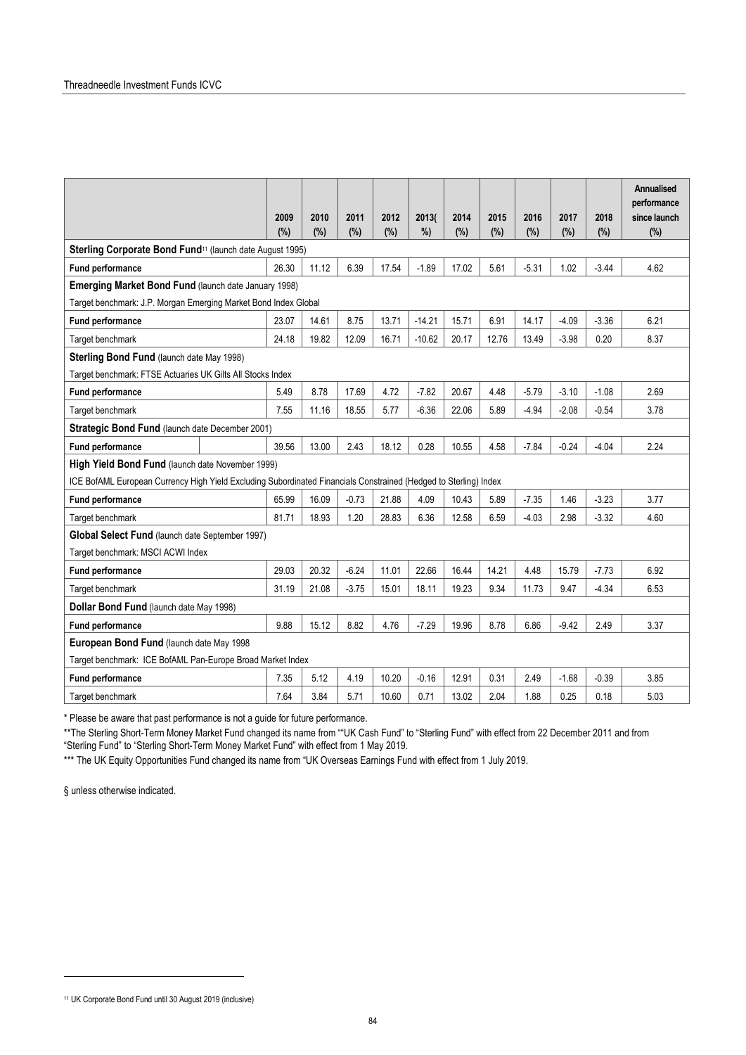| | 2009 (%) | 2010 (%) | 2011 (%) | 2012 (%) | 2013( %) | 2014 (%) | 2015 (%) | 2016 (%) | 2017 (%) | 2018 (%) | Annualised performance since launch (%) |
|---|---|---|---|---|---|---|---|---|---|---|---|
| **Sterling Corporate Bond Fund**[11] (launch date August 1995) | | | | | | | | | | | |
| **Fund performance** | 26.30 | 11.12 | 6.39 | 17.54 | -1.89 | 17.02 | 5.61 | -5.31 | 1.02 | -3.44 | 4.62 |
| **Emerging Market Bond Fund** (launch date January 1998) | | | | | | | | | | | |
| Target benchmark: J.P. Morgan Emerging Market Bond Index Global | | | | | | | | | | | |
| **Fund performance** | 23.07 | 14.61 | 8.75 | 13.71 | -14.21 | 15.71 | 6.91 | 14.17 | -4.09 | -3.36 | 6.21 |
| Target benchmark | 24.18 | 19.82 | 12.09 | 16.71 | -10.62 | 20.17 | 12.76 | 13.49 | -3.98 | 0.20 | 8.37 |
| **Sterling Bond Fund** (launch date May 1998) | | | | | | | | | | | |
| Target benchmark: FTSE Actuaries UK Gilts All Stocks Index | | | | | | | | | | | |
| **Fund performance** | 5.49 | 8.78 | 17.69 | 4.72 | -7.82 | 20.67 | 4.48 | -5.79 | -3.10 | -1.08 | 2.69 |
| Target benchmark | 7.55 | 11.16 | 18.55 | 5.77 | -6.36 | 22.06 | 5.89 | -4.94 | -2.08 | -0.54 | 3.78 |
| **Strategic Bond Fund** (launch date December 2001) | | | | | | | | | | | |
| **Fund performance** | 39.56 | 13.00 | 2.43 | 18.12 | 0.28 | 10.55 | 4.58 | -7.84 | -0.24 | -4.04 | 2.24 |
| **High Yield Bond Fund** (launch date November 1999) | | | | | | | | | | | |
| ICE BofAML European Currency High Yield Excluding Subordinated Financials Constrained (Hedged to Sterling) Index | | | | | | | | | | | |
| **Fund performance** | 65.99 | 16.09 | -0.73 | 21.88 | 4.09 | 10.43 | 5.89 | -7.35 | 1.46 | -3.23 | 3.77 |
| Target benchmark | 81.71 | 18.93 | 1.20 | 28.83 | 6.36 | 12.58 | 6.59 | -4.03 | 2.98 | -3.32 | 4.60 |
| **Global Select Fund** (launch date September 1997) | | | | | | | | | | | |
| Target benchmark: MSCI ACWI Index | | | | | | | | | | | |
| **Fund performance** | 29.03 | 20.32 | -6.24 | 11.01 | 22.66 | 16.44 | 14.21 | 4.48 | 15.79 | -7.73 | 6.92 |
| Target benchmark | 31.19 | 21.08 | -3.75 | 15.01 | 18.11 | 19.23 | 9.34 | 11.73 | 9.47 | -4.34 | 6.53 |
| **Dollar Bond Fund** (launch date May 1998) | | | | | | | | | | | |
| **Fund performance** | 9.88 | 15.12 | 8.82 | 4.76 | -7.29 | 19.96 | 8.78 | 6.86 | -9.42 | 2.49 | 3.37 |
| **European Bond Fund** (launch date May 1998 | | | | | | | | | | | |
| Target benchmark: ICE BofAML Pan-Europe Broad Market Index | | | | | | | | | | | |
| **Fund performance** | 7.35 | 5.12 | 4.19 | 10.20 | -0.16 | 12.91 | 0.31 | 2.49 | -1.68 | -0.39 | 3.85 |
| Target benchmark | 7.64 | 3.84 | 5.71 | 10.60 | 0.71 | 13.02 | 2.04 | 1.88 | 0.25 | 0.18 | 5.03 |

* Please be aware that past performance is not a guide for future performance.

**The Sterling Short-Term Money Market Fund changed its name from ""UK Cash Fund" to "Sterling Fund" with effect from 22 December 2011 and from "Sterling Fund" to "Sterling Short-Term Money Market Fund" with effect from 1 May 2019.

*** The UK Equity Opportunities Fund changed its name from "UK Overseas Earnings Fund with effect from 1 July 2019.

§ unless otherwise indicated.

[11] UK Corporate Bond Fund until 30 August 2019 (inclusive)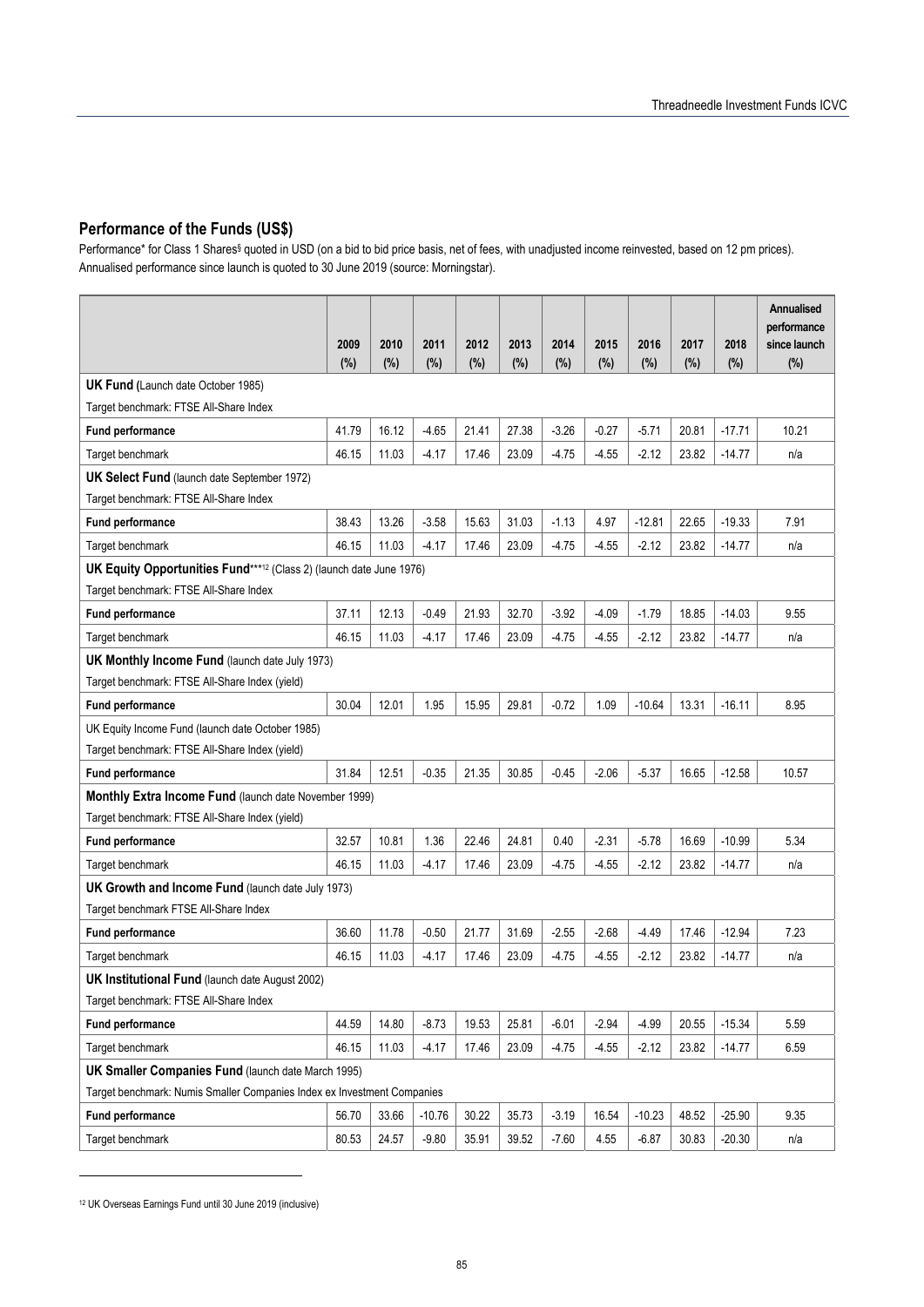## Performance of the Funds (US$)

Performance* for Class 1 Shares§ quoted in USD (on a bid to bid price basis, net of fees, with unadjusted income reinvested, based on 12 pm prices). Annualised performance since launch is quoted to 30 June 2019 (source: Morningstar).

| | 2009 (%) | 2010 (%) | 2011 (%) | 2012 (%) | 2013 (%) | 2014 (%) | 2015 (%) | 2016 (%) | 2017 (%) | 2018 (%) | Annualised performance since launch (%) |
|---|---|---|---|---|---|---|---|---|---|---|---|
| **UK Fund** (Launch date October 1985) | | | | | | | | | | | |
| Target benchmark: FTSE All-Share Index | | | | | | | | | | | |
| **Fund performance** | 41.79 | 16.12 | -4.65 | 21.41 | 27.38 | -3.26 | -0.27 | -5.71 | 20.81 | -17.71 | 10.21 |
| Target benchmark | 46.15 | 11.03 | -4.17 | 17.46 | 23.09 | -4.75 | -4.55 | -2.12 | 23.82 | -14.77 | n/a |
| **UK Select Fund** (launch date September 1972) | | | | | | | | | | | |
| Target benchmark: FTSE All-Share Index | | | | | | | | | | | |
| **Fund performance** | 38.43 | 13.26 | -3.58 | 15.63 | 31.03 | -1.13 | 4.97 | -12.81 | 22.65 | -19.33 | 7.91 |
| Target benchmark | 46.15 | 11.03 | -4.17 | 17.46 | 23.09 | -4.75 | -4.55 | -2.12 | 23.82 | -14.77 | n/a |
| **UK Equity Opportunities Fund*****[12] (Class 2) (launch date June 1976) | | | | | | | | | | | |
| Target benchmark: FTSE All-Share Index | | | | | | | | | | | |
| **Fund performance** | 37.11 | 12.13 | -0.49 | 21.93 | 32.70 | -3.92 | -4.09 | -1.79 | 18.85 | -14.03 | 9.55 |
| Target benchmark | 46.15 | 11.03 | -4.17 | 17.46 | 23.09 | -4.75 | -4.55 | -2.12 | 23.82 | -14.77 | n/a |
| **UK Monthly Income Fund** (launch date July 1973) | | | | | | | | | | | |
| Target benchmark: FTSE All-Share Index (yield) | | | | | | | | | | | |
| **Fund performance** | 30.04 | 12.01 | 1.95 | 15.95 | 29.81 | -0.72 | 1.09 | -10.64 | 13.31 | -16.11 | 8.95 |
| UK Equity Income Fund (launch date October 1985) | | | | | | | | | | | |
| Target benchmark: FTSE All-Share Index (yield) | | | | | | | | | | | |
| **Fund performance** | 31.84 | 12.51 | -0.35 | 21.35 | 30.85 | -0.45 | -2.06 | -5.37 | 16.65 | -12.58 | 10.57 |
| **Monthly Extra Income Fund** (launch date November 1999) | | | | | | | | | | | |
| Target benchmark: FTSE All-Share Index (yield) | | | | | | | | | | | |
| **Fund performance** | 32.57 | 10.81 | 1.36 | 22.46 | 24.81 | 0.40 | -2.31 | -5.78 | 16.69 | -10.99 | 5.34 |
| Target benchmark | 46.15 | 11.03 | -4.17 | 17.46 | 23.09 | -4.75 | -4.55 | -2.12 | 23.82 | -14.77 | n/a |
| **UK Growth and Income Fund** (launch date July 1973) | | | | | | | | | | | |
| Target benchmark FTSE All-Share Index | | | | | | | | | | | |
| **Fund performance** | 36.60 | 11.78 | -0.50 | 21.77 | 31.69 | -2.55 | -2.68 | -4.49 | 17.46 | -12.94 | 7.23 |
| Target benchmark | 46.15 | 11.03 | -4.17 | 17.46 | 23.09 | -4.75 | -4.55 | -2.12 | 23.82 | -14.77 | n/a |
| **UK Institutional Fund** (launch date August 2002) | | | | | | | | | | | |
| Target benchmark: FTSE All-Share Index | | | | | | | | | | | |
| **Fund performance** | 44.59 | 14.80 | -8.73 | 19.53 | 25.81 | -6.01 | -2.94 | -4.99 | 20.55 | -15.34 | 5.59 |
| Target benchmark | 46.15 | 11.03 | -4.17 | 17.46 | 23.09 | -4.75 | -4.55 | -2.12 | 23.82 | -14.77 | 6.59 |
| **UK Smaller Companies Fund** (launch date March 1995) | | | | | | | | | | | |
| Target benchmark: Numis Smaller Companies Index ex Investment Companies | | | | | | | | | | | |
| **Fund performance** | 56.70 | 33.66 | -10.76 | 30.22 | 35.73 | -3.19 | 16.54 | -10.23 | 48.52 | -25.90 | 9.35 |
| Target benchmark | 80.53 | 24.57 | -9.80 | 35.91 | 39.52 | -7.60 | 4.55 | -6.87 | 30.83 | -20.30 | n/a |

[12] UK Overseas Earnings Fund until 30 June 2019 (inclusive)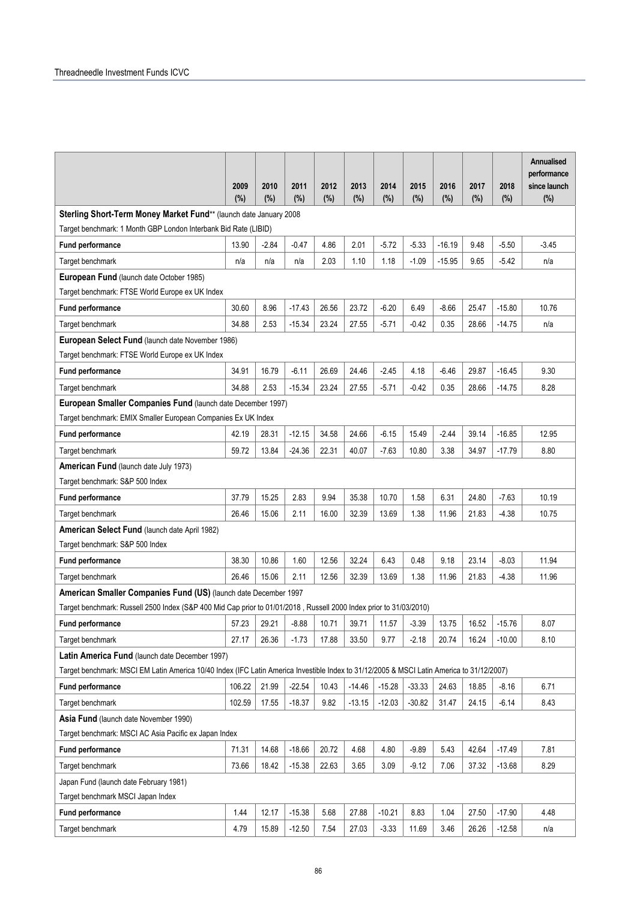| | 2009 (%) | 2010 (%) | 2011 (%) | 2012 (%) | 2013 (%) | 2014 (%) | 2015 (%) | 2016 (%) | 2017 (%) | 2018 (%) | Annualised performance since launch (%) |
|---|---|---|---|---|---|---|---|---|---|---|---|
| **Sterling Short-Term Money Market Fund**** (launch date January 2008) | | | | | | | | | | | |
| Target benchmark: 1 Month GBP London Interbank Bid Rate (LIBID) | | | | | | | | | | | |
| **Fund performance** | 13.90 | -2.84 | -0.47 | 4.86 | 2.01 | -5.72 | -5.33 | -16.19 | 9.48 | -5.50 | -3.45 |
| Target benchmark | n/a | n/a | n/a | 2.03 | 1.10 | 1.18 | -1.09 | -15.95 | 9.65 | -5.42 | n/a |
| **European Fund** (launch date October 1985) | | | | | | | | | | | |
| Target benchmark: FTSE World Europe ex UK Index | | | | | | | | | | | |
| **Fund performance** | 30.60 | 8.96 | -17.43 | 26.56 | 23.72 | -6.20 | 6.49 | -8.66 | 25.47 | -15.80 | 10.76 |
| Target benchmark | 34.88 | 2.53 | -15.34 | 23.24 | 27.55 | -5.71 | -0.42 | 0.35 | 28.66 | -14.75 | n/a |
| **European Select Fund** (launch date November 1986) | | | | | | | | | | | |
| Target benchmark: FTSE World Europe ex UK Index | | | | | | | | | | | |
| **Fund performance** | 34.91 | 16.79 | -6.11 | 26.69 | 24.46 | -2.45 | 4.18 | -6.46 | 29.87 | -16.45 | 9.30 |
| Target benchmark | 34.88 | 2.53 | -15.34 | 23.24 | 27.55 | -5.71 | -0.42 | 0.35 | 28.66 | -14.75 | 8.28 |
| **European Smaller Companies Fund** (launch date December 1997) | | | | | | | | | | | |
| Target benchmark: EMIX Smaller European Companies Ex UK Index | | | | | | | | | | | |
| **Fund performance** | 42.19 | 28.31 | -12.15 | 34.58 | 24.66 | -6.15 | 15.49 | -2.44 | 39.14 | -16.85 | 12.95 |
| Target benchmark | 59.72 | 13.84 | -24.36 | 22.31 | 40.07 | -7.63 | 10.80 | 3.38 | 34.97 | -17.79 | 8.80 |
| **American Fund** (launch date July 1973) | | | | | | | | | | | |
| Target benchmark: S&P 500 Index | | | | | | | | | | | |
| **Fund performance** | 37.79 | 15.25 | 2.83 | 9.94 | 35.38 | 10.70 | 1.58 | 6.31 | 24.80 | -7.63 | 10.19 |
| Target benchmark | 26.46 | 15.06 | 2.11 | 16.00 | 32.39 | 13.69 | 1.38 | 11.96 | 21.83 | -4.38 | 10.75 |
| **American Select Fund** (launch date April 1982) | | | | | | | | | | | |
| Target benchmark: S&P 500 Index | | | | | | | | | | | |
| **Fund performance** | 38.30 | 10.86 | 1.60 | 12.56 | 32.24 | 6.43 | 0.48 | 9.18 | 23.14 | -8.03 | 11.94 |
| Target benchmark | 26.46 | 15.06 | 2.11 | 12.56 | 32.39 | 13.69 | 1.38 | 11.96 | 21.83 | -4.38 | 11.96 |
| **American Smaller Companies Fund (US)** (launch date December 1997 | | | | | | | | | | | |
| Target benchmark: Russell 2500 Index (S&P 400 Mid Cap prior to 01/01/2018 , Russell 2000 Index prior to 31/03/2010) | | | | | | | | | | | |
| **Fund performance** | 57.23 | 29.21 | -8.88 | 10.71 | 39.71 | 11.57 | -3.39 | 13.75 | 16.52 | -15.76 | 8.07 |
| Target benchmark | 27.17 | 26.36 | -1.73 | 17.88 | 33.50 | 9.77 | -2.18 | 20.74 | 16.24 | -10.00 | 8.10 |
| **Latin America Fund** (launch date December 1997) | | | | | | | | | | | |
| Target benchmark: MSCI EM Latin America 10/40 Index (IFC Latin America Investible Index to 31/12/2005 & MSCI Latin America to 31/12/2007) | | | | | | | | | | | |
| **Fund performance** | 106.22 | 21.99 | -22.54 | 10.43 | -14.46 | -15.28 | -33.33 | 24.63 | 18.85 | -8.16 | 6.71 |
| Target benchmark | 102.59 | 17.55 | -18.37 | 9.82 | -13.15 | -12.03 | -30.82 | 31.47 | 24.15 | -6.14 | 8.43 |
| **Asia Fund** (launch date November 1990) | | | | | | | | | | | |
| Target benchmark: MSCI AC Asia Pacific ex Japan Index | | | | | | | | | | | |
| **Fund performance** | 71.31 | 14.68 | -18.66 | 20.72 | 4.68 | 4.80 | -9.89 | 5.43 | 42.64 | -17.49 | 7.81 |
| Target benchmark | 73.66 | 18.42 | -15.38 | 22.63 | 3.65 | 3.09 | -9.12 | 7.06 | 37.32 | -13.68 | 8.29 |
| Japan Fund (launch date February 1981) | | | | | | | | | | | |
| Target benchmark MSCI Japan Index | | | | | | | | | | | |
| **Fund performance** | 1.44 | 12.17 | -15.38 | 5.68 | 27.88 | -10.21 | 8.83 | 1.04 | 27.50 | -17.90 | 4.48 |
| Target benchmark | 4.79 | 15.89 | -12.50 | 7.54 | 27.03 | -3.33 | 11.69 | 3.46 | 26.26 | -12.58 | n/a |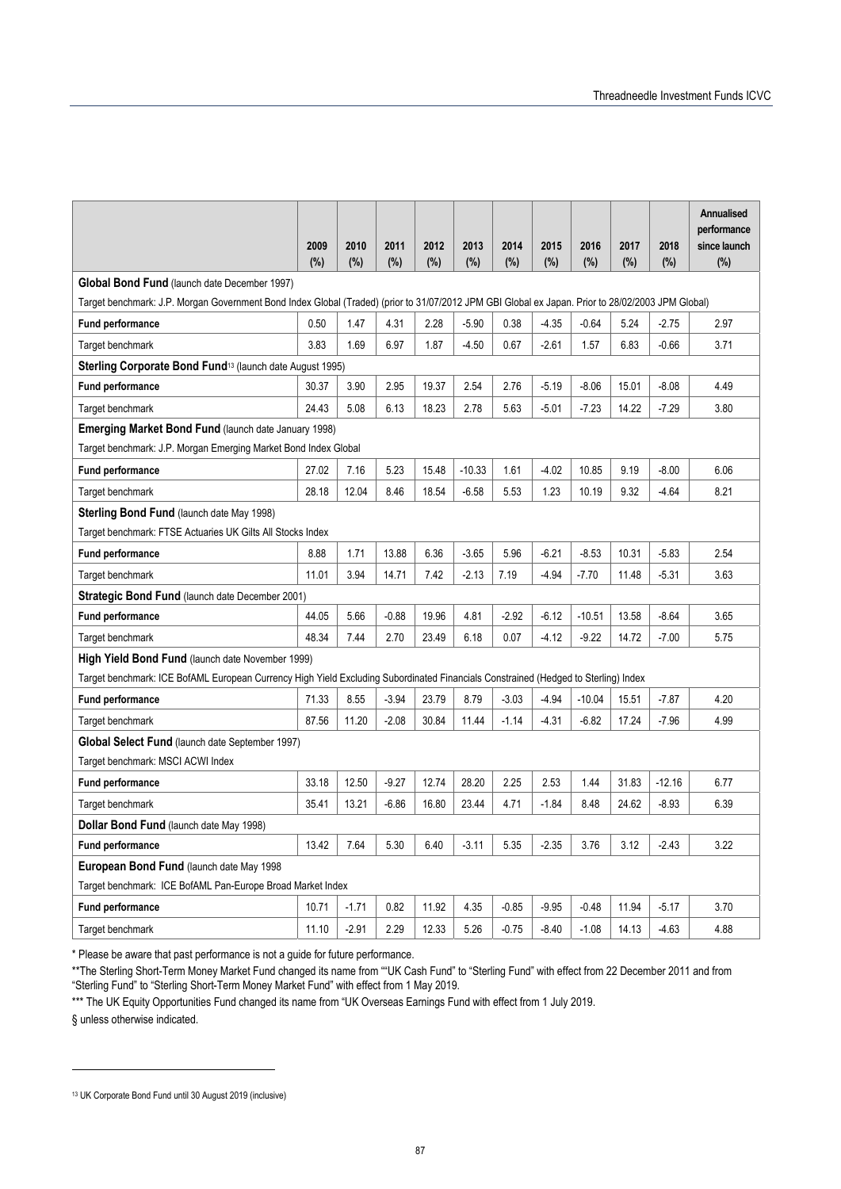| | 2009 (%) | 2010 (%) | 2011 (%) | 2012 (%) | 2013 (%) | 2014 (%) | 2015 (%) | 2016 (%) | 2017 (%) | 2018 (%) | Annualised performance since launch (%) |
|---|---|---|---|---|---|---|---|---|---|---|---|
| **Global Bond Fund** (launch date December 1997) | | | | | | | | | | | |
| Target benchmark: J.P. Morgan Government Bond Index Global (Traded) (prior to 31/07/2012 JPM GBI Global ex Japan. Prior to 28/02/2003 JPM Global) | | | | | | | | | | | |
| **Fund performance** | 0.50 | 1.47 | 4.31 | 2.28 | -5.90 | 0.38 | -4.35 | -0.64 | 5.24 | -2.75 | 2.97 |
| Target benchmark | 3.83 | 1.69 | 6.97 | 1.87 | -4.50 | 0.67 | -2.61 | 1.57 | 6.83 | -0.66 | 3.71 |
| **Sterling Corporate Bond Fund**[13] (launch date August 1995) | | | | | | | | | | | |
| **Fund performance** | 30.37 | 3.90 | 2.95 | 19.37 | 2.54 | 2.76 | -5.19 | -8.06 | 15.01 | -8.08 | 4.49 |
| Target benchmark | 24.43 | 5.08 | 6.13 | 18.23 | 2.78 | 5.63 | -5.01 | -7.23 | 14.22 | -7.29 | 3.80 |
| **Emerging Market Bond Fund** (launch date January 1998) | | | | | | | | | | | |
| Target benchmark: J.P. Morgan Emerging Market Bond Index Global | | | | | | | | | | | |
| **Fund performance** | 27.02 | 7.16 | 5.23 | 15.48 | -10.33 | 1.61 | -4.02 | 10.85 | 9.19 | -8.00 | 6.06 |
| Target benchmark | 28.18 | 12.04 | 8.46 | 18.54 | -6.58 | 5.53 | 1.23 | 10.19 | 9.32 | -4.64 | 8.21 |
| **Sterling Bond Fund** (launch date May 1998) | | | | | | | | | | | |
| Target benchmark: FTSE Actuaries UK Gilts All Stocks Index | | | | | | | | | | | |
| **Fund performance** | 8.88 | 1.71 | 13.88 | 6.36 | -3.65 | 5.96 | -6.21 | -8.53 | 10.31 | -5.83 | 2.54 |
| Target benchmark | 11.01 | 3.94 | 14.71 | 7.42 | -2.13 | 7.19 | -4.94 | -7.70 | 11.48 | -5.31 | 3.63 |
| **Strategic Bond Fund** (launch date December 2001) | | | | | | | | | | | |
| **Fund performance** | 44.05 | 5.66 | -0.88 | 19.96 | 4.81 | -2.92 | -6.12 | -10.51 | 13.58 | -8.64 | 3.65 |
| Target benchmark | 48.34 | 7.44 | 2.70 | 23.49 | 6.18 | 0.07 | -4.12 | -9.22 | 14.72 | -7.00 | 5.75 |
| **High Yield Bond Fund** (launch date November 1999) | | | | | | | | | | | |
| Target benchmark: ICE BofAML European Currency High Yield Excluding Subordinated Financials Constrained (Hedged to Sterling) Index | | | | | | | | | | | |
| **Fund performance** | 71.33 | 8.55 | -3.94 | 23.79 | 8.79 | -3.03 | -4.94 | -10.04 | 15.51 | -7.87 | 4.20 |
| Target benchmark | 87.56 | 11.20 | -2.08 | 30.84 | 11.44 | -1.14 | -4.31 | -6.82 | 17.24 | -7.96 | 4.99 |
| **Global Select Fund** (launch date September 1997) | | | | | | | | | | | |
| Target benchmark: MSCI ACWI Index | | | | | | | | | | | |
| **Fund performance** | 33.18 | 12.50 | -9.27 | 12.74 | 28.20 | 2.25 | 2.53 | 1.44 | 31.83 | -12.16 | 6.77 |
| Target benchmark | 35.41 | 13.21 | -6.86 | 16.80 | 23.44 | 4.71 | -1.84 | 8.48 | 24.62 | -8.93 | 6.39 |
| **Dollar Bond Fund** (launch date May 1998) | | | | | | | | | | | |
| **Fund performance** | 13.42 | 7.64 | 5.30 | 6.40 | -3.11 | 5.35 | -2.35 | 3.76 | 3.12 | -2.43 | 3.22 |
| **European Bond Fund** (launch date May 1998 | | | | | | | | | | | |
| Target benchmark: ICE BofAML Pan-Europe Broad Market Index | | | | | | | | | | | |
| **Fund performance** | 10.71 | -1.71 | 0.82 | 11.92 | 4.35 | -0.85 | -9.95 | -0.48 | 11.94 | -5.17 | 3.70 |
| Target benchmark | 11.10 | -2.91 | 2.29 | 12.33 | 5.26 | -0.75 | -8.40 | -1.08 | 14.13 | -4.63 | 4.88 |

* Please be aware that past performance is not a guide for future performance.

**The Sterling Short-Term Money Market Fund changed its name from ""UK Cash Fund" to "Sterling Fund" with effect from 22 December 2011 and from "Sterling Fund" to "Sterling Short-Term Money Market Fund" with effect from 1 May 2019.

*** The UK Equity Opportunities Fund changed its name from "UK Overseas Earnings Fund with effect from 1 July 2019.

§ unless otherwise indicated.

[13] UK Corporate Bond Fund until 30 August 2019 (inclusive)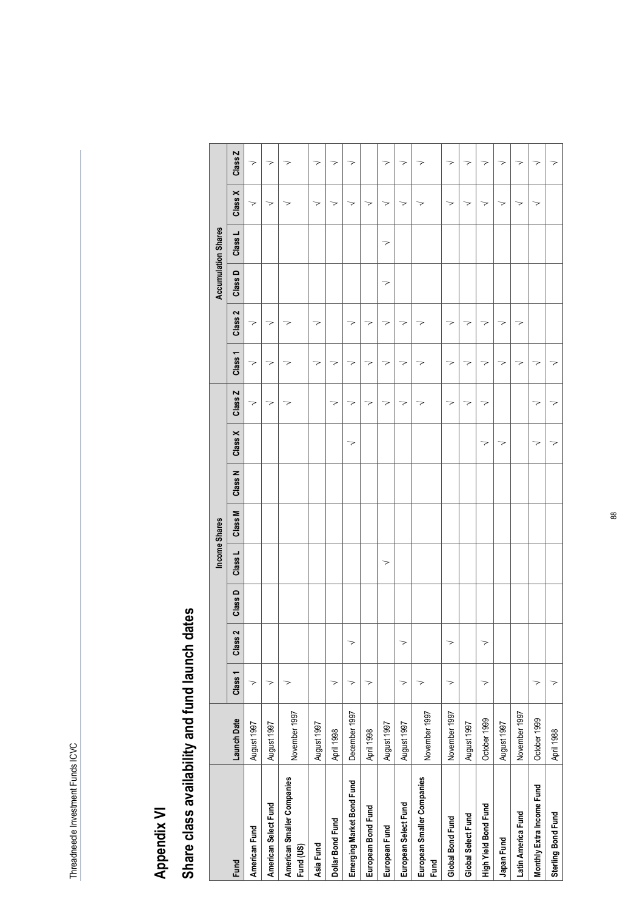# Appendix VI

## Share class availability and fund launch dates

| Fund | Launch Date | Income Shares | | | | | | | | Accumulation Shares | | | | | |
|---|---|---|---|---|---|---|---|---|---|---|---|---|---|---|---|
| | | Class 1 | Class 2 | Class D | Class L | Class M | Class N | Class X | Class Z | Class 1 | Class 2 | Class D | Class L | Class X | Class Z |
| **American Fund** | August 1997 | √ | | | | | | | √ | √ | √ | | | √ | √ |
| **American Select Fund** | August 1997 | √ | | | | | | | √ | √ | √ | | | √ | √ |
| **American Smaller Companies Fund (US)** | November 1997 | √ | | | | | | | √ | √ | √ | | | √ | √ |
| **Asia Fund** | August 1997 | | | | | | | | | √ | √ | | | √ | √ |
| **Dollar Bond Fund** | April 1998 | √ | | | | | | | √ | √ | | | | √ | √ |
| **Emerging Market Bond Fund** | December 1997 | √ | √ | | | | | √ | √ | √ | √ | | | √ | √ |
| **European Bond Fund** | April 1998 | √ | | | | | | | √ | √ | √ | | | √ | |
| **European Fund** | August 1997 | | | | √ | | | | √ | √ | √ | √ | √ | √ | √ |
| **European Select Fund** | August 1997 | √ | √ | | | | | | √ | √ | √ | | | √ | √ |
| **European Smaller Companies Fund** | November 1997 | √ | | | | | | | √ | √ | √ | | | √ | √ |
| **Global Bond Fund** | November 1997 | √ | √ | | | | | | √ | √ | √ | | | √ | √ |
| **Global Select Fund** | August 1997 | | | | | | | | √ | √ | √ | | | √ | √ |
| **High Yield Bond Fund** | October 1999 | √ | √ | | | | | √ | √ | √ | √ | | | √ | √ |
| **Japan Fund** | August 1997 | | | | | | | √ | | √ | √ | | | √ | √ |
| **Latin America Fund** | November 1997 | | | | | | | | | √ | √ | | | √ | √ |
| **Monthly Extra Income Fund** | October 1999 | √ | | | | | | √ | √ | √ | | | | √ | √ |
| **Sterling Bond Fund** | April 1988 | √ | | | | | | √ | √ | √ | | | | | √ |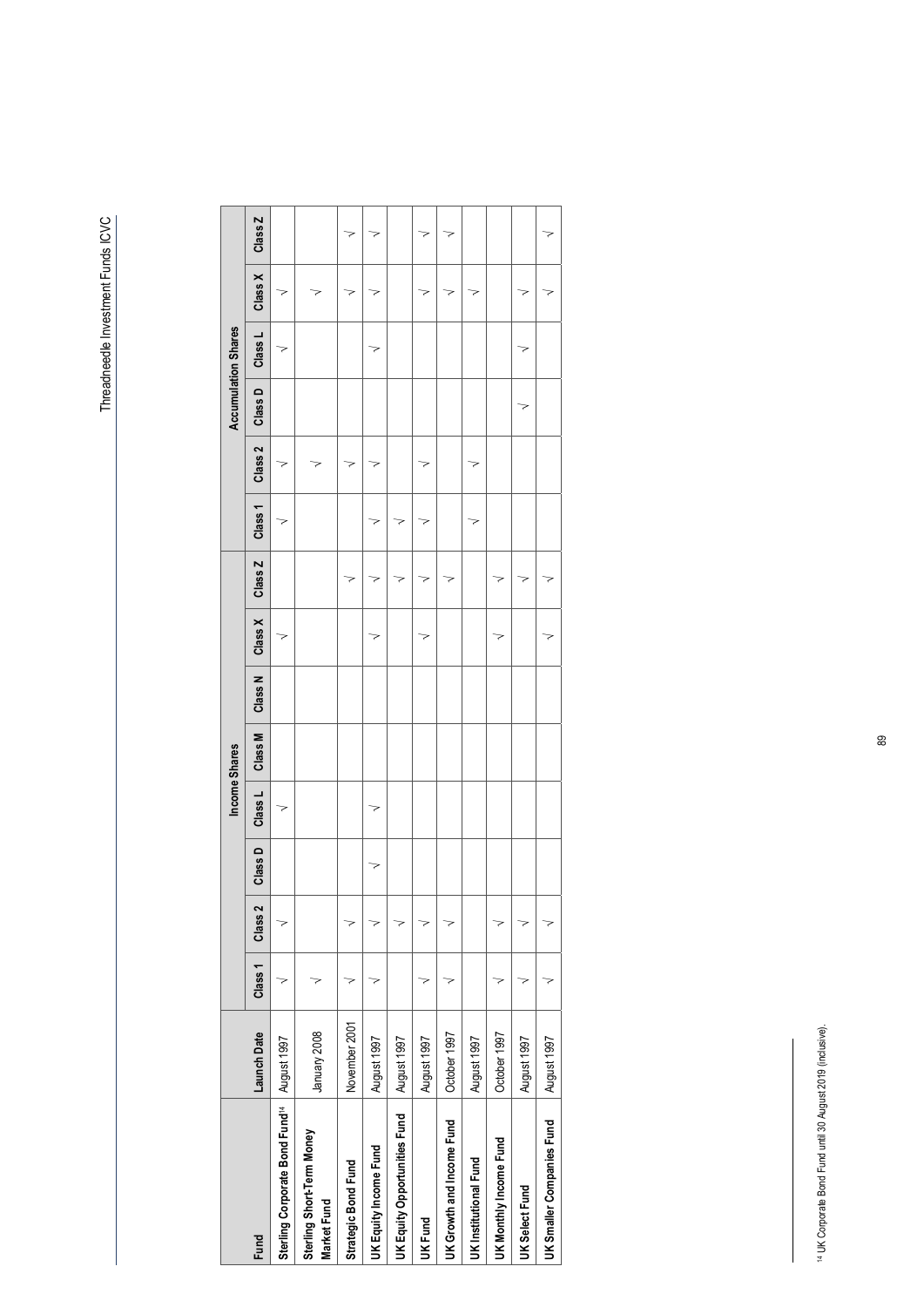| Fund | Launch Date | Income Shares | | | | | | | | Accumulation Shares | | | | | |
|---|---|---|---|---|---|---|---|---|---|---|---|---|---|---|---|
| | | Class 1 | Class 2 | Class D | Class L | Class M | Class N | Class X | Class Z | Class 1 | Class 2 | Class D | Class L | Class X | Class Z |
| **Sterling Corporate Bond Fund**[14] | August 1997 | √ | √ | | √ | | | √ | | √ | √ | | √ | √ | |
| **Sterling Short-Term Money Market Fund** | January 2008 | √ | | | | | | | | | √ | | | √ | |
| **Strategic Bond Fund** | November 2001 | √ | √ | | | | | | √ | | √ | | | √ | √ |
| **UK Equity Income Fund** | August 1997 | √ | √ | √ | √ | | | √ | √ | √ | √ | | √ | √ | √ |
| **UK Equity Opportunities Fund** | August 1997 | | √ | | | | | | √ | √ | | | | | |
| **UK Fund** | August 1997 | √ | √ | | | | | √ | √ | √ | √ | | | √ | √ |
| **UK Growth and Income Fund** | October 1997 | √ | √ | | | | | | √ | | | | | √ | √ |
| **UK Institutional Fund** | August 1997 | | | | | | | | | √ | √ | | | √ | |
| **UK Monthly Income Fund** | October 1997 | √ | √ | | | | | √ | √ | | | | | | |
| **UK Select Fund** | August 1997 | √ | √ | | | | | | √ | | | √ | √ | √ | |
| **UK Smaller Companies Fund** | August 1997 | √ | √ | | | | | √ | √ | | | | | √ | √ |

[14] UK Corporate Bond Fund until 30 August 2019 (inclusive).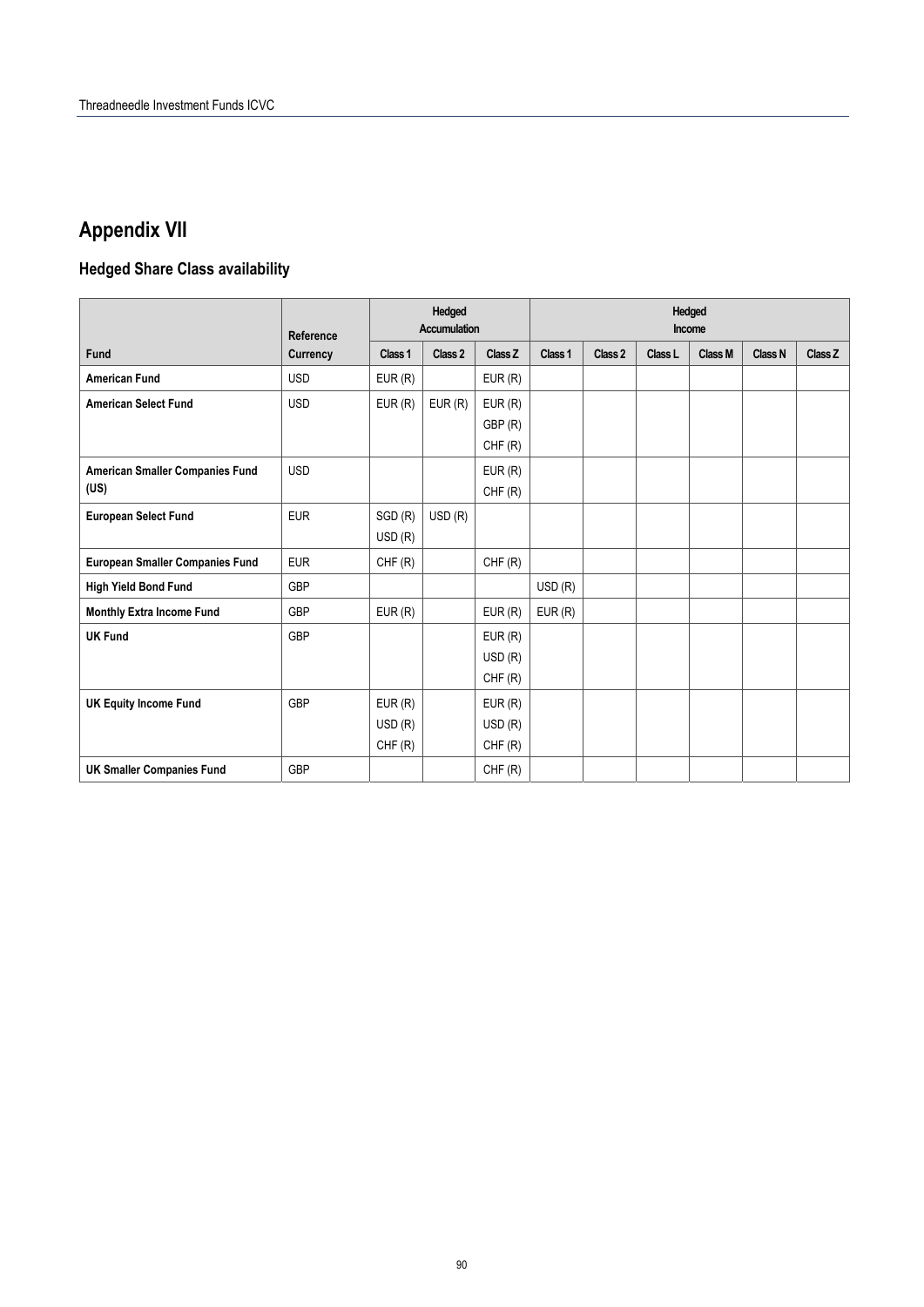# Appendix VII

## Hedged Share Class availability

| Fund | Reference Currency | Hedged Accumulation | | | Hedged Income | | | | | |
|---|---|---|---|---|---|---|---|---|---|---|
| | | Class 1 | Class 2 | Class Z | Class 1 | Class 2 | Class L | Class M | Class N | Class Z |
| **American Fund** | USD | EUR (R) | | EUR (R) | | | | | | |
| **American Select Fund** | USD | EUR (R) | EUR (R) | EUR (R) GBP (R) CHF (R) | | | | | | |
| **American Smaller Companies Fund (US)** | USD | | | EUR (R) CHF (R) | | | | | | |
| **European Select Fund** | EUR | SGD (R) USD (R) | USD (R) | | | | | | | |
| **European Smaller Companies Fund** | EUR | CHF (R) | | CHF (R) | | | | | | |
| **High Yield Bond Fund** | GBP | | | | USD (R) | | | | | |
| **Monthly Extra Income Fund** | GBP | EUR (R) | | EUR (R) | EUR (R) | | | | | |
| **UK Fund** | GBP | | | EUR (R) USD (R) CHF (R) | | | | | | |
| **UK Equity Income Fund** | GBP | EUR (R) USD (R) CHF (R) | | EUR (R) USD (R) CHF (R) | | | | | | |
| **UK Smaller Companies Fund** | GBP | | | CHF (R) | | | | | | |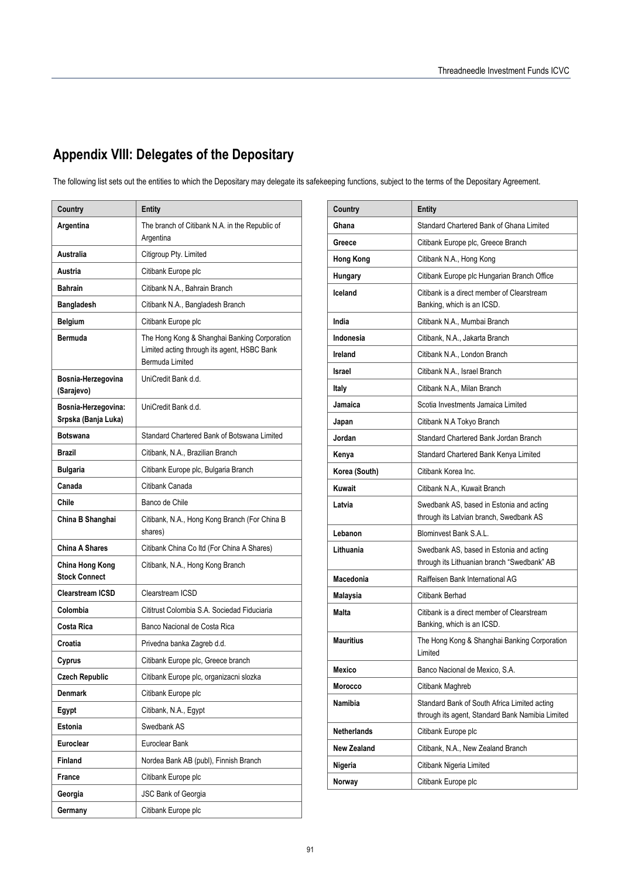## Appendix VIII: Delegates of the Depositary

The following list sets out the entities to which the Depositary may delegate its safekeeping functions, subject to the terms of the Depositary Agreement.

| Country | Entity |
|---|---|
| **Argentina** | The branch of Citibank N.A. in the Republic of Argentina |
| **Australia** | Citigroup Pty. Limited |
| **Austria** | Citibank Europe plc |
| **Bahrain** | Citibank N.A., Bahrain Branch |
| **Bangladesh** | Citibank N.A., Bangladesh Branch |
| **Belgium** | Citibank Europe plc |
| **Bermuda** | The Hong Kong & Shanghai Banking Corporation Limited acting through its agent, HSBC Bank Bermuda Limited |
| **Bosnia-Herzegovina (Sarajevo)** | UniCredit Bank d.d. |
| **Bosnia-Herzegovina: Srpska (Banja Luka)** | UniCredit Bank d.d. |
| **Botswana** | Standard Chartered Bank of Botswana Limited |
| **Brazil** | Citibank, N.A., Brazilian Branch |
| **Bulgaria** | Citibank Europe plc, Bulgaria Branch |
| **Canada** | Citibank Canada |
| **Chile** | Banco de Chile |
| **China B Shanghai** | Citibank, N.A., Hong Kong Branch (For China B shares) |
| **China A Shares** | Citibank China Co ltd (For China A Shares) |
| **China Hong Kong Stock Connect** | Citibank, N.A., Hong Kong Branch |
| **Clearstream ICSD** | Clearstream ICSD |
| **Colombia** | Cititrust Colombia S.A. Sociedad Fiduciaria |
| **Costa Rica** | Banco Nacional de Costa Rica |
| **Croatia** | Privedna banka Zagreb d.d. |
| **Cyprus** | Citibank Europe plc, Greece branch |
| **Czech Republic** | Citibank Europe plc, organizacni slozka |
| **Denmark** | Citibank Europe plc |
| **Egypt** | Citibank, N.A., Egypt |
| **Estonia** | Swedbank AS |
| **Euroclear** | Euroclear Bank |
| **Finland** | Nordea Bank AB (publ), Finnish Branch |
| **France** | Citibank Europe plc |
| **Georgia** | JSC Bank of Georgia |
| **Germany** | Citibank Europe plc |
| **Ghana** | Standard Chartered Bank of Ghana Limited |
| **Greece** | Citibank Europe plc, Greece Branch |
| **Hong Kong** | Citibank N.A., Hong Kong |
| **Hungary** | Citibank Europe plc Hungarian Branch Office |
| **Iceland** | Citibank is a direct member of Clearstream Banking, which is an ICSD. |
| **India** | Citibank N.A., Mumbai Branch |
| **Indonesia** | Citibank, N.A., Jakarta Branch |
| **Ireland** | Citibank N.A., London Branch |
| **Israel** | Citibank N.A., Israel Branch |
| **Italy** | Citibank N.A., Milan Branch |
| **Jamaica** | Scotia Investments Jamaica Limited |
| **Japan** | Citibank N.A Tokyo Branch |
| **Jordan** | Standard Chartered Bank Jordan Branch |
| **Kenya** | Standard Chartered Bank Kenya Limited |
| **Korea (South)** | Citibank Korea Inc. |
| **Kuwait** | Citibank N.A., Kuwait Branch |
| **Latvia** | Swedbank AS, based in Estonia and acting through its Latvian branch, Swedbank AS |
| **Lebanon** | Blominvest Bank S.A.L. |
| **Lithuania** | Swedbank AS, based in Estonia and acting through its Lithuanian branch "Swedbank" AB |
| **Macedonia** | Raiffeisen Bank International AG |
| **Malaysia** | Citibank Berhad |
| **Malta** | Citibank is a direct member of Clearstream Banking, which is an ICSD. |
| **Mauritius** | The Hong Kong & Shanghai Banking Corporation Limited |
| **Mexico** | Banco Nacional de Mexico, S.A. |
| **Morocco** | Citibank Maghreb |
| **Namibia** | Standard Bank of South Africa Limited acting through its agent, Standard Bank Namibia Limited |
| **Netherlands** | Citibank Europe plc |
| **New Zealand** | Citibank, N.A., New Zealand Branch |
| **Nigeria** | Citibank Nigeria Limited |
| **Norway** | Citibank Europe plc |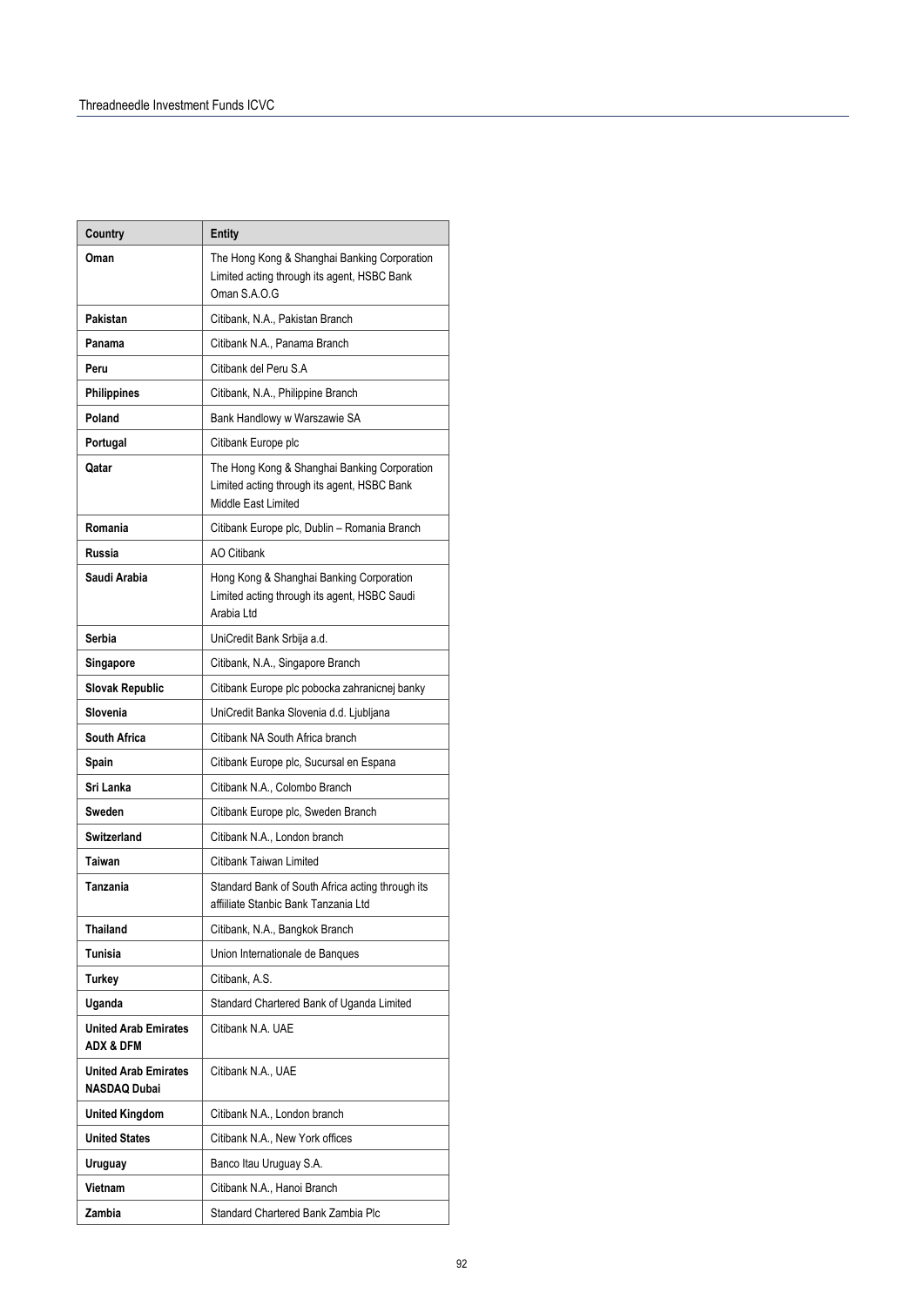| Country | Entity |
|---|---|
| **Oman** | The Hong Kong & Shanghai Banking Corporation Limited acting through its agent, HSBC Bank Oman S.A.O.G |
| **Pakistan** | Citibank, N.A., Pakistan Branch |
| **Panama** | Citibank N.A., Panama Branch |
| **Peru** | Citibank del Peru S.A |
| **Philippines** | Citibank, N.A., Philippine Branch |
| **Poland** | Bank Handlowy w Warszawie SA |
| **Portugal** | Citibank Europe plc |
| **Qatar** | The Hong Kong & Shanghai Banking Corporation Limited acting through its agent, HSBC Bank Middle East Limited |
| **Romania** | Citibank Europe plc, Dublin – Romania Branch |
| **Russia** | AO Citibank |
| **Saudi Arabia** | Hong Kong & Shanghai Banking Corporation Limited acting through its agent, HSBC Saudi Arabia Ltd |
| **Serbia** | UniCredit Bank Srbija a.d. |
| **Singapore** | Citibank, N.A., Singapore Branch |
| **Slovak Republic** | Citibank Europe plc pobocka zahranicnej banky |
| **Slovenia** | UniCredit Banka Slovenia d.d. Ljubljana |
| **South Africa** | Citibank NA South Africa branch |
| **Spain** | Citibank Europe plc, Sucursal en Espana |
| **Sri Lanka** | Citibank N.A., Colombo Branch |
| **Sweden** | Citibank Europe plc, Sweden Branch |
| **Switzerland** | Citibank N.A., London branch |
| **Taiwan** | Citibank Taiwan Limited |
| **Tanzania** | Standard Bank of South Africa acting through its affiliate Stanbic Bank Tanzania Ltd |
| **Thailand** | Citibank, N.A., Bangkok Branch |
| **Tunisia** | Union Internationale de Banques |
| **Turkey** | Citibank, A.S. |
| **Uganda** | Standard Chartered Bank of Uganda Limited |
| **United Arab Emirates ADX & DFM** | Citibank N.A. UAE |
| **United Arab Emirates NASDAQ Dubai** | Citibank N.A., UAE |
| **United Kingdom** | Citibank N.A., London branch |
| **United States** | Citibank N.A., New York offices |
| **Uruguay** | Banco Itau Uruguay S.A. |
| **Vietnam** | Citibank N.A., Hanoi Branch |
| **Zambia** | Standard Chartered Bank Zambia Plc |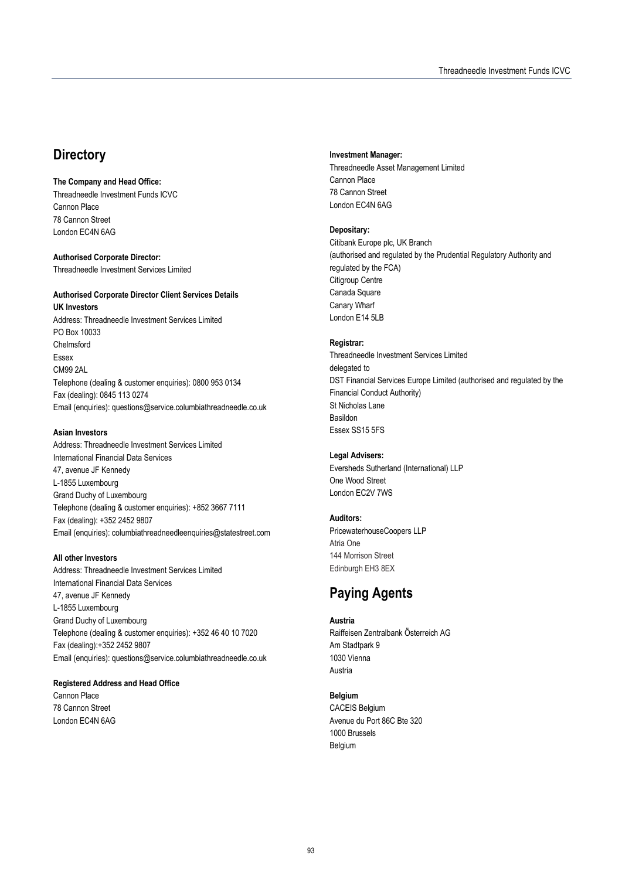## Directory

**The Company and Head Office:**
Threadneedle Investment Funds ICVC
Cannon Place
78 Cannon Street
London EC4N 6AG

**Authorised Corporate Director:**
Threadneedle Investment Services Limited

**Authorised Corporate Director Client Services Details**

**UK Investors**
Address: Threadneedle Investment Services Limited
PO Box 10033
Chelmsford
Essex
CM99 2AL
Telephone (dealing & customer enquiries): 0800 953 0134
Fax (dealing): 0845 113 0274
Email (enquiries): questions@service.columbiathreadneedle.co.uk

**Asian Investors**
Address: Threadneedle Investment Services Limited
International Financial Data Services
47, avenue JF Kennedy
L-1855 Luxembourg
Grand Duchy of Luxembourg
Telephone (dealing & customer enquiries): +852 3667 7111
Fax (dealing): +352 2452 9807
Email (enquiries): columbiathreadneedleenquiries@statestreet.com

**All other Investors**
Address: Threadneedle Investment Services Limited
International Financial Data Services
47, avenue JF Kennedy
L-1855 Luxembourg
Grand Duchy of Luxembourg
Telephone (dealing & customer enquiries): +352 46 40 10 7020
Fax (dealing):+352 2452 9807
Email (enquiries): questions@service.columbiathreadneedle.co.uk

**Registered Address and Head Office**
Cannon Place
78 Cannon Street
London EC4N 6AG

**Investment Manager:**
Threadneedle Asset Management Limited
Cannon Place
78 Cannon Street
London EC4N 6AG

**Depositary:**
Citibank Europe plc, UK Branch
(authorised and regulated by the Prudential Regulatory Authority and regulated by the FCA)
Citigroup Centre
Canada Square
Canary Wharf
London E14 5LB

**Registrar:**
Threadneedle Investment Services Limited
delegated to
DST Financial Services Europe Limited (authorised and regulated by the Financial Conduct Authority)
St Nicholas Lane
Basildon
Essex SS15 5FS

**Legal Advisers:**
Eversheds Sutherland (International) LLP
One Wood Street
London EC2V 7WS

**Auditors:**
PricewaterhouseCoopers LLP
Atria One
144 Morrison Street
Edinburgh EH3 8EX

## Paying Agents

**Austria**
Raiffeisen Zentralbank Österreich AG
Am Stadtpark 9
1030 Vienna
Austria

**Belgium**
CACEIS Belgium
Avenue du Port 86C Bte 320
1000 Brussels
Belgium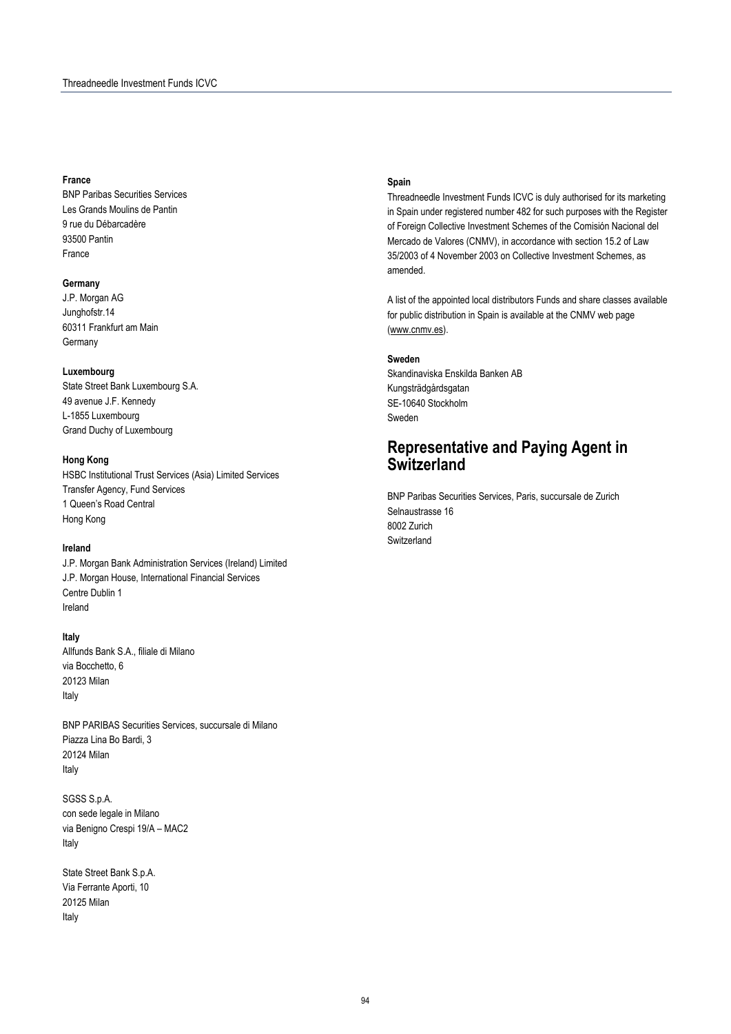**France**
BNP Paribas Securities Services
Les Grands Moulins de Pantin
9 rue du Débarcadère
93500 Pantin
France

**Germany**
J.P. Morgan AG
Junghofstr.14
60311 Frankfurt am Main
Germany

**Luxembourg**
State Street Bank Luxembourg S.A.
49 avenue J.F. Kennedy
L-1855 Luxembourg
Grand Duchy of Luxembourg

**Hong Kong**
HSBC Institutional Trust Services (Asia) Limited Services
Transfer Agency, Fund Services
1 Queen's Road Central
Hong Kong

**Ireland**
J.P. Morgan Bank Administration Services (Ireland) Limited
J.P. Morgan House, International Financial Services
Centre Dublin 1
Ireland

**Italy**
Allfunds Bank S.A., filiale di Milano
via Bocchetto, 6
20123 Milan
Italy

BNP PARIBAS Securities Services, succursale di Milano
Piazza Lina Bo Bardi, 3
20124 Milan
Italy

SGSS S.p.A.
con sede legale in Milano
via Benigno Crespi 19/A – MAC2
Italy

State Street Bank S.p.A.
Via Ferrante Aporti, 10
20125 Milan
Italy

**Spain**
Threadneedle Investment Funds ICVC is duly authorised for its marketing in Spain under registered number 482 for such purposes with the Register of Foreign Collective Investment Schemes of the Comisión Nacional del Mercado de Valores (CNMV), in accordance with section 15.2 of Law 35/2003 of 4 November 2003 on Collective Investment Schemes, as amended.

A list of the appointed local distributors Funds and share classes available for public distribution in Spain is available at the CNMV web page (www.cnmv.es).

**Sweden**
Skandinaviska Enskilda Banken AB
Kungsträdgårdsgatan
SE-10640 Stockholm
Sweden

## Representative and Paying Agent in Switzerland

BNP Paribas Securities Services, Paris, succursale de Zurich
Selnaustrasse 16
8002 Zurich
Switzerland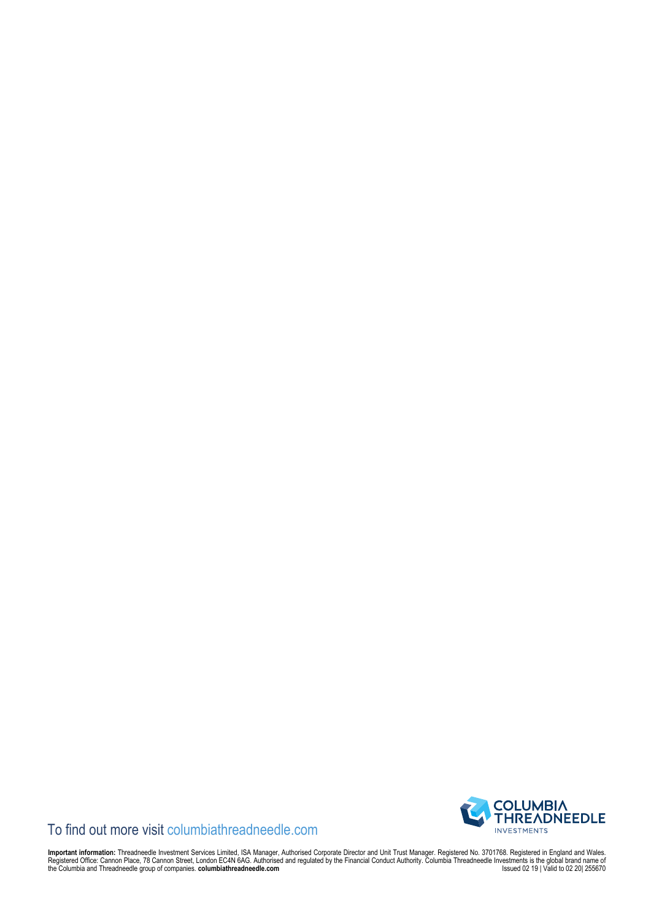To find out more visit columbiathreadneedle.com

COLUMBIA THREADNEEDLE INVESTMENTS

**Important information:** Threadneedle Investment Services Limited, ISA Manager, Authorised Corporate Director and Unit Trust Manager. Registered No. 3701768. Registered in England and Wales. Registered Office: Cannon Place, 78 Cannon Street, London EC4N 6AG. Authorised and regulated by the Financial Conduct Authority. Columbia Threadneedle Investments is the global brand name of the Columbia and Threadneedle group of companies. **columbiathreadneedle.com**

Issued 02 19 | Valid to 02 20| 255670